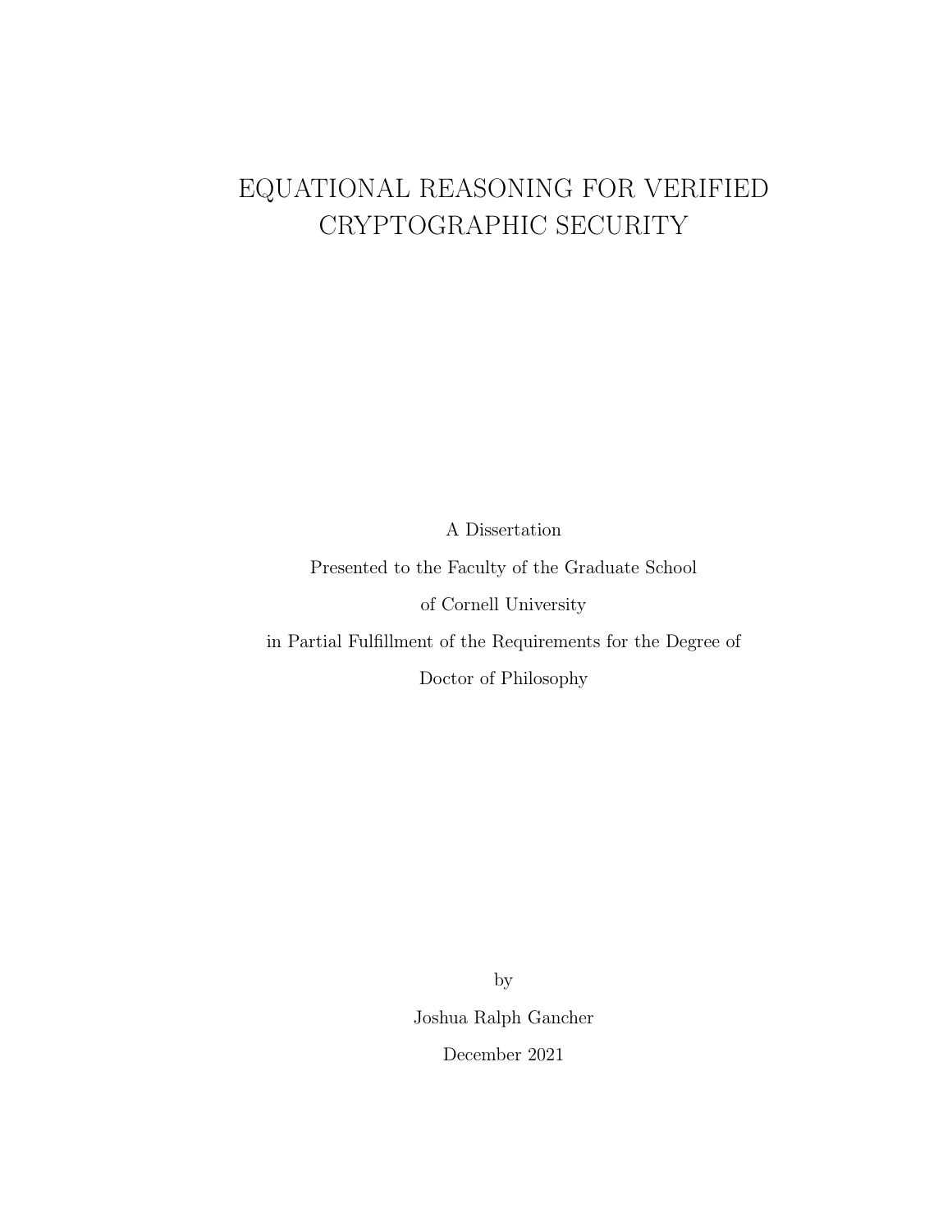# EQUATIONAL REASONING FOR VERIFIED CRYPTOGRAPHIC SECURITY

A Dissertation

Presented to the Faculty of the Graduate School

of Cornell University

in Partial Fulfillment of the Requirements for the Degree of

Doctor of Philosophy

by

Joshua Ralph Gancher

December 2021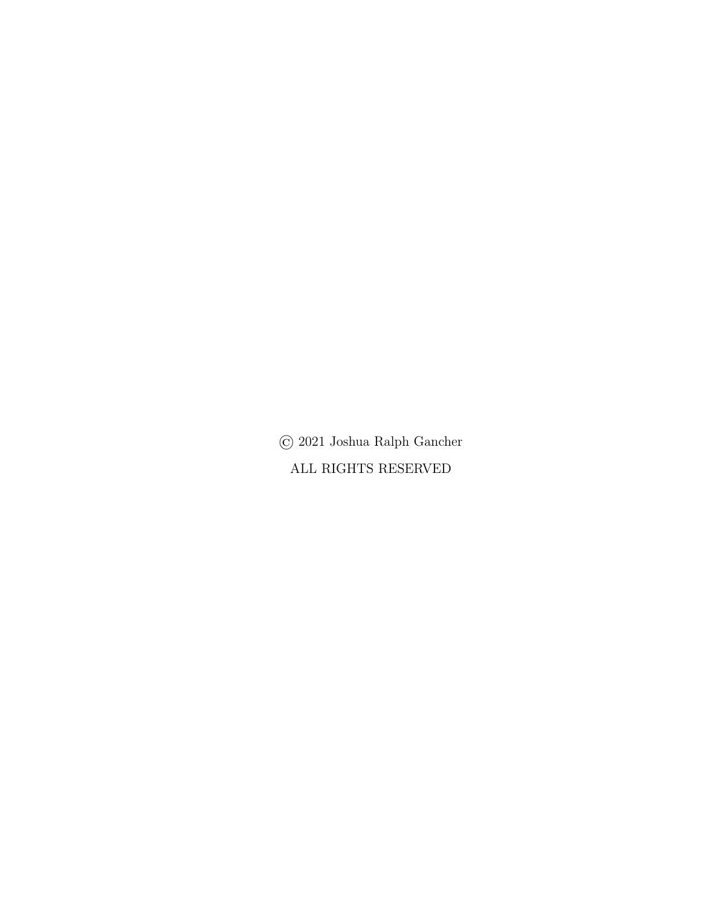© 2021 Joshua Ralph Gancher

ALL RIGHTS RESERVED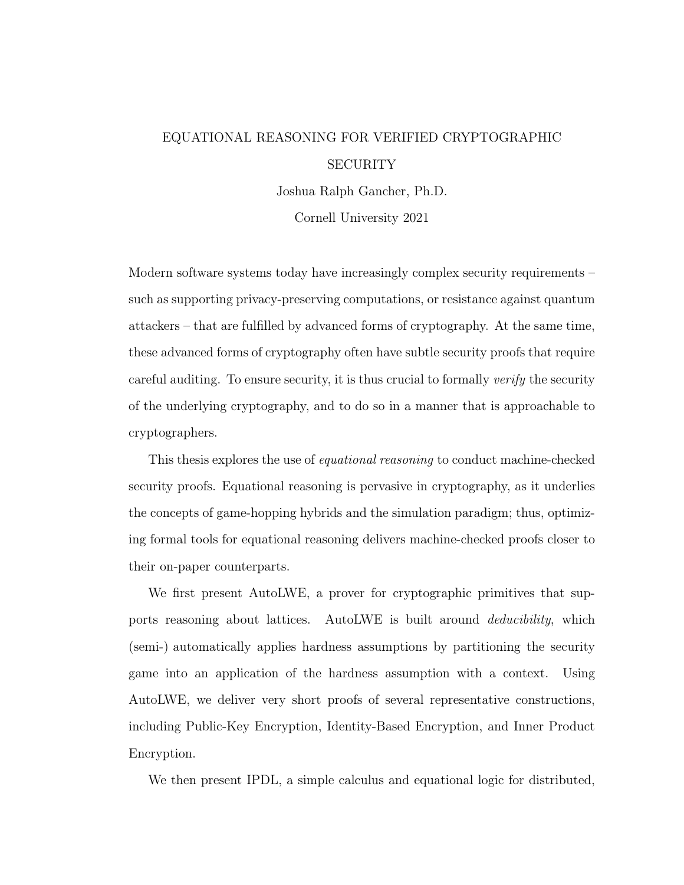EQUATIONAL REASONING FOR VERIFIED CRYPTOGRAPHIC SECURITY

Joshua Ralph Gancher, Ph.D.

Cornell University 2021

Modern software systems today have increasingly complex security requirements – such as supporting privacy-preserving computations, or resistance against quantum attackers – that are fulfilled by advanced forms of cryptography. At the same time, these advanced forms of cryptography often have subtle security proofs that require careful auditing. To ensure security, it is thus crucial to formally *verify* the security of the underlying cryptography, and to do so in a manner that is approachable to cryptographers.

This thesis explores the use of *equational reasoning* to conduct machine-checked security proofs. Equational reasoning is pervasive in cryptography, as it underlies the concepts of game-hopping hybrids and the simulation paradigm; thus, optimizing formal tools for equational reasoning delivers machine-checked proofs closer to their on-paper counterparts.

We first present AutoLWE, a prover for cryptographic primitives that supports reasoning about lattices. AutoLWE is built around *deducibility*, which (semi-) automatically applies hardness assumptions by partitioning the security game into an application of the hardness assumption with a context. Using AutoLWE, we deliver very short proofs of several representative constructions, including Public-Key Encryption, Identity-Based Encryption, and Inner Product Encryption.

We then present IPDL, a simple calculus and equational logic for distributed,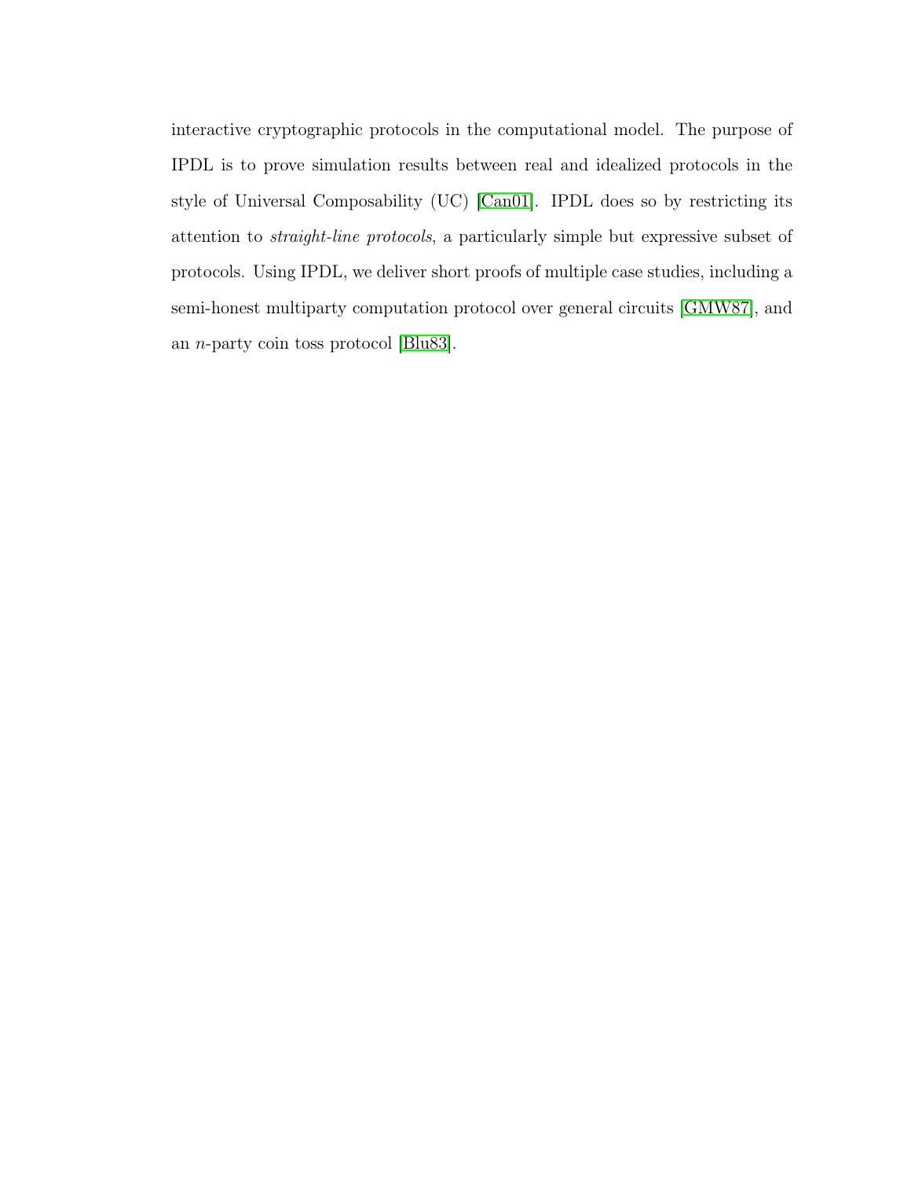interactive cryptographic protocols in the computational model. The purpose of IPDL is to prove simulation results between real and idealized protocols in the style of Universal Composability (UC) [Can01]. IPDL does so by restricting its attention to *straight-line protocols*, a particularly simple but expressive subset of protocols. Using IPDL, we deliver short proofs of multiple case studies, including a semi-honest multiparty computation protocol over general circuits [GMW87], and an $n$-party coin toss protocol [Blu83].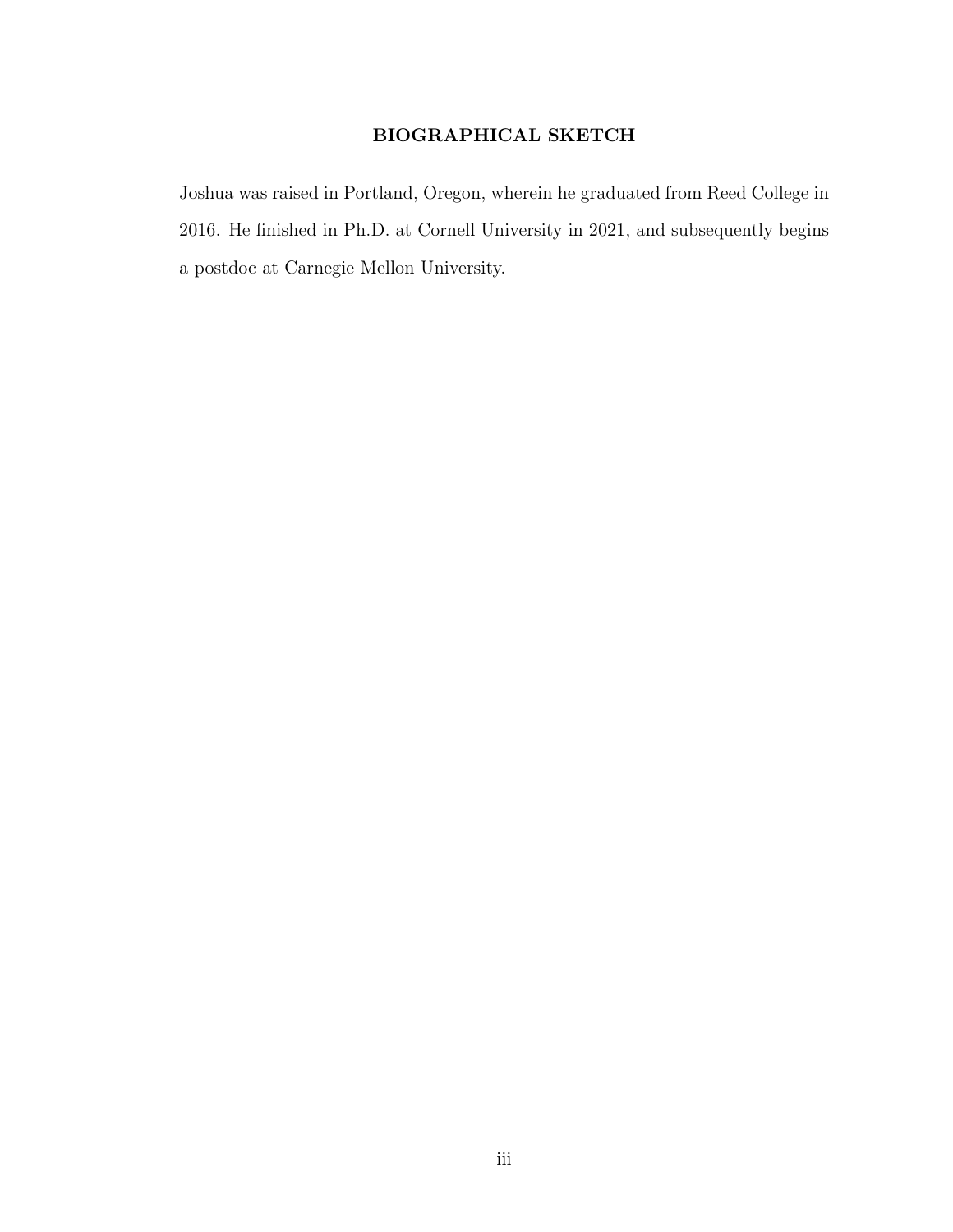## BIOGRAPHICAL SKETCH

Joshua was raised in Portland, Oregon, wherein he graduated from Reed College in 2016. He finished in Ph.D. at Cornell University in 2021, and subsequently begins a postdoc at Carnegie Mellon University.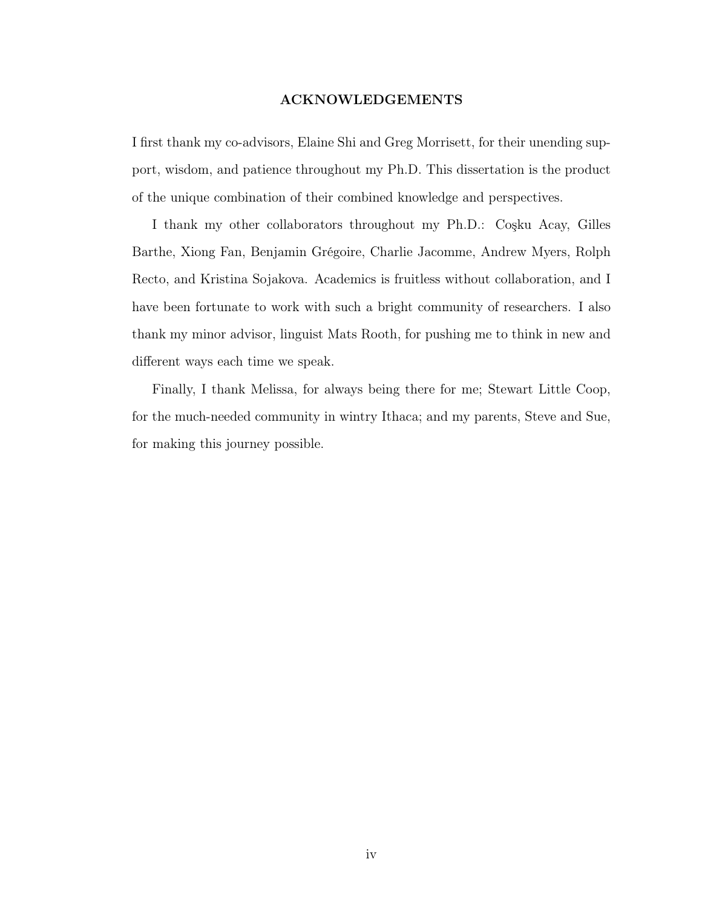## ACKNOWLEDGEMENTS

I first thank my co-advisors, Elaine Shi and Greg Morrisett, for their unending support, wisdom, and patience throughout my Ph.D. This dissertation is the product of the unique combination of their combined knowledge and perspectives.

I thank my other collaborators throughout my Ph.D.: Coşku Acay, Gilles Barthe, Xiong Fan, Benjamin Grégoire, Charlie Jacomme, Andrew Myers, Rolph Recto, and Kristina Sojakova. Academics is fruitless without collaboration, and I have been fortunate to work with such a bright community of researchers. I also thank my minor advisor, linguist Mats Rooth, for pushing me to think in new and different ways each time we speak.

Finally, I thank Melissa, for always being there for me; Stewart Little Coop, for the much-needed community in wintry Ithaca; and my parents, Steve and Sue, for making this journey possible.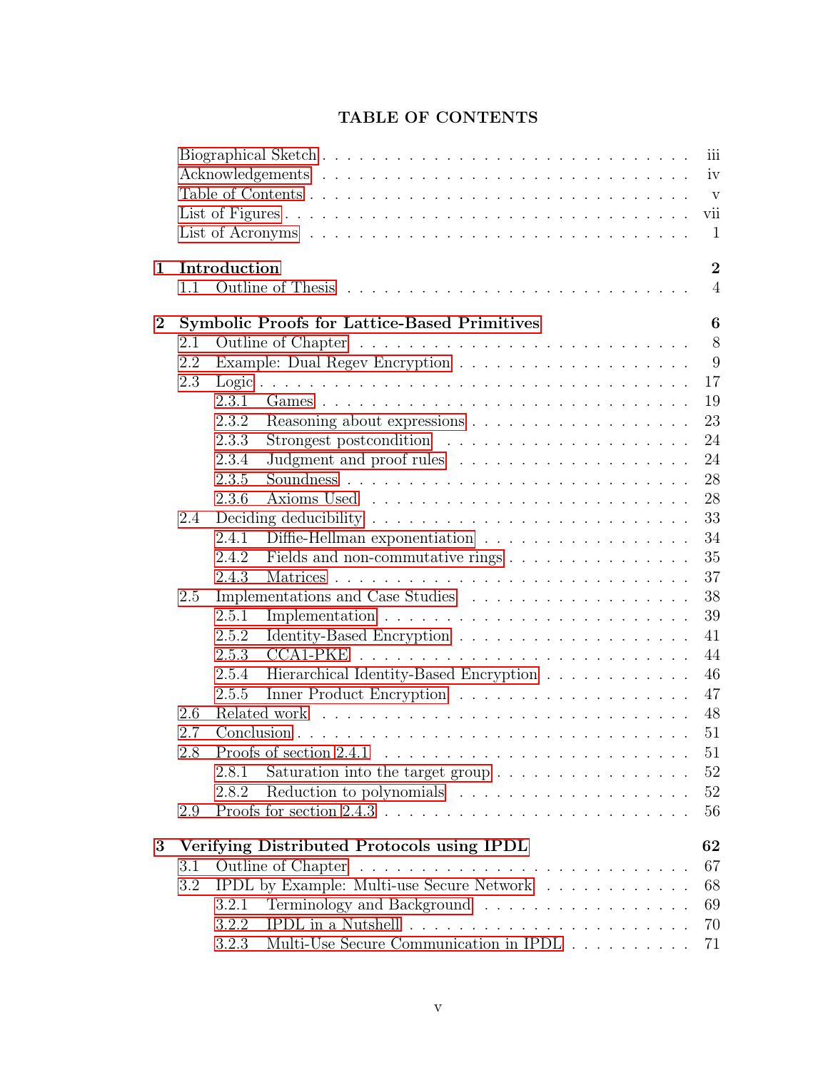# TABLE OF CONTENTS

| | | |
|---|---|---|
| | Biographical Sketch | iii |
| | Acknowledgements | iv |
| | Table of Contents | v |
| | List of Figures | vii |
| | List of Acronyms | 1 |
| **1** | **Introduction** | **2** |
| 1.1 | Outline of Thesis | 4 |
| **2** | **Symbolic Proofs for Lattice-Based Primitives** | **6** |
| 2.1 | Outline of Chapter | 8 |
| 2.2 | Example: Dual Regev Encryption | 9 |
| 2.3 | Logic | 17 |
| 2.3.1 | Games | 19 |
| 2.3.2 | Reasoning about expressions | 23 |
| 2.3.3 | Strongest postcondition | 24 |
| 2.3.4 | Judgment and proof rules | 24 |
| 2.3.5 | Soundness | 28 |
| 2.3.6 | Axioms Used | 28 |
| 2.4 | Deciding deducibility | 33 |
| 2.4.1 | Diffie-Hellman exponentiation | 34 |
| 2.4.2 | Fields and non-commutative rings | 35 |
| 2.4.3 | Matrices | 37 |
| 2.5 | Implementations and Case Studies | 38 |
| 2.5.1 | Implementation | 39 |
| 2.5.2 | Identity-Based Encryption | 41 |
| 2.5.3 | CCA1-PKE | 44 |
| 2.5.4 | Hierarchical Identity-Based Encryption | 46 |
| 2.5.5 | Inner Product Encryption | 47 |
| 2.6 | Related work | 48 |
| 2.7 | Conclusion | 51 |
| 2.8 | Proofs of section 2.4.1 | 51 |
| 2.8.1 | Saturation into the target group | 52 |
| 2.8.2 | Reduction to polynomials | 52 |
| 2.9 | Proofs for section 2.4.3 | 56 |
| **3** | **Verifying Distributed Protocols using IPDL** | **62** |
| 3.1 | Outline of Chapter | 67 |
| 3.2 | IPDL by Example: Multi-use Secure Network | 68 |
| 3.2.1 | Terminology and Background | 69 |
| 3.2.2 | IPDL in a Nutshell | 70 |
| 3.2.3 | Multi-Use Secure Communication in IPDL | 71 |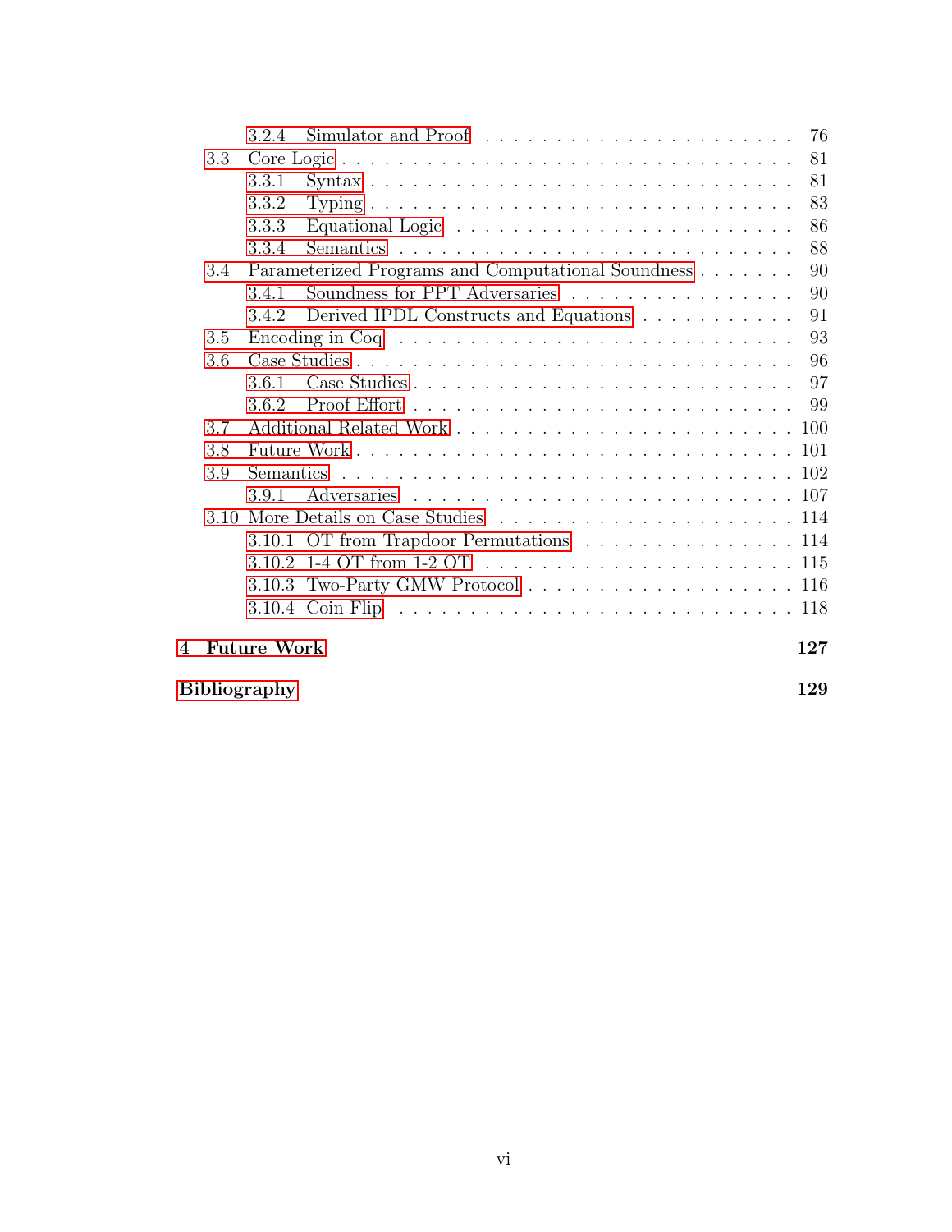- 3.2.4 Simulator and Proof . . . . . . . . . . . . . . . . . . . . . . . . 76
- 3.3 Core Logic . . . . . . . . . . . . . . . . . . . . . . . . . . . . . 81
  - 3.3.1 Syntax . . . . . . . . . . . . . . . . . . . . . . . . . . . 81
  - 3.3.2 Typing . . . . . . . . . . . . . . . . . . . . . . . . . . . 83
  - 3.3.3 Equational Logic . . . . . . . . . . . . . . . . . . . . . . 86
  - 3.3.4 Semantics . . . . . . . . . . . . . . . . . . . . . . . . . . 88
- 3.4 Parameterized Programs and Computational Soundness . . . . . . . . 90
  - 3.4.1 Soundness for PPT Adversaries . . . . . . . . . . . . . . . . 90
  - 3.4.2 Derived IPDL Constructs and Equations . . . . . . . . . . . . 91
- 3.5 Encoding in Coq . . . . . . . . . . . . . . . . . . . . . . . . . . 93
- 3.6 Case Studies . . . . . . . . . . . . . . . . . . . . . . . . . . . . 96
  - 3.6.1 Case Studies . . . . . . . . . . . . . . . . . . . . . . . . . 97
  - 3.6.2 Proof Effort . . . . . . . . . . . . . . . . . . . . . . . . . 99
- 3.7 Additional Related Work . . . . . . . . . . . . . . . . . . . . . . 100
- 3.8 Future Work . . . . . . . . . . . . . . . . . . . . . . . . . . . . 101
- 3.9 Semantics . . . . . . . . . . . . . . . . . . . . . . . . . . . . . 102
  - 3.9.1 Adversaries . . . . . . . . . . . . . . . . . . . . . . . . . 107
- 3.10 More Details on Case Studies . . . . . . . . . . . . . . . . . . . 114
  - 3.10.1 OT from Trapdoor Permutations . . . . . . . . . . . . . . . . 114
  - 3.10.2 1-4 OT from 1-2 OT . . . . . . . . . . . . . . . . . . . . . 115
  - 3.10.3 Two-Party GMW Protocol . . . . . . . . . . . . . . . . . . . 116
  - 3.10.4 Coin Flip . . . . . . . . . . . . . . . . . . . . . . . . . . 118

**4 Future Work** **127**

**Bibliography** **129**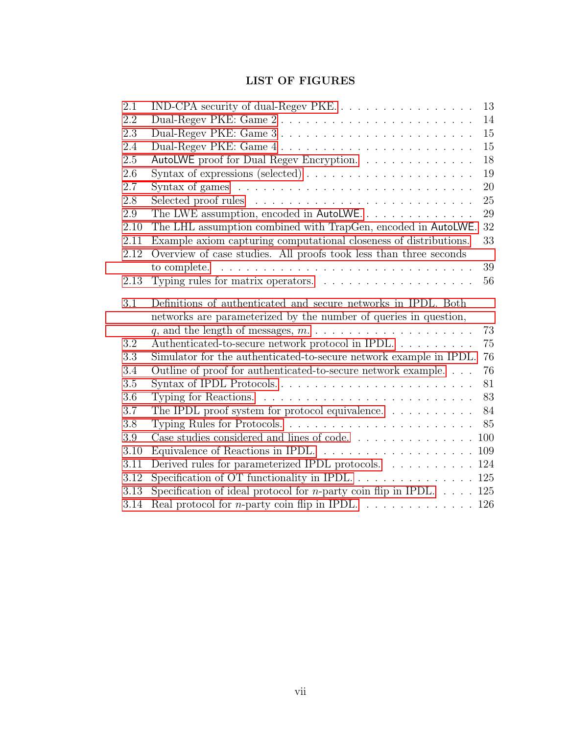# LIST OF FIGURES

| | | |
|---|---|---|
| 2.1 | IND-CPA security of dual-Regev PKE. | 13 |
| 2.2 | Dual-Regev PKE: Game 2 | 14 |
| 2.3 | Dual-Regev PKE: Game 3 | 15 |
| 2.4 | Dual-Regev PKE: Game 4 | 15 |
| 2.5 | AutoLWE proof for Dual Regev Encryption. | 18 |
| 2.6 | Syntax of expressions (selected) | 19 |
| 2.7 | Syntax of games | 20 |
| 2.8 | Selected proof rules | 25 |
| 2.9 | The LWE assumption, encoded in AutoLWE. | 29 |
| 2.10 | The LHL assumption combined with TrapGen, encoded in AutoLWE. | 32 |
| 2.11 | Example axiom capturing computational closeness of distributions. | 33 |
| 2.12 | Overview of case studies. All proofs took less than three seconds to complete. | 39 |
| 2.13 | Typing rules for matrix operators. | 56 |
| 3.1 | Definitions of authenticated and secure networks in IPDL. Both networks are parameterized by the number of queries in question, $q$, and the length of messages, $m$. | 73 |
| 3.2 | Authenticated-to-secure network protocol in IPDL. | 75 |
| 3.3 | Simulator for the authenticated-to-secure network example in IPDL. | 76 |
| 3.4 | Outline of proof for authenticated-to-secure network example. | 76 |
| 3.5 | Syntax of IPDL Protocols. | 81 |
| 3.6 | Typing for Reactions. | 83 |
| 3.7 | The IPDL proof system for protocol equivalence. | 84 |
| 3.8 | Typing Rules for Protocols. | 85 |
| 3.9 | Case studies considered and lines of code. | 100 |
| 3.10 | Equivalence of Reactions in IPDL. | 109 |
| 3.11 | Derived rules for parameterized IPDL protocols. | 124 |
| 3.12 | Specification of OT functionality in IPDL. | 125 |
| 3.13 | Specification of ideal protocol for $n$-party coin flip in IPDL. | 125 |
| 3.14 | Real protocol for $n$-party coin flip in IPDL. | 126 |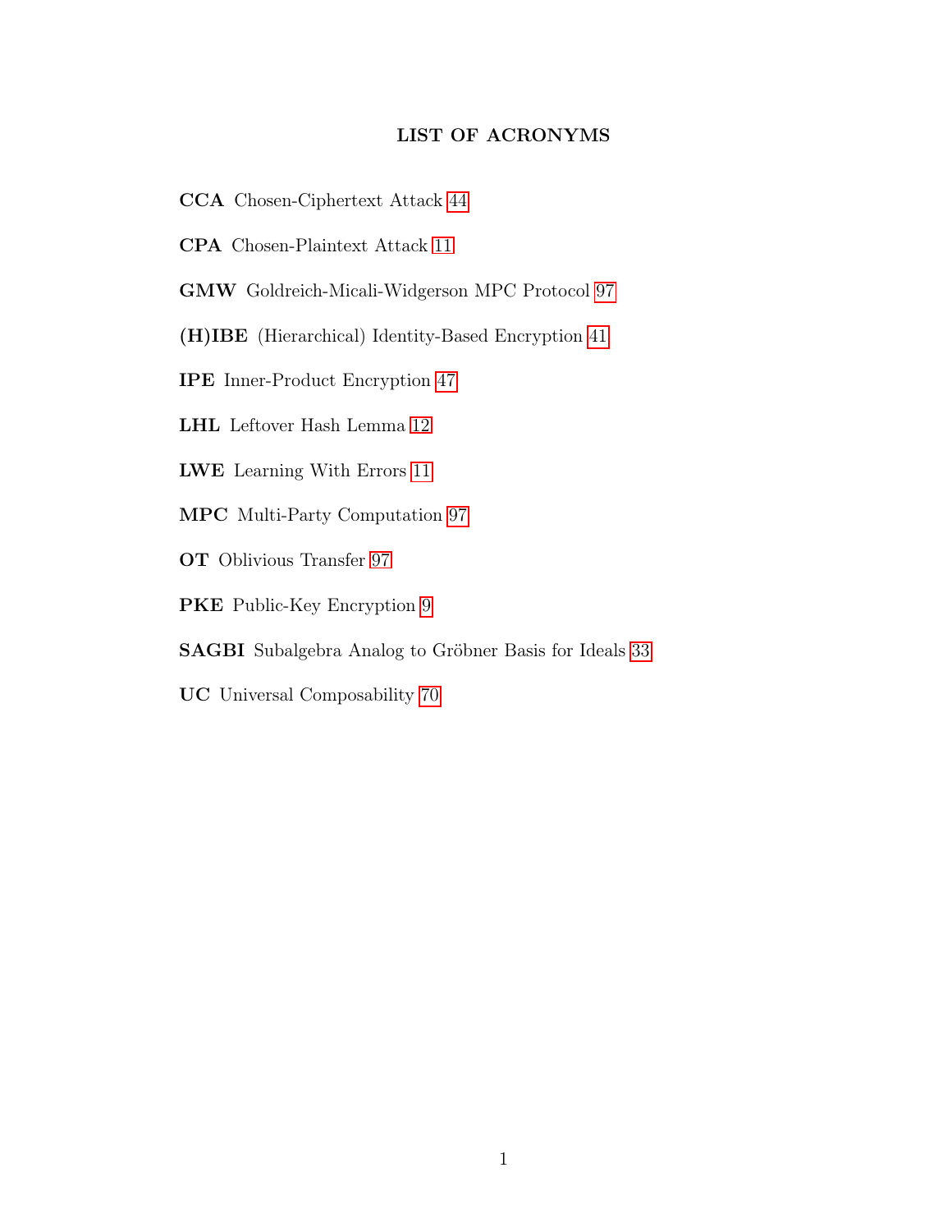# LIST OF ACRONYMS

**CCA** Chosen-Ciphertext Attack 44

**CPA** Chosen-Plaintext Attack 11

**GMW** Goldreich-Micali-Widgerson MPC Protocol 97

**(H)IBE** (Hierarchical) Identity-Based Encryption 41

**IPE** Inner-Product Encryption 47

**LHL** Leftover Hash Lemma 12

**LWE** Learning With Errors 11

**MPC** Multi-Party Computation 97

**OT** Oblivious Transfer 97

**PKE** Public-Key Encryption 9

**SAGBI** Subalgebra Analog to Gröbner Basis for Ideals 33

**UC** Universal Composability 70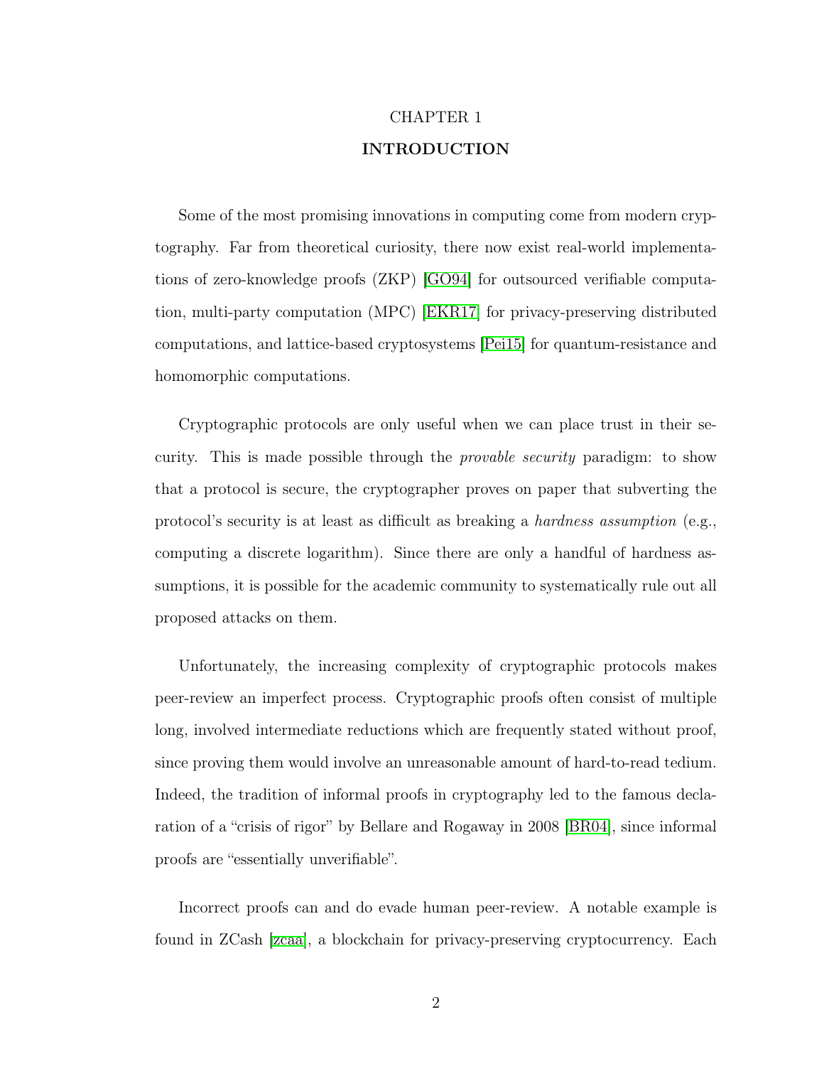# CHAPTER 1

## INTRODUCTION

Some of the most promising innovations in computing come from modern cryptography. Far from theoretical curiosity, there now exist real-world implementations of zero-knowledge proofs (ZKP) [GO94] for outsourced verifiable computation, multi-party computation (MPC) [EKR17] for privacy-preserving distributed computations, and lattice-based cryptosystems [Pei15] for quantum-resistance and homomorphic computations.

Cryptographic protocols are only useful when we can place trust in their security. This is made possible through the *provable security* paradigm: to show that a protocol is secure, the cryptographer proves on paper that subverting the protocol's security is at least as difficult as breaking a *hardness assumption* (e.g., computing a discrete logarithm). Since there are only a handful of hardness assumptions, it is possible for the academic community to systematically rule out all proposed attacks on them.

Unfortunately, the increasing complexity of cryptographic protocols makes peer-review an imperfect process. Cryptographic proofs often consist of multiple long, involved intermediate reductions which are frequently stated without proof, since proving them would involve an unreasonable amount of hard-to-read tedium. Indeed, the tradition of informal proofs in cryptography led to the famous declaration of a "crisis of rigor" by Bellare and Rogaway in 2008 [BR04], since informal proofs are "essentially unverifiable".

Incorrect proofs can and do evade human peer-review. A notable example is found in ZCash [zcaa], a blockchain for privacy-preserving cryptocurrency. Each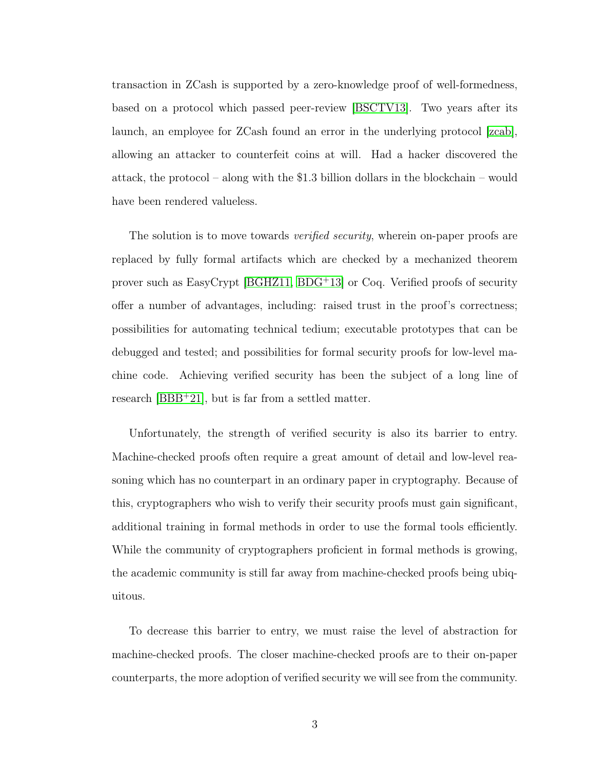transaction in ZCash is supported by a zero-knowledge proof of well-formedness, based on a protocol which passed peer-review [BSCTV13]. Two years after its launch, an employee for ZCash found an error in the underlying protocol [zcab], allowing an attacker to counterfeit coins at will. Had a hacker discovered the attack, the protocol – along with the $1.3 billion dollars in the blockchain – would have been rendered valueless.

The solution is to move towards *verified security*, wherein on-paper proofs are replaced by fully formal artifacts which are checked by a mechanized theorem prover such as EasyCrypt [BGHZ11, BDG+13] or Coq. Verified proofs of security offer a number of advantages, including: raised trust in the proof's correctness; possibilities for automating technical tedium; executable prototypes that can be debugged and tested; and possibilities for formal security proofs for low-level machine code. Achieving verified security has been the subject of a long line of research [BBB+21], but is far from a settled matter.

Unfortunately, the strength of verified security is also its barrier to entry. Machine-checked proofs often require a great amount of detail and low-level reasoning which has no counterpart in an ordinary paper in cryptography. Because of this, cryptographers who wish to verify their security proofs must gain significant, additional training in formal methods in order to use the formal tools efficiently. While the community of cryptographers proficient in formal methods is growing, the academic community is still far away from machine-checked proofs being ubiquitous.

To decrease this barrier to entry, we must raise the level of abstraction for machine-checked proofs. The closer machine-checked proofs are to their on-paper counterparts, the more adoption of verified security we will see from the community.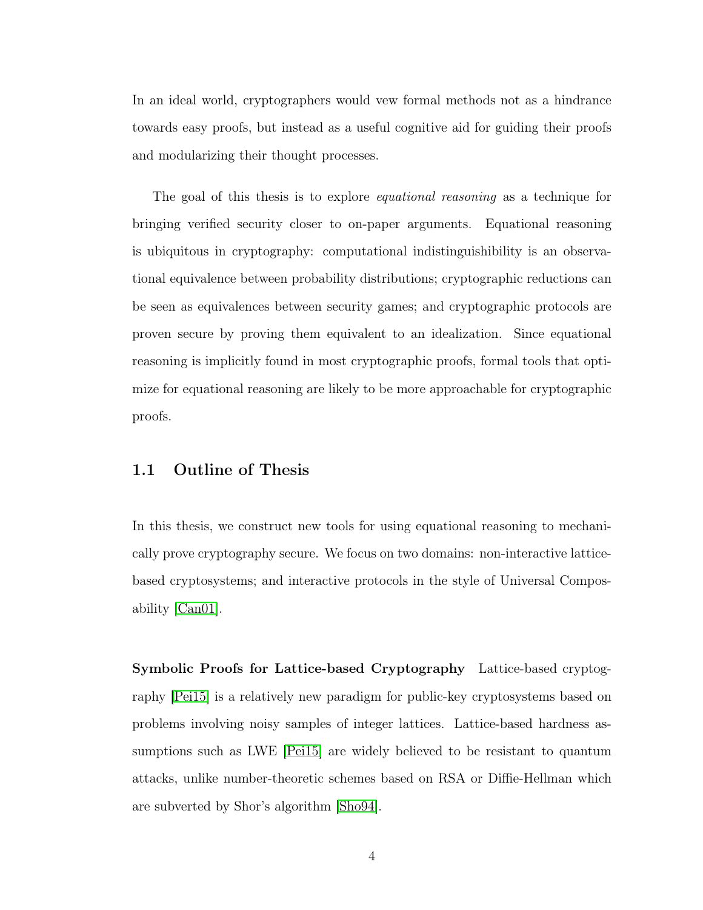In an ideal world, cryptographers would vew formal methods not as a hindrance towards easy proofs, but instead as a useful cognitive aid for guiding their proofs and modularizing their thought processes.

The goal of this thesis is to explore *equational reasoning* as a technique for bringing verified security closer to on-paper arguments. Equational reasoning is ubiquitous in cryptography: computational indistinguishibility is an observational equivalence between probability distributions; cryptographic reductions can be seen as equivalences between security games; and cryptographic protocols are proven secure by proving them equivalent to an idealization. Since equational reasoning is implicitly found in most cryptographic proofs, formal tools that optimize for equational reasoning are likely to be more approachable for cryptographic proofs.

## 1.1 Outline of Thesis

In this thesis, we construct new tools for using equational reasoning to mechanically prove cryptography secure. We focus on two domains: non-interactive lattice-based cryptosystems; and interactive protocols in the style of Universal Composability [Can01].

**Symbolic Proofs for Lattice-based Cryptography** Lattice-based cryptography [Pei15] is a relatively new paradigm for public-key cryptosystems based on problems involving noisy samples of integer lattices. Lattice-based hardness assumptions such as LWE [Pei15] are widely believed to be resistant to quantum attacks, unlike number-theoretic schemes based on RSA or Diffie-Hellman which are subverted by Shor's algorithm [Sho94].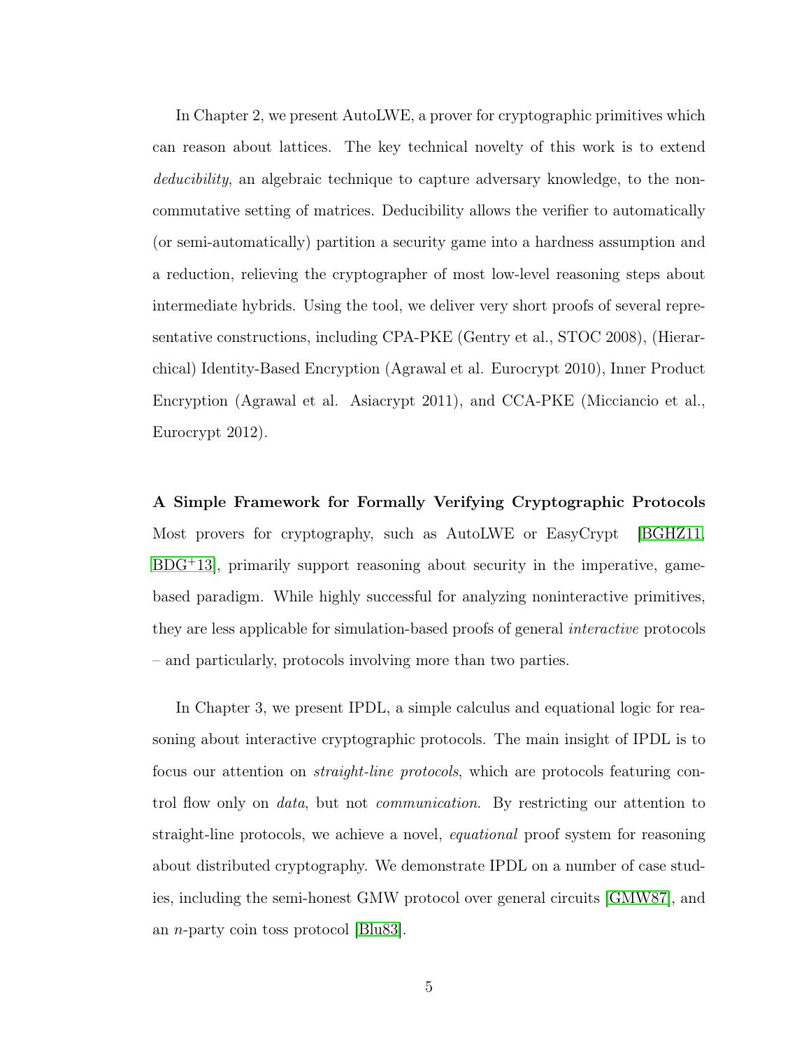In Chapter 2, we present AutoLWE, a prover for cryptographic primitives which can reason about lattices. The key technical novelty of this work is to extend *deducibility*, an algebraic technique to capture adversary knowledge, to the non-commutative setting of matrices. Deducibility allows the verifier to automatically (or semi-automatically) partition a security game into a hardness assumption and a reduction, relieving the cryptographer of most low-level reasoning steps about intermediate hybrids. Using the tool, we deliver very short proofs of several representative constructions, including CPA-PKE (Gentry et al., STOC 2008), (Hierarchical) Identity-Based Encryption (Agrawal et al. Eurocrypt 2010), Inner Product Encryption (Agrawal et al. Asiacrypt 2011), and CCA-PKE (Micciancio et al., Eurocrypt 2012).

**A Simple Framework for Formally Verifying Cryptographic Protocols** Most provers for cryptography, such as AutoLWE or EasyCrypt [BGHZ11, BDG+13], primarily support reasoning about security in the imperative, game-based paradigm. While highly successful for analyzing noninteractive primitives, they are less applicable for simulation-based proofs of general *interactive* protocols – and particularly, protocols involving more than two parties.

In Chapter 3, we present IPDL, a simple calculus and equational logic for reasoning about interactive cryptographic protocols. The main insight of IPDL is to focus our attention on *straight-line protocols*, which are protocols featuring control flow only on *data*, but not *communication*. By restricting our attention to straight-line protocols, we achieve a novel, *equational* proof system for reasoning about distributed cryptography. We demonstrate IPDL on a number of case studies, including the semi-honest GMW protocol over general circuits [GMW87], and an $n$-party coin toss protocol [Blu83].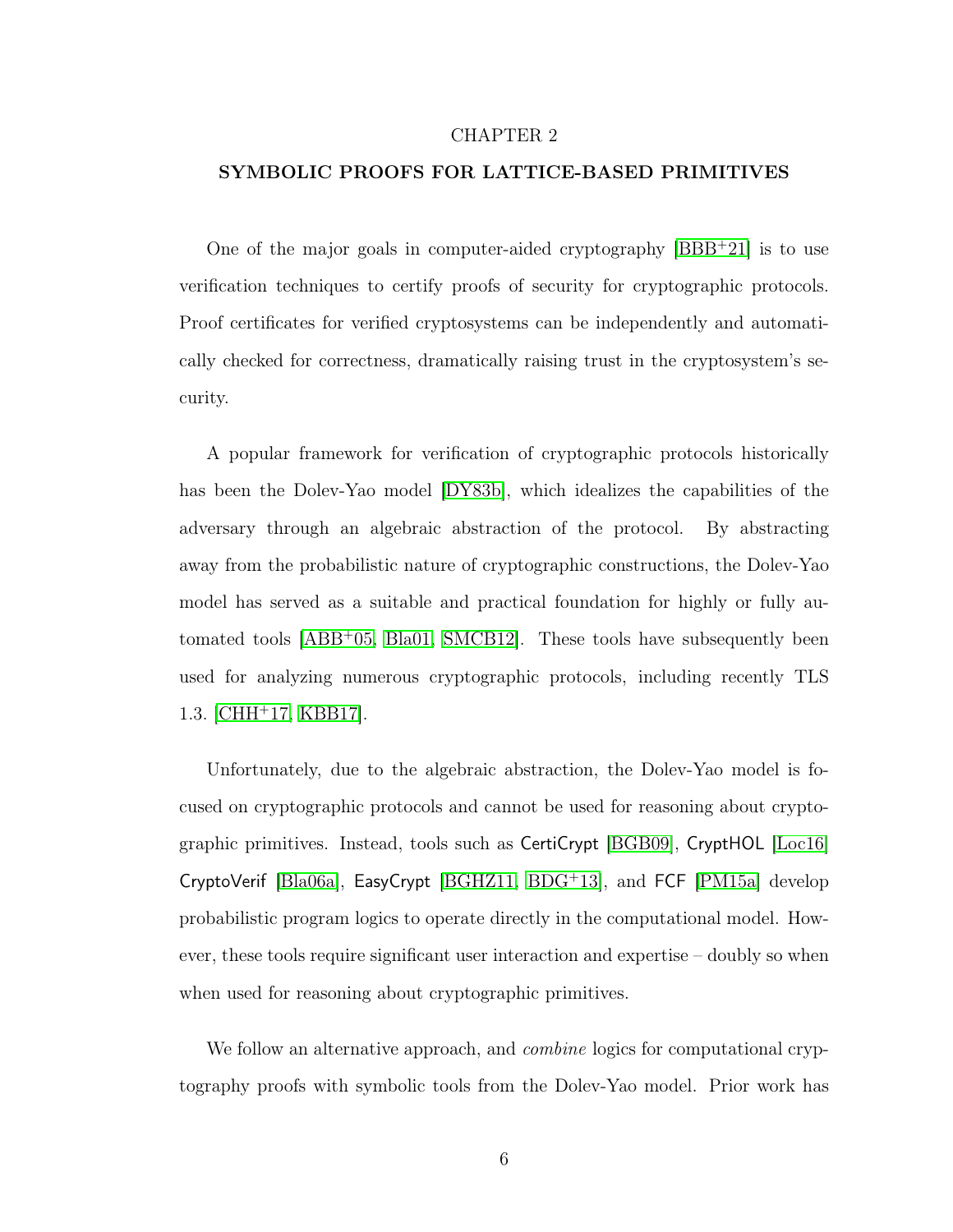# CHAPTER 2

## SYMBOLIC PROOFS FOR LATTICE-BASED PRIMITIVES

One of the major goals in computer-aided cryptography [BBB+21] is to use verification techniques to certify proofs of security for cryptographic protocols. Proof certificates for verified cryptosystems can be independently and automatically checked for correctness, dramatically raising trust in the cryptosystem's security.

A popular framework for verification of cryptographic protocols historically has been the Dolev-Yao model [DY83b], which idealizes the capabilities of the adversary through an algebraic abstraction of the protocol. By abstracting away from the probabilistic nature of cryptographic constructions, the Dolev-Yao model has served as a suitable and practical foundation for highly or fully automated tools [ABB+05, Bla01, SMCB12]. These tools have subsequently been used for analyzing numerous cryptographic protocols, including recently TLS 1.3. [CHH+17, KBB17].

Unfortunately, due to the algebraic abstraction, the Dolev-Yao model is focused on cryptographic protocols and cannot be used for reasoning about cryptographic primitives. Instead, tools such as CertiCrypt [BGB09], CryptHOL [Loc16] CryptoVerif [Bla06a], EasyCrypt [BGHZ11, BDG+13], and FCF [PM15a] develop probabilistic program logics to operate directly in the computational model. However, these tools require significant user interaction and expertise – doubly so when when used for reasoning about cryptographic primitives.

We follow an alternative approach, and *combine* logics for computational cryptography proofs with symbolic tools from the Dolev-Yao model. Prior work has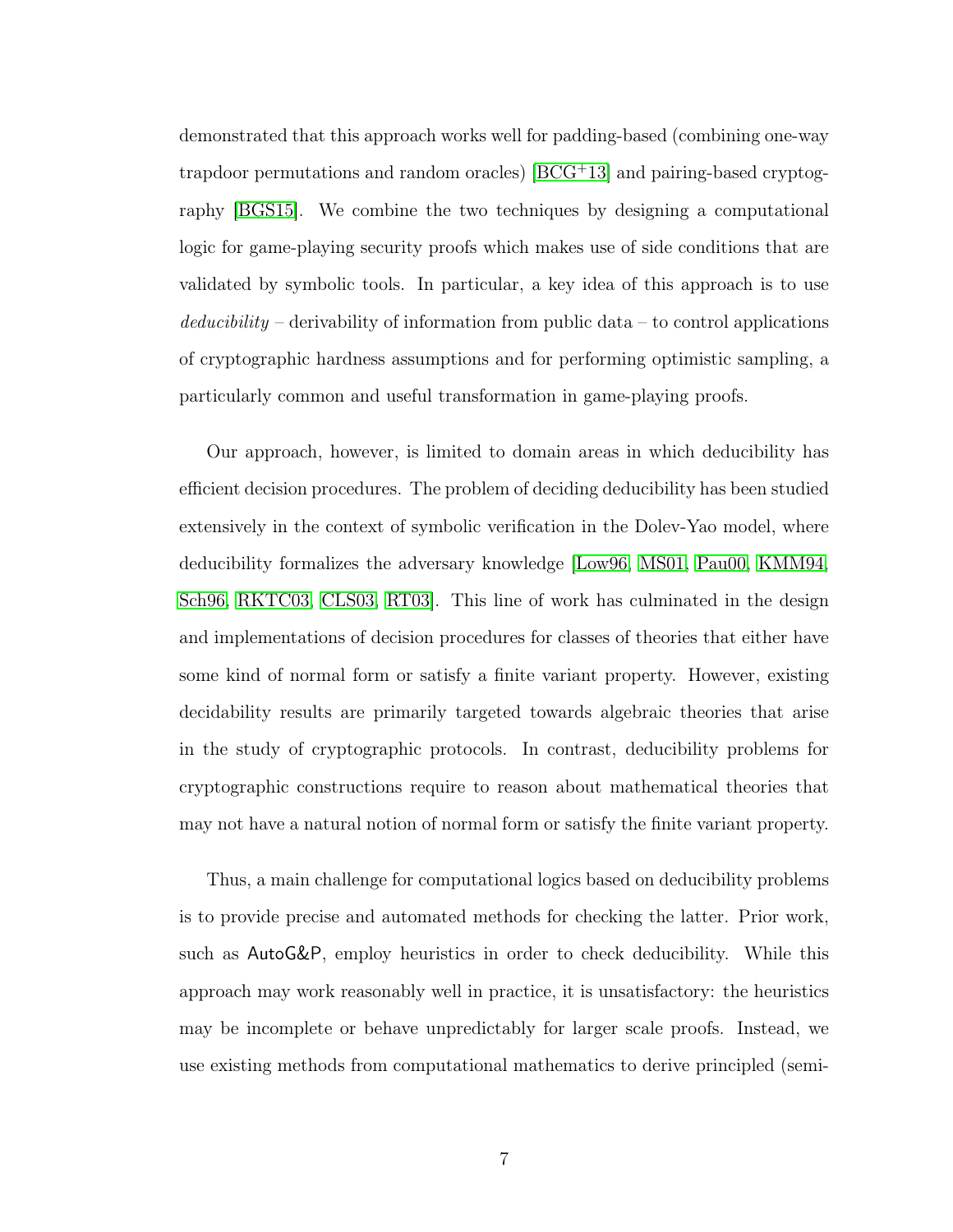demonstrated that this approach works well for padding-based (combining one-way trapdoor permutations and random oracles) [BCG+13] and pairing-based cryptography [BGS15]. We combine the two techniques by designing a computational logic for game-playing security proofs which makes use of side conditions that are validated by symbolic tools. In particular, a key idea of this approach is to use *deducibility* – derivability of information from public data – to control applications of cryptographic hardness assumptions and for performing optimistic sampling, a particularly common and useful transformation in game-playing proofs.

Our approach, however, is limited to domain areas in which deducibility has efficient decision procedures. The problem of deciding deducibility has been studied extensively in the context of symbolic verification in the Dolev-Yao model, where deducibility formalizes the adversary knowledge [Low96, MS01, Pau00, KMM94, Sch96, RKTC03, CLS03, RT03]. This line of work has culminated in the design and implementations of decision procedures for classes of theories that either have some kind of normal form or satisfy a finite variant property. However, existing decidability results are primarily targeted towards algebraic theories that arise in the study of cryptographic protocols. In contrast, deducibility problems for cryptographic constructions require to reason about mathematical theories that may not have a natural notion of normal form or satisfy the finite variant property.

Thus, a main challenge for computational logics based on deducibility problems is to provide precise and automated methods for checking the latter. Prior work, such as AutoG&P, employ heuristics in order to check deducibility. While this approach may work reasonably well in practice, it is unsatisfactory: the heuristics may be incomplete or behave unpredictably for larger scale proofs. Instead, we use existing methods from computational mathematics to derive principled (semi-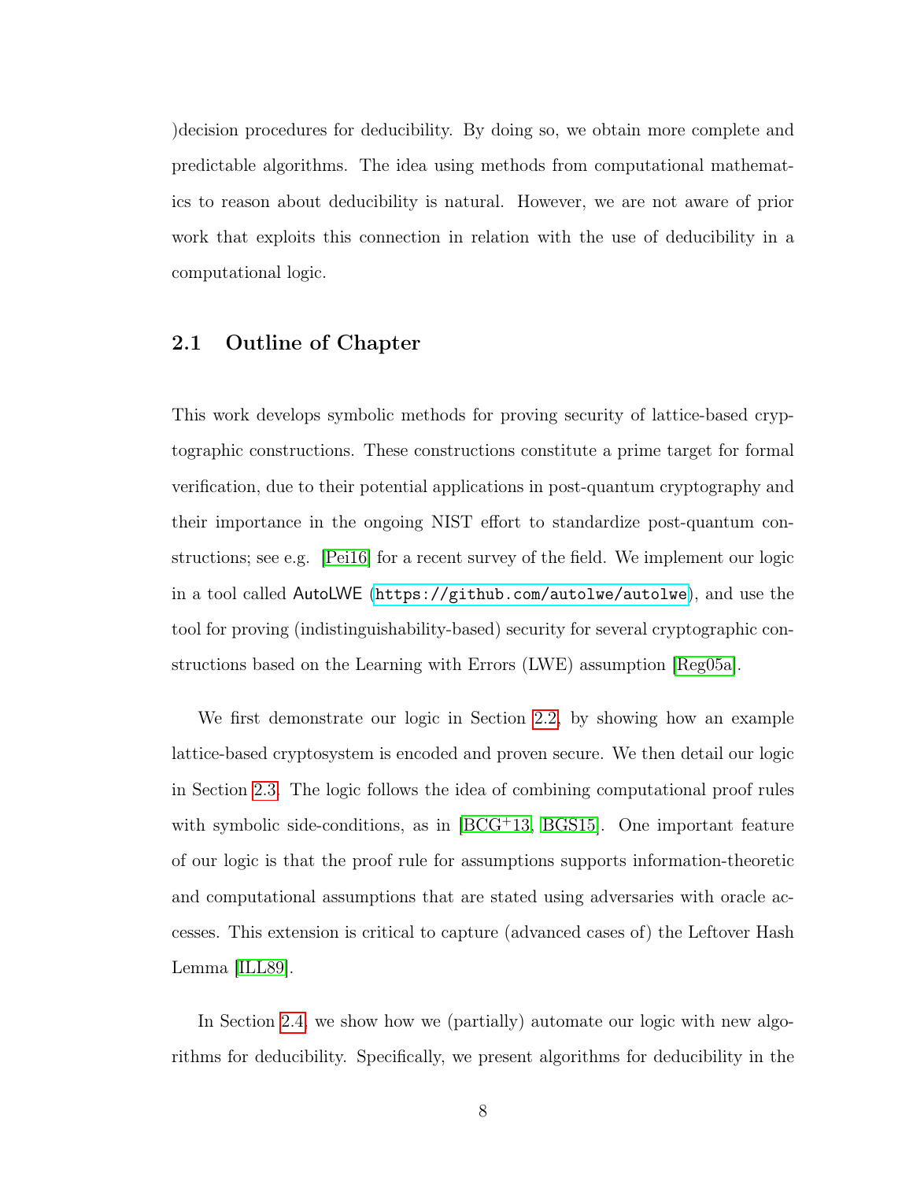)decision procedures for deducibility. By doing so, we obtain more complete and predictable algorithms. The idea using methods from computational mathematics to reason about deducibility is natural. However, we are not aware of prior work that exploits this connection in relation with the use of deducibility in a computational logic.

## 2.1 Outline of Chapter

This work develops symbolic methods for proving security of lattice-based cryptographic constructions. These constructions constitute a prime target for formal verification, due to their potential applications in post-quantum cryptography and their importance in the ongoing NIST effort to standardize post-quantum constructions; see e.g. [Pei16] for a recent survey of the field. We implement our logic in a tool called AutoLWE (https://github.com/autolwe/autolwe), and use the tool for proving (indistinguishability-based) security for several cryptographic constructions based on the Learning with Errors (LWE) assumption [Reg05a].

We first demonstrate our logic in Section 2.2, by showing how an example lattice-based cryptosystem is encoded and proven secure. We then detail our logic in Section 2.3. The logic follows the idea of combining computational proof rules with symbolic side-conditions, as in [BCG+13, BGS15]. One important feature of our logic is that the proof rule for assumptions supports information-theoretic and computational assumptions that are stated using adversaries with oracle accesses. This extension is critical to capture (advanced cases of) the Leftover Hash Lemma [ILL89].

In Section 2.4, we show how we (partially) automate our logic with new algorithms for deducibility. Specifically, we present algorithms for deducibility in the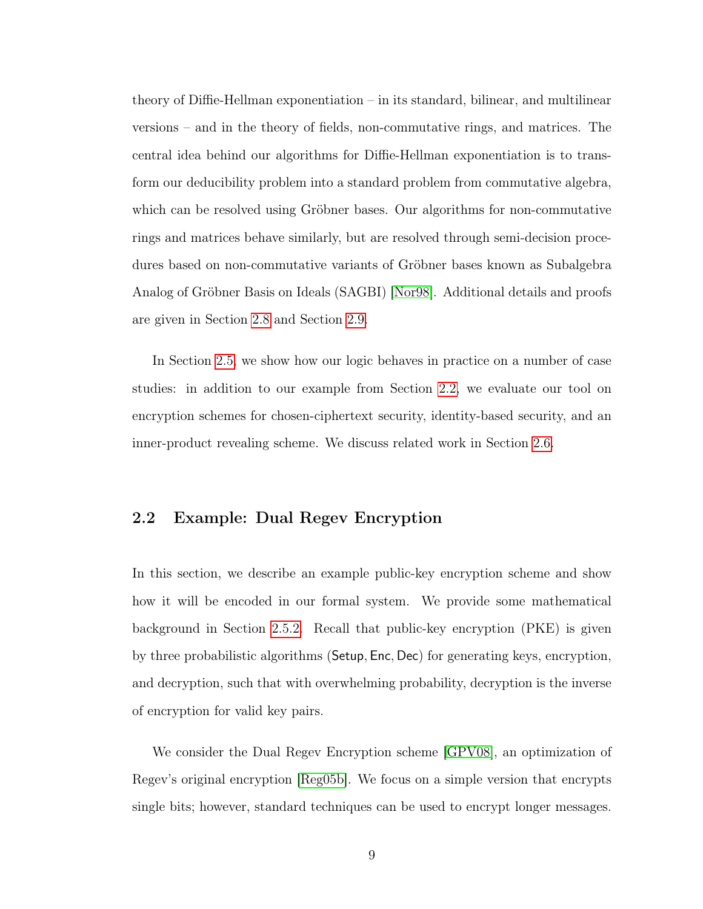theory of Diffie-Hellman exponentiation – in its standard, bilinear, and multilinear versions – and in the theory of fields, non-commutative rings, and matrices. The central idea behind our algorithms for Diffie-Hellman exponentiation is to transform our deducibility problem into a standard problem from commutative algebra, which can be resolved using Gröbner bases. Our algorithms for non-commutative rings and matrices behave similarly, but are resolved through semi-decision procedures based on non-commutative variants of Gröbner bases known as Subalgebra Analog of Gröbner Basis on Ideals (SAGBI) [Nor98]. Additional details and proofs are given in Section 2.8 and Section 2.9.

In Section 2.5, we show how our logic behaves in practice on a number of case studies: in addition to our example from Section 2.2, we evaluate our tool on encryption schemes for chosen-ciphertext security, identity-based security, and an inner-product revealing scheme. We discuss related work in Section 2.6.

## 2.2 Example: Dual Regev Encryption

In this section, we describe an example public-key encryption scheme and show how it will be encoded in our formal system. We provide some mathematical background in Section 2.5.2. Recall that public-key encryption (PKE) is given by three probabilistic algorithms ($\mathsf{Setup}$, $\mathsf{Enc}$, $\mathsf{Dec}$) for generating keys, encryption, and decryption, such that with overwhelming probability, decryption is the inverse of encryption for valid key pairs.

We consider the Dual Regev Encryption scheme [GPV08], an optimization of Regev's original encryption [Reg05b]. We focus on a simple version that encrypts single bits; however, standard techniques can be used to encrypt longer messages.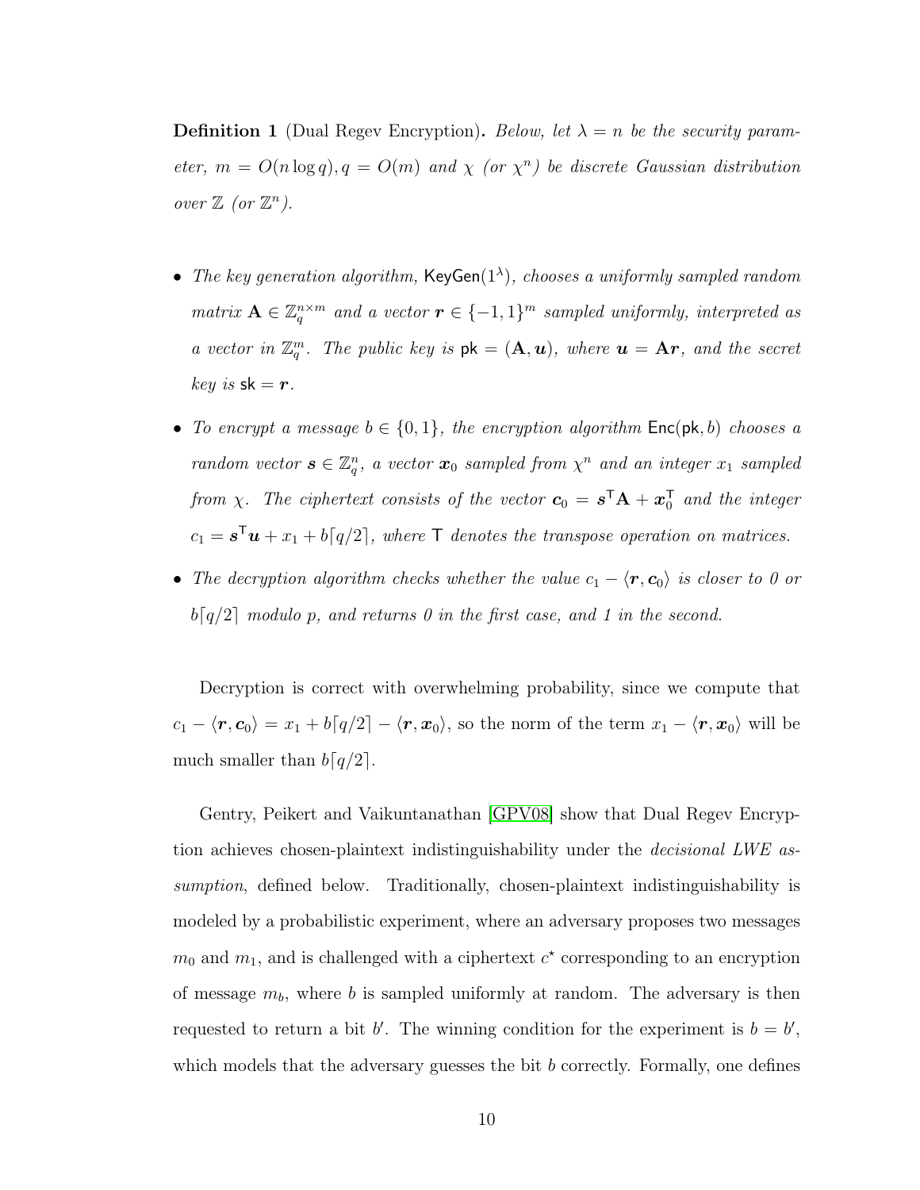**Definition 1** (Dual Regev Encryption)**.** *Below, let $\lambda = n$ be the security parameter, $m = O(n \log q), q = O(m)$ and $\chi$ (or $\chi^n$) be discrete Gaussian distribution over $\mathbb{Z}$ (or $\mathbb{Z}^n$).*

- *The key generation algorithm, $\mathsf{KeyGen}(1^\lambda)$, chooses a uniformly sampled random matrix $\mathbf{A} \in \mathbb{Z}_q^{n \times m}$ and a vector $\boldsymbol{r} \in \{-1, 1\}^m$ sampled uniformly, interpreted as a vector in $\mathbb{Z}_q^m$. The public key is $\mathsf{pk} = (\mathbf{A}, \boldsymbol{u})$, where $\boldsymbol{u} = \mathbf{A}\boldsymbol{r}$, and the secret key is $\mathsf{sk} = \boldsymbol{r}$.*
- *To encrypt a message $b \in \{0, 1\}$, the encryption algorithm $\mathsf{Enc}(\mathsf{pk}, b)$ chooses a random vector $\boldsymbol{s} \in \mathbb{Z}_q^n$, a vector $\boldsymbol{x}_0$ sampled from $\chi^n$ and an integer $x_1$ sampled from $\chi$. The ciphertext consists of the vector $\boldsymbol{c}_0 = \boldsymbol{s}^\mathsf{T}\mathbf{A} + \boldsymbol{x}_0^\mathsf{T}$ and the integer $c_1 = \boldsymbol{s}^\mathsf{T}\boldsymbol{u} + x_1 + b\lceil q/2 \rceil$, where $\mathsf{T}$ denotes the transpose operation on matrices.*
- *The decryption algorithm checks whether the value $c_1 - \langle \boldsymbol{r}, \boldsymbol{c}_0 \rangle$ is closer to 0 or $b\lceil q/2 \rceil$ modulo $p$, and returns 0 in the first case, and 1 in the second.*

Decryption is correct with overwhelming probability, since we compute that $c_1 - \langle \boldsymbol{r}, \boldsymbol{c}_0 \rangle = x_1 + b\lceil q/2 \rceil - \langle \boldsymbol{r}, \boldsymbol{x}_0 \rangle$, so the norm of the term $x_1 - \langle \boldsymbol{r}, \boldsymbol{x}_0 \rangle$ will be much smaller than $b\lceil q/2 \rceil$.

Gentry, Peikert and Vaikuntanathan [GPV08] show that Dual Regev Encryption achieves chosen-plaintext indistinguishability under the *decisional LWE assumption*, defined below. Traditionally, chosen-plaintext indistinguishability is modeled by a probabilistic experiment, where an adversary proposes two messages $m_0$ and $m_1$, and is challenged with a ciphertext $c^\star$ corresponding to an encryption of message $m_b$, where $b$ is sampled uniformly at random. The adversary is then requested to return a bit $b'$. The winning condition for the experiment is $b = b'$, which models that the adversary guesses the bit $b$ correctly. Formally, one defines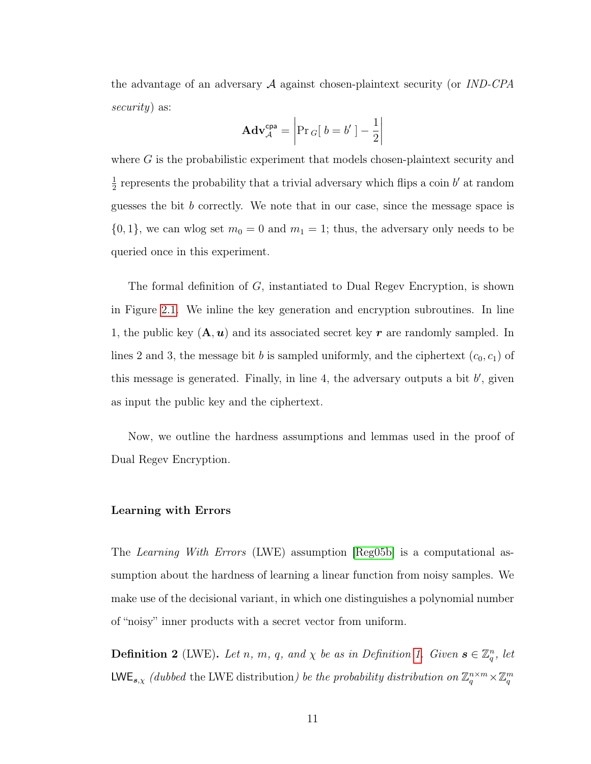the advantage of an adversary $\mathcal{A}$ against chosen-plaintext security (or *IND-CPA security*) as:

$$\mathbf{Adv}^{\mathsf{cpa}}_{\mathcal{A}} = \left| \Pr{}_G[\, b = b' \,] - \frac{1}{2} \right|$$

where $G$ is the probabilistic experiment that models chosen-plaintext security and $\frac{1}{2}$ represents the probability that a trivial adversary which flips a coin $b'$ at random guesses the bit $b$ correctly. We note that in our case, since the message space is $\{0, 1\}$, we can wlog set $m_0 = 0$ and $m_1 = 1$; thus, the adversary only needs to be queried once in this experiment.

The formal definition of $G$, instantiated to Dual Regev Encryption, is shown in Figure 2.1. We inline the key generation and encryption subroutines. In line 1, the public key $(\mathbf{A}, \boldsymbol{u})$ and its associated secret key $\boldsymbol{r}$ are randomly sampled. In lines 2 and 3, the message bit $b$ is sampled uniformly, and the ciphertext $(c_0, c_1)$ of this message is generated. Finally, in line 4, the adversary outputs a bit $b'$, given as input the public key and the ciphertext.

Now, we outline the hardness assumptions and lemmas used in the proof of Dual Regev Encryption.

### Learning with Errors

The *Learning With Errors* (LWE) assumption [Reg05b] is a computational assumption about the hardness of learning a linear function from noisy samples. We make use of the decisional variant, in which one distinguishes a polynomial number of "noisy" inner products with a secret vector from uniform.

**Definition 2** (LWE)**.** *Let $n$, $m$, $q$, and $\chi$ be as in Definition 1. Given $\boldsymbol{s} \in \mathbb{Z}_q^n$, let $\mathsf{LWE}_{\boldsymbol{s},\chi}$ (dubbed* the LWE distribution*) be the probability distribution on $\mathbb{Z}_q^{n\times m} \times \mathbb{Z}_q^m$*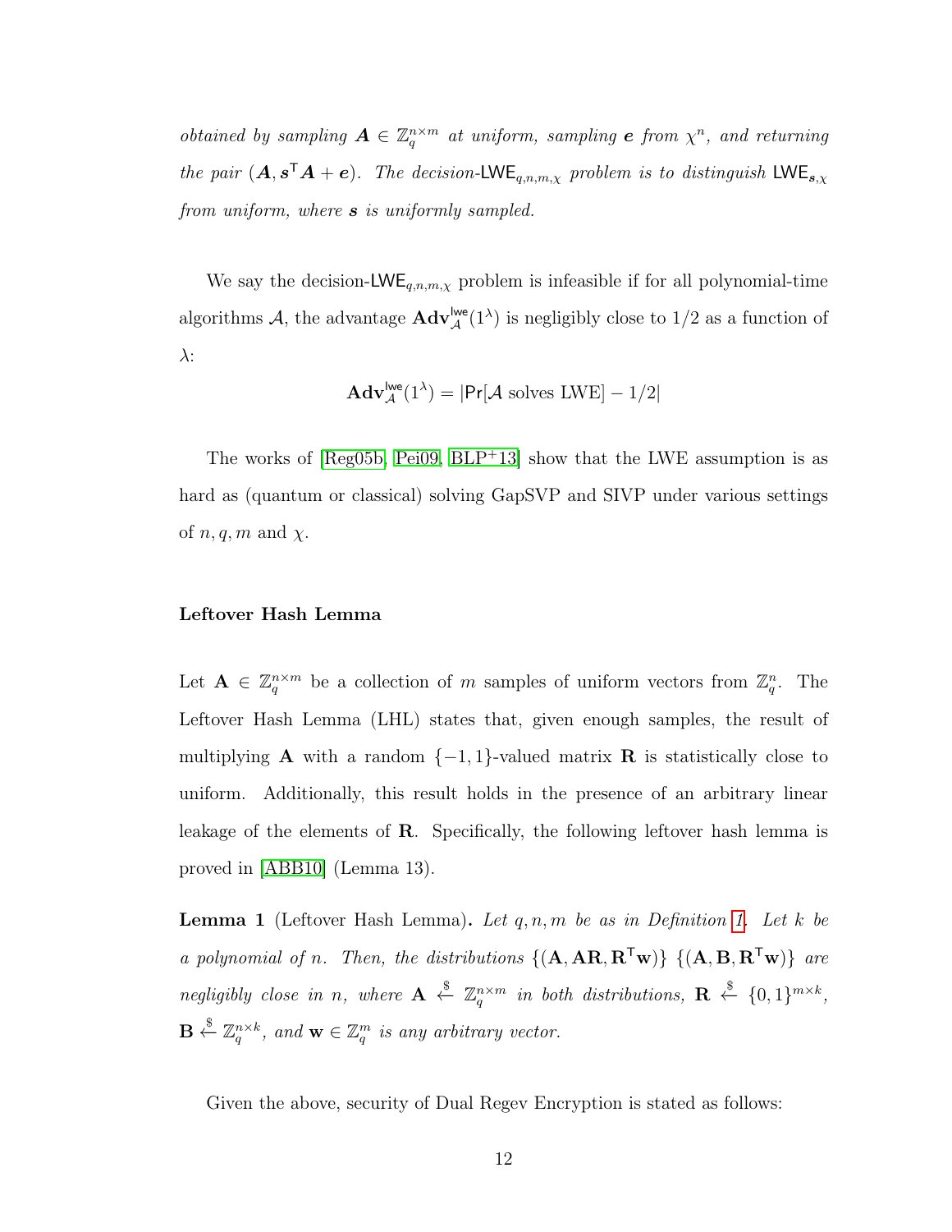*obtained by sampling $\boldsymbol{A} \in \mathbb{Z}_q^{n\times m}$ at uniform, sampling $\boldsymbol{e}$ from $\chi^n$, and returning the pair $(\boldsymbol{A}, \boldsymbol{s}^\mathsf{T}\boldsymbol{A} + \boldsymbol{e})$. The decision-$\mathsf{LWE}_{q,n,m,\chi}$ problem is to distinguish $\mathsf{LWE}_{\boldsymbol{s},\chi}$ from uniform, where $\boldsymbol{s}$ is uniformly sampled.*

We say the decision-$\mathsf{LWE}_{q,n,m,\chi}$ problem is infeasible if for all polynomial-time algorithms $\mathcal{A}$, the advantage $\mathbf{Adv}_{\mathcal{A}}^{\mathsf{lwe}}(1^\lambda)$ is negligibly close to $1/2$ as a function of $\lambda$:

$$\mathbf{Adv}_{\mathcal{A}}^{\mathsf{lwe}}(1^\lambda) = |\mathsf{Pr}[\mathcal{A} \text{ solves LWE}] - 1/2|$$

The works of [Reg05b, Pei09, BLP+13] show that the LWE assumption is as hard as (quantum or classical) solving GapSVP and SIVP under various settings of $n, q, m$ and $\chi$.

**Leftover Hash Lemma**

Let $\mathbf{A} \in \mathbb{Z}_q^{n\times m}$ be a collection of $m$ samples of uniform vectors from $\mathbb{Z}_q^n$. The Leftover Hash Lemma (LHL) states that, given enough samples, the result of multiplying $\mathbf{A}$ with a random $\{-1, 1\}$-valued matrix $\mathbf{R}$ is statistically close to uniform. Additionally, this result holds in the presence of an arbitrary linear leakage of the elements of $\mathbf{R}$. Specifically, the following leftover hash lemma is proved in [ABB10] (Lemma 13).

**Lemma 1** (Leftover Hash Lemma)**.** *Let $q, n, m$ be as in Definition 1. Let $k$ be a polynomial of $n$. Then, the distributions $\{(\mathbf{A}, \mathbf{AR}, \mathbf{R}^\mathsf{T}\mathbf{w})\}$ $\{(\mathbf{A}, \mathbf{B}, \mathbf{R}^\mathsf{T}\mathbf{w})\}$ are negligibly close in $n$, where $\mathbf{A} \xleftarrow{\$} \mathbb{Z}_q^{n\times m}$ in both distributions, $\mathbf{R} \xleftarrow{\$} \{0,1\}^{m\times k}$, $\mathbf{B} \xleftarrow{\$} \mathbb{Z}_q^{n\times k}$, and $\mathbf{w} \in \mathbb{Z}_q^m$ is any arbitrary vector.*

Given the above, security of Dual Regev Encryption is stated as follows: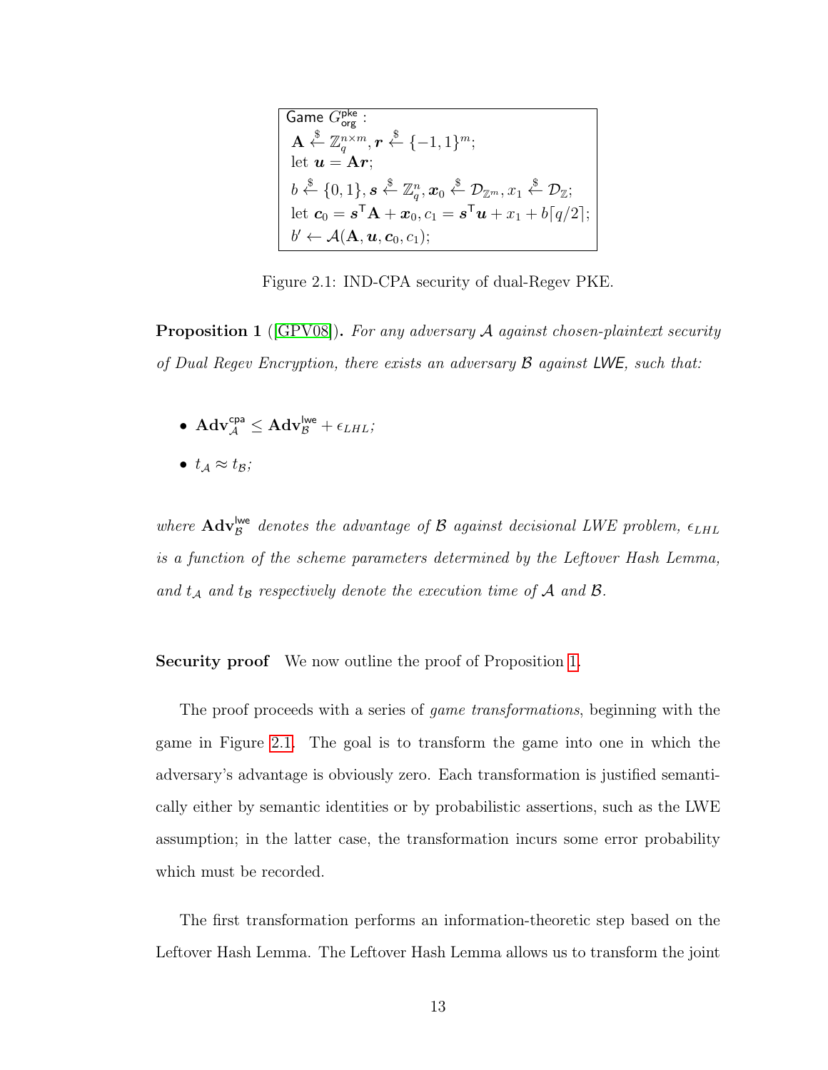Game $G_{\mathsf{org}}^{\mathsf{pke}}$ :
$\mathbf{A} \xleftarrow{\$} \mathbb{Z}_q^{n \times m}, \boldsymbol{r} \xleftarrow{\$} \{-1, 1\}^m$;
let $\boldsymbol{u} = \mathbf{A}\boldsymbol{r}$;
$b \xleftarrow{\$} \{0, 1\}, \boldsymbol{s} \xleftarrow{\$} \mathbb{Z}_q^n, \boldsymbol{x}_0 \xleftarrow{\$} \mathcal{D}_{\mathbb{Z}^m}, x_1 \xleftarrow{\$} \mathcal{D}_{\mathbb{Z}}$;
let $\boldsymbol{c}_0 = \boldsymbol{s}^\mathsf{T}\mathbf{A} + \boldsymbol{x}_0, c_1 = \boldsymbol{s}^\mathsf{T}\boldsymbol{u} + x_1 + b\lceil q/2 \rceil$;
$b' \leftarrow \mathcal{A}(\mathbf{A}, \boldsymbol{u}, \boldsymbol{c}_0, c_1)$;

Figure 2.1: IND-CPA security of dual-Regev PKE.

**Proposition 1** ([GPV08]). *For any adversary $\mathcal{A}$ against chosen-plaintext security of Dual Regev Encryption, there exists an adversary $\mathcal{B}$ against* LWE*, such that:*

- $\mathbf{Adv}_{\mathcal{A}}^{\mathsf{cpa}} \leq \mathbf{Adv}_{\mathcal{B}}^{\mathsf{lwe}} + \epsilon_{LHL}$;
- $t_{\mathcal{A}} \approx t_{\mathcal{B}}$;

*where $\mathbf{Adv}_{\mathcal{B}}^{\mathsf{lwe}}$ denotes the advantage of $\mathcal{B}$ against decisional LWE problem, $\epsilon_{LHL}$ is a function of the scheme parameters determined by the Leftover Hash Lemma, and $t_{\mathcal{A}}$ and $t_{\mathcal{B}}$ respectively denote the execution time of $\mathcal{A}$ and $\mathcal{B}$.*

**Security proof** We now outline the proof of Proposition 1.

The proof proceeds with a series of *game transformations*, beginning with the game in Figure 2.1. The goal is to transform the game into one in which the adversary's advantage is obviously zero. Each transformation is justified semantically either by semantic identities or by probabilistic assertions, such as the LWE assumption; in the latter case, the transformation incurs some error probability which must be recorded.

The first transformation performs an information-theoretic step based on the Leftover Hash Lemma. The Leftover Hash Lemma allows us to transform the joint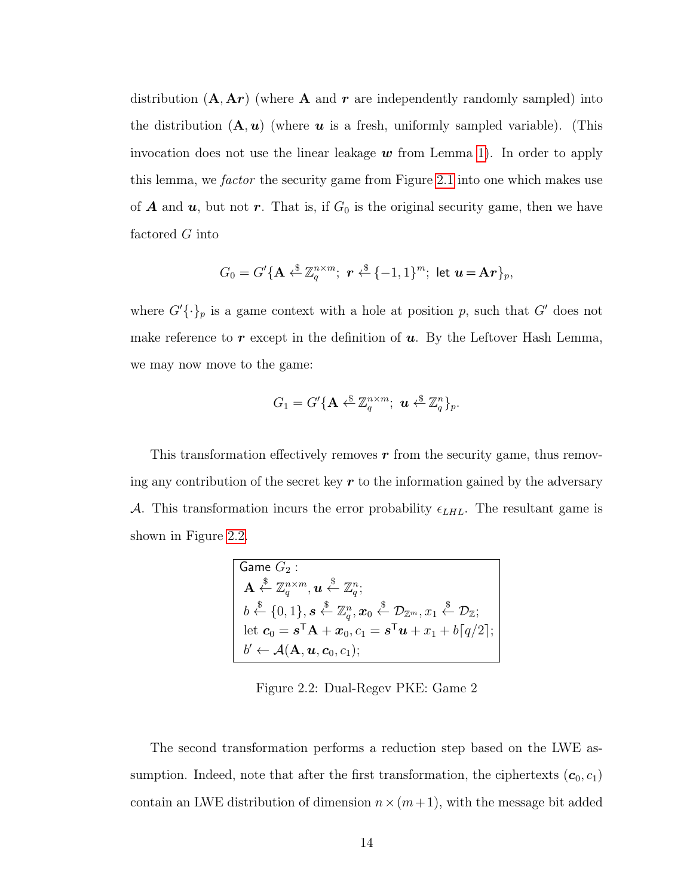distribution $(\mathbf{A}, \mathbf{A}\boldsymbol{r})$ (where $\mathbf{A}$ and $\boldsymbol{r}$ are independently randomly sampled) into the distribution $(\mathbf{A}, \boldsymbol{u})$ (where $\boldsymbol{u}$ is a fresh, uniformly sampled variable). (This invocation does not use the linear leakage $\boldsymbol{w}$ from Lemma 1). In order to apply this lemma, we *factor* the security game from Figure 2.1 into one which makes use of $\boldsymbol{A}$ and $\boldsymbol{u}$, but not $\boldsymbol{r}$. That is, if $G_0$ is the original security game, then we have factored $G$ into

$$G_0 = G'\{\mathbf{A} \xleftarrow{\$} \mathbb{Z}_q^{n\times m};\ \boldsymbol{r} \xleftarrow{\$} \{-1,1\}^m;\ \mathsf{let}\ \boldsymbol{u} = \mathbf{A}\boldsymbol{r}\}_p,$$

where $G'\{\cdot\}_p$ is a game context with a hole at position $p$, such that $G'$ does not make reference to $\boldsymbol{r}$ except in the definition of $\boldsymbol{u}$. By the Leftover Hash Lemma, we may now move to the game:

$$G_1 = G'\{\mathbf{A} \xleftarrow{\$} \mathbb{Z}_q^{n\times m};\ \boldsymbol{u} \xleftarrow{\$} \mathbb{Z}_q^{n}\}_p.$$

This transformation effectively removes $\boldsymbol{r}$ from the security game, thus removing any contribution of the secret key $\boldsymbol{r}$ to the information gained by the adversary $\mathcal{A}$. This transformation incurs the error probability $\epsilon_{LHL}$. The resultant game is shown in Figure 2.2.

```
Game G_2 :
 A <-$ Z_q^{n×m}, u <-$ Z_q^n;
 b <-$ {0,1}, s <-$ Z_q^n, x_0 <-$ D_{Z^m}, x_1 <-$ D_Z;
 let c_0 = s^T A + x_0, c_1 = s^T u + x_1 + b⌈q/2⌉;
 b' <- A(A, u, c_0, c_1);
```

Game $G_2$ :
$\mathbf{A} \xleftarrow{\$} \mathbb{Z}_q^{n\times m}, \boldsymbol{u} \xleftarrow{\$} \mathbb{Z}_q^{n}$;
$b \xleftarrow{\$} \{0,1\}, \boldsymbol{s} \xleftarrow{\$} \mathbb{Z}_q^{n}, \boldsymbol{x}_0 \xleftarrow{\$} \mathcal{D}_{\mathbb{Z}^m}, x_1 \xleftarrow{\$} \mathcal{D}_{\mathbb{Z}}$;
let $\boldsymbol{c}_0 = \boldsymbol{s}^\mathsf{T}\mathbf{A} + \boldsymbol{x}_0, c_1 = \boldsymbol{s}^\mathsf{T}\boldsymbol{u} + x_1 + b\lceil q/2 \rceil$;
$b' \leftarrow \mathcal{A}(\mathbf{A}, \boldsymbol{u}, \boldsymbol{c}_0, c_1)$;

Figure 2.2: Dual-Regev PKE: Game 2

The second transformation performs a reduction step based on the LWE assumption. Indeed, note that after the first transformation, the ciphertexts $(\boldsymbol{c}_0, c_1)$ contain an LWE distribution of dimension $n \times (m+1)$, with the message bit added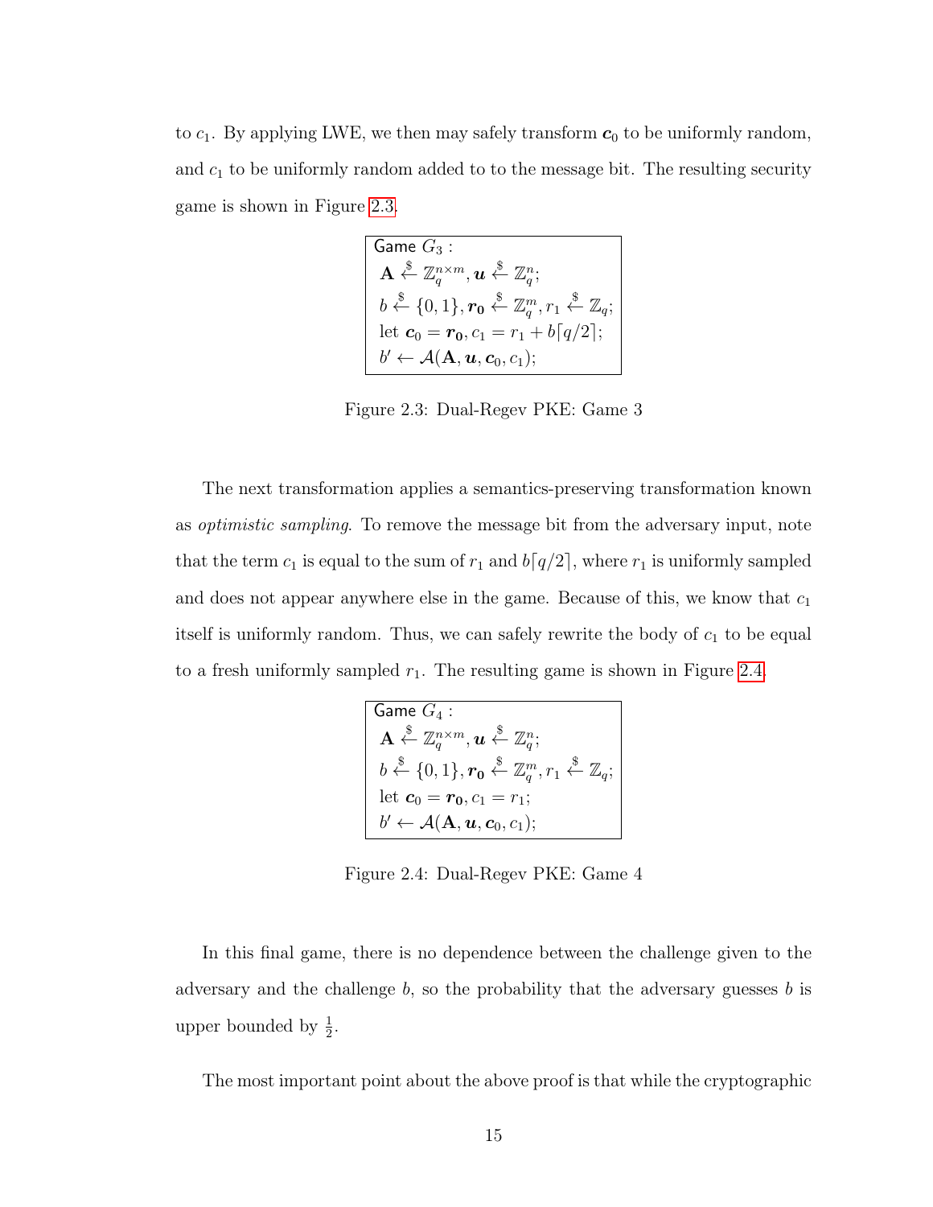to $c_1$. By applying LWE, we then may safely transform $\boldsymbol{c}_0$ to be uniformly random, and $c_1$ to be uniformly random added to to the message bit. The resulting security game is shown in Figure 2.3.

$$
\begin{array}{|l|}
\hline
\textsf{Game } G_3 : \\
\mathbf{A} \xleftarrow{\$} \mathbb{Z}_q^{n \times m}, \boldsymbol{u} \xleftarrow{\$} \mathbb{Z}_q^n; \\
b \xleftarrow{\$} \{0,1\}, \boldsymbol{r_0} \xleftarrow{\$} \mathbb{Z}_q^m, r_1 \xleftarrow{\$} \mathbb{Z}_q; \\
\text{let } \boldsymbol{c}_0 = \boldsymbol{r_0}, c_1 = r_1 + b\lceil q/2 \rceil; \\
b' \leftarrow \mathcal{A}(\mathbf{A}, \boldsymbol{u}, \boldsymbol{c}_0, c_1); \\
\hline
\end{array}
$$

Figure 2.3: Dual-Regev PKE: Game 3

The next transformation applies a semantics-preserving transformation known as *optimistic sampling*. To remove the message bit from the adversary input, note that the term $c_1$ is equal to the sum of $r_1$ and $b\lceil q/2 \rceil$, where $r_1$ is uniformly sampled and does not appear anywhere else in the game. Because of this, we know that $c_1$ itself is uniformly random. Thus, we can safely rewrite the body of $c_1$ to be equal to a fresh uniformly sampled $r_1$. The resulting game is shown in Figure 2.4.

$$
\begin{array}{|l|}
\hline
\textsf{Game } G_4 : \\
\mathbf{A} \xleftarrow{\$} \mathbb{Z}_q^{n \times m}, \boldsymbol{u} \xleftarrow{\$} \mathbb{Z}_q^n; \\
b \xleftarrow{\$} \{0,1\}, \boldsymbol{r_0} \xleftarrow{\$} \mathbb{Z}_q^m, r_1 \xleftarrow{\$} \mathbb{Z}_q; \\
\text{let } \boldsymbol{c}_0 = \boldsymbol{r_0}, c_1 = r_1; \\
b' \leftarrow \mathcal{A}(\mathbf{A}, \boldsymbol{u}, \boldsymbol{c}_0, c_1); \\
\hline
\end{array}
$$

Figure 2.4: Dual-Regev PKE: Game 4

In this final game, there is no dependence between the challenge given to the adversary and the challenge $b$, so the probability that the adversary guesses $b$ is upper bounded by $\frac{1}{2}$.

The most important point about the above proof is that while the cryptographic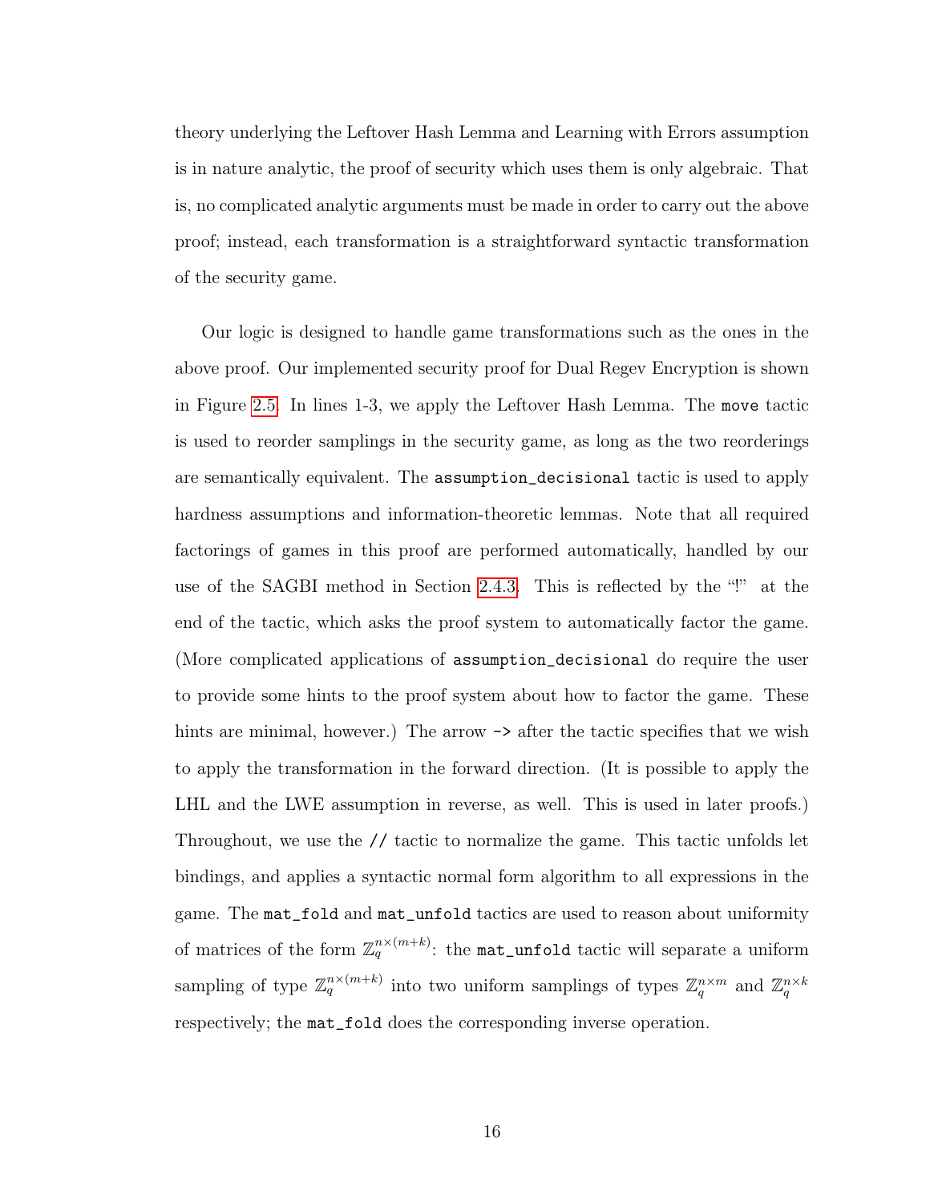theory underlying the Leftover Hash Lemma and Learning with Errors assumption is in nature analytic, the proof of security which uses them is only algebraic. That is, no complicated analytic arguments must be made in order to carry out the above proof; instead, each transformation is a straightforward syntactic transformation of the security game.

Our logic is designed to handle game transformations such as the ones in the above proof. Our implemented security proof for Dual Regev Encryption is shown in Figure 2.5. In lines 1-3, we apply the Leftover Hash Lemma. The `move` tactic is used to reorder samplings in the security game, as long as the two reorderings are semantically equivalent. The `assumption_decisional` tactic is used to apply hardness assumptions and information-theoretic lemmas. Note that all required factorings of games in this proof are performed automatically, handled by our use of the SAGBI method in Section 2.4.3. This is reflected by the "!" at the end of the tactic, which asks the proof system to automatically factor the game. (More complicated applications of `assumption_decisional` do require the user to provide some hints to the proof system about how to factor the game. These hints are minimal, however.) The arrow `->` after the tactic specifies that we wish to apply the transformation in the forward direction. (It is possible to apply the LHL and the LWE assumption in reverse, as well. This is used in later proofs.) Throughout, we use the `//` tactic to normalize the game. This tactic unfolds let bindings, and applies a syntactic normal form algorithm to all expressions in the game. The `mat_fold` and `mat_unfold` tactics are used to reason about uniformity of matrices of the form $\mathbb{Z}_q^{n \times (m+k)}$: the `mat_unfold` tactic will separate a uniform sampling of type $\mathbb{Z}_q^{n \times (m+k)}$ into two uniform samplings of types $\mathbb{Z}_q^{n \times m}$ and $\mathbb{Z}_q^{n \times k}$ respectively; the `mat_fold` does the corresponding inverse operation.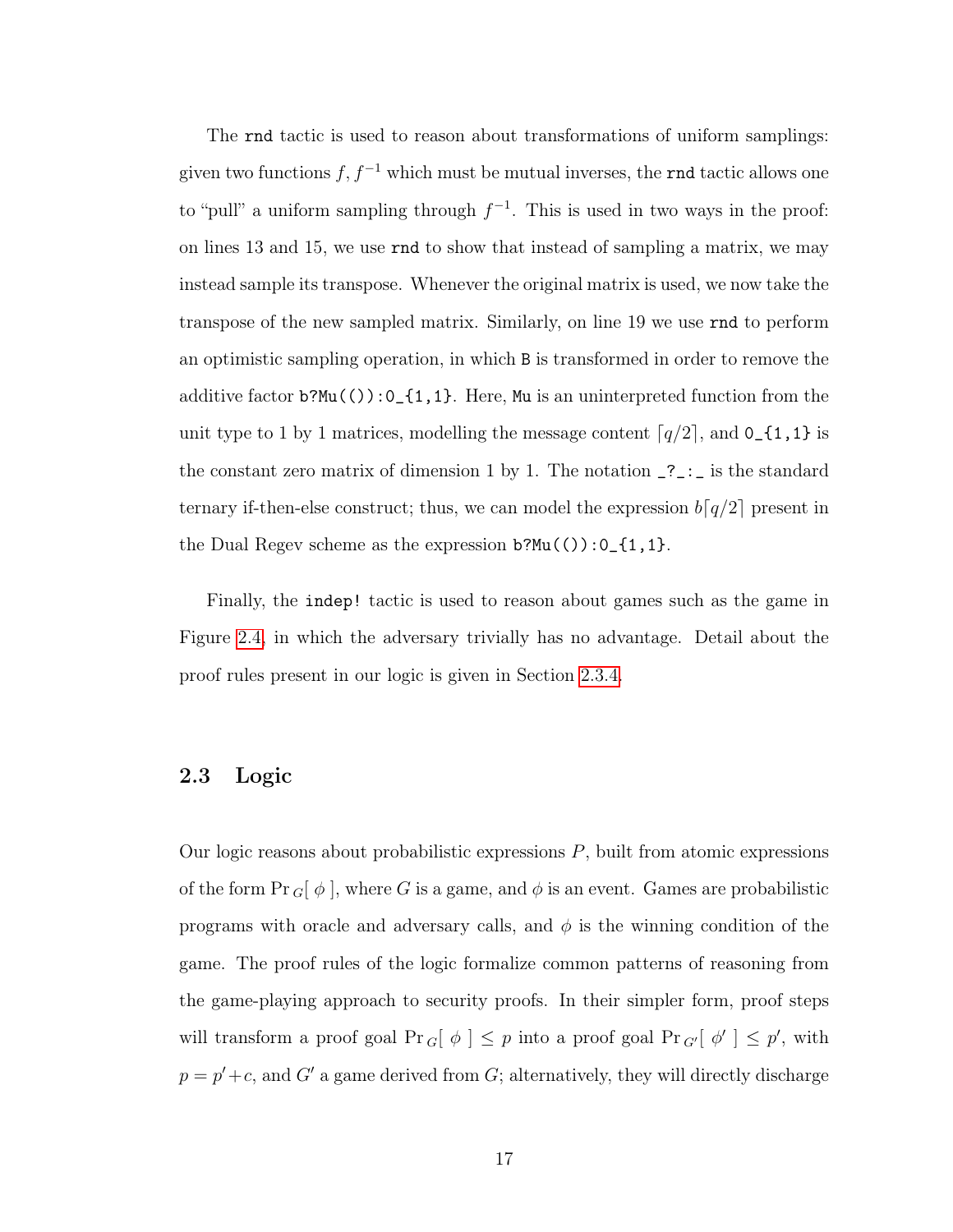The `rnd` tactic is used to reason about transformations of uniform samplings: given two functions $f, f^{-1}$ which must be mutual inverses, the `rnd` tactic allows one to "pull" a uniform sampling through $f^{-1}$. This is used in two ways in the proof: on lines 13 and 15, we use `rnd` to show that instead of sampling a matrix, we may instead sample its transpose. Whenever the original matrix is used, we now take the transpose of the new sampled matrix. Similarly, on line 19 we use `rnd` to perform an optimistic sampling operation, in which `B` is transformed in order to remove the additive factor `b?Mu(()):0_{1,1}`. Here, `Mu` is an uninterpreted function from the unit type to 1 by 1 matrices, modelling the message content $\lceil q/2 \rceil$, and `0_{1,1}` is the constant zero matrix of dimension 1 by 1. The notation `_?_:_` is the standard ternary if-then-else construct; thus, we can model the expression $b\lceil q/2 \rceil$ present in the Dual Regev scheme as the expression `b?Mu(()):0_{1,1}`.

Finally, the `indep!` tactic is used to reason about games such as the game in Figure 2.4, in which the adversary trivially has no advantage. Detail about the proof rules present in our logic is given in Section 2.3.4.

## 2.3 Logic

Our logic reasons about probabilistic expressions $P$, built from atomic expressions of the form $\Pr_G[\ \phi\ ]$, where $G$ is a game, and $\phi$ is an event. Games are probabilistic programs with oracle and adversary calls, and $\phi$ is the winning condition of the game. The proof rules of the logic formalize common patterns of reasoning from the game-playing approach to security proofs. In their simpler form, proof steps will transform a proof goal $\Pr_G[\ \phi\ ] \leq p$ into a proof goal $\Pr_{G'}[\ \phi'\ ] \leq p'$, with $p = p' + c$, and $G'$ a game derived from $G$; alternatively, they will directly discharge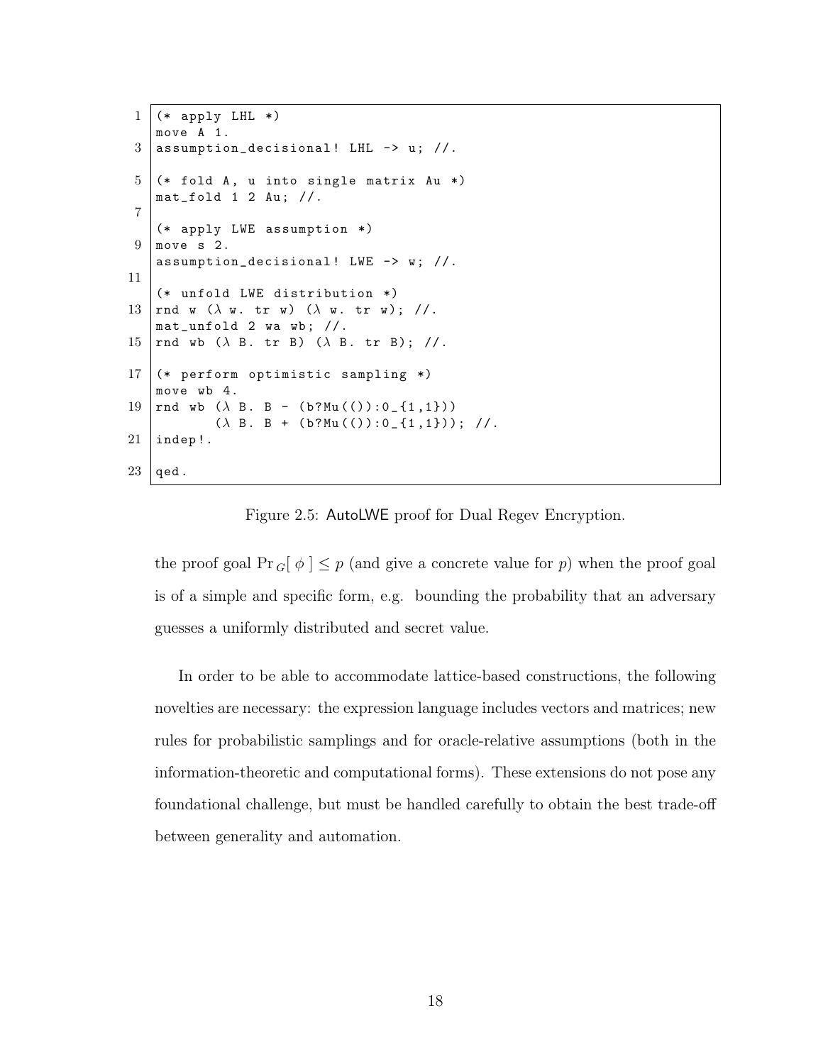```
(* apply LHL *)
move A 1.
assumption_decisional! LHL -> u; //.

(* fold A, u into single matrix Au *)
mat_fold 1 2 Au; //.

(* apply LWE assumption *)
move s 2.
assumption_decisional! LWE -> w; //.

(* unfold LWE distribution *)
rnd w (λ w. tr w) (λ w. tr w); //.
mat_unfold 2 wa wb; //.
rnd wb (λ B. tr B) (λ B. tr B); //.

(* perform optimistic sampling *)
move wb 4.
rnd wb (λ B. B - (b?Mu(()):0_{1,1}))
       (λ B. B + (b?Mu(()):0_{1,1})); //.
indep!.

qed.
```

Figure 2.5: AutoLWE proof for Dual Regev Encryption.

the proof goal $\Pr_G[\,\phi\,] \leq p$ (and give a concrete value for $p$) when the proof goal is of a simple and specific form, e.g. bounding the probability that an adversary guesses a uniformly distributed and secret value.

In order to be able to accommodate lattice-based constructions, the following novelties are necessary: the expression language includes vectors and matrices; new rules for probabilistic samplings and for oracle-relative assumptions (both in the information-theoretic and computational forms). These extensions do not pose any foundational challenge, but must be handled carefully to obtain the best trade-off between generality and automation.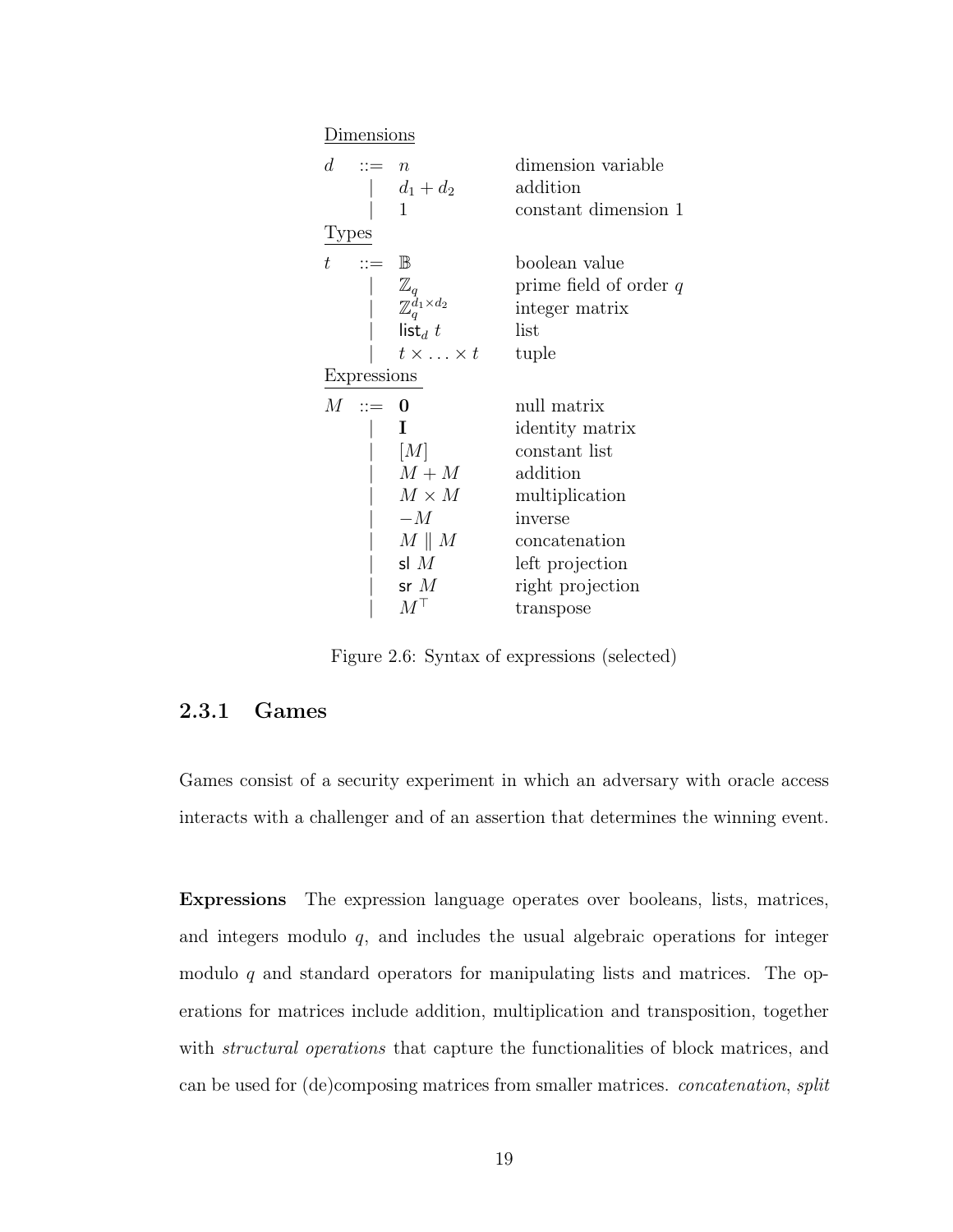Dimensions

$$
\begin{array}{llll}
d & ::= & n & \text{dimension variable} \\
 & | & d_1 + d_2 & \text{addition} \\
 & | & 1 & \text{constant dimension 1}
\end{array}
$$

Types

$$
\begin{array}{llll}
t & ::= & \mathbb{B} & \text{boolean value} \\
 & | & \mathbb{Z}_q & \text{prime field of order } q \\
 & | & \mathbb{Z}_q^{d_1 \times d_2} & \text{integer matrix} \\
 & | & \mathsf{list}_d \ t & \text{list} \\
 & | & t \times \ldots \times t & \text{tuple}
\end{array}
$$

Expressions

$$
\begin{array}{llll}
M & ::= & \mathbf{0} & \text{null matrix} \\
 & | & \mathbf{I} & \text{identity matrix} \\
 & | & [M] & \text{constant list} \\
 & | & M + M & \text{addition} \\
 & | & M \times M & \text{multiplication} \\
 & | & -M & \text{inverse} \\
 & | & M \parallel M & \text{concatenation} \\
 & | & \mathsf{sl} \ M & \text{left projection} \\
 & | & \mathsf{sr} \ M & \text{right projection} \\
 & | & M^\top & \text{transpose}
\end{array}
$$

Figure 2.6: Syntax of expressions (selected)

### 2.3.1 Games

Games consist of a security experiment in which an adversary with oracle access interacts with a challenger and of an assertion that determines the winning event.

**Expressions** The expression language operates over booleans, lists, matrices, and integers modulo $q$, and includes the usual algebraic operations for integer modulo $q$ and standard operators for manipulating lists and matrices. The operations for matrices include addition, multiplication and transposition, together with *structural operations* that capture the functionalities of block matrices, and can be used for (de)composing matrices from smaller matrices. *concatenation*, *split*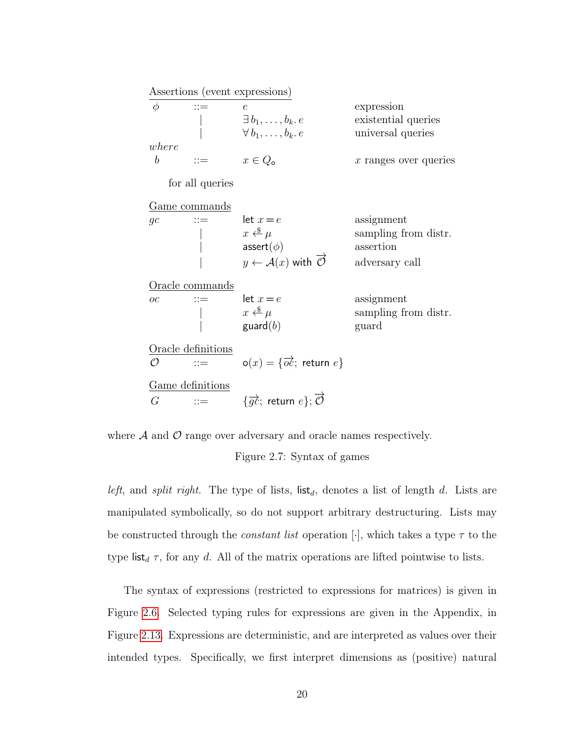<u>Assertions (event expressions)</u>

| | | | |
|---|---|---|---|
| $\phi$ | $::=$ | $e$ | expression |
| | $\mid$ | $\exists\, b_1, \ldots, b_k.\, e$ | existential queries |
| | $\mid$ | $\forall\, b_1, \ldots, b_k.\, e$ | universal queries |
| *where* | | | |
| $b$ | $::=$ | $x \in Q_{\mathsf{o}}$ | $x$ ranges over queries |

for all queries

<u>Game commands</u>

| | | | |
|---|---|---|---|
| $gc$ | $::=$ | $\mathsf{let}\ x = e$ | assignment |
| | $\mid$ | $x \overset{\$}{\leftarrow} \mu$ | sampling from distr. |
| | $\mid$ | $\mathsf{assert}(\phi)$ | assertion |
| | $\mid$ | $y \leftarrow \mathcal{A}(x)\ \mathsf{with}\ \overrightarrow{\mathcal{O}}$ | adversary call |

<u>Oracle commands</u>

| | | | |
|---|---|---|---|
| $oc$ | $::=$ | $\mathsf{let}\ x = e$ | assignment |
| | $\mid$ | $x \overset{\$}{\leftarrow} \mu$ | sampling from distr. |
| | $\mid$ | $\mathsf{guard}(b)$ | guard |

<u>Oracle definitions</u>

$\mathcal{O} \quad ::= \quad \mathsf{o}(x) = \{\overrightarrow{oc};\ \mathsf{return}\ e\}$

<u>Game definitions</u>

$G \quad ::= \quad \{\overrightarrow{gc};\ \mathsf{return}\ e\}; \overrightarrow{\mathcal{O}}$

where $\mathcal{A}$ and $\mathcal{O}$ range over adversary and oracle names respectively.

Figure 2.7: Syntax of games

*left*, and *split right*. The type of lists, $\mathsf{list}_d$, denotes a list of length $d$. Lists are manipulated symbolically, so do not support arbitrary destructuring. Lists may be constructed through the *constant list* operation $[\cdot]$, which takes a type $\tau$ to the type $\mathsf{list}_d\ \tau$, for any $d$. All of the matrix operations are lifted pointwise to lists.

The syntax of expressions (restricted to expressions for matrices) is given in Figure 2.6. Selected typing rules for expressions are given in the Appendix, in Figure 2.13. Expressions are deterministic, and are interpreted as values over their intended types. Specifically, we first interpret dimensions as (positive) natural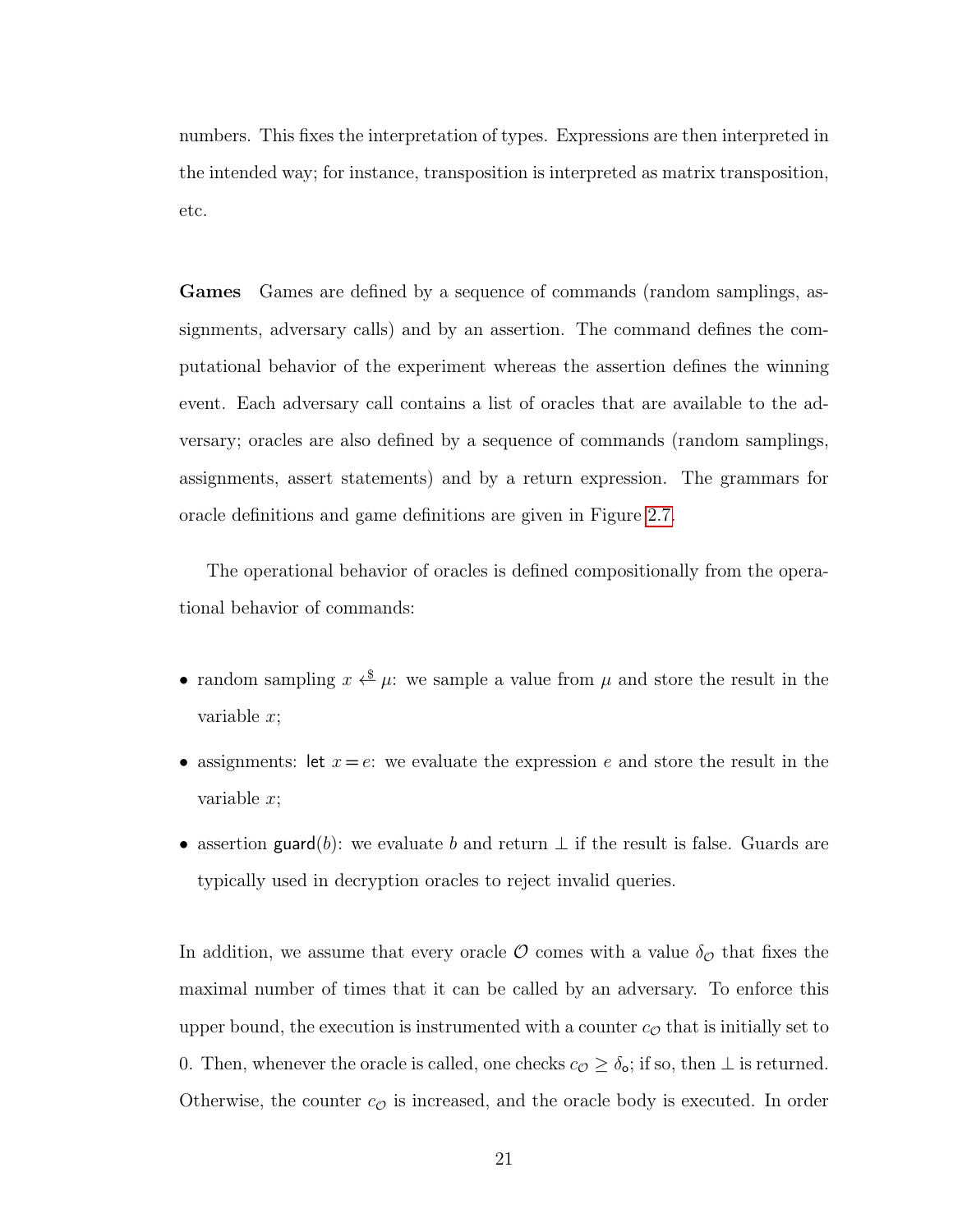numbers. This fixes the interpretation of types. Expressions are then interpreted in the intended way; for instance, transposition is interpreted as matrix transposition, etc.

**Games** Games are defined by a sequence of commands (random samplings, assignments, adversary calls) and by an assertion. The command defines the computational behavior of the experiment whereas the assertion defines the winning event. Each adversary call contains a list of oracles that are available to the adversary; oracles are also defined by a sequence of commands (random samplings, assignments, assert statements) and by a return expression. The grammars for oracle definitions and game definitions are given in Figure 2.7.

The operational behavior of oracles is defined compositionally from the operational behavior of commands:

- random sampling $x \xleftarrow{\$} \mu$: we sample a value from $\mu$ and store the result in the variable $x$;
- assignments: $\mathsf{let}\ x = e$: we evaluate the expression $e$ and store the result in the variable $x$;
- assertion $\mathsf{guard}(b)$: we evaluate $b$ and return $\perp$ if the result is false. Guards are typically used in decryption oracles to reject invalid queries.

In addition, we assume that every oracle $\mathcal{O}$ comes with a value $\delta_{\mathcal{O}}$ that fixes the maximal number of times that it can be called by an adversary. To enforce this upper bound, the execution is instrumented with a counter $c_{\mathcal{O}}$ that is initially set to 0. Then, whenever the oracle is called, one checks $c_{\mathcal{O}} \geq \delta_{\mathsf{o}}$; if so, then $\perp$ is returned. Otherwise, the counter $c_{\mathcal{O}}$ is increased, and the oracle body is executed. In order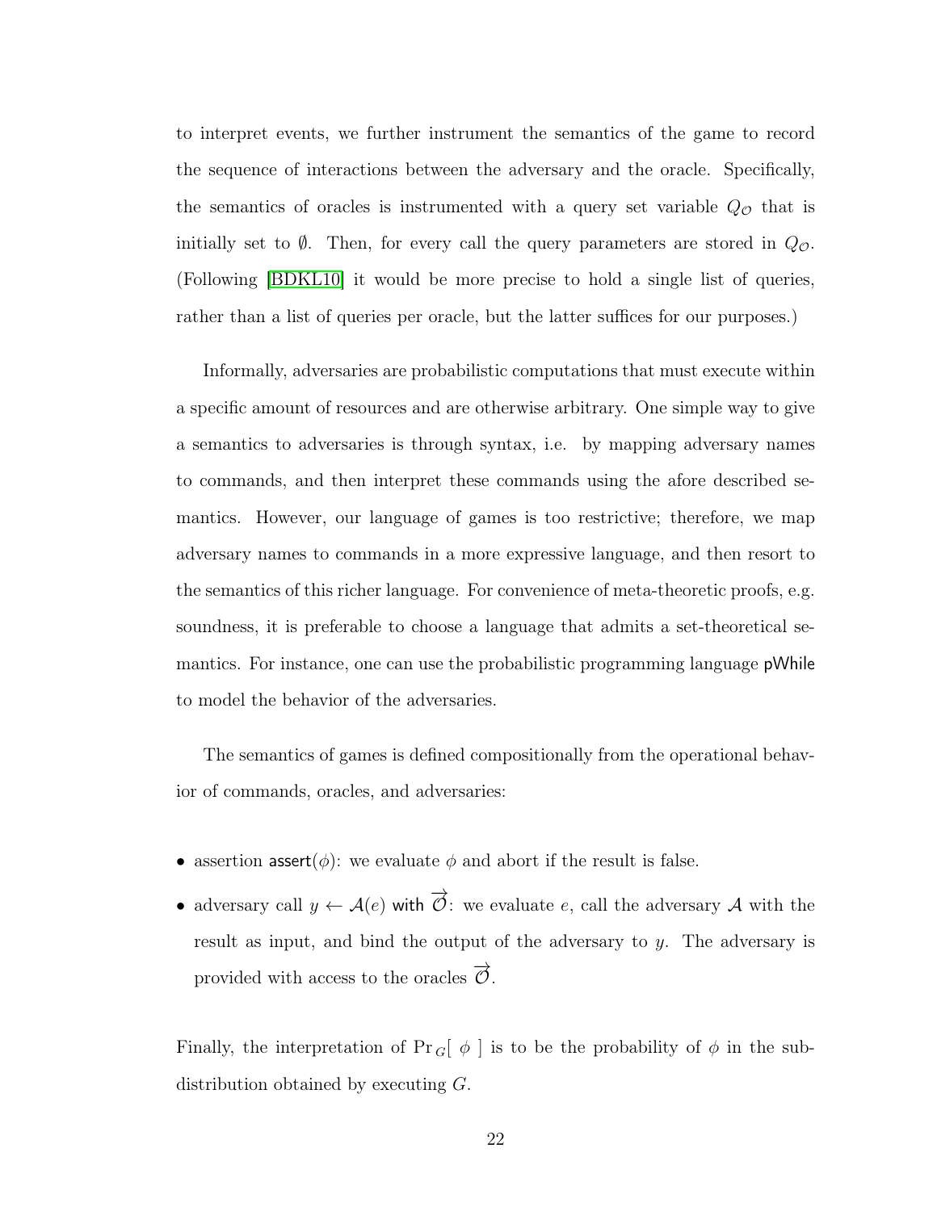to interpret events, we further instrument the semantics of the game to record the sequence of interactions between the adversary and the oracle. Specifically, the semantics of oracles is instrumented with a query set variable $Q_{\mathcal{O}}$ that is initially set to $\emptyset$. Then, for every call the query parameters are stored in $Q_{\mathcal{O}}$. (Following [BDKL10] it would be more precise to hold a single list of queries, rather than a list of queries per oracle, but the latter suffices for our purposes.)

Informally, adversaries are probabilistic computations that must execute within a specific amount of resources and are otherwise arbitrary. One simple way to give a semantics to adversaries is through syntax, i.e. by mapping adversary names to commands, and then interpret these commands using the afore described semantics. However, our language of games is too restrictive; therefore, we map adversary names to commands in a more expressive language, and then resort to the semantics of this richer language. For convenience of meta-theoretic proofs, e.g. soundness, it is preferable to choose a language that admits a set-theoretical semantics. For instance, one can use the probabilistic programming language pWhile to model the behavior of the adversaries.

The semantics of games is defined compositionally from the operational behavior of commands, oracles, and adversaries:

- assertion $\mathsf{assert}(\phi)$: we evaluate $\phi$ and abort if the result is false.
- adversary call $y \leftarrow \mathcal{A}(e)$ with $\overrightarrow{\mathcal{O}}$: we evaluate $e$, call the adversary $\mathcal{A}$ with the result as input, and bind the output of the adversary to $y$. The adversary is provided with access to the oracles $\overrightarrow{\mathcal{O}}$.

Finally, the interpretation of $\Pr_G[\ \phi\ ]$ is to be the probability of $\phi$ in the sub-distribution obtained by executing $G$.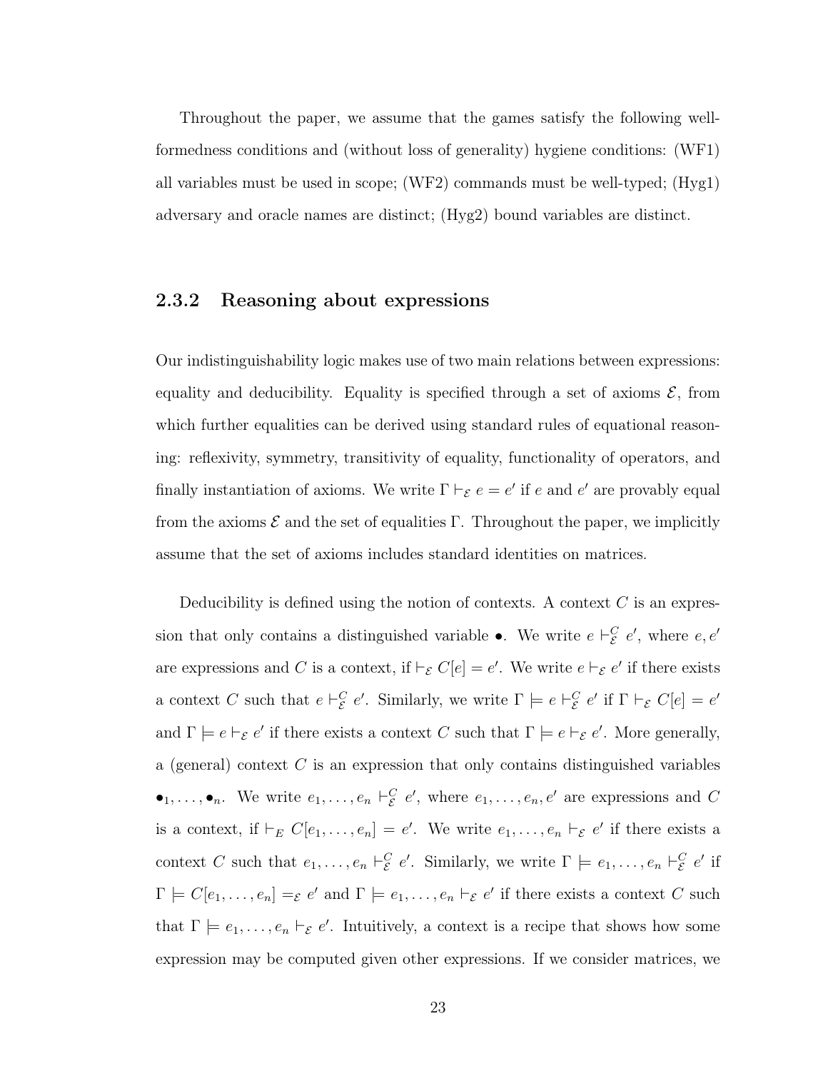Throughout the paper, we assume that the games satisfy the following well-formedness conditions and (without loss of generality) hygiene conditions: (WF1) all variables must be used in scope; (WF2) commands must be well-typed; (Hyg1) adversary and oracle names are distinct; (Hyg2) bound variables are distinct.

### 2.3.2 Reasoning about expressions

Our indistinguishability logic makes use of two main relations between expressions: equality and deducibility. Equality is specified through a set of axioms $\mathcal{E}$, from which further equalities can be derived using standard rules of equational reasoning: reflexivity, symmetry, transitivity of equality, functionality of operators, and finally instantiation of axioms. We write $\Gamma \vdash_{\mathcal{E}} e = e'$ if $e$ and $e'$ are provably equal from the axioms $\mathcal{E}$ and the set of equalities $\Gamma$. Throughout the paper, we implicitly assume that the set of axioms includes standard identities on matrices.

Deducibility is defined using the notion of contexts. A context $C$ is an expression that only contains a distinguished variable $\bullet$. We write $e \vdash^{C}_{\mathcal{E}} e'$, where $e, e'$ are expressions and $C$ is a context, if $\vdash_{\mathcal{E}} C[e] = e'$. We write $e \vdash_{\mathcal{E}} e'$ if there exists a context $C$ such that $e \vdash^{C}_{\mathcal{E}} e'$. Similarly, we write $\Gamma \models e \vdash^{C}_{\mathcal{E}} e'$ if $\Gamma \vdash_{\mathcal{E}} C[e] = e'$ and $\Gamma \models e \vdash_{\mathcal{E}} e'$ if there exists a context $C$ such that $\Gamma \models e \vdash_{\mathcal{E}} e'$. More generally, a (general) context $C$ is an expression that only contains distinguished variables $\bullet_1, \ldots, \bullet_n$. We write $e_1, \ldots, e_n \vdash^{C}_{\mathcal{E}} e'$, where $e_1, \ldots, e_n, e'$ are expressions and $C$ is a context, if $\vdash_{E} C[e_1, \ldots, e_n] = e'$. We write $e_1, \ldots, e_n \vdash_{\mathcal{E}} e'$ if there exists a context $C$ such that $e_1, \ldots, e_n \vdash^{C}_{\mathcal{E}} e'$. Similarly, we write $\Gamma \models e_1, \ldots, e_n \vdash^{C}_{\mathcal{E}} e'$ if $\Gamma \models C[e_1, \ldots, e_n] =_{\mathcal{E}} e'$ and $\Gamma \models e_1, \ldots, e_n \vdash_{\mathcal{E}} e'$ if there exists a context $C$ such that $\Gamma \models e_1, \ldots, e_n \vdash_{\mathcal{E}} e'$. Intuitively, a context is a recipe that shows how some expression may be computed given other expressions. If we consider matrices, we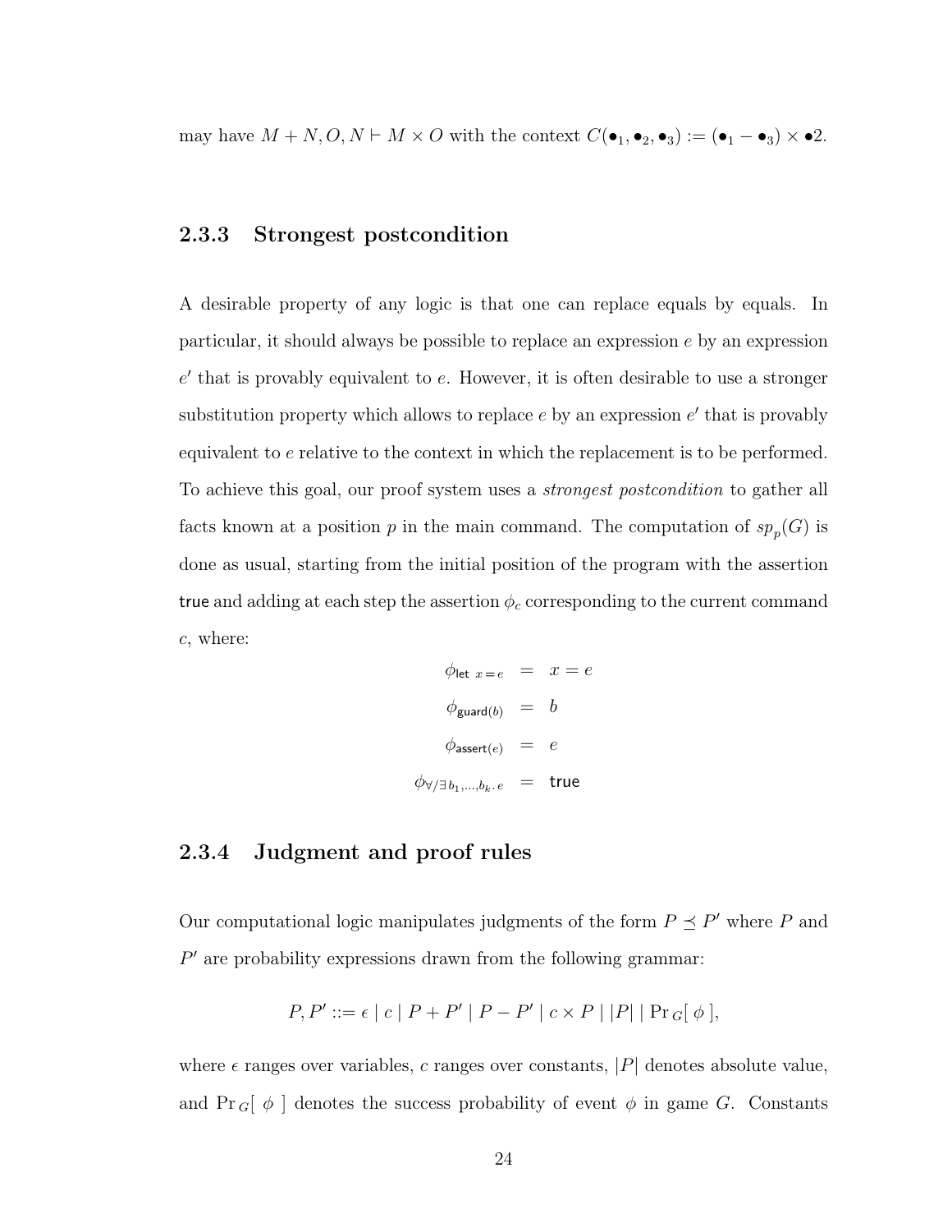may have $M + N, O, N \vdash M \times O$ with the context $C(\bullet_1, \bullet_2, \bullet_3) := (\bullet_1 - \bullet_3) \times \bullet 2$.

### 2.3.3 Strongest postcondition

A desirable property of any logic is that one can replace equals by equals. In particular, it should always be possible to replace an expression $e$ by an expression $e'$ that is provably equivalent to $e$. However, it is often desirable to use a stronger substitution property which allows to replace $e$ by an expression $e'$ that is provably equivalent to $e$ relative to the context in which the replacement is to be performed. To achieve this goal, our proof system uses a *strongest postcondition* to gather all facts known at a position $p$ in the main command. The computation of $sp_p(G)$ is done as usual, starting from the initial position of the program with the assertion $\mathsf{true}$ and adding at each step the assertion $\phi_c$ corresponding to the current command $c$, where:

$$
\begin{aligned}
\phi_{\mathsf{let}\ x = e} &= x = e \\
\phi_{\mathsf{guard}(b)} &= b \\
\phi_{\mathsf{assert}(e)} &= e \\
\phi_{\forall/\exists\, b_1,\ldots,b_k.\, e} &= \mathsf{true}
\end{aligned}
$$

### 2.3.4 Judgment and proof rules

Our computational logic manipulates judgments of the form $P \preceq P'$ where $P$ and $P'$ are probability expressions drawn from the following grammar:

$$P, P' ::= \epsilon \mid c \mid P + P' \mid P - P' \mid c \times P \mid |P| \mid \Pr{}_G[\ \phi\ ],$$

where $\epsilon$ ranges over variables, $c$ ranges over constants, $|P|$ denotes absolute value, and $\Pr{}_G[\ \phi\ ]$ denotes the success probability of event $\phi$ in game $G$. Constants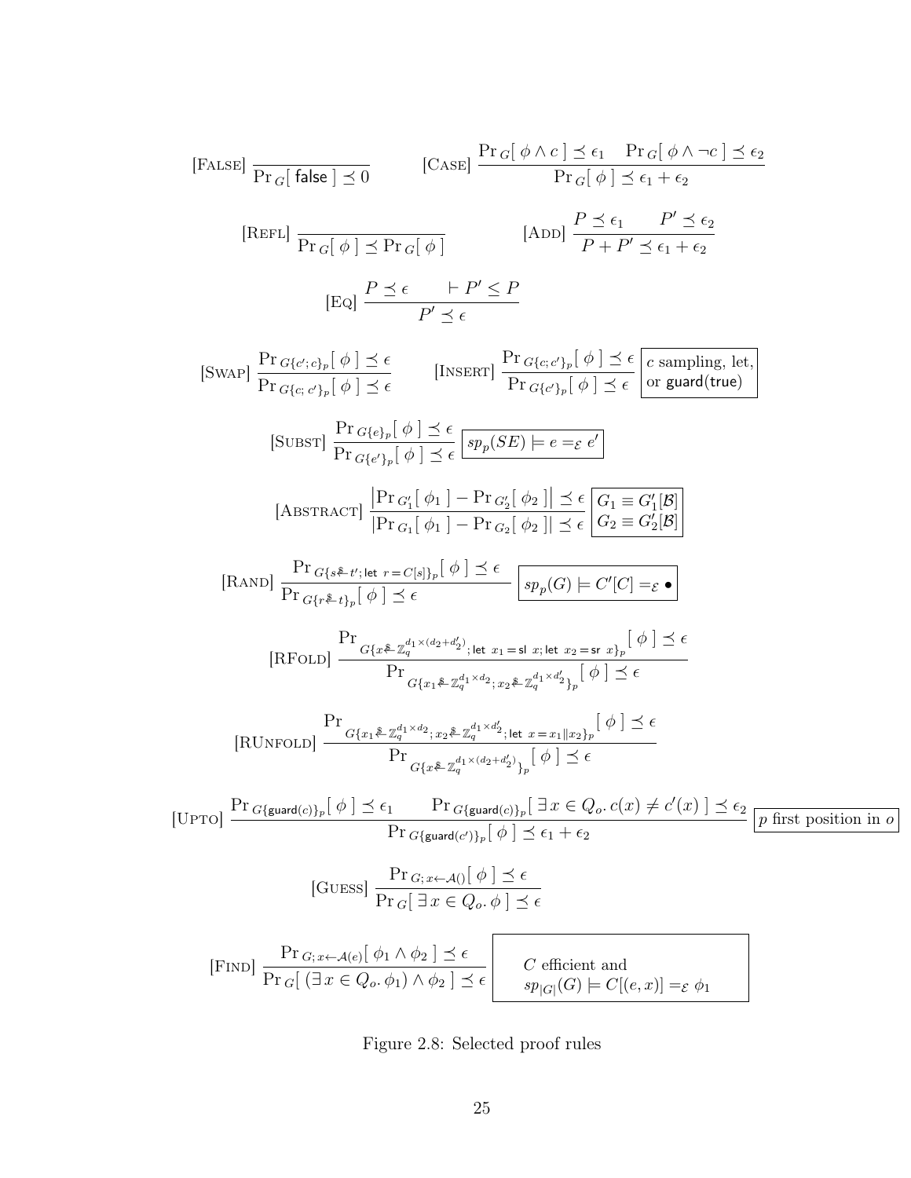$$[\textsc{False}]\ \frac{}{\Pr_G[\ \mathsf{false}\ ] \preceq 0} \qquad [\textsc{Case}]\ \frac{\Pr_G[\ \phi \wedge c\ ] \preceq \epsilon_1 \quad \Pr_G[\ \phi \wedge \neg c\ ] \preceq \epsilon_2}{\Pr_G[\ \phi\ ] \preceq \epsilon_1 + \epsilon_2}$$

$$[\textsc{Refl}]\ \frac{}{\Pr_G[\ \phi\ ] \preceq \Pr_G[\ \phi\ ]} \qquad [\textsc{Add}]\ \frac{P \preceq \epsilon_1 \quad P' \preceq \epsilon_2}{P + P' \preceq \epsilon_1 + \epsilon_2}$$

$$[\textsc{Eq}]\ \frac{P \preceq \epsilon \quad \vdash P' \leq P}{P' \preceq \epsilon}$$

$$[\textsc{Swap}]\ \frac{\Pr_{G\{c';c\}_p}[\ \phi\ ] \preceq \epsilon}{\Pr_{G\{c;\,c'\}_p}[\ \phi\ ] \preceq \epsilon} \qquad [\textsc{Insert}]\ \frac{\Pr_{G\{c;c'\}_p}[\ \phi\ ] \preceq \epsilon}{\Pr_{G\{c'\}_p}[\ \phi\ ] \preceq \epsilon}\ \boxed{c \text{ sampling, let, or } \mathsf{guard}(\mathsf{true})}$$

$$[\textsc{Subst}]\ \frac{\Pr_{G\{e\}_p}[\ \phi\ ] \preceq \epsilon}{\Pr_{G\{e'\}_p}[\ \phi\ ] \preceq \epsilon}\ \boxed{sp_p(SE) \models e =_{\mathcal{E}} e'}$$

$$[\textsc{Abstract}]\ \frac{\left|\Pr_{G_1'}[\ \phi_1\ ] - \Pr_{G_2'}[\ \phi_2\ ]\right| \preceq \epsilon}{\left|\Pr_{G_1}[\ \phi_1\ ] - \Pr_{G_2}[\ \phi_2\ ]\right| \preceq \epsilon}\ \boxed{\begin{array}{l} G_1 \equiv G_1'[\mathcal{B}] \\ G_2 \equiv G_2'[\mathcal{B}] \end{array}}$$

$$[\textsc{Rand}]\ \frac{\Pr_{G\{s \xleftarrow{\$} t';\, \mathsf{let}\ r = C[s]\}_p}[\ \phi\ ] \preceq \epsilon}{\Pr_{G\{r \xleftarrow{\$} t\}_p}[\ \phi\ ] \preceq \epsilon}\ \boxed{sp_p(G) \models C'[C] =_{\mathcal{E}} \bullet}$$

$$[\textsc{RFold}]\ \frac{\Pr_{G\{x \xleftarrow{\$} \mathbb{Z}_q^{d_1 \times (d_2 + d_2')};\, \mathsf{let}\ x_1 = \mathsf{sl}\ x;\, \mathsf{let}\ x_2 = \mathsf{sr}\ x\}_p}[\ \phi\ ] \preceq \epsilon}{\Pr_{G\{x_1 \xleftarrow{\$} \mathbb{Z}_q^{d_1 \times d_2};\, x_2 \xleftarrow{\$} \mathbb{Z}_q^{d_1 \times d_2'}\}_p}[\ \phi\ ] \preceq \epsilon}$$

$$[\textsc{RUnfold}]\ \frac{\Pr_{G\{x_1 \xleftarrow{\$} \mathbb{Z}_q^{d_1 \times d_2};\, x_2 \xleftarrow{\$} \mathbb{Z}_q^{d_1 \times d_2'};\, \mathsf{let}\ x = x_1 \| x_2\}_p}[\ \phi\ ] \preceq \epsilon}{\Pr_{G\{x \xleftarrow{\$} \mathbb{Z}_q^{d_1 \times (d_2 + d_2')}\}_p}[\ \phi\ ] \preceq \epsilon}$$

$$[\textsc{Upto}]\ \frac{\Pr_{G\{\mathsf{guard}(c)\}_p}[\ \phi\ ] \preceq \epsilon_1 \qquad \Pr_{G\{\mathsf{guard}(c)\}_p}[\ \exists x \in Q_o.\, c(x) \neq c'(x)\ ] \preceq \epsilon_2}{\Pr_{G\{\mathsf{guard}(c')\}_p}[\ \phi\ ] \preceq \epsilon_1 + \epsilon_2}\ \boxed{p \text{ first position in } o}$$

$$[\textsc{Guess}]\ \frac{\Pr_{G;\, x \leftarrow \mathcal{A}()}[\ \phi\ ] \preceq \epsilon}{\Pr_G[\ \exists x \in Q_o.\, \phi\ ] \preceq \epsilon}$$

$$[\textsc{Find}]\ \frac{\Pr_{G;\, x \leftarrow \mathcal{A}(e)}[\ \phi_1 \wedge \phi_2\ ] \preceq \epsilon}{\Pr_G[\ (\exists x \in Q_o.\, \phi_1) \wedge \phi_2\ ] \preceq \epsilon}\ \boxed{\begin{array}{l} C \text{ efficient and} \\ sp_{|G|}(G) \models C[(e, x)] =_{\mathcal{E}} \phi_1 \end{array}}$$

Figure 2.8: Selected proof rules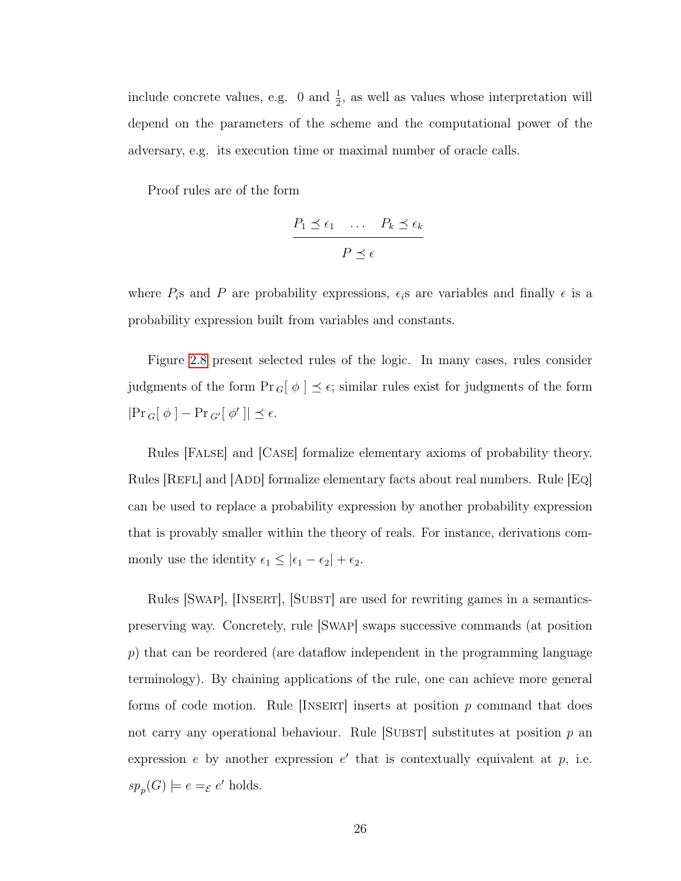include concrete values, e.g. $0$ and $\frac{1}{2}$, as well as values whose interpretation will depend on the parameters of the scheme and the computational power of the adversary, e.g. its execution time or maximal number of oracle calls.

Proof rules are of the form

$$\frac{P_1 \preceq \epsilon_1 \quad \ldots \quad P_k \preceq \epsilon_k}{P \preceq \epsilon}$$

where $P_i$s and $P$ are probability expressions, $\epsilon_i$s are variables and finally $\epsilon$ is a probability expression built from variables and constants.

Figure 2.8 present selected rules of the logic. In many cases, rules consider judgments of the form $\Pr_G[\ \phi\ ] \preceq \epsilon$; similar rules exist for judgments of the form $|\Pr_G[\ \phi\ ] - \Pr_{G'}[\ \phi'\ ]| \preceq \epsilon$.

Rules [False] and [Case] formalize elementary axioms of probability theory. Rules [Refl] and [Add] formalize elementary facts about real numbers. Rule [Eq] can be used to replace a probability expression by another probability expression that is provably smaller within the theory of reals. For instance, derivations commonly use the identity $\epsilon_1 \leq |\epsilon_1 - \epsilon_2| + \epsilon_2$.

Rules [Swap], [Insert], [Subst] are used for rewriting games in a semantics-preserving way. Concretely, rule [Swap] swaps successive commands (at position $p$) that can be reordered (are dataflow independent in the programming language terminology). By chaining applications of the rule, one can achieve more general forms of code motion. Rule [Insert] inserts at position $p$ command that does not carry any operational behaviour. Rule [Subst] substitutes at position $p$ an expression $e$ by another expression $e'$ that is contextually equivalent at $p$, i.e. $sp_p(G) \models e =_{\mathcal{E}} e'$ holds.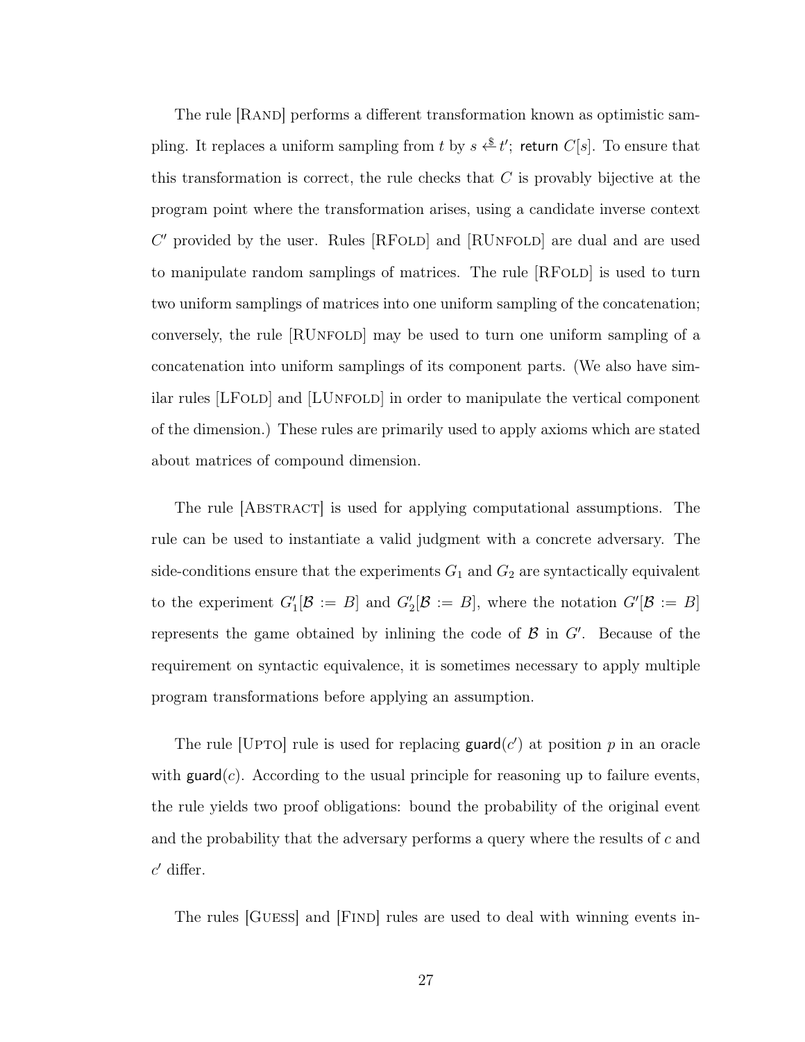The rule [Rand] performs a different transformation known as optimistic sampling. It replaces a uniform sampling from $t$ by $s \xleftarrow{\$} t'$; $\mathsf{return}\ C[s]$. To ensure that this transformation is correct, the rule checks that $C$ is provably bijective at the program point where the transformation arises, using a candidate inverse context $C'$ provided by the user. Rules [RFold] and [RUnfold] are dual and are used to manipulate random samplings of matrices. The rule [RFold] is used to turn two uniform samplings of matrices into one uniform sampling of the concatenation; conversely, the rule [RUnfold] may be used to turn one uniform sampling of a concatenation into uniform samplings of its component parts. (We also have similar rules [LFold] and [LUnfold] in order to manipulate the vertical component of the dimension.) These rules are primarily used to apply axioms which are stated about matrices of compound dimension.

The rule [Abstract] is used for applying computational assumptions. The rule can be used to instantiate a valid judgment with a concrete adversary. The side-conditions ensure that the experiments $G_1$ and $G_2$ are syntactically equivalent to the experiment $G_1'[\mathcal{B} := B]$ and $G_2'[\mathcal{B} := B]$, where the notation $G'[\mathcal{B} := B]$ represents the game obtained by inlining the code of $\mathcal{B}$ in $G'$. Because of the requirement on syntactic equivalence, it is sometimes necessary to apply multiple program transformations before applying an assumption.

The rule [Upto] rule is used for replacing $\mathsf{guard}(c')$ at position $p$ in an oracle with $\mathsf{guard}(c)$. According to the usual principle for reasoning up to failure events, the rule yields two proof obligations: bound the probability of the original event and the probability that the adversary performs a query where the results of $c$ and $c'$ differ.

The rules [Guess] and [Find] rules are used to deal with winning events in-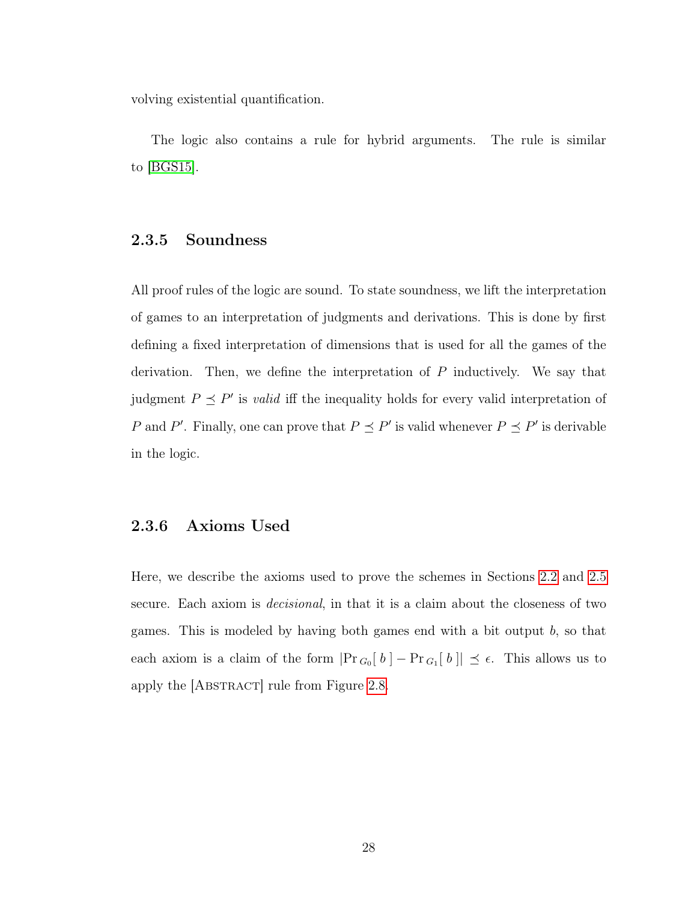volving existential quantification.

The logic also contains a rule for hybrid arguments. The rule is similar to [BGS15].

### 2.3.5 Soundness

All proof rules of the logic are sound. To state soundness, we lift the interpretation of games to an interpretation of judgments and derivations. This is done by first defining a fixed interpretation of dimensions that is used for all the games of the derivation. Then, we define the interpretation of $P$ inductively. We say that judgment $P \preceq P'$ is *valid* iff the inequality holds for every valid interpretation of $P$ and $P'$. Finally, one can prove that $P \preceq P'$ is valid whenever $P \preceq P'$ is derivable in the logic.

### 2.3.6 Axioms Used

Here, we describe the axioms used to prove the schemes in Sections 2.2 and 2.5 secure. Each axiom is *decisional*, in that it is a claim about the closeness of two games. This is modeled by having both games end with a bit output $b$, so that each axiom is a claim of the form $|\Pr_{G_0}[\, b \,] - \Pr_{G_1}[\, b \,]| \preceq \epsilon$. This allows us to apply the [Abstract] rule from Figure 2.8.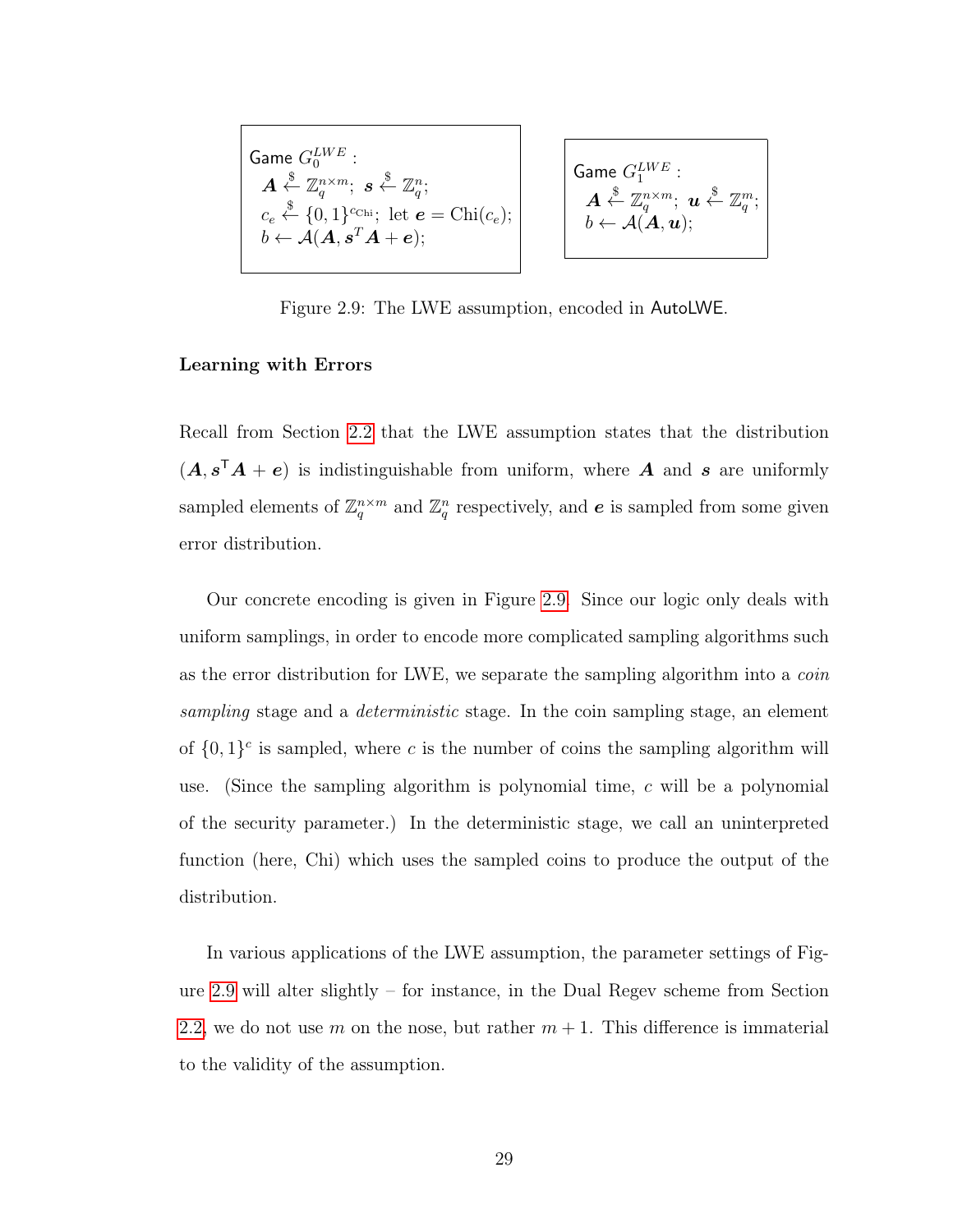Game $G_0^{LWE}$ :
$\boldsymbol{A} \xleftarrow{\$} \mathbb{Z}_q^{n \times m};\ \boldsymbol{s} \xleftarrow{\$} \mathbb{Z}_q^n;$
$c_e \xleftarrow{\$} \{0,1\}^{c_{\text{Chi}}};$ let $\boldsymbol{e} = \text{Chi}(c_e);$
$b \leftarrow \mathcal{A}(\boldsymbol{A}, \boldsymbol{s}^T\boldsymbol{A} + \boldsymbol{e});$

Game $G_1^{LWE}$ :
$\boldsymbol{A} \xleftarrow{\$} \mathbb{Z}_q^{n \times m};\ \boldsymbol{u} \xleftarrow{\$} \mathbb{Z}_q^m;$
$b \leftarrow \mathcal{A}(\boldsymbol{A}, \boldsymbol{u});$

Figure 2.9: The LWE assumption, encoded in AutoLWE.

**Learning with Errors**

Recall from Section 2.2 that the LWE assumption states that the distribution $(\boldsymbol{A}, \boldsymbol{s}^\mathsf{T}\boldsymbol{A} + \boldsymbol{e})$ is indistinguishable from uniform, where $\boldsymbol{A}$ and $\boldsymbol{s}$ are uniformly sampled elements of $\mathbb{Z}_q^{n \times m}$ and $\mathbb{Z}_q^n$ respectively, and $\boldsymbol{e}$ is sampled from some given error distribution.

Our concrete encoding is given in Figure 2.9. Since our logic only deals with uniform samplings, in order to encode more complicated sampling algorithms such as the error distribution for LWE, we separate the sampling algorithm into a *coin sampling* stage and a *deterministic* stage. In the coin sampling stage, an element of $\{0,1\}^c$ is sampled, where $c$ is the number of coins the sampling algorithm will use. (Since the sampling algorithm is polynomial time, $c$ will be a polynomial of the security parameter.) In the deterministic stage, we call an uninterpreted function (here, Chi) which uses the sampled coins to produce the output of the distribution.

In various applications of the LWE assumption, the parameter settings of Figure 2.9 will alter slightly – for instance, in the Dual Regev scheme from Section 2.2, we do not use $m$ on the nose, but rather $m + 1$. This difference is immaterial to the validity of the assumption.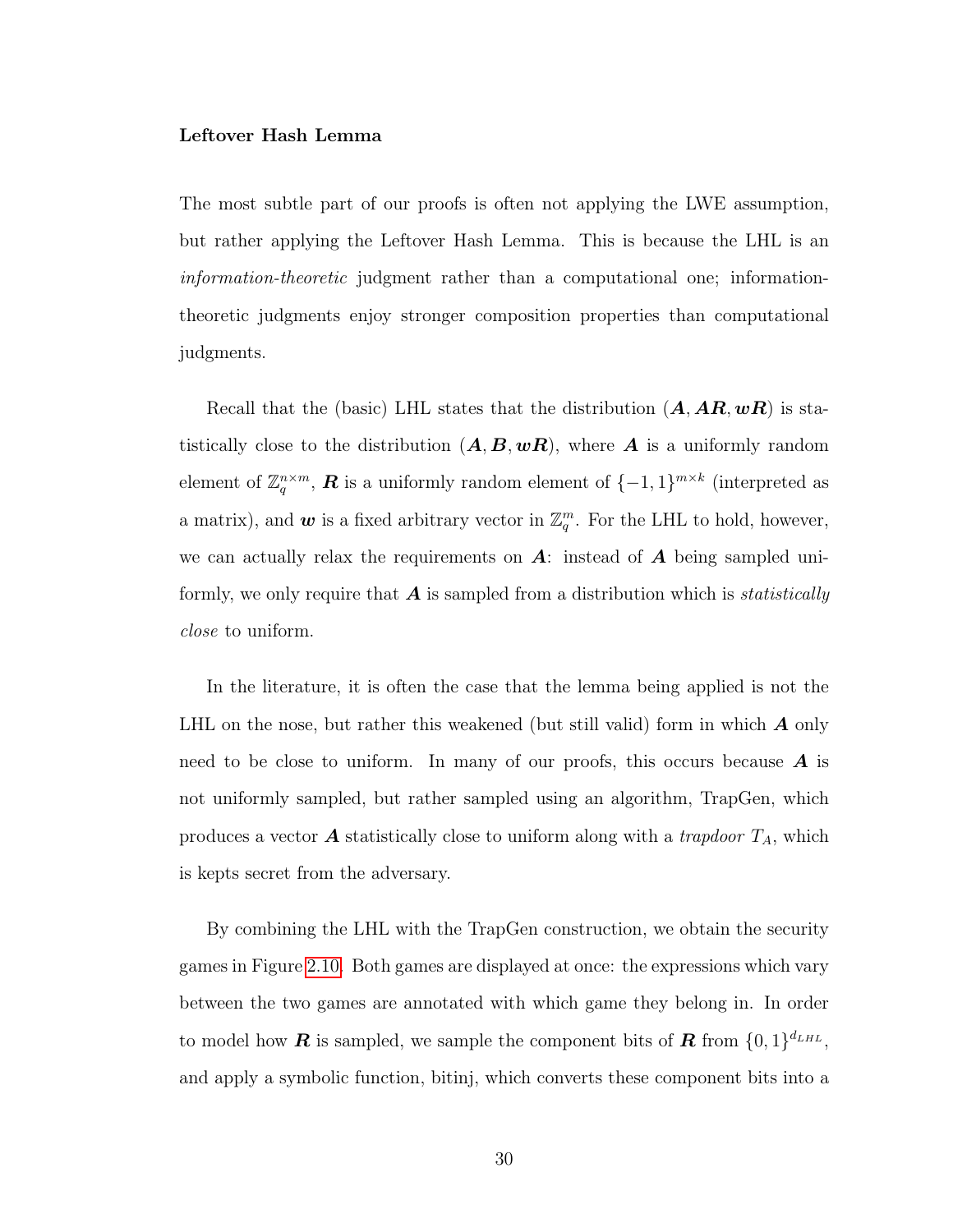**Leftover Hash Lemma**

The most subtle part of our proofs is often not applying the LWE assumption, but rather applying the Leftover Hash Lemma. This is because the LHL is an *information-theoretic* judgment rather than a computational one; information-theoretic judgments enjoy stronger composition properties than computational judgments.

Recall that the (basic) LHL states that the distribution $(\boldsymbol{A}, \boldsymbol{AR}, \boldsymbol{wR})$ is statistically close to the distribution $(\boldsymbol{A}, \boldsymbol{B}, \boldsymbol{wR})$, where $\boldsymbol{A}$ is a uniformly random element of $\mathbb{Z}_q^{n \times m}$, $\boldsymbol{R}$ is a uniformly random element of $\{-1, 1\}^{m \times k}$ (interpreted as a matrix), and $\boldsymbol{w}$ is a fixed arbitrary vector in $\mathbb{Z}_q^m$. For the LHL to hold, however, we can actually relax the requirements on $\boldsymbol{A}$: instead of $\boldsymbol{A}$ being sampled uniformly, we only require that $\boldsymbol{A}$ is sampled from a distribution which is *statistically close* to uniform.

In the literature, it is often the case that the lemma being applied is not the LHL on the nose, but rather this weakened (but still valid) form in which $\boldsymbol{A}$ only need to be close to uniform. In many of our proofs, this occurs because $\boldsymbol{A}$ is not uniformly sampled, but rather sampled using an algorithm, TrapGen, which produces a vector $\boldsymbol{A}$ statistically close to uniform along with a *trapdoor* $T_A$, which is kepts secret from the adversary.

By combining the LHL with the TrapGen construction, we obtain the security games in Figure 2.10. Both games are displayed at once: the expressions which vary between the two games are annotated with which game they belong in. In order to model how $\boldsymbol{R}$ is sampled, we sample the component bits of $\boldsymbol{R}$ from $\{0, 1\}^{d_{LHL}}$, and apply a symbolic function, bitinj, which converts these component bits into a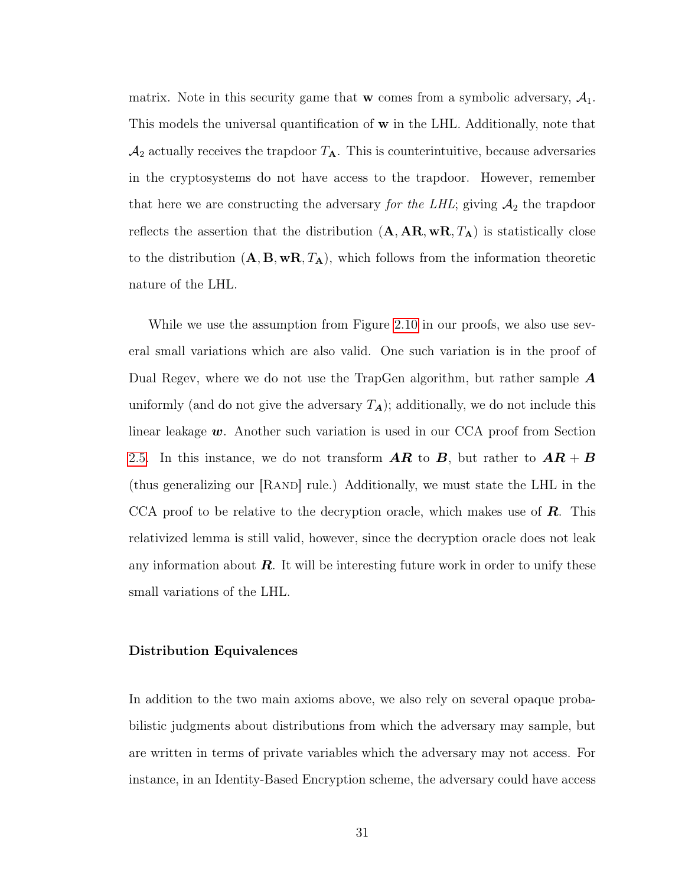matrix. Note in this security game that $\mathbf{w}$ comes from a symbolic adversary, $\mathcal{A}_1$. This models the universal quantification of $\mathbf{w}$ in the LHL. Additionally, note that $\mathcal{A}_2$ actually receives the trapdoor $T_{\mathbf{A}}$. This is counterintuitive, because adversaries in the cryptosystems do not have access to the trapdoor. However, remember that here we are constructing the adversary *for the LHL*; giving $\mathcal{A}_2$ the trapdoor reflects the assertion that the distribution $(\mathbf{A}, \mathbf{AR}, \mathbf{wR}, T_{\mathbf{A}})$ is statistically close to the distribution $(\mathbf{A}, \mathbf{B}, \mathbf{wR}, T_{\mathbf{A}})$, which follows from the information theoretic nature of the LHL.

While we use the assumption from Figure 2.10 in our proofs, we also use several small variations which are also valid. One such variation is in the proof of Dual Regev, where we do not use the TrapGen algorithm, but rather sample $\boldsymbol{A}$ uniformly (and do not give the adversary $T_{\boldsymbol{A}}$); additionally, we do not include this linear leakage $\boldsymbol{w}$. Another such variation is used in our CCA proof from Section 2.5. In this instance, we do not transform $\boldsymbol{AR}$ to $\boldsymbol{B}$, but rather to $\boldsymbol{AR} + \boldsymbol{B}$ (thus generalizing our [Rand] rule.) Additionally, we must state the LHL in the CCA proof to be relative to the decryption oracle, which makes use of $\boldsymbol{R}$. This relativized lemma is still valid, however, since the decryption oracle does not leak any information about $\boldsymbol{R}$. It will be interesting future work in order to unify these small variations of the LHL.

### Distribution Equivalences

In addition to the two main axioms above, we also rely on several opaque probabilistic judgments about distributions from which the adversary may sample, but are written in terms of private variables which the adversary may not access. For instance, in an Identity-Based Encryption scheme, the adversary could have access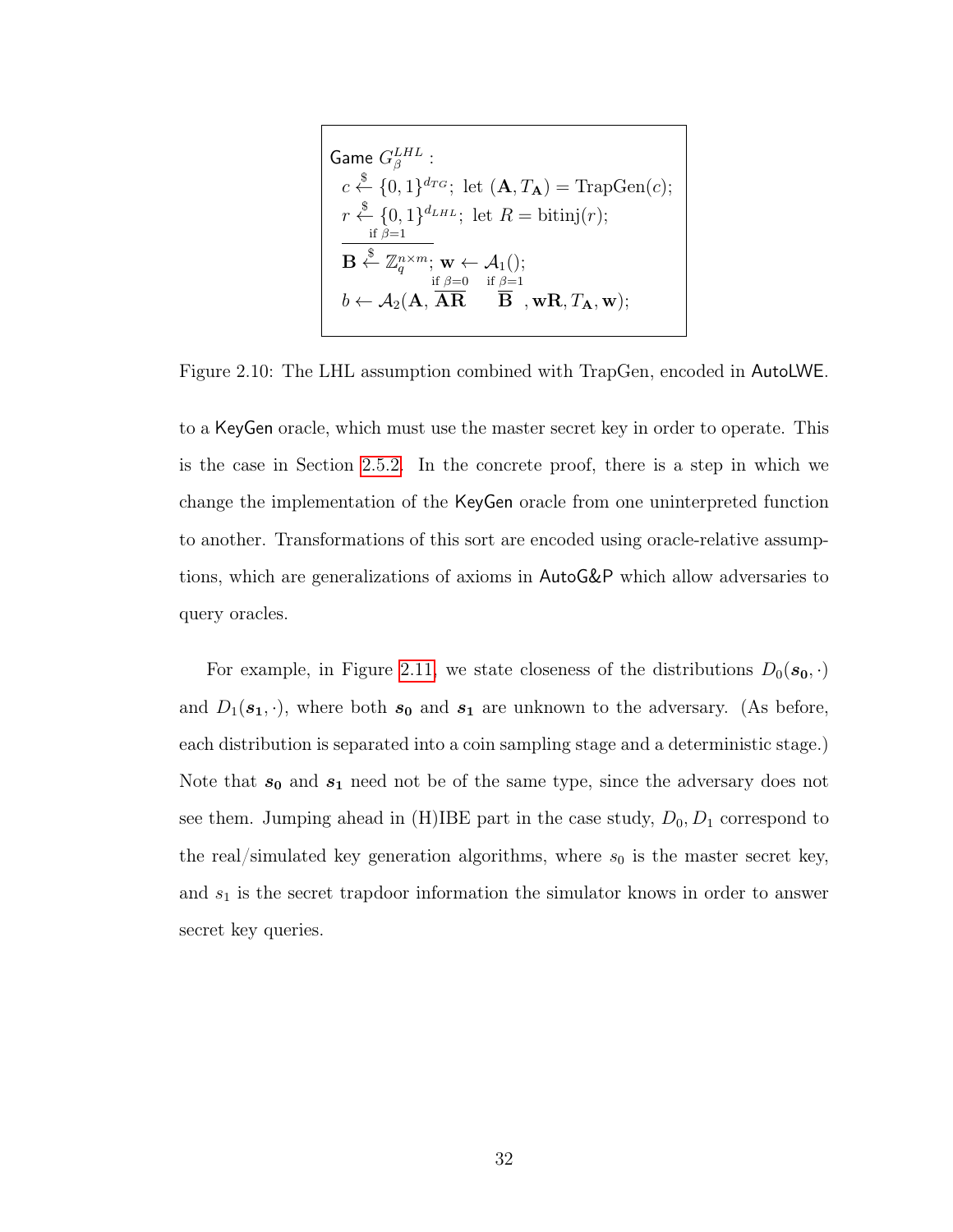Game $G^{LHL}_{\beta}$ :
$c \xleftarrow{\$} \{0,1\}^{d_{TG}}$; let $(\mathbf{A}, T_{\mathbf{A}}) = \text{TrapGen}(c)$;
$r \xleftarrow{\$} \{0,1\}^{d_{LHL}}$; let $R = \text{bitinj}(r)$;
$\overline{\mathbf{B} \xleftarrow{\$} \mathbb{Z}_q^{n \times m}}^{\text{if } \beta=1}$; $\mathbf{w} \leftarrow \mathcal{A}_1()$;
$b \leftarrow \mathcal{A}_2(\mathbf{A}, \overline{\mathbf{AR}}^{\text{if } \beta=0} \; \overline{\mathbf{B}}^{\text{if } \beta=1}, \mathbf{wR}, T_{\mathbf{A}}, \mathbf{w})$;

Figure 2.10: The LHL assumption combined with TrapGen, encoded in AutoLWE.

to a KeyGen oracle, which must use the master secret key in order to operate. This is the case in Section 2.5.2. In the concrete proof, there is a step in which we change the implementation of the KeyGen oracle from one uninterpreted function to another. Transformations of this sort are encoded using oracle-relative assumptions, which are generalizations of axioms in AutoG&P which allow adversaries to query oracles.

For example, in Figure 2.11, we state closeness of the distributions $D_0(\boldsymbol{s_0}, \cdot)$ and $D_1(\boldsymbol{s_1}, \cdot)$, where both $\boldsymbol{s_0}$ and $\boldsymbol{s_1}$ are unknown to the adversary. (As before, each distribution is separated into a coin sampling stage and a deterministic stage.) Note that $\boldsymbol{s_0}$ and $\boldsymbol{s_1}$ need not be of the same type, since the adversary does not see them. Jumping ahead in (H)IBE part in the case study, $D_0, D_1$ correspond to the real/simulated key generation algorithms, where $s_0$ is the master secret key, and $s_1$ is the secret trapdoor information the simulator knows in order to answer secret key queries.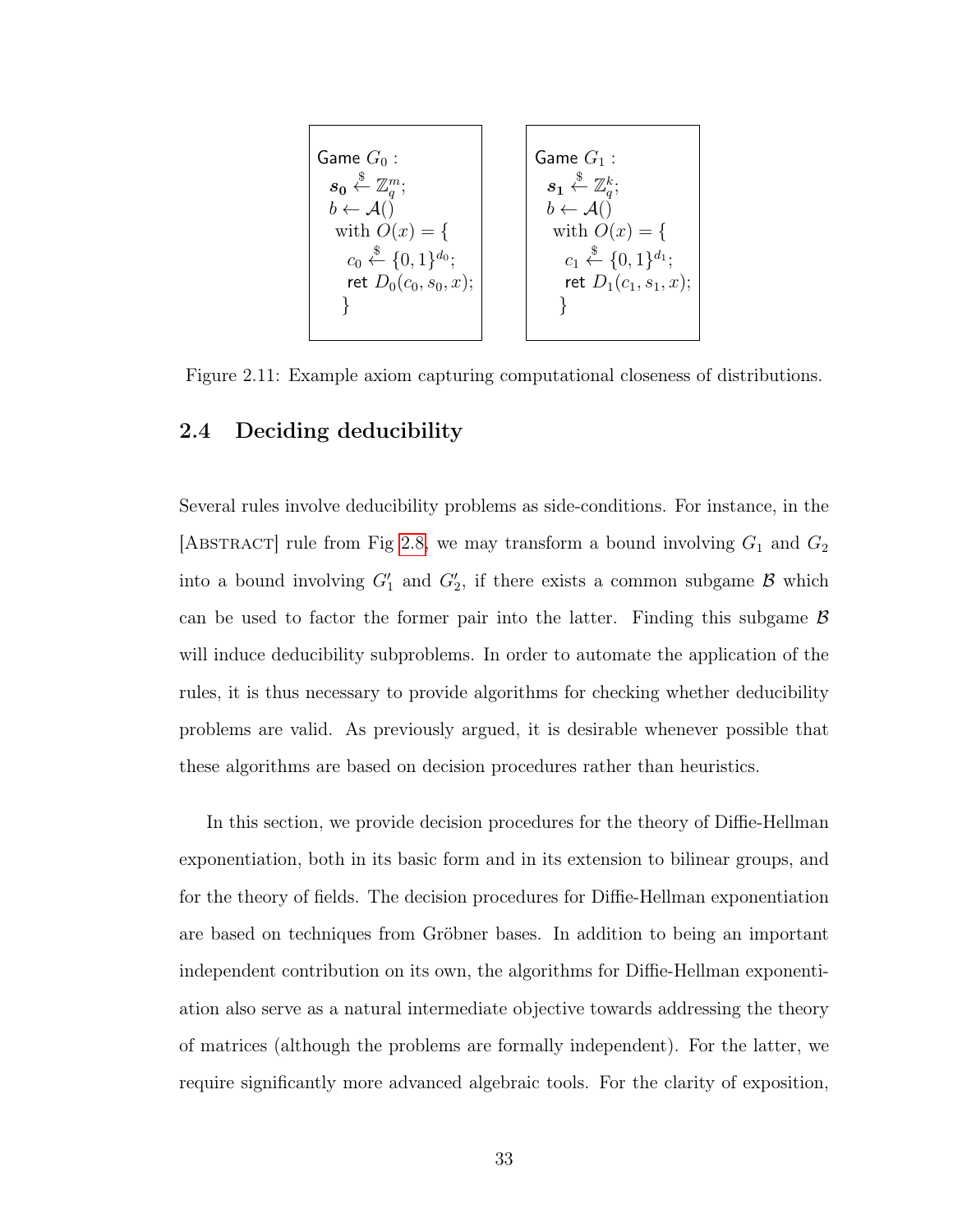```
Game G_0 :
  s_0 <-$ Z_q^m;
  b <- A()
   with O(x) = {
     c_0 <-$ {0,1}^{d_0};
     ret D_0(c_0, s_0, x);
   }
```

```
Game G_1 :
  s_1 <-$ Z_q^k;
  b <- A()
   with O(x) = {
     c_1 <-$ {0,1}^{d_1};
     ret D_1(c_1, s_1, x);
   }
```

Figure 2.11: Example axiom capturing computational closeness of distributions.

## 2.4 Deciding deducibility

Several rules involve deducibility problems as side-conditions. For instance, in the [Abstract] rule from Fig 2.8, we may transform a bound involving $G_1$ and $G_2$ into a bound involving $G_1'$ and $G_2'$, if there exists a common subgame $\mathcal{B}$ which can be used to factor the former pair into the latter. Finding this subgame $\mathcal{B}$ will induce deducibility subproblems. In order to automate the application of the rules, it is thus necessary to provide algorithms for checking whether deducibility problems are valid. As previously argued, it is desirable whenever possible that these algorithms are based on decision procedures rather than heuristics.

In this section, we provide decision procedures for the theory of Diffie-Hellman exponentiation, both in its basic form and in its extension to bilinear groups, and for the theory of fields. The decision procedures for Diffie-Hellman exponentiation are based on techniques from Gröbner bases. In addition to being an important independent contribution on its own, the algorithms for Diffie-Hellman exponentiation also serve as a natural intermediate objective towards addressing the theory of matrices (although the problems are formally independent). For the latter, we require significantly more advanced algebraic tools. For the clarity of exposition,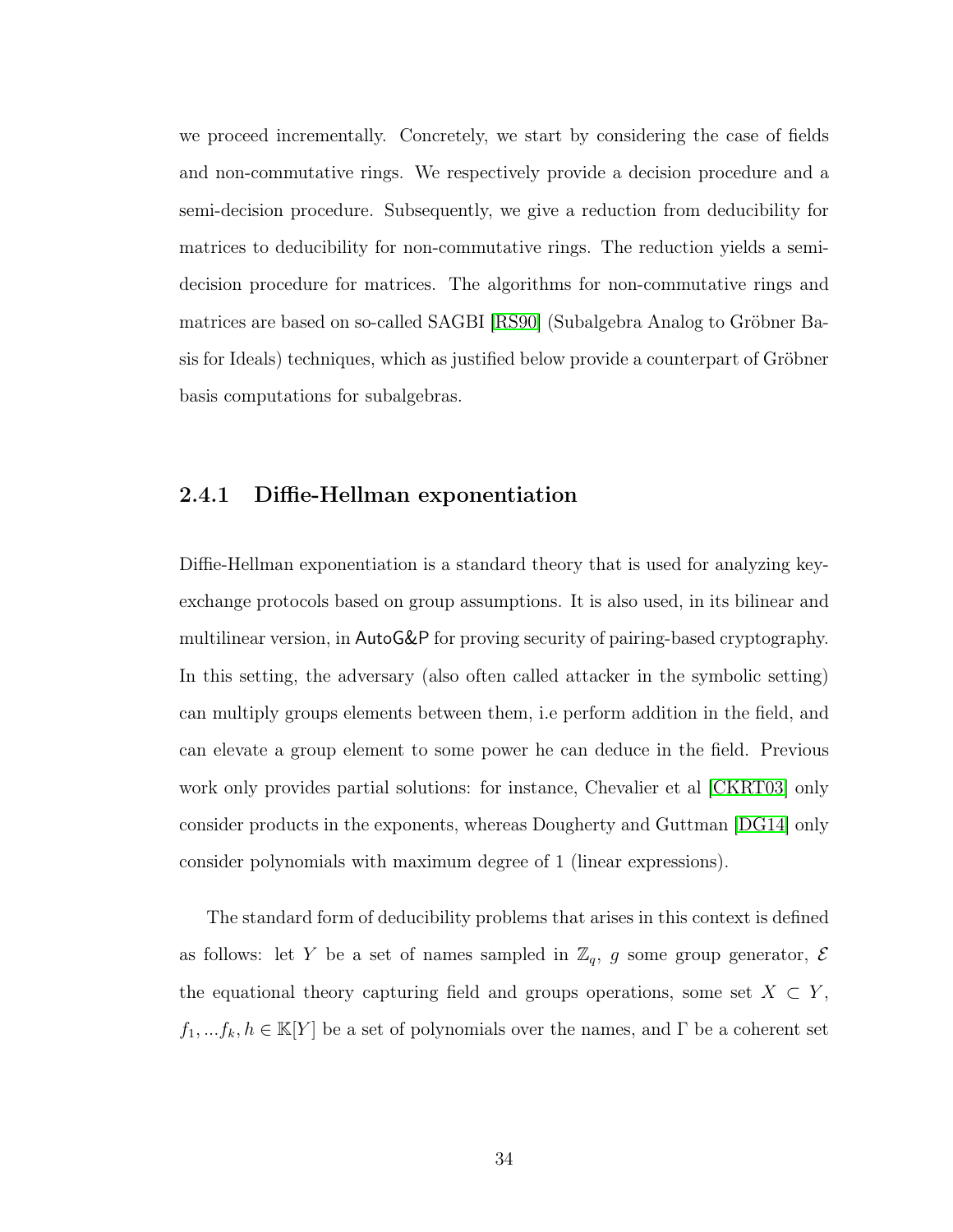we proceed incrementally. Concretely, we start by considering the case of fields and non-commutative rings. We respectively provide a decision procedure and a semi-decision procedure. Subsequently, we give a reduction from deducibility for matrices to deducibility for non-commutative rings. The reduction yields a semi-decision procedure for matrices. The algorithms for non-commutative rings and matrices are based on so-called SAGBI [RS90] (Subalgebra Analog to Gröbner Basis for Ideals) techniques, which as justified below provide a counterpart of Gröbner basis computations for subalgebras.

### 2.4.1 Diffie-Hellman exponentiation

Diffie-Hellman exponentiation is a standard theory that is used for analyzing key-exchange protocols based on group assumptions. It is also used, in its bilinear and multilinear version, in AutoG&P for proving security of pairing-based cryptography. In this setting, the adversary (also often called attacker in the symbolic setting) can multiply groups elements between them, i.e perform addition in the field, and can elevate a group element to some power he can deduce in the field. Previous work only provides partial solutions: for instance, Chevalier et al [CKRT03] only consider products in the exponents, whereas Dougherty and Guttman [DG14] only consider polynomials with maximum degree of 1 (linear expressions).

The standard form of deducibility problems that arises in this context is defined as follows: let $Y$ be a set of names sampled in $\mathbb{Z}_q$, $g$ some group generator, $\mathcal{E}$ the equational theory capturing field and groups operations, some set $X \subset Y$, $f_1, ...f_k, h \in \mathbb{K}[Y]$ be a set of polynomials over the names, and $\Gamma$ be a coherent set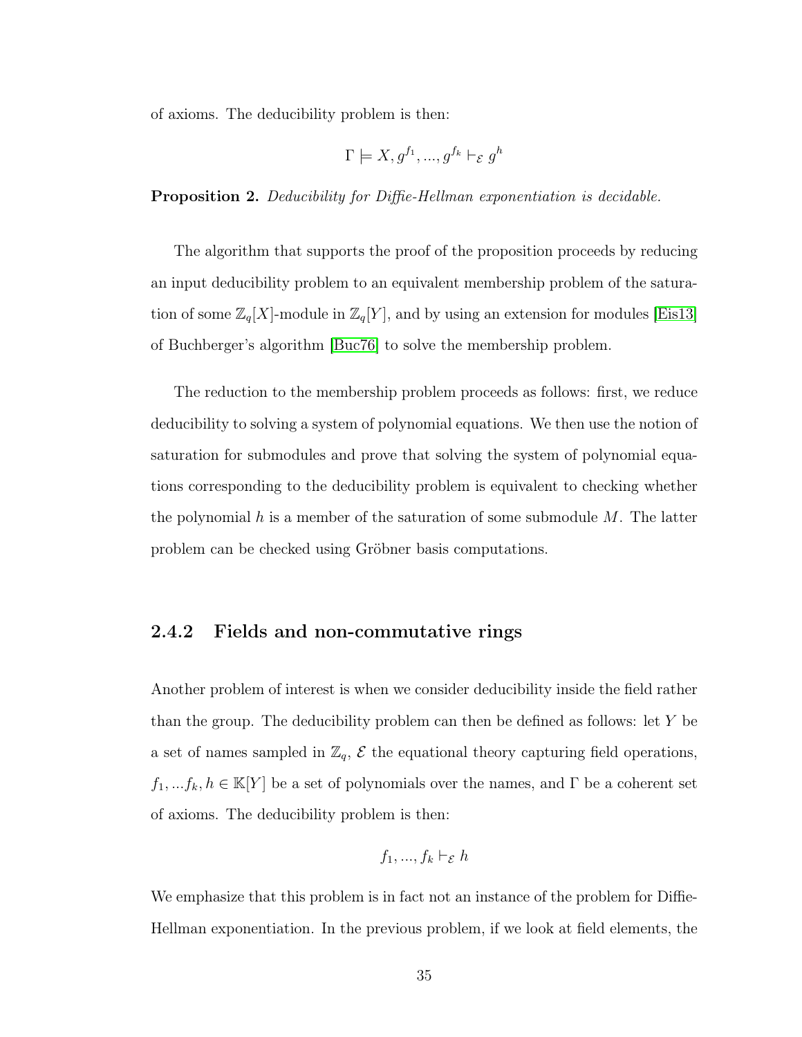of axioms. The deducibility problem is then:

$$\Gamma \models X, g^{f_1}, ..., g^{f_k} \vdash_{\mathcal{E}} g^h$$

**Proposition 2.** *Deducibility for Diffie-Hellman exponentiation is decidable.*

The algorithm that supports the proof of the proposition proceeds by reducing an input deducibility problem to an equivalent membership problem of the saturation of some $\mathbb{Z}_q[X]$-module in $\mathbb{Z}_q[Y]$, and by using an extension for modules [Eis13] of Buchberger's algorithm [Buc76] to solve the membership problem.

The reduction to the membership problem proceeds as follows: first, we reduce deducibility to solving a system of polynomial equations. We then use the notion of saturation for submodules and prove that solving the system of polynomial equations corresponding to the deducibility problem is equivalent to checking whether the polynomial $h$ is a member of the saturation of some submodule $M$. The latter problem can be checked using Gröbner basis computations.

### 2.4.2 Fields and non-commutative rings

Another problem of interest is when we consider deducibility inside the field rather than the group. The deducibility problem can then be defined as follows: let $Y$ be a set of names sampled in $\mathbb{Z}_q$, $\mathcal{E}$ the equational theory capturing field operations, $f_1, ...f_k, h \in \mathbb{K}[Y]$ be a set of polynomials over the names, and $\Gamma$ be a coherent set of axioms. The deducibility problem is then:

$$f_1, ..., f_k \vdash_{\mathcal{E}} h$$

We emphasize that this problem is in fact not an instance of the problem for Diffie-Hellman exponentiation. In the previous problem, if we look at field elements, the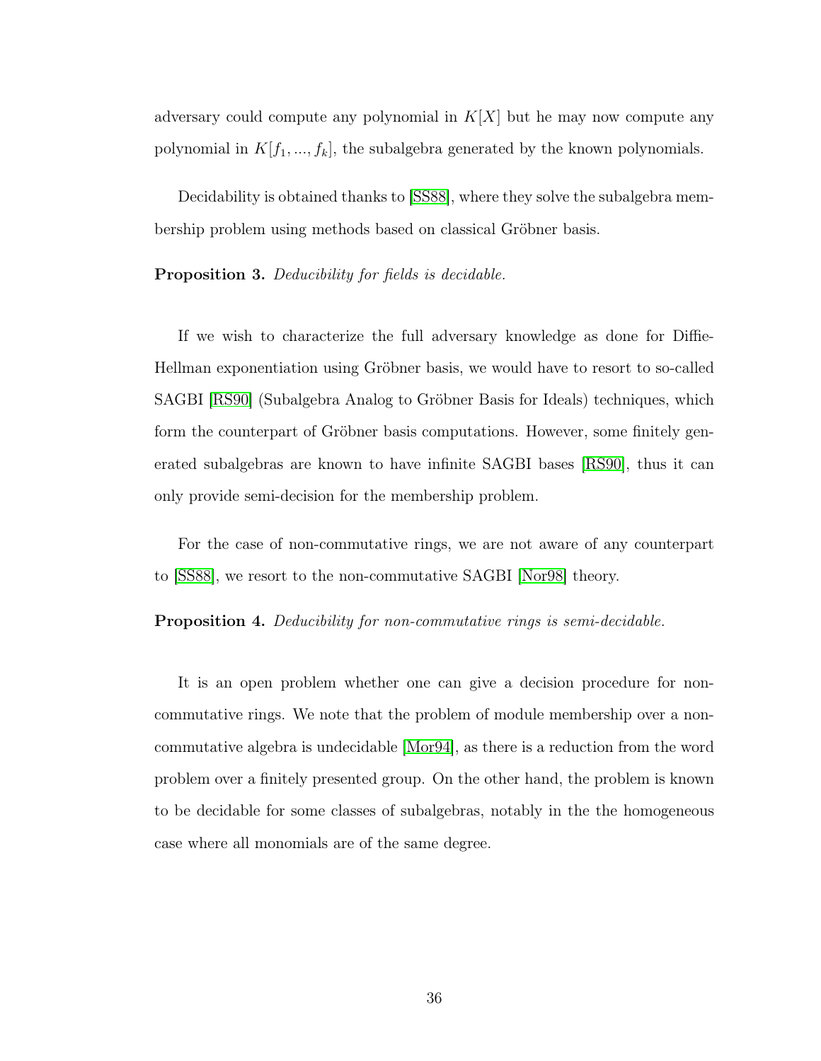adversary could compute any polynomial in $K[X]$ but he may now compute any polynomial in $K[f_1, ..., f_k]$, the subalgebra generated by the known polynomials.

Decidability is obtained thanks to [SS88], where they solve the subalgebra membership problem using methods based on classical Gröbner basis.

**Proposition 3.** *Deducibility for fields is decidable.*

If we wish to characterize the full adversary knowledge as done for Diffie-Hellman exponentiation using Gröbner basis, we would have to resort to so-called SAGBI [RS90] (Subalgebra Analog to Gröbner Basis for Ideals) techniques, which form the counterpart of Gröbner basis computations. However, some finitely generated subalgebras are known to have infinite SAGBI bases [RS90], thus it can only provide semi-decision for the membership problem.

For the case of non-commutative rings, we are not aware of any counterpart to [SS88], we resort to the non-commutative SAGBI [Nor98] theory.

**Proposition 4.** *Deducibility for non-commutative rings is semi-decidable.*

It is an open problem whether one can give a decision procedure for non-commutative rings. We note that the problem of module membership over a non-commutative algebra is undecidable [Mor94], as there is a reduction from the word problem over a finitely presented group. On the other hand, the problem is known to be decidable for some classes of subalgebras, notably in the the homogeneous case where all monomials are of the same degree.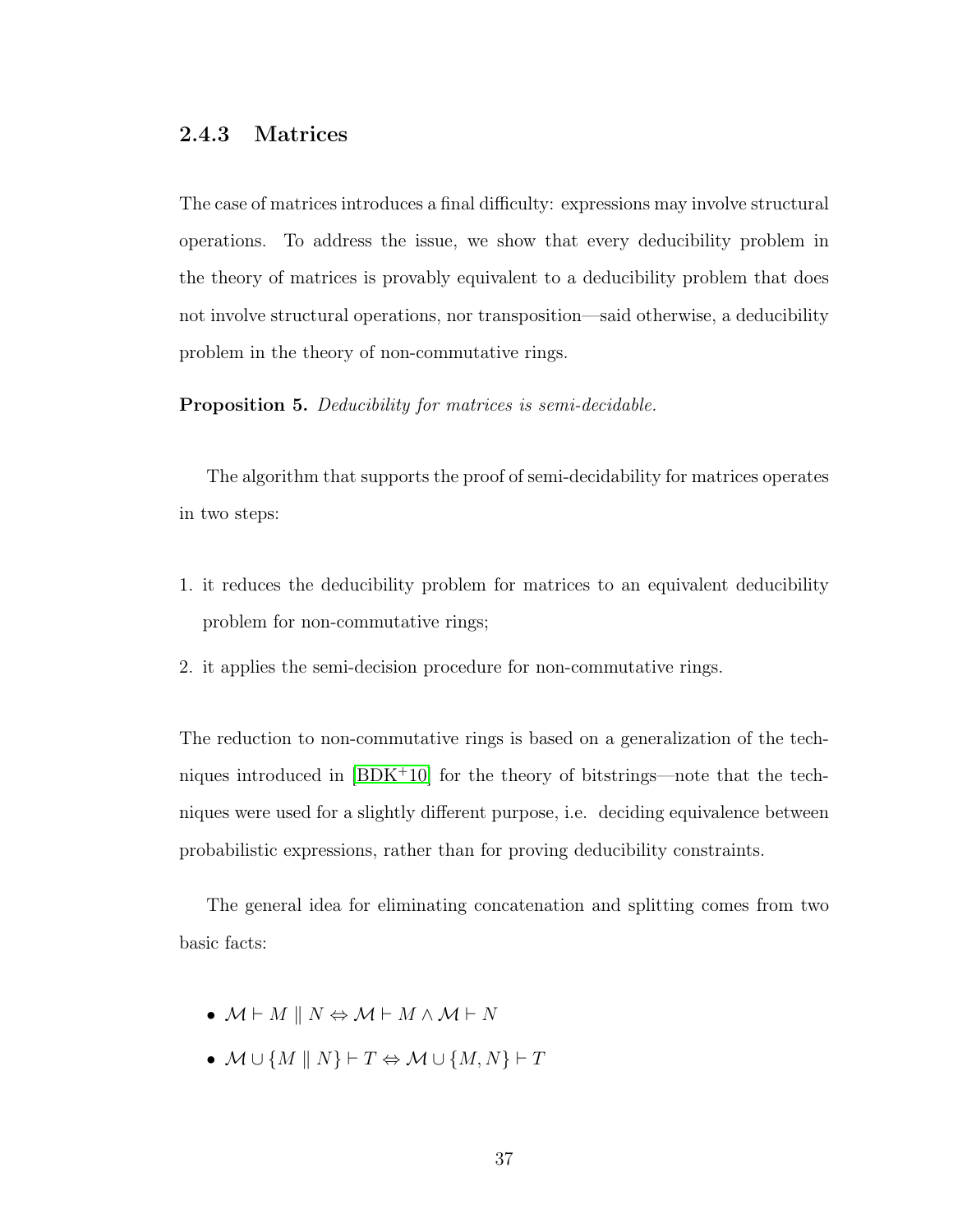### 2.4.3 Matrices

The case of matrices introduces a final difficulty: expressions may involve structural operations. To address the issue, we show that every deducibility problem in the theory of matrices is provably equivalent to a deducibility problem that does not involve structural operations, nor transposition—said otherwise, a deducibility problem in the theory of non-commutative rings.

**Proposition 5.** *Deducibility for matrices is semi-decidable.*

The algorithm that supports the proof of semi-decidability for matrices operates in two steps:

1. it reduces the deducibility problem for matrices to an equivalent deducibility problem for non-commutative rings;
2. it applies the semi-decision procedure for non-commutative rings.

The reduction to non-commutative rings is based on a generalization of the techniques introduced in [BDK+10] for the theory of bitstrings—note that the techniques were used for a slightly different purpose, i.e. deciding equivalence between probabilistic expressions, rather than for proving deducibility constraints.

The general idea for eliminating concatenation and splitting comes from two basic facts:

- $\mathcal{M} \vdash M \parallel N \Leftrightarrow \mathcal{M} \vdash M \land \mathcal{M} \vdash N$
- $\mathcal{M} \cup \{M \parallel N\} \vdash T \Leftrightarrow \mathcal{M} \cup \{M, N\} \vdash T$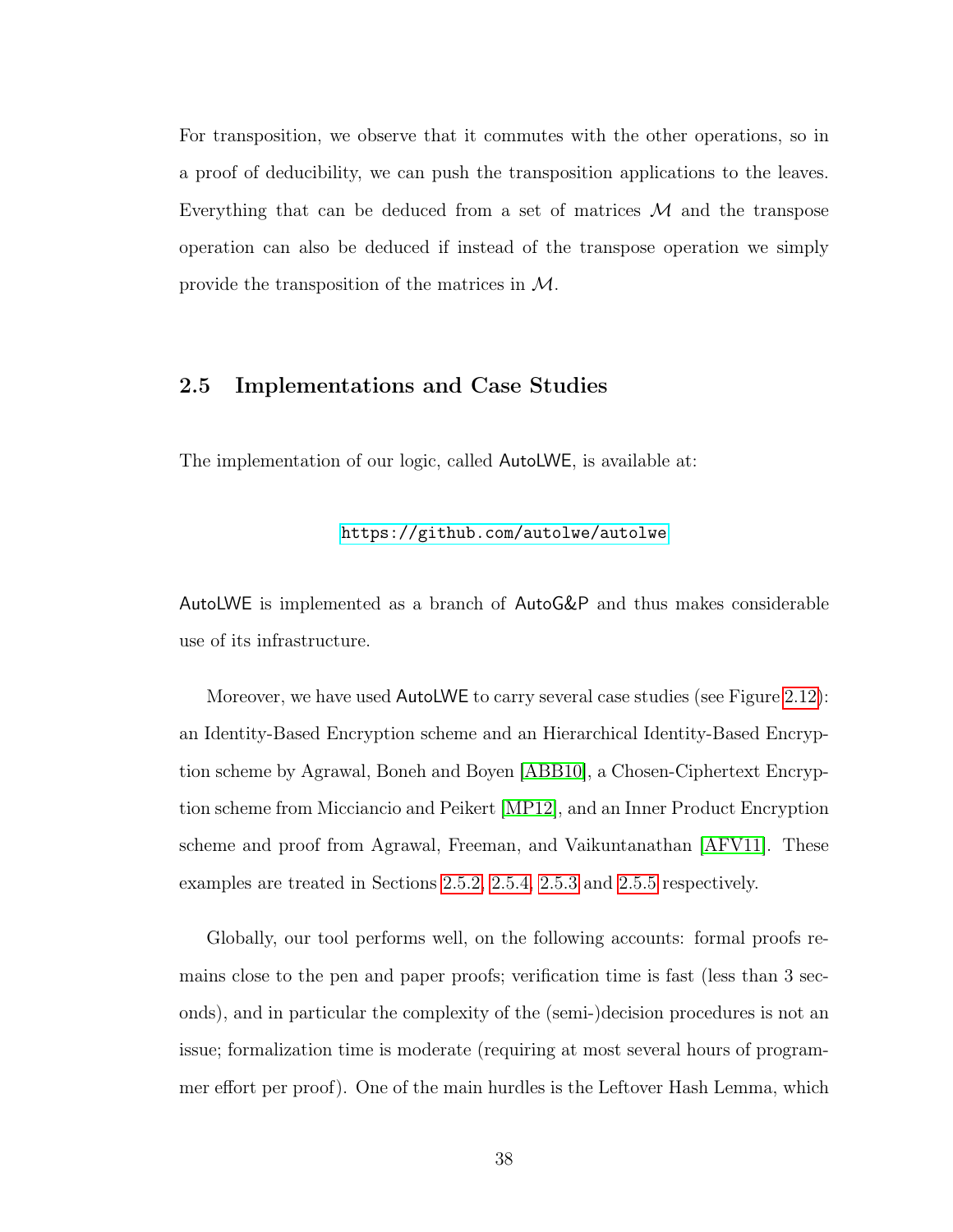For transposition, we observe that it commutes with the other operations, so in a proof of deducibility, we can push the transposition applications to the leaves. Everything that can be deduced from a set of matrices $\mathcal{M}$ and the transpose operation can also be deduced if instead of the transpose operation we simply provide the transposition of the matrices in $\mathcal{M}$.

## 2.5 Implementations and Case Studies

The implementation of our logic, called AutoLWE, is available at:

https://github.com/autolwe/autolwe

AutoLWE is implemented as a branch of AutoG&P and thus makes considerable use of its infrastructure.

Moreover, we have used AutoLWE to carry several case studies (see Figure 2.12): an Identity-Based Encryption scheme and an Hierarchical Identity-Based Encryption scheme by Agrawal, Boneh and Boyen [ABB10], a Chosen-Ciphertext Encryption scheme from Micciancio and Peikert [MP12], and an Inner Product Encryption scheme and proof from Agrawal, Freeman, and Vaikuntanathan [AFV11]. These examples are treated in Sections 2.5.2, 2.5.4, 2.5.3 and 2.5.5 respectively.

Globally, our tool performs well, on the following accounts: formal proofs remains close to the pen and paper proofs; verification time is fast (less than 3 seconds), and in particular the complexity of the (semi-)decision procedures is not an issue; formalization time is moderate (requiring at most several hours of programmer effort per proof). One of the main hurdles is the Leftover Hash Lemma, which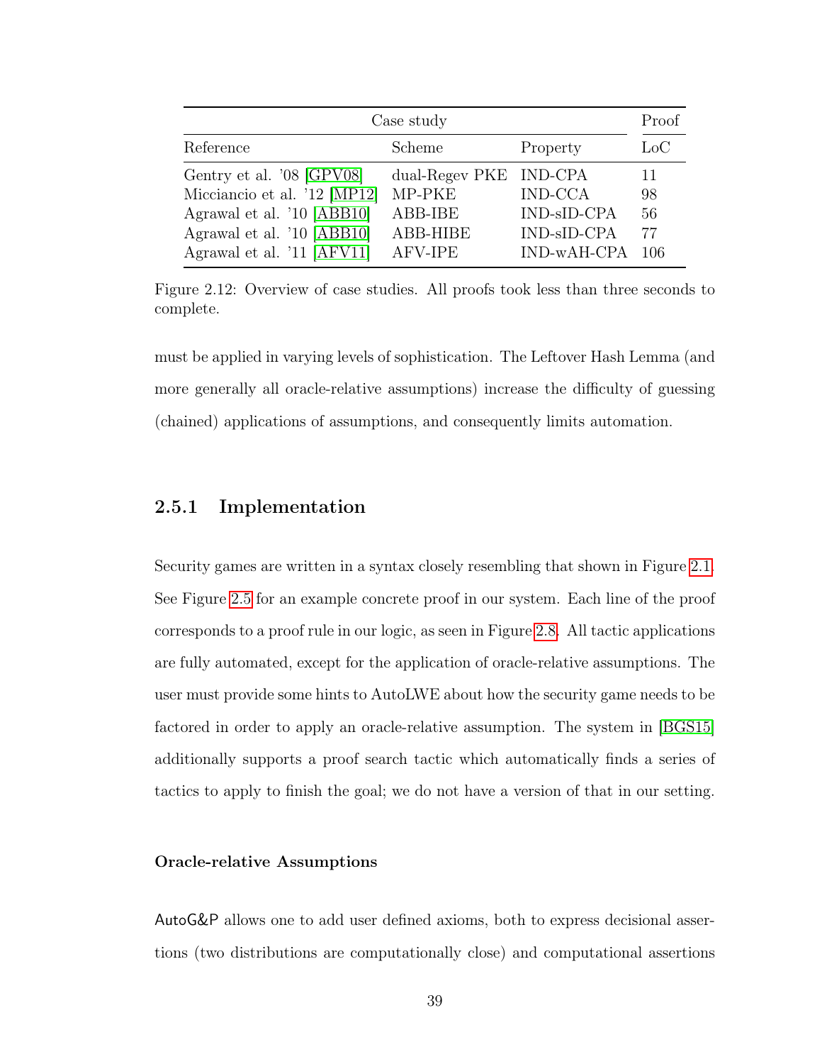| Case study | | | Proof |
|---|---|---|---|
| Reference | Scheme | Property | LoC |
| Gentry et al. '08 [GPV08] | dual-Regev PKE | IND-CPA | 11 |
| Micciancio et al. '12 [MP12] | MP-PKE | IND-CCA | 98 |
| Agrawal et al. '10 [ABB10] | ABB-IBE | IND-sID-CPA | 56 |
| Agrawal et al. '10 [ABB10] | ABB-HIBE | IND-sID-CPA | 77 |
| Agrawal et al. '11 [AFV11] | AFV-IPE | IND-wAH-CPA | 106 |

Figure 2.12: Overview of case studies. All proofs took less than three seconds to complete.

must be applied in varying levels of sophistication. The Leftover Hash Lemma (and more generally all oracle-relative assumptions) increase the difficulty of guessing (chained) applications of assumptions, and consequently limits automation.

### 2.5.1 Implementation

Security games are written in a syntax closely resembling that shown in Figure 2.1. See Figure 2.5 for an example concrete proof in our system. Each line of the proof corresponds to a proof rule in our logic, as seen in Figure 2.8. All tactic applications are fully automated, except for the application of oracle-relative assumptions. The user must provide some hints to AutoLWE about how the security game needs to be factored in order to apply an oracle-relative assumption. The system in [BGS15] additionally supports a proof search tactic which automatically finds a series of tactics to apply to finish the goal; we do not have a version of that in our setting.

#### Oracle-relative Assumptions

AutoG&P allows one to add user defined axioms, both to express decisional assertions (two distributions are computationally close) and computational assertions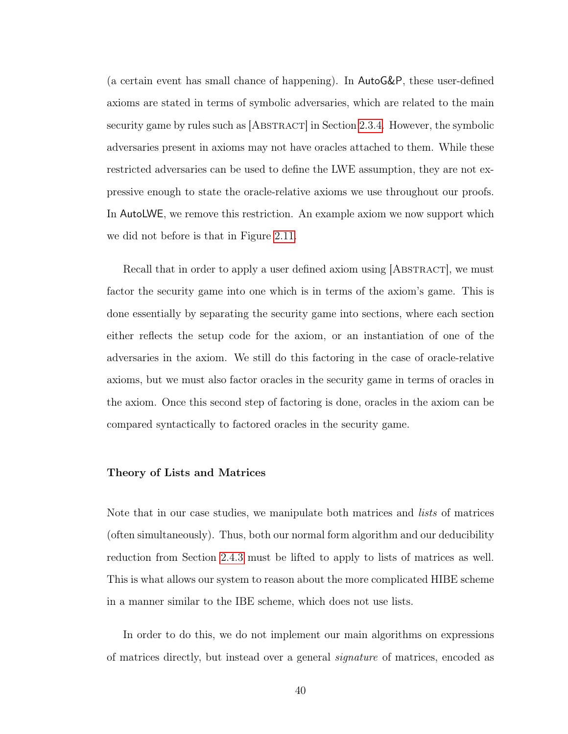(a certain event has small chance of happening). In AutoG&P, these user-defined axioms are stated in terms of symbolic adversaries, which are related to the main security game by rules such as [Abstract] in Section 2.3.4. However, the symbolic adversaries present in axioms may not have oracles attached to them. While these restricted adversaries can be used to define the LWE assumption, they are not expressive enough to state the oracle-relative axioms we use throughout our proofs. In AutoLWE, we remove this restriction. An example axiom we now support which we did not before is that in Figure 2.11.

Recall that in order to apply a user defined axiom using [Abstract], we must factor the security game into one which is in terms of the axiom's game. This is done essentially by separating the security game into sections, where each section either reflects the setup code for the axiom, or an instantiation of one of the adversaries in the axiom. We still do this factoring in the case of oracle-relative axioms, but we must also factor oracles in the security game in terms of oracles in the axiom. Once this second step of factoring is done, oracles in the axiom can be compared syntactically to factored oracles in the security game.

### Theory of Lists and Matrices

Note that in our case studies, we manipulate both matrices and *lists* of matrices (often simultaneously). Thus, both our normal form algorithm and our deducibility reduction from Section 2.4.3 must be lifted to apply to lists of matrices as well. This is what allows our system to reason about the more complicated HIBE scheme in a manner similar to the IBE scheme, which does not use lists.

In order to do this, we do not implement our main algorithms on expressions of matrices directly, but instead over a general *signature* of matrices, encoded as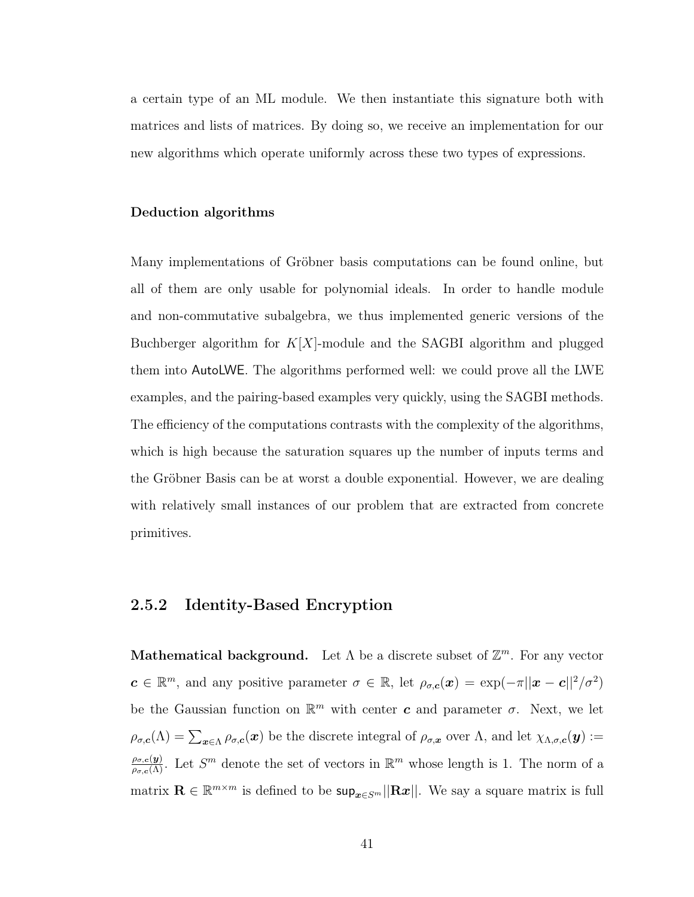a certain type of an ML module. We then instantiate this signature both with matrices and lists of matrices. By doing so, we receive an implementation for our new algorithms which operate uniformly across these two types of expressions.

**Deduction algorithms**

Many implementations of Gröbner basis computations can be found online, but all of them are only usable for polynomial ideals. In order to handle module and non-commutative subalgebra, we thus implemented generic versions of the Buchberger algorithm for $K[X]$-module and the SAGBI algorithm and plugged them into AutoLWE. The algorithms performed well: we could prove all the LWE examples, and the pairing-based examples very quickly, using the SAGBI methods. The efficiency of the computations contrasts with the complexity of the algorithms, which is high because the saturation squares up the number of inputs terms and the Gröbner Basis can be at worst a double exponential. However, we are dealing with relatively small instances of our problem that are extracted from concrete primitives.

### 2.5.2 Identity-Based Encryption

**Mathematical background.** Let $\Lambda$ be a discrete subset of $\mathbb{Z}^m$. For any vector $\boldsymbol{c} \in \mathbb{R}^m$, and any positive parameter $\sigma \in \mathbb{R}$, let $\rho_{\sigma,\boldsymbol{c}}(\boldsymbol{x}) = \exp(-\pi||\boldsymbol{x} - \boldsymbol{c}||^2/\sigma^2)$ be the Gaussian function on $\mathbb{R}^m$ with center $\boldsymbol{c}$ and parameter $\sigma$. Next, we let $\rho_{\sigma,\boldsymbol{c}}(\Lambda) = \sum_{\boldsymbol{x}\in\Lambda} \rho_{\sigma,\boldsymbol{c}}(\boldsymbol{x})$ be the discrete integral of $\rho_{\sigma,\boldsymbol{x}}$ over $\Lambda$, and let $\chi_{\Lambda,\sigma,\boldsymbol{c}}(\boldsymbol{y}) := \frac{\rho_{\sigma,\boldsymbol{c}}(\boldsymbol{y})}{\rho_{\sigma,\boldsymbol{c}}(\Lambda)}$. Let $S^m$ denote the set of vectors in $\mathbb{R}^m$ whose length is 1. The norm of a matrix $\mathbf{R} \in \mathbb{R}^{m\times m}$ is defined to be $\mathsf{sup}_{\boldsymbol{x}\in S^m}||\mathbf{R}\boldsymbol{x}||$. We say a square matrix is full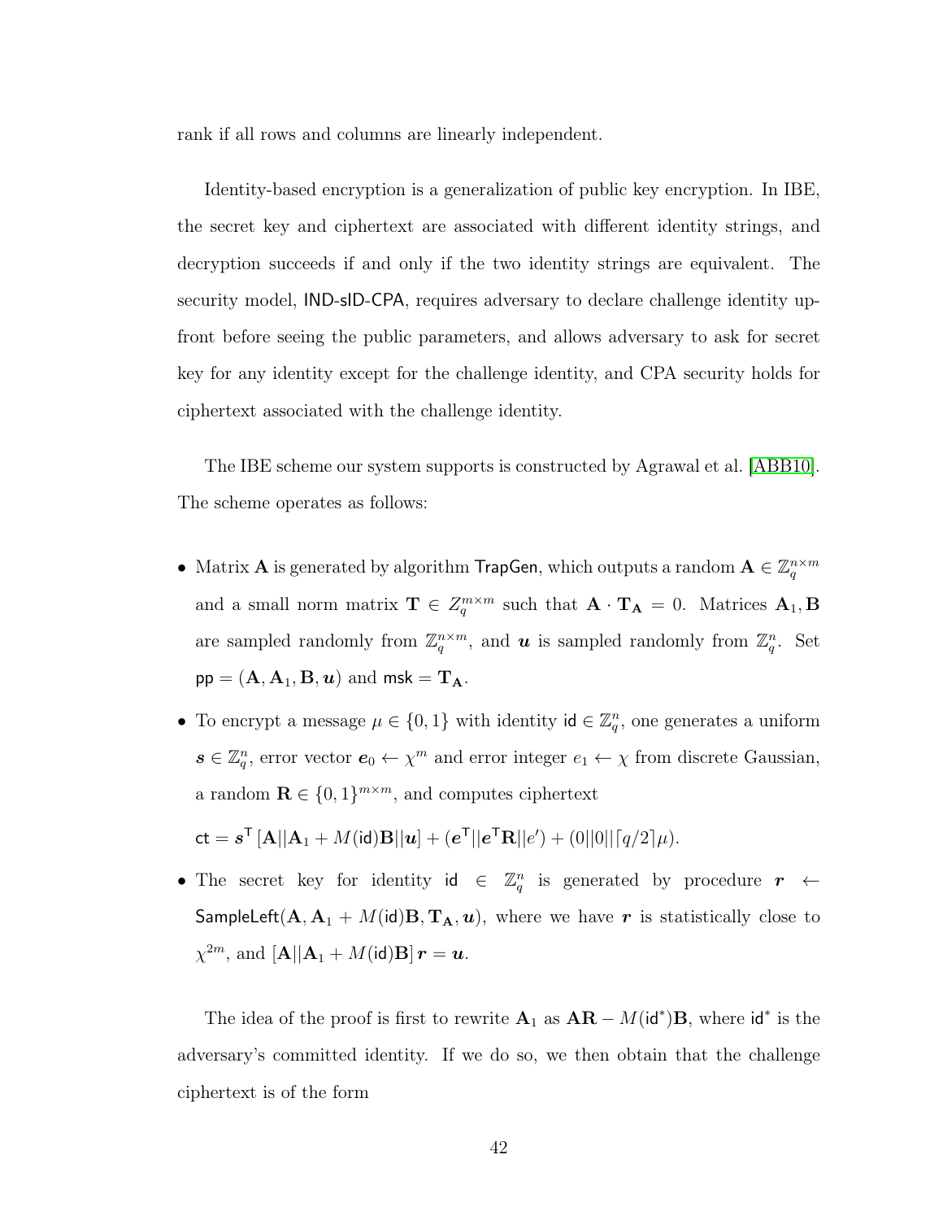rank if all rows and columns are linearly independent.

Identity-based encryption is a generalization of public key encryption. In IBE, the secret key and ciphertext are associated with different identity strings, and decryption succeeds if and only if the two identity strings are equivalent. The security model, IND-sID-CPA, requires adversary to declare challenge identity up-front before seeing the public parameters, and allows adversary to ask for secret key for any identity except for the challenge identity, and CPA security holds for ciphertext associated with the challenge identity.

The IBE scheme our system supports is constructed by Agrawal et al. [ABB10]. The scheme operates as follows:

- Matrix $\mathbf{A}$ is generated by algorithm $\mathsf{TrapGen}$, which outputs a random $\mathbf{A} \in \mathbb{Z}_q^{n\times m}$ and a small norm matrix $\mathbf{T} \in Z_q^{m\times m}$ such that $\mathbf{A} \cdot \mathbf{T_A} = 0$. Matrices $\mathbf{A}_1, \mathbf{B}$ are sampled randomly from $\mathbb{Z}_q^{n\times m}$, and $\boldsymbol{u}$ is sampled randomly from $\mathbb{Z}_q^n$. Set $\mathsf{pp} = (\mathbf{A}, \mathbf{A}_1, \mathbf{B}, \boldsymbol{u})$ and $\mathsf{msk} = \mathbf{T_A}$.
- To encrypt a message $\mu \in \{0, 1\}$ with identity $\mathsf{id} \in \mathbb{Z}_q^n$, one generates a uniform $\boldsymbol{s} \in \mathbb{Z}_q^n$, error vector $\boldsymbol{e}_0 \leftarrow \chi^m$ and error integer $e_1 \leftarrow \chi$ from discrete Gaussian, a random $\mathbf{R} \in \{0, 1\}^{m\times m}$, and computes ciphertext

  $\mathsf{ct} = \boldsymbol{s}^\mathsf{T} [\mathbf{A}||\mathbf{A}_1 + M(\mathsf{id})\mathbf{B}||\boldsymbol{u}] + (\boldsymbol{e}^\mathsf{T}||\boldsymbol{e}^\mathsf{T}\mathbf{R}||e') + (0||0||\lceil q/2 \rceil \mu).$
- The secret key for identity $\mathsf{id} \in \mathbb{Z}_q^n$ is generated by procedure $\boldsymbol{r} \leftarrow \mathsf{SampleLeft}(\mathbf{A}, \mathbf{A}_1 + M(\mathsf{id})\mathbf{B}, \mathbf{T_A}, \boldsymbol{u})$, where we have $\boldsymbol{r}$ is statistically close to $\chi^{2m}$, and $[\mathbf{A}||\mathbf{A}_1 + M(\mathsf{id})\mathbf{B}]\, \boldsymbol{r} = \boldsymbol{u}$.

The idea of the proof is first to rewrite $\mathbf{A}_1$ as $\mathbf{AR} - M(\mathsf{id}^*)\mathbf{B}$, where $\mathsf{id}^*$ is the adversary's committed identity. If we do so, we then obtain that the challenge ciphertext is of the form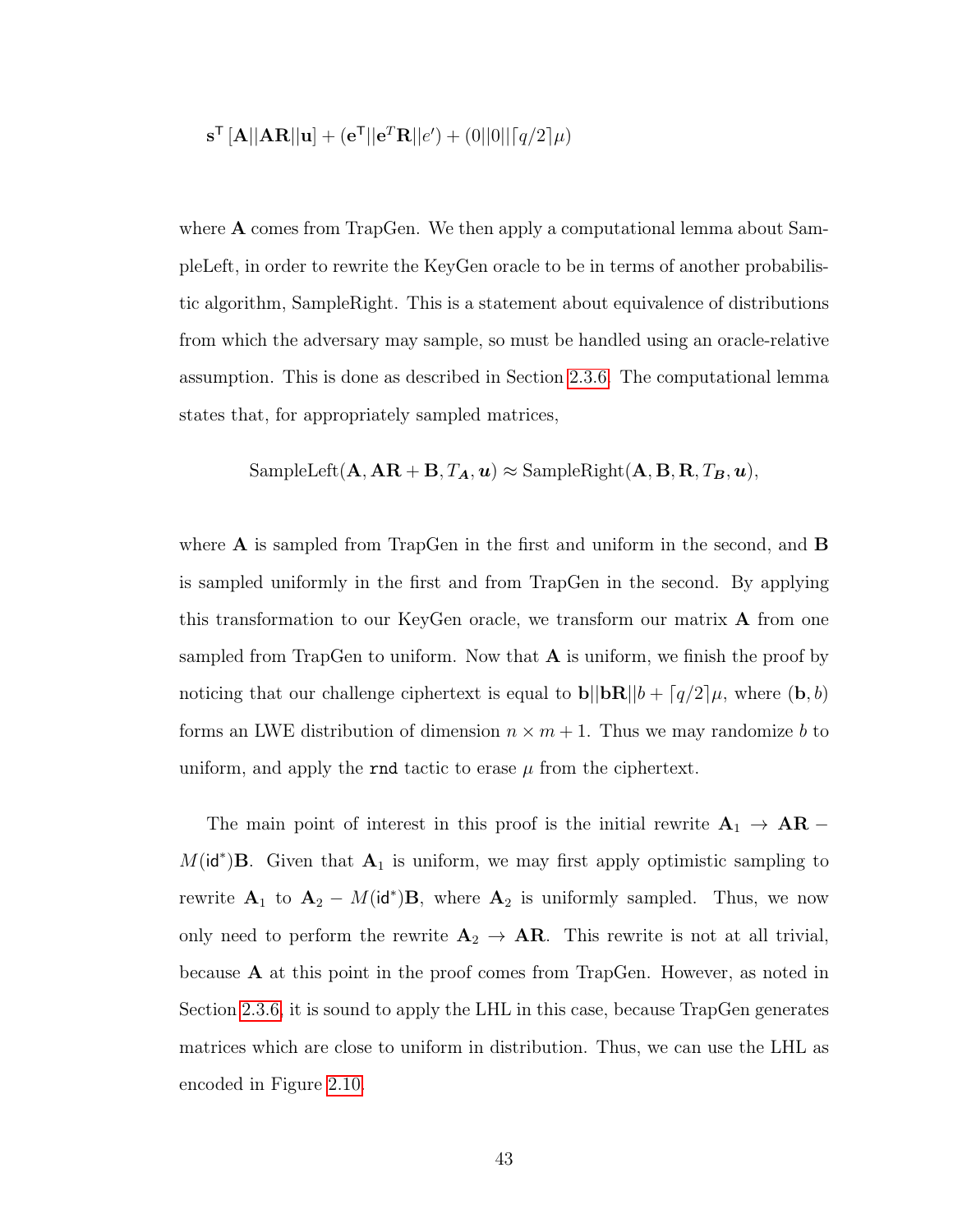$$\mathbf{s}^\mathsf{T}\left[\mathbf{A}||\mathbf{A}\mathbf{R}||\mathbf{u}\right] + (\mathbf{e}^\mathsf{T}||\mathbf{e}^T\mathbf{R}||e') + (0||0||\lceil q/2 \rceil \mu)$$

where $\mathbf{A}$ comes from TrapGen. We then apply a computational lemma about SampleLeft, in order to rewrite the KeyGen oracle to be in terms of another probabilistic algorithm, SampleRight. This is a statement about equivalence of distributions from which the adversary may sample, so must be handled using an oracle-relative assumption. This is done as described in Section 2.3.6. The computational lemma states that, for appropriately sampled matrices,

$$\text{SampleLeft}(\mathbf{A}, \mathbf{A}\mathbf{R} + \mathbf{B}, T_{\boldsymbol{A}}, \boldsymbol{u}) \approx \text{SampleRight}(\mathbf{A}, \mathbf{B}, \mathbf{R}, T_{\boldsymbol{B}}, \boldsymbol{u}),$$

where $\mathbf{A}$ is sampled from TrapGen in the first and uniform in the second, and $\mathbf{B}$ is sampled uniformly in the first and from TrapGen in the second. By applying this transformation to our KeyGen oracle, we transform our matrix $\mathbf{A}$ from one sampled from TrapGen to uniform. Now that $\mathbf{A}$ is uniform, we finish the proof by noticing that our challenge ciphertext is equal to $\mathbf{b}||\mathbf{b}\mathbf{R}||b + \lceil q/2 \rceil \mu$, where $(\mathbf{b}, b)$ forms an LWE distribution of dimension $n \times m + 1$. Thus we may randomize $b$ to uniform, and apply the `rnd` tactic to erase $\mu$ from the ciphertext.

The main point of interest in this proof is the initial rewrite $\mathbf{A}_1 \rightarrow \mathbf{A}\mathbf{R} - M(\mathsf{id}^*)\mathbf{B}$. Given that $\mathbf{A}_1$ is uniform, we may first apply optimistic sampling to rewrite $\mathbf{A}_1$ to $\mathbf{A}_2 - M(\mathsf{id}^*)\mathbf{B}$, where $\mathbf{A}_2$ is uniformly sampled. Thus, we now only need to perform the rewrite $\mathbf{A}_2 \rightarrow \mathbf{A}\mathbf{R}$. This rewrite is not at all trivial, because $\mathbf{A}$ at this point in the proof comes from TrapGen. However, as noted in Section 2.3.6, it is sound to apply the LHL in this case, because TrapGen generates matrices which are close to uniform in distribution. Thus, we can use the LHL as encoded in Figure 2.10.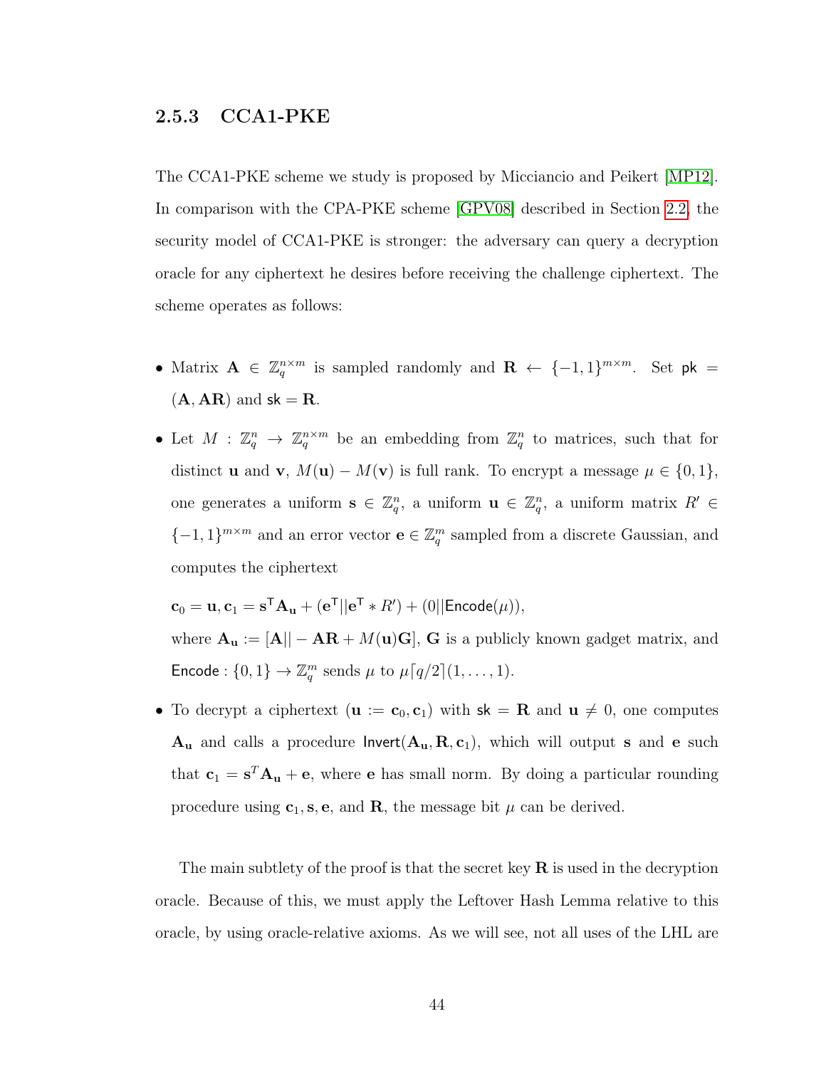### 2.5.3 CCA1-PKE

The CCA1-PKE scheme we study is proposed by Micciancio and Peikert [MP12]. In comparison with the CPA-PKE scheme [GPV08] described in Section 2.2, the security model of CCA1-PKE is stronger: the adversary can query a decryption oracle for any ciphertext he desires before receiving the challenge ciphertext. The scheme operates as follows:

- Matrix $\mathbf{A} \in \mathbb{Z}_q^{n \times m}$ is sampled randomly and $\mathbf{R} \leftarrow \{-1, 1\}^{m \times m}$. Set $\mathsf{pk} = (\mathbf{A}, \mathbf{AR})$ and $\mathsf{sk} = \mathbf{R}$.
- Let $M : \mathbb{Z}_q^n \to \mathbb{Z}_q^{n \times m}$ be an embedding from $\mathbb{Z}_q^n$ to matrices, such that for distinct $\mathbf{u}$ and $\mathbf{v}$, $M(\mathbf{u}) - M(\mathbf{v})$ is full rank. To encrypt a message $\mu \in \{0, 1\}$, one generates a uniform $\mathbf{s} \in \mathbb{Z}_q^n$, a uniform $\mathbf{u} \in \mathbb{Z}_q^n$, a uniform matrix $R' \in \{-1, 1\}^{m \times m}$ and an error vector $\mathbf{e} \in \mathbb{Z}_q^m$ sampled from a discrete Gaussian, and computes the ciphertext

  $\mathbf{c}_0 = \mathbf{u}, \mathbf{c}_1 = \mathbf{s}^{\mathsf{T}} \mathbf{A}_{\mathbf{u}} + (\mathbf{e}^{\mathsf{T}} || \mathbf{e}^{\mathsf{T}} * R') + (0 || \mathsf{Encode}(\mu)),$

  where $\mathbf{A}_{\mathbf{u}} := [\mathbf{A} || -\mathbf{AR} + M(\mathbf{u})\mathbf{G}]$, $\mathbf{G}$ is a publicly known gadget matrix, and $\mathsf{Encode} : \{0, 1\} \to \mathbb{Z}_q^m$ sends $\mu$ to $\mu \lceil q/2 \rceil (1, \ldots, 1)$.
- To decrypt a ciphertext $(\mathbf{u} := \mathbf{c}_0, \mathbf{c}_1)$ with $\mathsf{sk} = \mathbf{R}$ and $\mathbf{u} \neq 0$, one computes $\mathbf{A}_{\mathbf{u}}$ and calls a procedure $\mathsf{Invert}(\mathbf{A}_{\mathbf{u}}, \mathbf{R}, \mathbf{c}_1)$, which will output $\mathbf{s}$ and $\mathbf{e}$ such that $\mathbf{c}_1 = \mathbf{s}^T \mathbf{A}_{\mathbf{u}} + \mathbf{e}$, where $\mathbf{e}$ has small norm. By doing a particular rounding procedure using $\mathbf{c}_1, \mathbf{s}, \mathbf{e}$, and $\mathbf{R}$, the message bit $\mu$ can be derived.

The main subtlety of the proof is that the secret key $\mathbf{R}$ is used in the decryption oracle. Because of this, we must apply the Leftover Hash Lemma relative to this oracle, by using oracle-relative axioms. As we will see, not all uses of the LHL are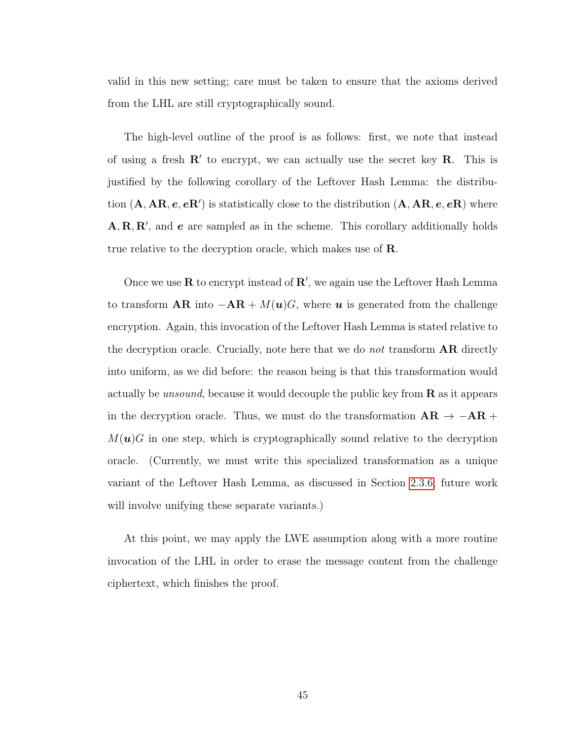valid in this new setting; care must be taken to ensure that the axioms derived from the LHL are still cryptographically sound.

The high-level outline of the proof is as follows: first, we note that instead of using a fresh $\mathbf{R}'$ to encrypt, we can actually use the secret key $\mathbf{R}$. This is justified by the following corollary of the Leftover Hash Lemma: the distribution $(\mathbf{A}, \mathbf{AR}, \boldsymbol{e}, \boldsymbol{e}\mathbf{R}')$ is statistically close to the distribution $(\mathbf{A}, \mathbf{AR}, \boldsymbol{e}, \boldsymbol{e}\mathbf{R})$ where $\mathbf{A}, \mathbf{R}, \mathbf{R}'$, and $\boldsymbol{e}$ are sampled as in the scheme. This corollary additionally holds true relative to the decryption oracle, which makes use of $\mathbf{R}$.

Once we use $\mathbf{R}$ to encrypt instead of $\mathbf{R}'$, we again use the Leftover Hash Lemma to transform $\mathbf{AR}$ into $-\mathbf{AR} + M(\boldsymbol{u})G$, where $\boldsymbol{u}$ is generated from the challenge encryption. Again, this invocation of the Leftover Hash Lemma is stated relative to the decryption oracle. Crucially, note here that we do *not* transform $\mathbf{AR}$ directly into uniform, as we did before: the reason being is that this transformation would actually be *unsound*, because it would decouple the public key from $\mathbf{R}$ as it appears in the decryption oracle. Thus, we must do the transformation $\mathbf{AR} \to -\mathbf{AR} + M(\boldsymbol{u})G$ in one step, which is cryptographically sound relative to the decryption oracle. (Currently, we must write this specialized transformation as a unique variant of the Leftover Hash Lemma, as discussed in Section 2.3.6; future work will involve unifying these separate variants.)

At this point, we may apply the LWE assumption along with a more routine invocation of the LHL in order to erase the message content from the challenge ciphertext, which finishes the proof.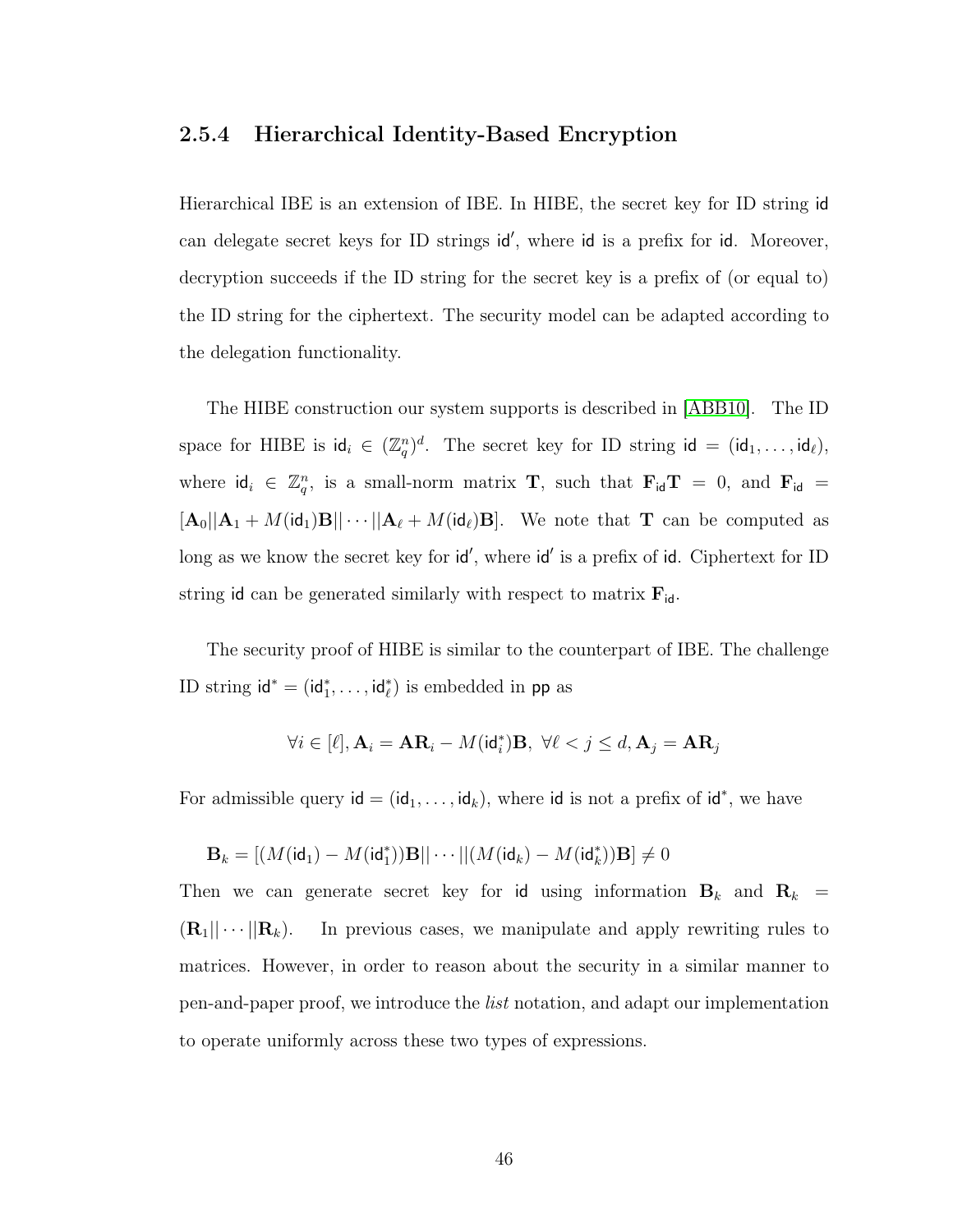### 2.5.4 Hierarchical Identity-Based Encryption

Hierarchical IBE is an extension of IBE. In HIBE, the secret key for ID string $\mathsf{id}$ can delegate secret keys for ID strings $\mathsf{id}'$, where $\mathsf{id}$ is a prefix for $\mathsf{id}$. Moreover, decryption succeeds if the ID string for the secret key is a prefix of (or equal to) the ID string for the ciphertext. The security model can be adapted according to the delegation functionality.

The HIBE construction our system supports is described in [ABB10]. The ID space for HIBE is $\mathsf{id}_i \in (\mathbb{Z}_q^n)^d$. The secret key for ID string $\mathsf{id} = (\mathsf{id}_1, \ldots, \mathsf{id}_\ell)$, where $\mathsf{id}_i \in \mathbb{Z}_q^n$, is a small-norm matrix $\mathbf{T}$, such that $\mathbf{F}_{\mathsf{id}}\mathbf{T} = 0$, and $\mathbf{F}_{\mathsf{id}} = [\mathbf{A}_0||\mathbf{A}_1 + M(\mathsf{id}_1)\mathbf{B}|| \cdots ||\mathbf{A}_\ell + M(\mathsf{id}_\ell)\mathbf{B}]$. We note that $\mathbf{T}$ can be computed as long as we know the secret key for $\mathsf{id}'$, where $\mathsf{id}'$ is a prefix of $\mathsf{id}$. Ciphertext for ID string $\mathsf{id}$ can be generated similarly with respect to matrix $\mathbf{F}_{\mathsf{id}}$.

The security proof of HIBE is similar to the counterpart of IBE. The challenge ID string $\mathsf{id}^* = (\mathsf{id}_1^*, \ldots, \mathsf{id}_\ell^*)$ is embedded in $\mathsf{pp}$ as

$$\forall i \in [\ell], \mathbf{A}_i = \mathbf{A}\mathbf{R}_i - M(\mathsf{id}_i^*)\mathbf{B},\ \forall \ell < j \leq d, \mathbf{A}_j = \mathbf{A}\mathbf{R}_j$$

For admissible query $\mathsf{id} = (\mathsf{id}_1, \ldots, \mathsf{id}_k)$, where $\mathsf{id}$ is not a prefix of $\mathsf{id}^*$, we have

$$\mathbf{B}_k = [(M(\mathsf{id}_1) - M(\mathsf{id}_1^*))\mathbf{B}|| \cdots ||(M(\mathsf{id}_k) - M(\mathsf{id}_k^*))\mathbf{B}] \neq 0$$

Then we can generate secret key for $\mathsf{id}$ using information $\mathbf{B}_k$ and $\mathbf{R}_k = (\mathbf{R}_1|| \cdots ||\mathbf{R}_k)$. In previous cases, we manipulate and apply rewriting rules to matrices. However, in order to reason about the security in a similar manner to pen-and-paper proof, we introduce the *list* notation, and adapt our implementation to operate uniformly across these two types of expressions.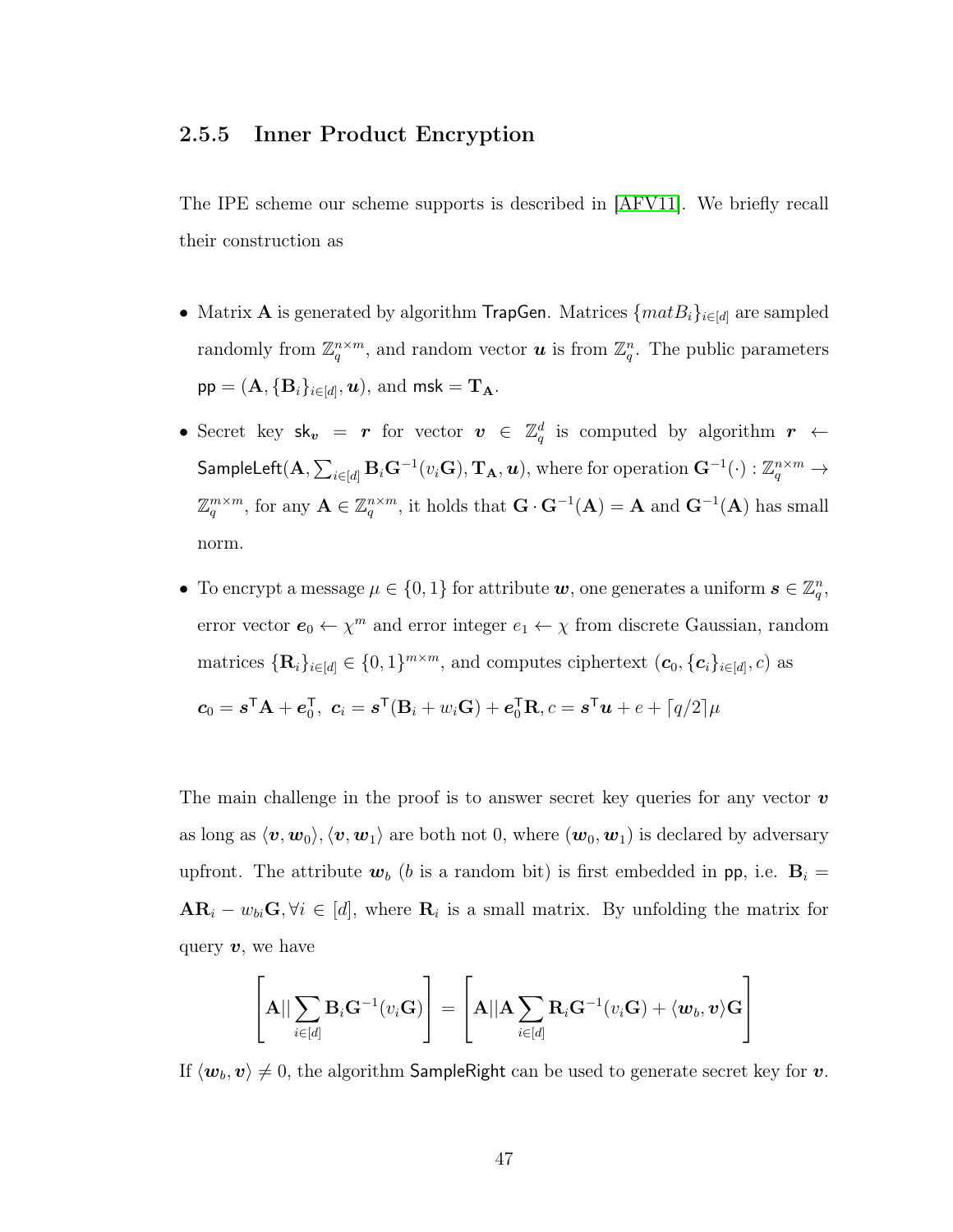### 2.5.5 Inner Product Encryption

The IPE scheme our scheme supports is described in [AFV11]. We briefly recall their construction as

- Matrix $\mathbf{A}$ is generated by algorithm $\mathsf{TrapGen}$. Matrices $\{matB_i\}_{i\in[d]}$ are sampled randomly from $\mathbb{Z}_q^{n\times m}$, and random vector $\boldsymbol{u}$ is from $\mathbb{Z}_q^n$. The public parameters $\mathsf{pp} = (\mathbf{A}, \{\mathbf{B}_i\}_{i\in[d]}, \boldsymbol{u})$, and $\mathsf{msk} = \mathbf{T_A}$.
- Secret key $\mathsf{sk}_{\boldsymbol{v}} = \boldsymbol{r}$ for vector $\boldsymbol{v} \in \mathbb{Z}_q^d$ is computed by algorithm $\boldsymbol{r} \leftarrow \mathsf{SampleLeft}(\mathbf{A}, \sum_{i\in[d]} \mathbf{B}_i\mathbf{G}^{-1}(v_i\mathbf{G}), \mathbf{T_A}, \boldsymbol{u})$, where for operation $\mathbf{G}^{-1}(\cdot) : \mathbb{Z}_q^{n\times m} \to \mathbb{Z}_q^{m\times m}$, for any $\mathbf{A} \in \mathbb{Z}_q^{n\times m}$, it holds that $\mathbf{G}\cdot\mathbf{G}^{-1}(\mathbf{A}) = \mathbf{A}$ and $\mathbf{G}^{-1}(\mathbf{A})$ has small norm.
- To encrypt a message $\mu \in \{0,1\}$ for attribute $\boldsymbol{w}$, one generates a uniform $\boldsymbol{s} \in \mathbb{Z}_q^n$, error vector $\boldsymbol{e}_0 \leftarrow \chi^m$ and error integer $e_1 \leftarrow \chi$ from discrete Gaussian, random matrices $\{\mathbf{R}_i\}_{i\in[d]} \in \{0,1\}^{m\times m}$, and computes ciphertext $(\boldsymbol{c}_0, \{\boldsymbol{c}_i\}_{i\in[d]}, c)$ as

  $\boldsymbol{c}_0 = \boldsymbol{s}^\mathsf{T}\mathbf{A} + \boldsymbol{e}_0^\mathsf{T},\ \boldsymbol{c}_i = \boldsymbol{s}^\mathsf{T}(\mathbf{B}_i + w_i\mathbf{G}) + \boldsymbol{e}_0^\mathsf{T}\mathbf{R}, c = \boldsymbol{s}^\mathsf{T}\boldsymbol{u} + e + \lceil q/2\rceil\mu$

The main challenge in the proof is to answer secret key queries for any vector $\boldsymbol{v}$ as long as $\langle \boldsymbol{v}, \boldsymbol{w}_0\rangle, \langle \boldsymbol{v}, \boldsymbol{w}_1\rangle$ are both not 0, where $(\boldsymbol{w}_0, \boldsymbol{w}_1)$ is declared by adversary upfront. The attribute $\boldsymbol{w}_b$ ($b$ is a random bit) is first embedded in $\mathsf{pp}$, i.e. $\mathbf{B}_i = \mathbf{A}\mathbf{R}_i - w_{bi}\mathbf{G}, \forall i \in [d]$, where $\mathbf{R}_i$ is a small matrix. By unfolding the matrix for query $\boldsymbol{v}$, we have

$$\left[\mathbf{A}|| \sum_{i\in[d]} \mathbf{B}_i\mathbf{G}^{-1}(v_i\mathbf{G})\right] = \left[\mathbf{A}||\mathbf{A}\sum_{i\in[d]} \mathbf{R}_i\mathbf{G}^{-1}(v_i\mathbf{G}) + \langle \boldsymbol{w}_b, \boldsymbol{v}\rangle\mathbf{G}\right]$$

If $\langle \boldsymbol{w}_b, \boldsymbol{v}\rangle \neq 0$, the algorithm $\mathsf{SampleRight}$ can be used to generate secret key for $\boldsymbol{v}$.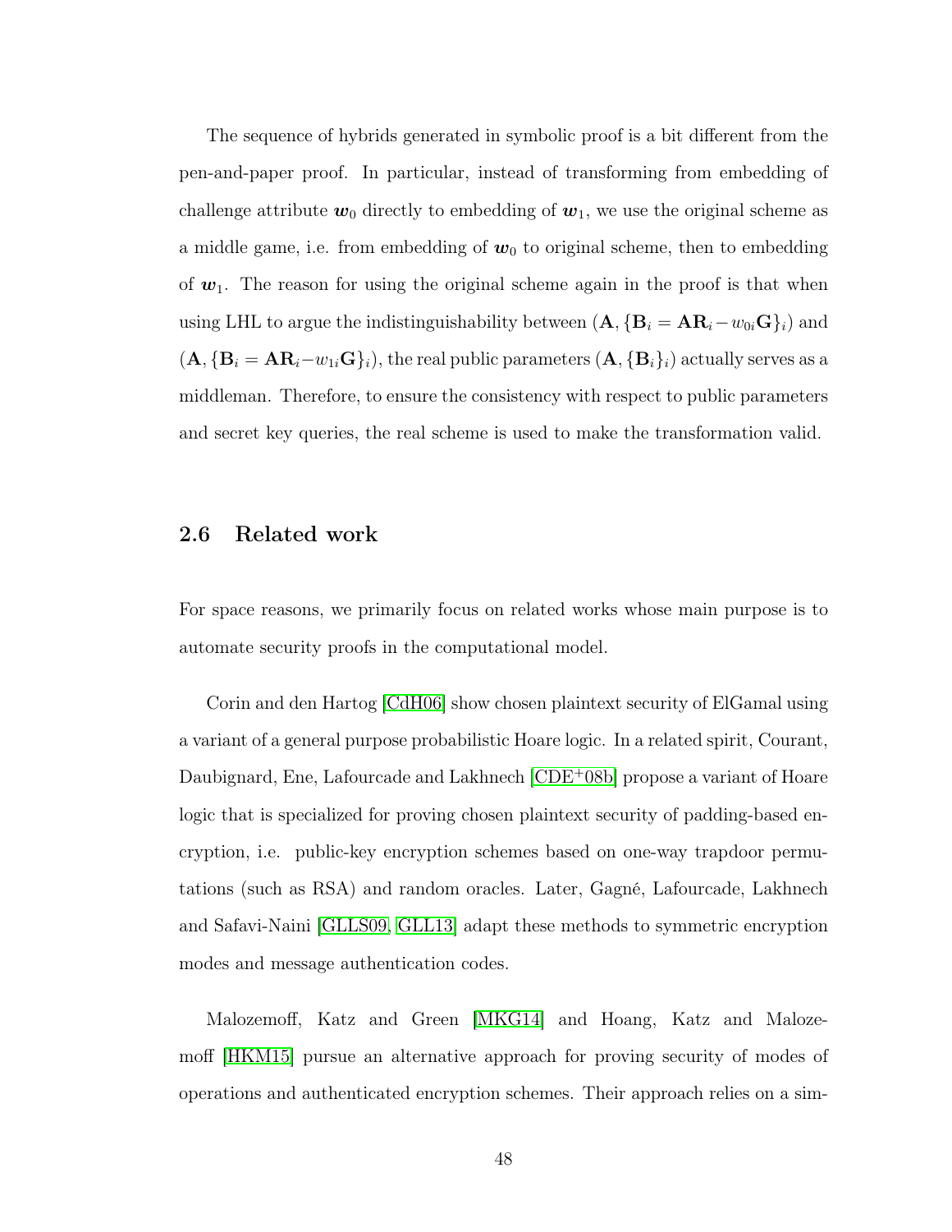The sequence of hybrids generated in symbolic proof is a bit different from the pen-and-paper proof. In particular, instead of transforming from embedding of challenge attribute $\boldsymbol{w}_0$ directly to embedding of $\boldsymbol{w}_1$, we use the original scheme as a middle game, i.e. from embedding of $\boldsymbol{w}_0$ to original scheme, then to embedding of $\boldsymbol{w}_1$. The reason for using the original scheme again in the proof is that when using LHL to argue the indistinguishability between $(\mathbf{A}, \{\mathbf{B}_i = \mathbf{A}\mathbf{R}_i - w_{0i}\mathbf{G}\}_i)$ and $(\mathbf{A}, \{\mathbf{B}_i = \mathbf{A}\mathbf{R}_i - w_{1i}\mathbf{G}\}_i)$, the real public parameters $(\mathbf{A}, \{\mathbf{B}_i\}_i)$ actually serves as a middleman. Therefore, to ensure the consistency with respect to public parameters and secret key queries, the real scheme is used to make the transformation valid.

## 2.6 Related work

For space reasons, we primarily focus on related works whose main purpose is to automate security proofs in the computational model.

Corin and den Hartog [CdH06] show chosen plaintext security of ElGamal using a variant of a general purpose probabilistic Hoare logic. In a related spirit, Courant, Daubignard, Ene, Lafourcade and Lakhnech [CDE+08b] propose a variant of Hoare logic that is specialized for proving chosen plaintext security of padding-based encryption, i.e. public-key encryption schemes based on one-way trapdoor permutations (such as RSA) and random oracles. Later, Gagné, Lafourcade, Lakhnech and Safavi-Naini [GLLS09, GLL13] adapt these methods to symmetric encryption modes and message authentication codes.

Malozemoff, Katz and Green [MKG14] and Hoang, Katz and Malozemoff [HKM15] pursue an alternative approach for proving security of modes of operations and authenticated encryption schemes. Their approach relies on a sim-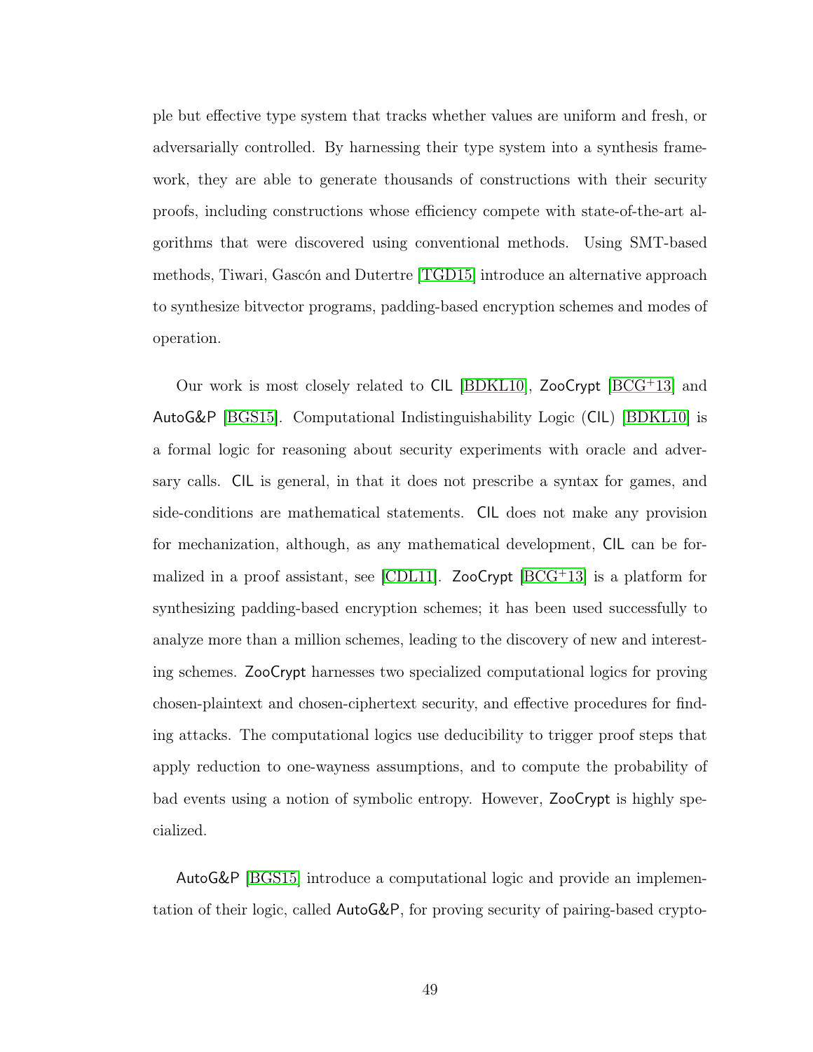ple but effective type system that tracks whether values are uniform and fresh, or adversarially controlled. By harnessing their type system into a synthesis framework, they are able to generate thousands of constructions with their security proofs, including constructions whose efficiency compete with state-of-the-art algorithms that were discovered using conventional methods. Using SMT-based methods, Tiwari, Gascón and Dutertre [TGD15] introduce an alternative approach to synthesize bitvector programs, padding-based encryption schemes and modes of operation.

Our work is most closely related to CIL [BDKL10], ZooCrypt [BCG+13] and AutoG&P [BGS15]. Computational Indistinguishability Logic (CIL) [BDKL10] is a formal logic for reasoning about security experiments with oracle and adversary calls. CIL is general, in that it does not prescribe a syntax for games, and side-conditions are mathematical statements. CIL does not make any provision for mechanization, although, as any mathematical development, CIL can be formalized in a proof assistant, see [CDL11]. ZooCrypt [BCG+13] is a platform for synthesizing padding-based encryption schemes; it has been used successfully to analyze more than a million schemes, leading to the discovery of new and interesting schemes. ZooCrypt harnesses two specialized computational logics for proving chosen-plaintext and chosen-ciphertext security, and effective procedures for finding attacks. The computational logics use deducibility to trigger proof steps that apply reduction to one-wayness assumptions, and to compute the probability of bad events using a notion of symbolic entropy. However, ZooCrypt is highly specialized.

AutoG&P [BGS15] introduce a computational logic and provide an implementation of their logic, called AutoG&P, for proving security of pairing-based crypto-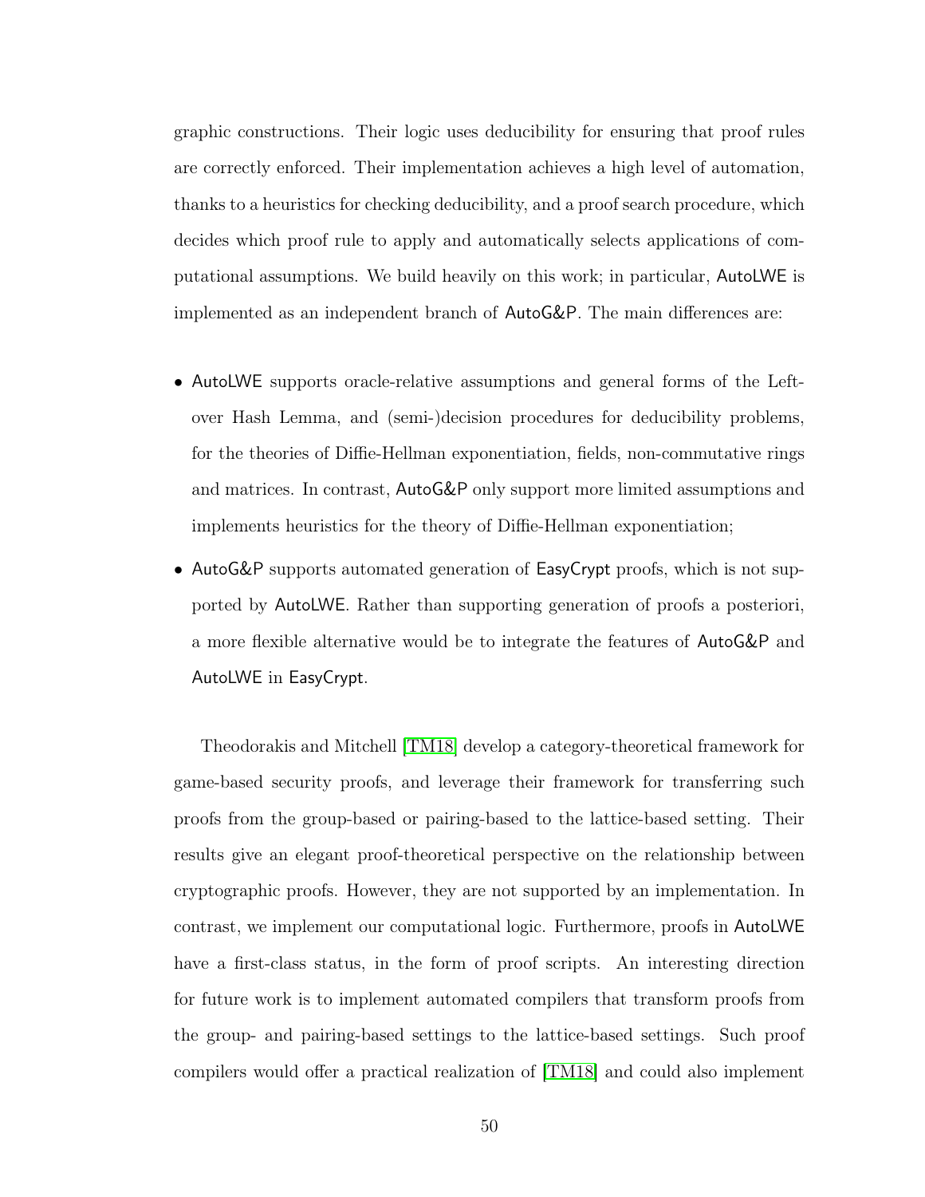graphic constructions. Their logic uses deducibility for ensuring that proof rules are correctly enforced. Their implementation achieves a high level of automation, thanks to a heuristics for checking deducibility, and a proof search procedure, which decides which proof rule to apply and automatically selects applications of computational assumptions. We build heavily on this work; in particular, AutoLWE is implemented as an independent branch of AutoG&P. The main differences are:

- AutoLWE supports oracle-relative assumptions and general forms of the Leftover Hash Lemma, and (semi-)decision procedures for deducibility problems, for the theories of Diffie-Hellman exponentiation, fields, non-commutative rings and matrices. In contrast, AutoG&P only support more limited assumptions and implements heuristics for the theory of Diffie-Hellman exponentiation;
- AutoG&P supports automated generation of EasyCrypt proofs, which is not supported by AutoLWE. Rather than supporting generation of proofs a posteriori, a more flexible alternative would be to integrate the features of AutoG&P and AutoLWE in EasyCrypt.

Theodorakis and Mitchell [TM18] develop a category-theoretical framework for game-based security proofs, and leverage their framework for transferring such proofs from the group-based or pairing-based to the lattice-based setting. Their results give an elegant proof-theoretical perspective on the relationship between cryptographic proofs. However, they are not supported by an implementation. In contrast, we implement our computational logic. Furthermore, proofs in AutoLWE have a first-class status, in the form of proof scripts. An interesting direction for future work is to implement automated compilers that transform proofs from the group- and pairing-based settings to the lattice-based settings. Such proof compilers would offer a practical realization of [TM18] and could also implement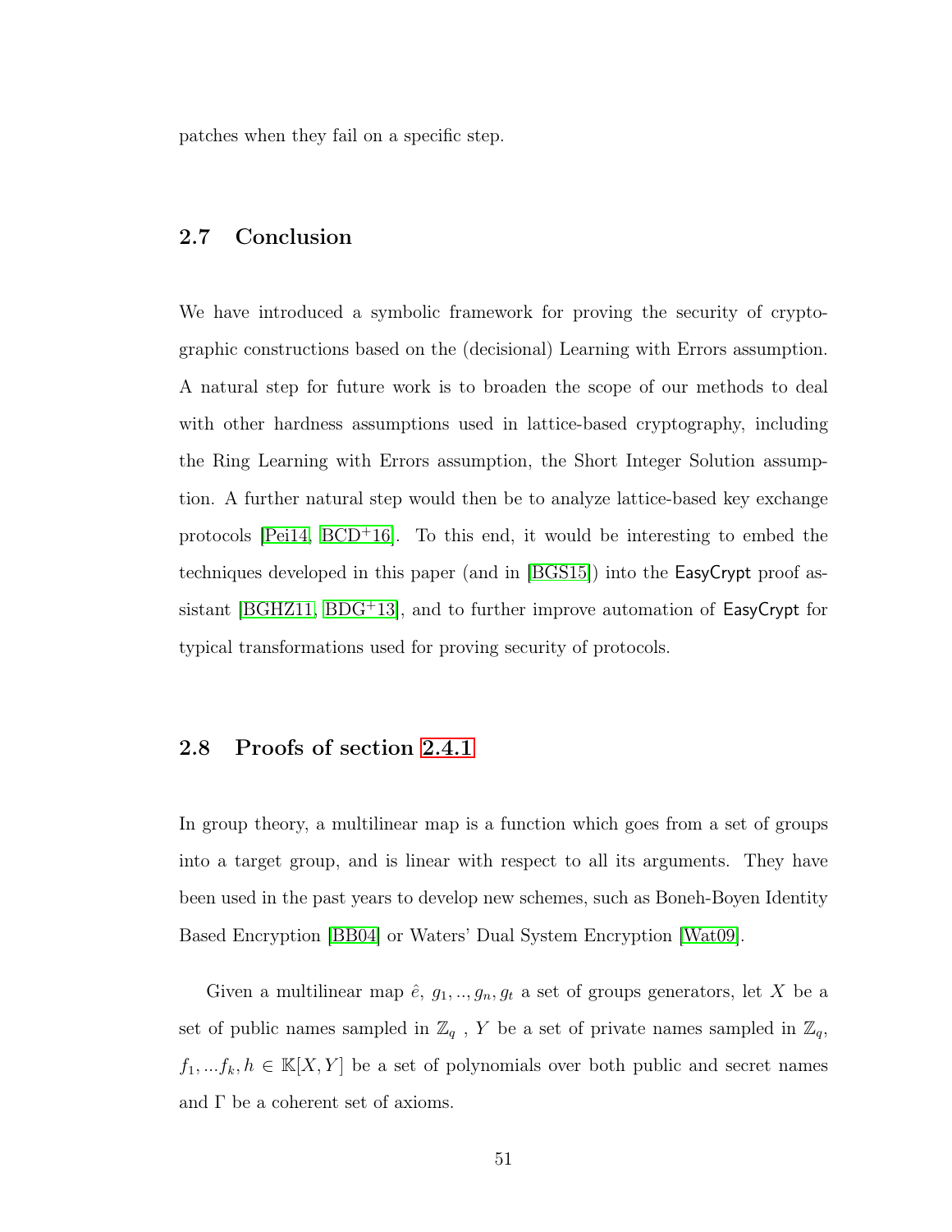patches when they fail on a specific step.

## 2.7 Conclusion

We have introduced a symbolic framework for proving the security of cryptographic constructions based on the (decisional) Learning with Errors assumption. A natural step for future work is to broaden the scope of our methods to deal with other hardness assumptions used in lattice-based cryptography, including the Ring Learning with Errors assumption, the Short Integer Solution assumption. A further natural step would then be to analyze lattice-based key exchange protocols [Pei14, BCD+16]. To this end, it would be interesting to embed the techniques developed in this paper (and in [BGS15]) into the EasyCrypt proof assistant [BGHZ11, BDG+13], and to further improve automation of EasyCrypt for typical transformations used for proving security of protocols.

## 2.8 Proofs of section 2.4.1

In group theory, a multilinear map is a function which goes from a set of groups into a target group, and is linear with respect to all its arguments. They have been used in the past years to develop new schemes, such as Boneh-Boyen Identity Based Encryption [BB04] or Waters' Dual System Encryption [Wat09].

Given a multilinear map $\hat{e}$, $g_1, .., g_n, g_t$ a set of groups generators, let $X$ be a set of public names sampled in $\mathbb{Z}_q$ , $Y$ be a set of private names sampled in $\mathbb{Z}_q$, $f_1, ...f_k, h \in \mathbb{K}[X, Y]$ be a set of polynomials over both public and secret names and $\Gamma$ be a coherent set of axioms.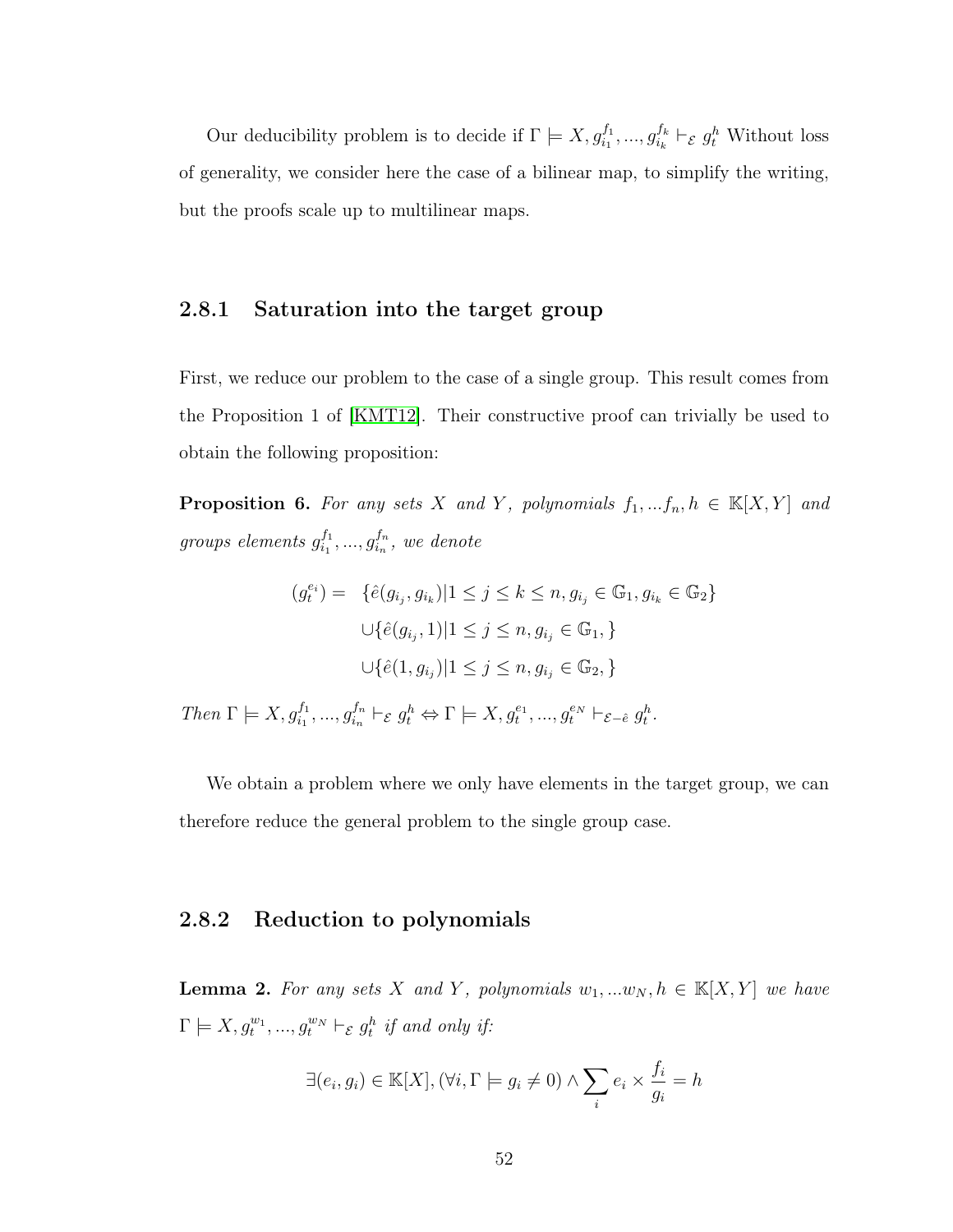Our deducibility problem is to decide if $\Gamma \models X, g_{i_1}^{f_1}, ..., g_{i_k}^{f_k} \vdash_{\mathcal{E}} g_t^h$ Without loss of generality, we consider here the case of a bilinear map, to simplify the writing, but the proofs scale up to multilinear maps.

### 2.8.1 Saturation into the target group

First, we reduce our problem to the case of a single group. This result comes from the Proposition 1 of [KMT12]. Their constructive proof can trivially be used to obtain the following proposition:

**Proposition 6.** *For any sets $X$ and $Y$, polynomials $f_1, ...f_n, h \in \mathbb{K}[X, Y]$ and groups elements $g_{i_1}^{f_1}, ..., g_{i_n}^{f_n}$, we denote*

$$
\begin{aligned}
(g_t^{e_i}) = \; & \{\hat{e}(g_{i_j}, g_{i_k}) | 1 \leq j \leq k \leq n, g_{i_j} \in \mathbb{G}_1, g_{i_k} \in \mathbb{G}_2\} \\
& \cup \{\hat{e}(g_{i_j}, 1) | 1 \leq j \leq n, g_{i_j} \in \mathbb{G}_1, \} \\
& \cup \{\hat{e}(1, g_{i_j}) | 1 \leq j \leq n, g_{i_j} \in \mathbb{G}_2, \}
\end{aligned}
$$

*Then $\Gamma \models X, g_{i_1}^{f_1}, ..., g_{i_n}^{f_n} \vdash_{\mathcal{E}} g_t^h \Leftrightarrow \Gamma \models X, g_t^{e_1}, ..., g_t^{e_N} \vdash_{\mathcal{E}-\hat{e}} g_t^h$.*

We obtain a problem where we only have elements in the target group, we can therefore reduce the general problem to the single group case.

### 2.8.2 Reduction to polynomials

**Lemma 2.** *For any sets $X$ and $Y$, polynomials $w_1, ...w_N, h \in \mathbb{K}[X, Y]$ we have $\Gamma \models X, g_t^{w_1}, ..., g_t^{w_N} \vdash_{\mathcal{E}} g_t^h$ if and only if:*

$$
\exists (e_i, g_i) \in \mathbb{K}[X], (\forall i, \Gamma \models g_i \neq 0) \wedge \sum_i e_i \times \frac{f_i}{g_i} = h
$$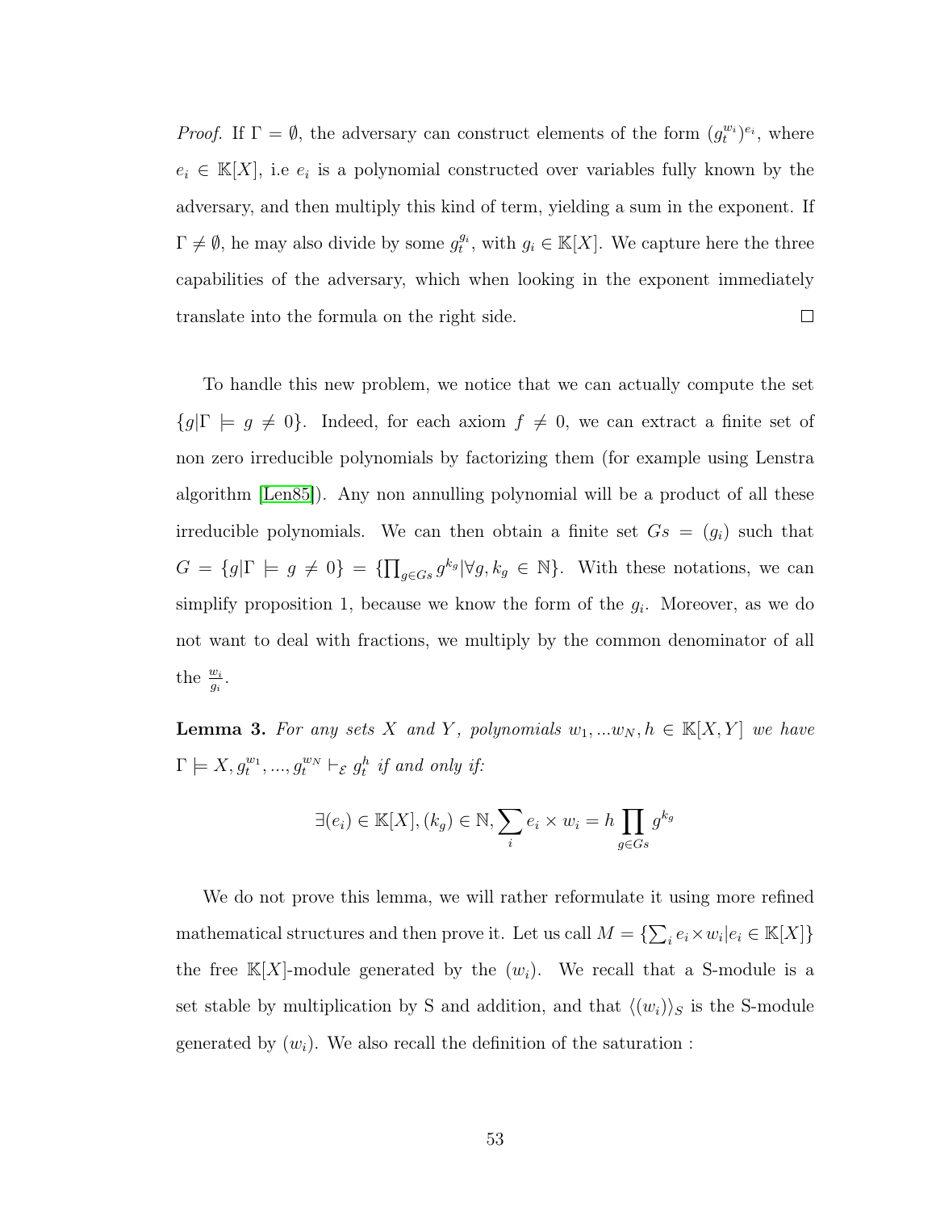*Proof.* If $\Gamma = \emptyset$, the adversary can construct elements of the form $(g_t^{w_i})^{e_i}$, where $e_i \in \mathbb{K}[X]$, i.e $e_i$ is a polynomial constructed over variables fully known by the adversary, and then multiply this kind of term, yielding a sum in the exponent. If $\Gamma \neq \emptyset$, he may also divide by some $g_t^{g_i}$, with $g_i \in \mathbb{K}[X]$. We capture here the three capabilities of the adversary, which when looking in the exponent immediately translate into the formula on the right side. □

To handle this new problem, we notice that we can actually compute the set $\{g | \Gamma \models g \neq 0\}$. Indeed, for each axiom $f \neq 0$, we can extract a finite set of non zero irreducible polynomials by factorizing them (for example using Lenstra algorithm [Len85]). Any non annulling polynomial will be a product of all these irreducible polynomials. We can then obtain a finite set $Gs = (g_i)$ such that $G = \{g | \Gamma \models g \neq 0\} = \{\prod_{g \in Gs} g^{k_g} | \forall g, k_g \in \mathbb{N}\}$. With these notations, we can simplify proposition 1, because we know the form of the $g_i$. Moreover, as we do not want to deal with fractions, we multiply by the common denominator of all the $\frac{w_i}{g_i}$.

**Lemma 3.** *For any sets $X$ and $Y$, polynomials $w_1, ...w_N, h \in \mathbb{K}[X, Y]$ we have $\Gamma \models X, g_t^{w_1}, ..., g_t^{w_N} \vdash_{\mathcal{E}} g_t^h$ if and only if:*

$$\exists (e_i) \in \mathbb{K}[X], (k_g) \in \mathbb{N}, \sum_i e_i \times w_i = h \prod_{g \in Gs} g^{k_g}$$

We do not prove this lemma, we will rather reformulate it using more refined mathematical structures and then prove it. Let us call $M = \{\sum_i e_i \times w_i | e_i \in \mathbb{K}[X]\}$ the free $\mathbb{K}[X]$-module generated by the $(w_i)$. We recall that a S-module is a set stable by multiplication by S and addition, and that $\langle (w_i) \rangle_S$ is the S-module generated by $(w_i)$. We also recall the definition of the saturation :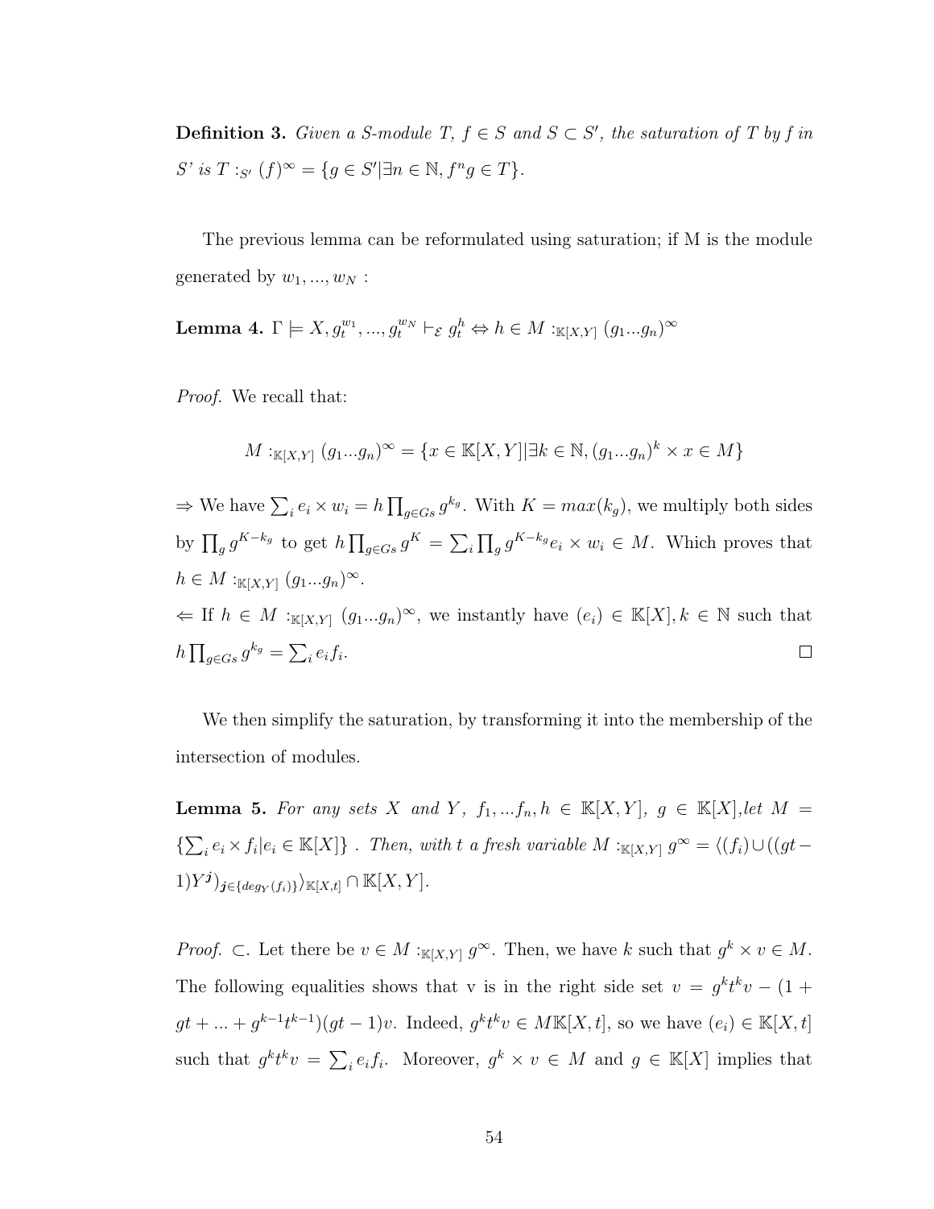**Definition 3.** *Given a S-module T, $f \in S$ and $S \subset S'$, the saturation of T by f in S' is $T :_{S'} (f)^\infty = \{g \in S' | \exists n \in \mathbb{N}, f^n g \in T\}$.*

The previous lemma can be reformulated using saturation; if M is the module generated by $w_1, ..., w_N$ :

**Lemma 4.** $\Gamma \models X, g_t^{w_1}, ..., g_t^{w_N} \vdash_{\mathcal{E}} g_t^h \Leftrightarrow h \in M :_{\mathbb{K}[X,Y]} (g_1...g_n)^\infty$

*Proof.* We recall that:

$$M :_{\mathbb{K}[X,Y]} (g_1...g_n)^\infty = \{x \in \mathbb{K}[X,Y] | \exists k \in \mathbb{N}, (g_1...g_n)^k \times x \in M\}$$

$\Rightarrow$ We have $\sum_i e_i \times w_i = h \prod_{g \in Gs} g^{k_g}$. With $K = max(k_g)$, we multiply both sides by $\prod_g g^{K-k_g}$ to get $h \prod_{g \in Gs} g^K = \sum_i \prod_g g^{K-k_g} e_i \times w_i \in M$. Which proves that $h \in M :_{\mathbb{K}[X,Y]} (g_1...g_n)^\infty$.

$\Leftarrow$ If $h \in M :_{\mathbb{K}[X,Y]} (g_1...g_n)^\infty$, we instantly have $(e_i) \in \mathbb{K}[X], k \in \mathbb{N}$ such that $h \prod_{g \in Gs} g^{k_g} = \sum_i e_i f_i$. $\square$

We then simplify the saturation, by transforming it into the membership of the intersection of modules.

**Lemma 5.** *For any sets X and Y, $f_1, ...f_n, h \in \mathbb{K}[X,Y]$, $g \in \mathbb{K}[X]$,let $M = \{\sum_i e_i \times f_i | e_i \in \mathbb{K}[X]\}$ . Then, with t a fresh variable $M :_{\mathbb{K}[X,Y]} g^\infty = \langle (f_i) \cup ((gt - 1)Y^{\boldsymbol{j}})_{\boldsymbol{j} \in \{deg_Y(f_i)\}} \rangle_{\mathbb{K}[X,t]} \cap \mathbb{K}[X,Y]$.*

*Proof.* $\subset$. Let there be $v \in M :_{\mathbb{K}[X,Y]} g^\infty$. Then, we have k such that $g^k \times v \in M$. The following equalities shows that v is in the right side set $v = g^k t^k v - (1 + gt + ... + g^{k-1}t^{k-1})(gt - 1)v$. Indeed, $g^k t^k v \in M\mathbb{K}[X,t]$, so we have $(e_i) \in \mathbb{K}[X,t]$ such that $g^k t^k v = \sum_i e_i f_i$. Moreover, $g^k \times v \in M$ and $g \in \mathbb{K}[X]$ implies that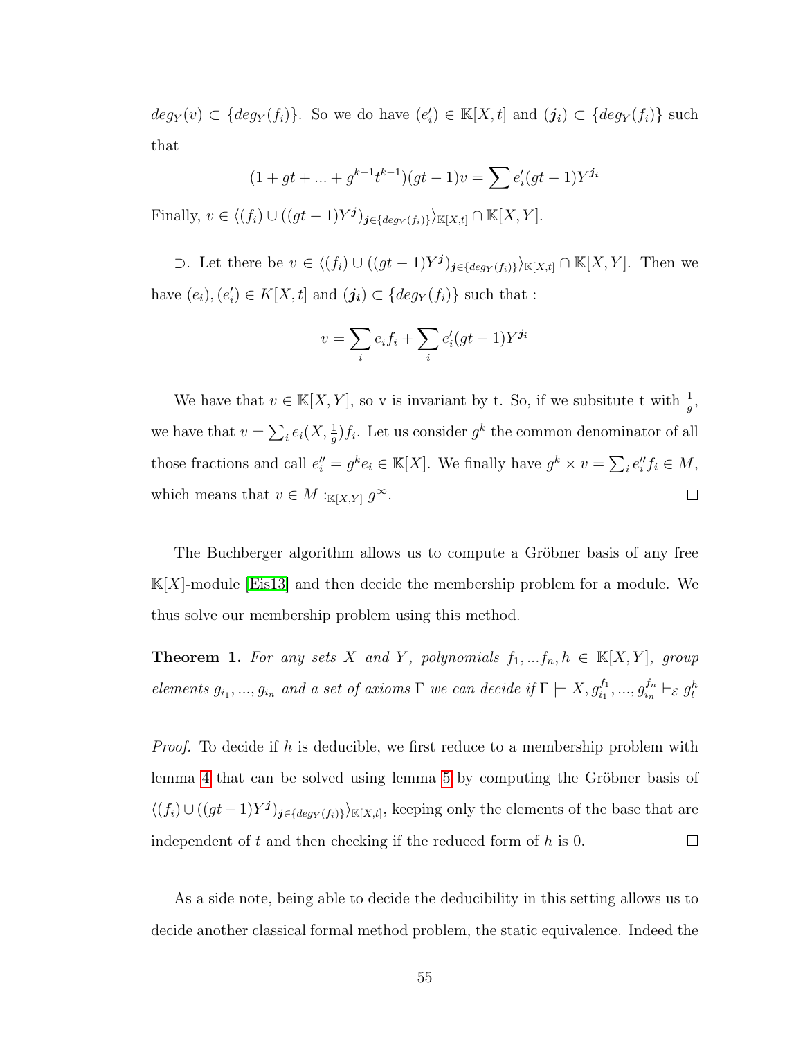$deg_Y(v) \subset \{deg_Y(f_i)\}$. So we do have $(e'_i) \in \mathbb{K}[X,t]$ and $(\boldsymbol{j_i}) \subset \{deg_Y(f_i)\}$ such that

$$(1 + gt + ... + g^{k-1}t^{k-1})(gt-1)v = \sum e'_i(gt-1)Y^{\boldsymbol{j_i}}$$

Finally, $v \in \langle (f_i) \cup ((gt-1)Y^{\boldsymbol{j}})_{\boldsymbol{j} \in \{deg_Y(f_i)\}} \rangle_{\mathbb{K}[X,t]} \cap \mathbb{K}[X,Y]$.

$\supset$. Let there be $v \in \langle (f_i) \cup ((gt-1)Y^{\boldsymbol{j}})_{\boldsymbol{j} \in \{deg_Y(f_i)\}} \rangle_{\mathbb{K}[X,t]} \cap \mathbb{K}[X,Y]$. Then we have $(e_i), (e'_i) \in K[X,t]$ and $(\boldsymbol{j_i}) \subset \{deg_Y(f_i)\}$ such that :

$$v = \sum_i e_i f_i + \sum_i e'_i(gt-1)Y^{\boldsymbol{j_i}}$$

We have that $v \in \mathbb{K}[X,Y]$, so v is invariant by t. So, if we subsitute t with $\frac{1}{g}$, we have that $v = \sum_i e_i(X, \frac{1}{g}) f_i$. Let us consider $g^k$ the common denominator of all those fractions and call $e''_i = g^k e_i \in \mathbb{K}[X]$. We finally have $g^k \times v = \sum_i e''_i f_i \in M$, which means that $v \in M :_{\mathbb{K}[X,Y]} g^{\infty}$. $\square$

The Buchberger algorithm allows us to compute a Gröbner basis of any free $\mathbb{K}[X]$-module [Eis13] and then decide the membership problem for a module. We thus solve our membership problem using this method.

**Theorem 1.** *For any sets $X$ and $Y$, polynomials $f_1, ...f_n, h \in \mathbb{K}[X,Y]$, group elements $g_{i_1}, ..., g_{i_n}$ and a set of axioms $\Gamma$ we can decide if $\Gamma \models X, g_{i_1}^{f_1}, ..., g_{i_n}^{f_n} \vdash_{\mathcal{E}} g_t^h$*

*Proof.* To decide if $h$ is deducible, we first reduce to a membership problem with lemma 4 that can be solved using lemma 5 by computing the Gröbner basis of $\langle (f_i) \cup ((gt-1)Y^{\boldsymbol{j}})_{\boldsymbol{j} \in \{deg_Y(f_i)\}} \rangle_{\mathbb{K}[X,t]}$, keeping only the elements of the base that are independent of $t$ and then checking if the reduced form of $h$ is 0. $\square$

As a side note, being able to decide the deducibility in this setting allows us to decide another classical formal method problem, the static equivalence. Indeed the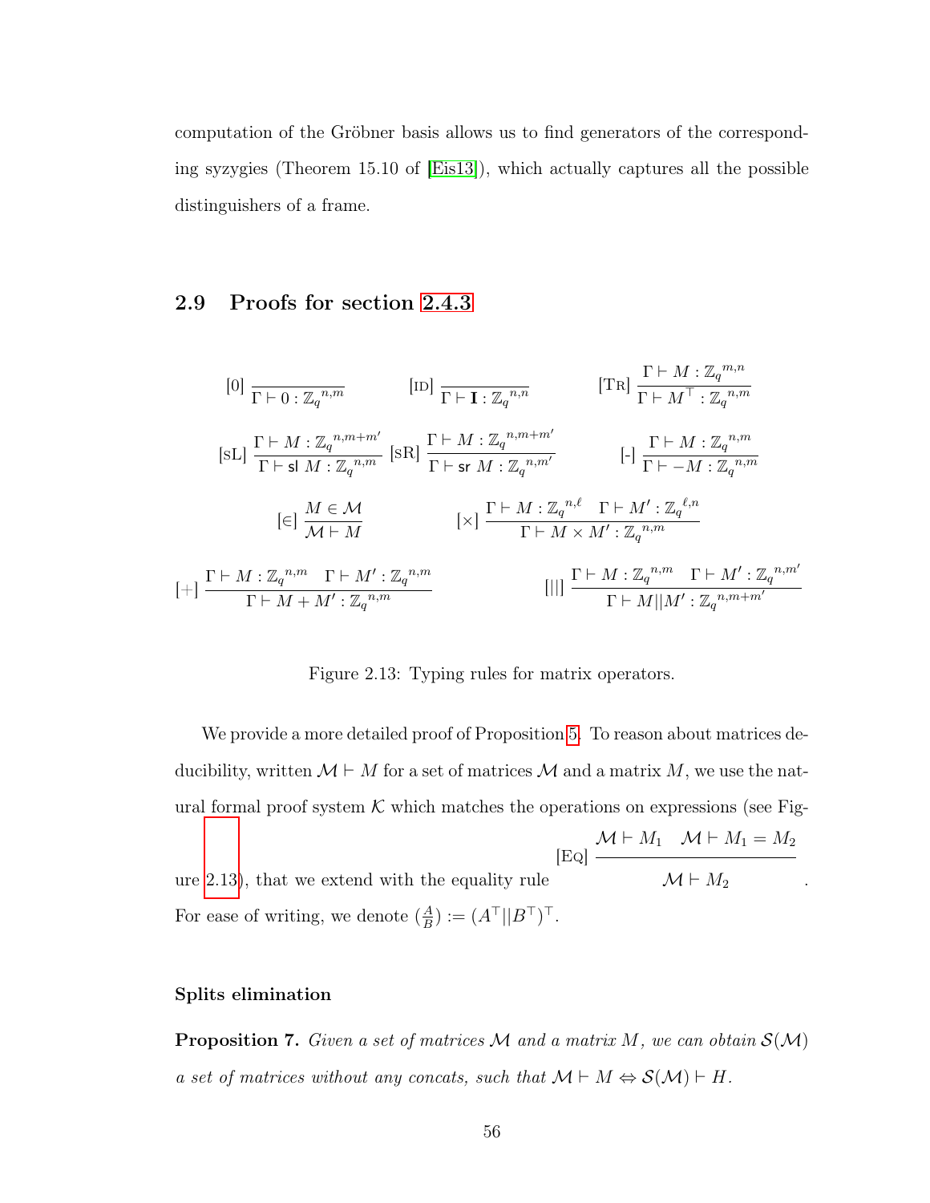computation of the Gröbner basis allows us to find generators of the corresponding syzygies (Theorem 15.10 of [Eis13]), which actually captures all the possible distinguishers of a frame.

## 2.9 Proofs for section 2.4.3

$$[0]\ \frac{}{\Gamma \vdash 0 : {\mathbb{Z}_q}^{n,m}} \qquad [\textsc{id}]\ \frac{}{\Gamma \vdash \mathbf{I} : {\mathbb{Z}_q}^{n,n}} \qquad [\textsc{Tr}]\ \frac{\Gamma \vdash M : {\mathbb{Z}_q}^{m,n}}{\Gamma \vdash M^\top : {\mathbb{Z}_q}^{n,m}}$$

$$[\textsc{sL}]\ \frac{\Gamma \vdash M : {\mathbb{Z}_q}^{n,m+m'}}{\Gamma \vdash \mathsf{sl}\ M : {\mathbb{Z}_q}^{n,m}} \quad [\textsc{sR}]\ \frac{\Gamma \vdash M : {\mathbb{Z}_q}^{n,m+m'}}{\Gamma \vdash \mathsf{sr}\ M : {\mathbb{Z}_q}^{n,m'}} \qquad [\text{-}]\ \frac{\Gamma \vdash M : {\mathbb{Z}_q}^{n,m}}{\Gamma \vdash -M : {\mathbb{Z}_q}^{n,m}}$$

$$[\in]\ \frac{M \in \mathcal{M}}{\mathcal{M} \vdash M} \qquad [\times]\ \frac{\Gamma \vdash M : {\mathbb{Z}_q}^{n,\ell} \quad \Gamma \vdash M' : {\mathbb{Z}_q}^{\ell,n}}{\Gamma \vdash M \times M' : {\mathbb{Z}_q}^{n,m}}$$

$$[+]\ \frac{\Gamma \vdash M : {\mathbb{Z}_q}^{n,m} \quad \Gamma \vdash M' : {\mathbb{Z}_q}^{n,m}}{\Gamma \vdash M + M' : {\mathbb{Z}_q}^{n,m}} \qquad [||]\ \frac{\Gamma \vdash M : {\mathbb{Z}_q}^{n,m} \quad \Gamma \vdash M' : {\mathbb{Z}_q}^{n,m'}}{\Gamma \vdash M||M' : {\mathbb{Z}_q}^{n,m+m'}}$$

Figure 2.13: Typing rules for matrix operators.

We provide a more detailed proof of Proposition 5. To reason about matrices deducibility, written $\mathcal{M} \vdash M$ for a set of matrices $\mathcal{M}$ and a matrix $M$, we use the natural formal proof system $\mathcal{K}$ which matches the operations on expressions (see Figure 2.13), that we extend with the equality rule $[\textsc{Eq}]\ \dfrac{\mathcal{M} \vdash M_1 \quad \mathcal{M} \vdash M_1 = M_2}{\mathcal{M} \vdash M_2}$.
For ease of writing, we denote $(\frac{A}{B}) := (A^\top || B^\top)^\top$.

### Splits elimination

**Proposition 7.** *Given a set of matrices $\mathcal{M}$ and a matrix $M$, we can obtain $\mathcal{S}(\mathcal{M})$ a set of matrices without any concats, such that $\mathcal{M} \vdash M \Leftrightarrow \mathcal{S}(\mathcal{M}) \vdash H$.*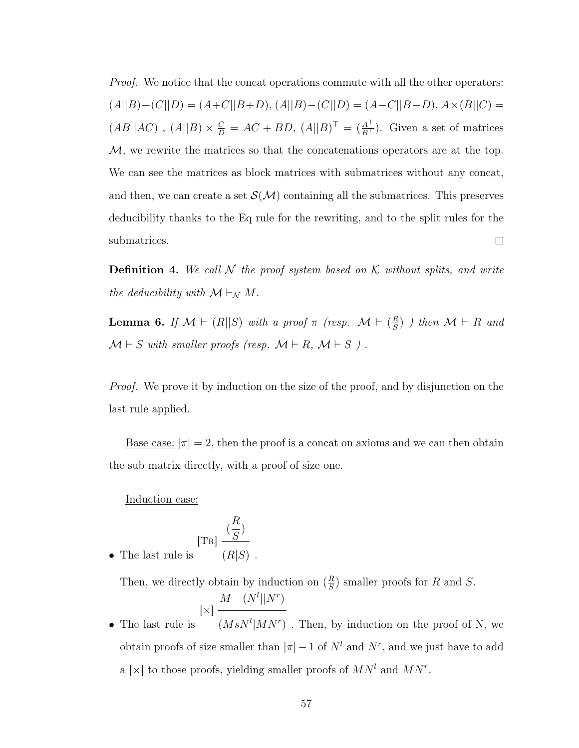*Proof.* We notice that the concat operations commute with all the other operators: $(A||B)+(C||D) = (A+C||B+D)$, $(A||B)-(C||D) = (A-C||B-D)$, $A\times(B||C) = (AB||AC)$ , $(A||B) \times \frac{C}{D} = AC + BD$, $(A||B)^\top = (\frac{A^\top}{B^\top})$. Given a set of matrices $\mathcal{M}$, we rewrite the matrices so that the concatenations operators are at the top. We can see the matrices as block matrices with submatrices without any concat, and then, we can create a set $\mathcal{S}(\mathcal{M})$ containing all the submatrices. This preserves deducibility thanks to the Eq rule for the rewriting, and to the split rules for the submatrices. □

**Definition 4.** *We call $\mathcal{N}$ the proof system based on $\mathcal{K}$ without splits, and write the deducibility with $\mathcal{M} \vdash_{\mathcal{N}} M$.*

**Lemma 6.** *If $\mathcal{M} \vdash (R||S)$ with a proof $\pi$ (resp. $\mathcal{M} \vdash (\frac{R}{S})$ ) then $\mathcal{M} \vdash R$ and $\mathcal{M} \vdash S$ with smaller proofs (resp. $\mathcal{M} \vdash R$, $\mathcal{M} \vdash S$ ) .*

*Proof.* We prove it by induction on the size of the proof, and by disjunction on the last rule applied.

Base case: $|\pi| = 2$, then the proof is a concat on axioms and we can then obtain the sub matrix directly, with a proof of size one.

Induction case:

- The last rule is $[\text{Tr}]\ \dfrac{(\frac{R}{S})}{(R|S)}$ .

  Then, we directly obtain by induction on $(\frac{R}{S})$ smaller proofs for $R$ and $S$.

- The last rule is $[\times]\ \dfrac{M \quad (N^l||N^r)}{(MsN^l|MN^r)}$ . Then, by induction on the proof of N, we obtain proofs of size smaller than $|\pi| - 1$ of $N^l$ and $N^r$, and we just have to add a $[\times]$ to those proofs, yielding smaller proofs of $MN^l$ and $MN^r$.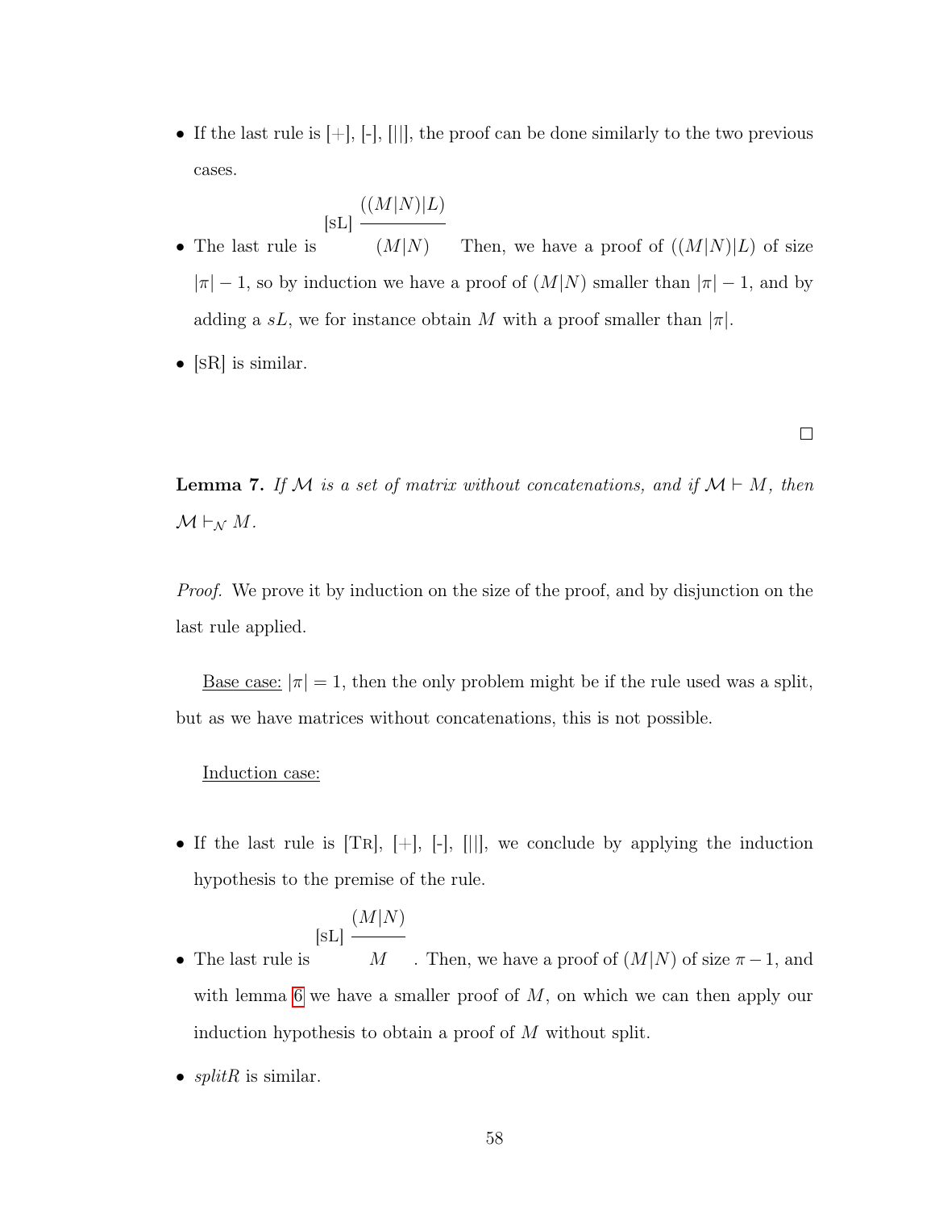- If the last rule is [+], [-], [||], the proof can be done similarly to the two previous cases.

- The last rule is $[\text{sL}]\ \dfrac{((M|N)|L)}{(M|N)}$ Then, we have a proof of $((M|N)|L)$ of size $|\pi| - 1$, so by induction we have a proof of $(M|N)$ smaller than $|\pi| - 1$, and by adding a $sL$, we for instance obtain $M$ with a proof smaller than $|\pi|$.

- [sR] is similar.

□

**Lemma 7.** *If $\mathcal{M}$ is a set of matrix without concatenations, and if $\mathcal{M} \vdash M$, then $\mathcal{M} \vdash_{\mathcal{N}} M$.*

*Proof.* We prove it by induction on the size of the proof, and by disjunction on the last rule applied.

Base case: $|\pi| = 1$, then the only problem might be if the rule used was a split, but as we have matrices without concatenations, this is not possible.

Induction case:

- If the last rule is [Tr], [+], [-], [||], we conclude by applying the induction hypothesis to the premise of the rule.

- The last rule is $[\text{sL}]\ \dfrac{(M|N)}{M}$. Then, we have a proof of $(M|N)$ of size $\pi - 1$, and with lemma 6 we have a smaller proof of $M$, on which we can then apply our induction hypothesis to obtain a proof of $M$ without split.

- *splitR* is similar.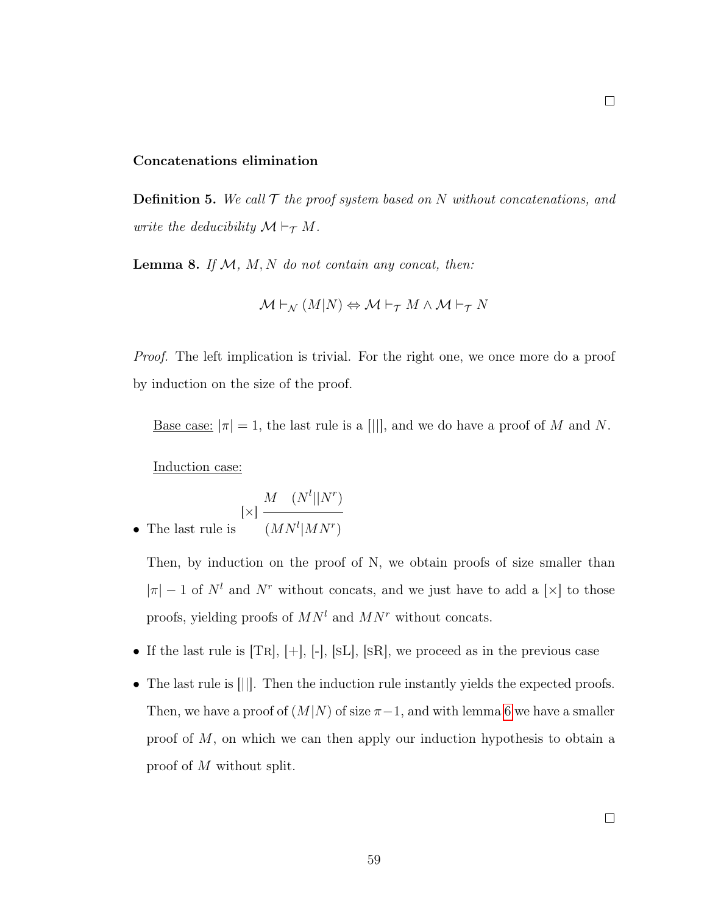□

**Concatenations elimination**

**Definition 5.** *We call $\mathcal{T}$ the proof system based on N without concatenations, and write the deducibility $\mathcal{M} \vdash_{\mathcal{T}} M$.*

**Lemma 8.** *If $\mathcal{M}$, $M, N$ do not contain any concat, then:*

$$\mathcal{M} \vdash_{\mathcal{N}} (M|N) \Leftrightarrow \mathcal{M} \vdash_{\mathcal{T}} M \wedge \mathcal{M} \vdash_{\mathcal{T}} N$$

*Proof.* The left implication is trivial. For the right one, we once more do a proof by induction on the size of the proof.

Base case: $|\pi| = 1$, the last rule is a [||], and we do have a proof of $M$ and $N$.

Induction case:

- The last rule is $[\times]\ \dfrac{M \quad (N^l||N^r)}{(MN^l|MN^r)}$

  Then, by induction on the proof of N, we obtain proofs of size smaller than $|\pi| - 1$ of $N^l$ and $N^r$ without concats, and we just have to add a $[\times]$ to those proofs, yielding proofs of $MN^l$ and $MN^r$ without concats.

- If the last rule is [Tr], [+], [-], [sL], [sR], we proceed as in the previous case

- The last rule is [||]. Then the induction rule instantly yields the expected proofs. Then, we have a proof of $(M|N)$ of size $\pi - 1$, and with lemma 6 we have a smaller proof of $M$, on which we can then apply our induction hypothesis to obtain a proof of $M$ without split.

□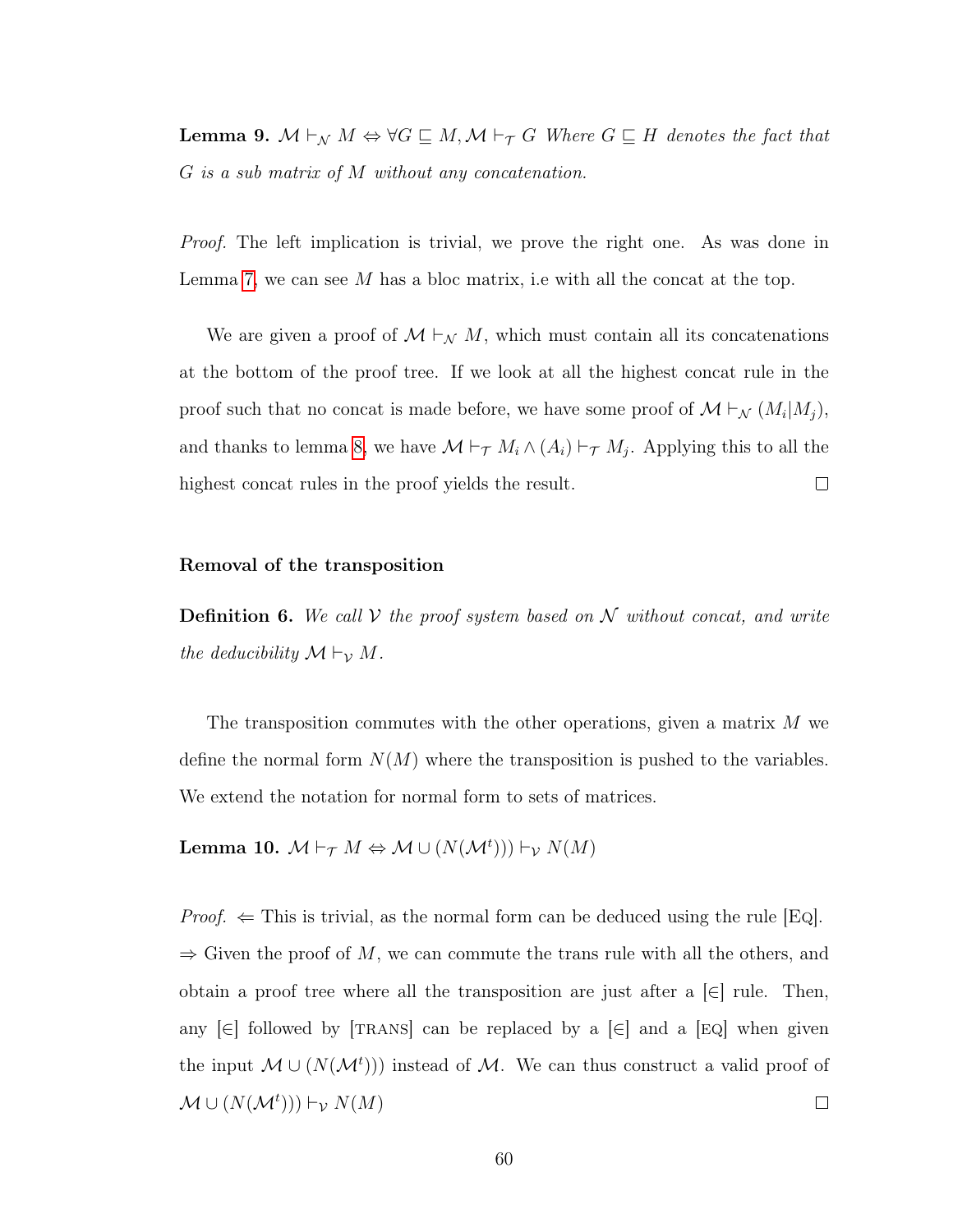**Lemma 9.** *$\mathcal{M} \vdash_{\mathcal{N}} M \Leftrightarrow \forall G \sqsubseteq M, \mathcal{M} \vdash_{\mathcal{T}} G$ Where $G \sqsubseteq H$ denotes the fact that $G$ is a sub matrix of $M$ without any concatenation.*

*Proof.* The left implication is trivial, we prove the right one. As was done in Lemma 7, we can see $M$ has a bloc matrix, i.e with all the concat at the top.

We are given a proof of $\mathcal{M} \vdash_{\mathcal{N}} M$, which must contain all its concatenations at the bottom of the proof tree. If we look at all the highest concat rule in the proof such that no concat is made before, we have some proof of $\mathcal{M} \vdash_{\mathcal{N}} (M_i|M_j)$, and thanks to lemma 8, we have $\mathcal{M} \vdash_{\mathcal{T}} M_i \wedge (A_i) \vdash_{\mathcal{T}} M_j$. Applying this to all the highest concat rules in the proof yields the result. □

**Removal of the transposition**

**Definition 6.** *We call $\mathcal{V}$ the proof system based on $\mathcal{N}$ without concat, and write the deducibility $\mathcal{M} \vdash_{\mathcal{V}} M$.*

The transposition commutes with the other operations, given a matrix $M$ we define the normal form $N(M)$ where the transposition is pushed to the variables. We extend the notation for normal form to sets of matrices.

**Lemma 10.** $\mathcal{M} \vdash_{\mathcal{T}} M \Leftrightarrow \mathcal{M} \cup (N(\mathcal{M}^t))) \vdash_{\mathcal{V}} N(M)$

*Proof.* $\Leftarrow$ This is trivial, as the normal form can be deduced using the rule [EQ]. $\Rightarrow$ Given the proof of $M$, we can commute the trans rule with all the others, and obtain a proof tree where all the transposition are just after a [$\in$] rule. Then, any [$\in$] followed by [TRANS] can be replaced by a [$\in$] and a [EQ] when given the input $\mathcal{M} \cup (N(\mathcal{M}^t)))$ instead of $\mathcal{M}$. We can thus construct a valid proof of $\mathcal{M} \cup (N(\mathcal{M}^t))) \vdash_{\mathcal{V}} N(M)$ □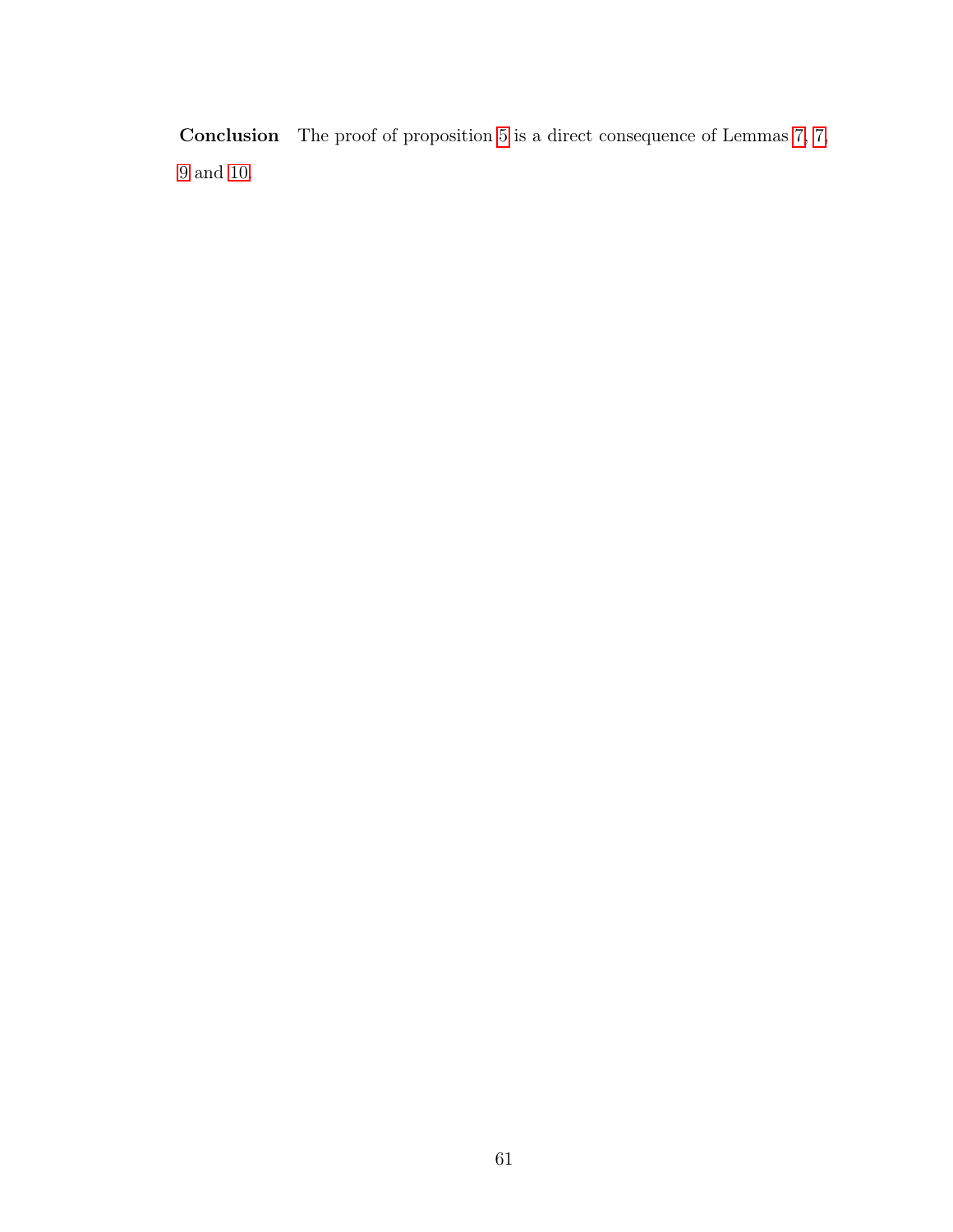**Conclusion** The proof of proposition 5 is a direct consequence of Lemmas 7, 7, 9 and 10.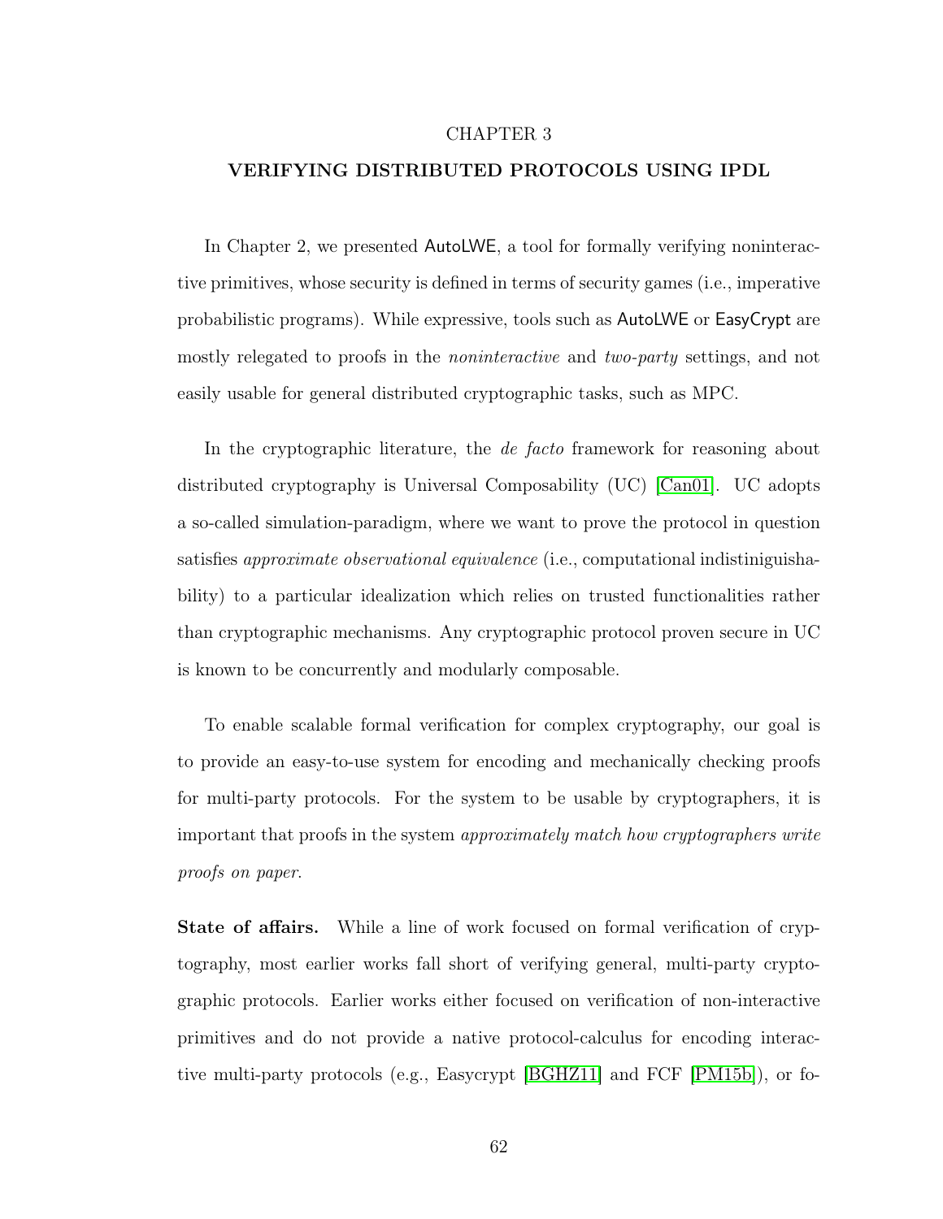# CHAPTER 3

# VERIFYING DISTRIBUTED PROTOCOLS USING IPDL

In Chapter 2, we presented AutoLWE, a tool for formally verifying noninteractive primitives, whose security is defined in terms of security games (i.e., imperative probabilistic programs). While expressive, tools such as AutoLWE or EasyCrypt are mostly relegated to proofs in the *noninteractive* and *two-party* settings, and not easily usable for general distributed cryptographic tasks, such as MPC.

In the cryptographic literature, the *de facto* framework for reasoning about distributed cryptography is Universal Composability (UC) [Can01]. UC adopts a so-called simulation-paradigm, where we want to prove the protocol in question satisfies *approximate observational equivalence* (i.e., computational indistiniguishability) to a particular idealization which relies on trusted functionalities rather than cryptographic mechanisms. Any cryptographic protocol proven secure in UC is known to be concurrently and modularly composable.

To enable scalable formal verification for complex cryptography, our goal is to provide an easy-to-use system for encoding and mechanically checking proofs for multi-party protocols. For the system to be usable by cryptographers, it is important that proofs in the system *approximately match how cryptographers write proofs on paper*.

**State of affairs.** While a line of work focused on formal verification of cryptography, most earlier works fall short of verifying general, multi-party cryptographic protocols. Earlier works either focused on verification of non-interactive primitives and do not provide a native protocol-calculus for encoding interactive multi-party protocols (e.g., Easycrypt [BGHZ11] and FCF [PM15b]), or fo-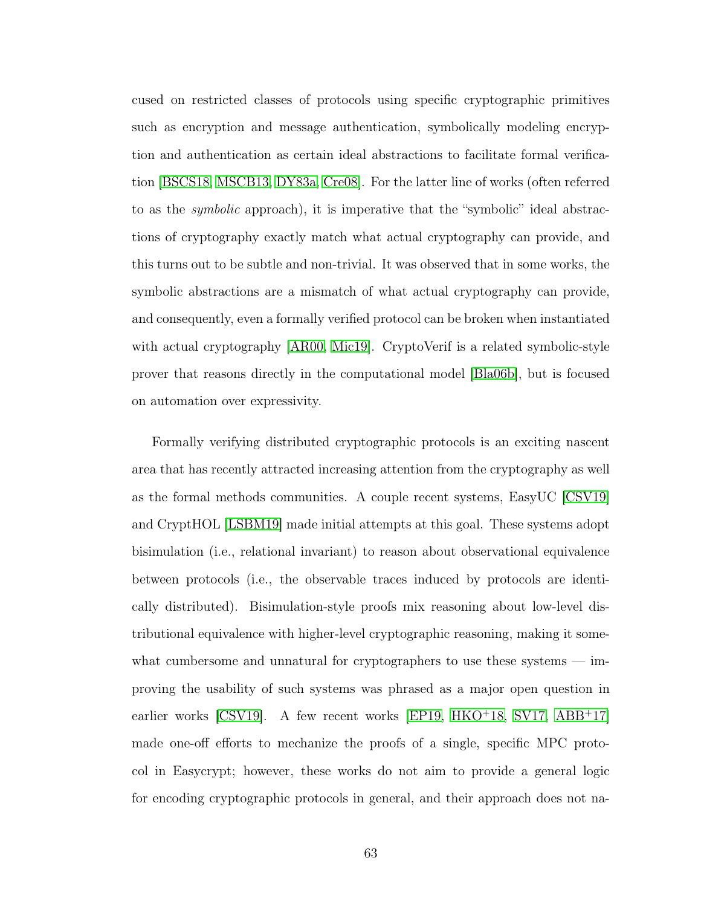cused on restricted classes of protocols using specific cryptographic primitives such as encryption and message authentication, symbolically modeling encryption and authentication as certain ideal abstractions to facilitate formal verification [BSCS18, MSCB13, DY83a, Cre08]. For the latter line of works (often referred to as the *symbolic* approach), it is imperative that the "symbolic" ideal abstractions of cryptography exactly match what actual cryptography can provide, and this turns out to be subtle and non-trivial. It was observed that in some works, the symbolic abstractions are a mismatch of what actual cryptography can provide, and consequently, even a formally verified protocol can be broken when instantiated with actual cryptography [AR00, Mic19]. CryptoVerif is a related symbolic-style prover that reasons directly in the computational model [Bla06b], but is focused on automation over expressivity.

Formally verifying distributed cryptographic protocols is an exciting nascent area that has recently attracted increasing attention from the cryptography as well as the formal methods communities. A couple recent systems, EasyUC [CSV19] and CryptHOL [LSBM19] made initial attempts at this goal. These systems adopt bisimulation (i.e., relational invariant) to reason about observational equivalence between protocols (i.e., the observable traces induced by protocols are identically distributed). Bisimulation-style proofs mix reasoning about low-level distributional equivalence with higher-level cryptographic reasoning, making it somewhat cumbersome and unnatural for cryptographers to use these systems — improving the usability of such systems was phrased as a major open question in earlier works [CSV19]. A few recent works [EP19, HKO+18, SV17, ABB+17] made one-off efforts to mechanize the proofs of a single, specific MPC protocol in Easycrypt; however, these works do not aim to provide a general logic for encoding cryptographic protocols in general, and their approach does not na-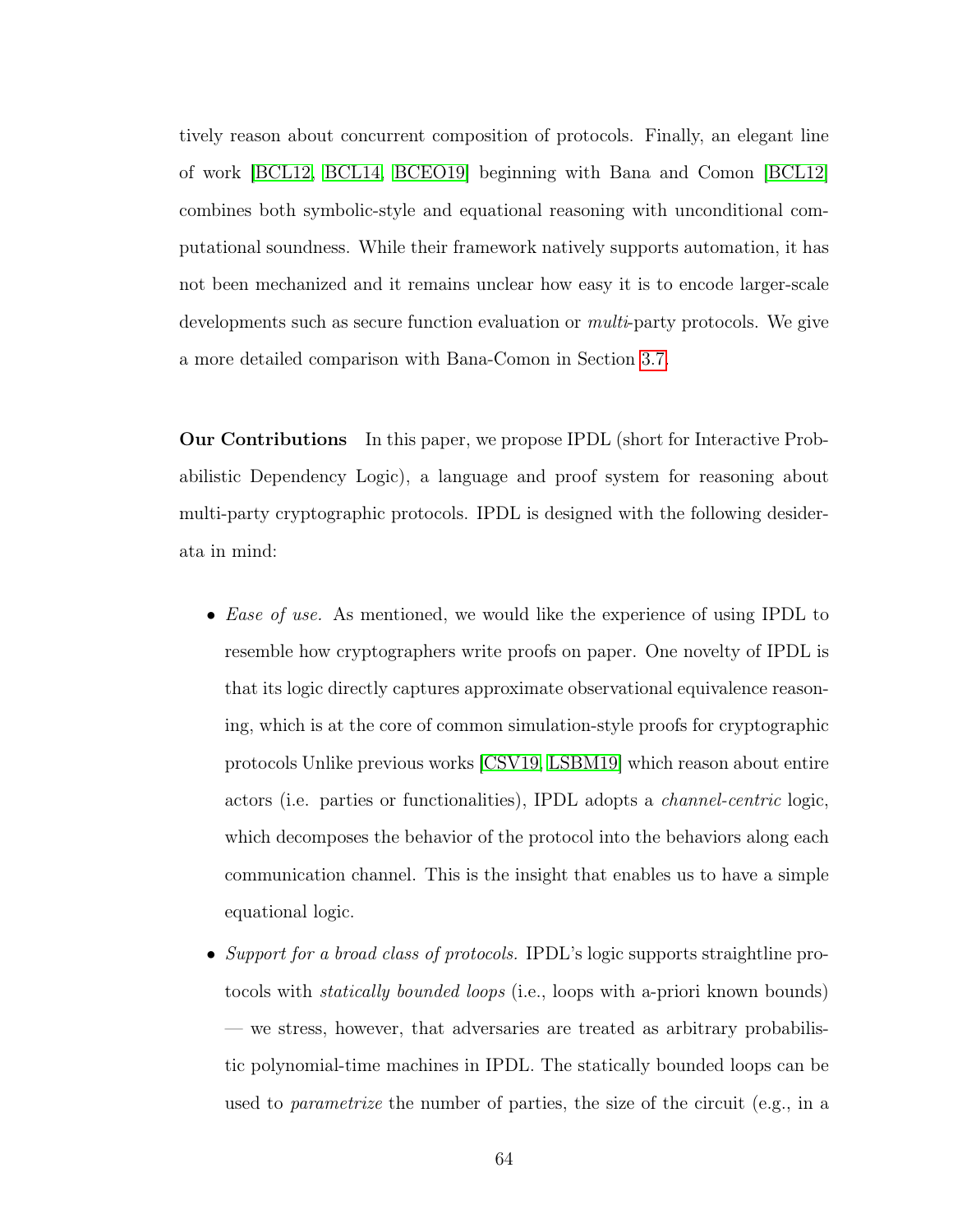tively reason about concurrent composition of protocols. Finally, an elegant line of work [BCL12, BCL14, BCEO19] beginning with Bana and Comon [BCL12] combines both symbolic-style and equational reasoning with unconditional computational soundness. While their framework natively supports automation, it has not been mechanized and it remains unclear how easy it is to encode larger-scale developments such as secure function evaluation or *multi*-party protocols. We give a more detailed comparison with Bana-Comon in Section 3.7.

**Our Contributions** In this paper, we propose IPDL (short for Interactive Probabilistic Dependency Logic), a language and proof system for reasoning about multi-party cryptographic protocols. IPDL is designed with the following desiderata in mind:

- *Ease of use.* As mentioned, we would like the experience of using IPDL to resemble how cryptographers write proofs on paper. One novelty of IPDL is that its logic directly captures approximate observational equivalence reasoning, which is at the core of common simulation-style proofs for cryptographic protocols Unlike previous works [CSV19, LSBM19] which reason about entire actors (i.e. parties or functionalities), IPDL adopts a *channel-centric* logic, which decomposes the behavior of the protocol into the behaviors along each communication channel. This is the insight that enables us to have a simple equational logic.
- *Support for a broad class of protocols.* IPDL's logic supports straightline protocols with *statically bounded loops* (i.e., loops with a-priori known bounds) — we stress, however, that adversaries are treated as arbitrary probabilistic polynomial-time machines in IPDL. The statically bounded loops can be used to *parametrize* the number of parties, the size of the circuit (e.g., in a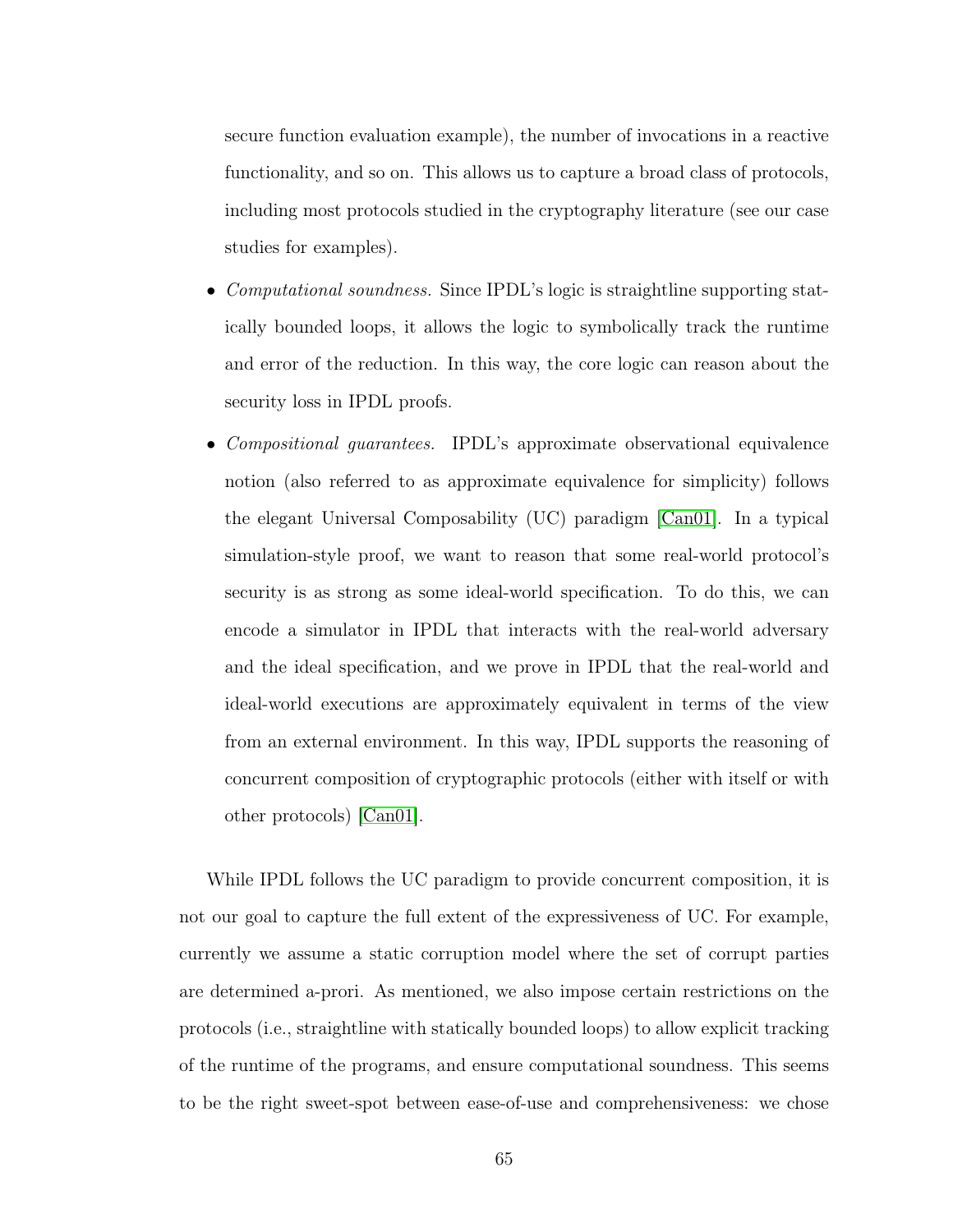secure function evaluation example), the number of invocations in a reactive functionality, and so on. This allows us to capture a broad class of protocols, including most protocols studied in the cryptography literature (see our case studies for examples).

- *Computational soundness.* Since IPDL's logic is straightline supporting statically bounded loops, it allows the logic to symbolically track the runtime and error of the reduction. In this way, the core logic can reason about the security loss in IPDL proofs.
- *Compositional guarantees.* IPDL's approximate observational equivalence notion (also referred to as approximate equivalence for simplicity) follows the elegant Universal Composability (UC) paradigm [Can01]. In a typical simulation-style proof, we want to reason that some real-world protocol's security is as strong as some ideal-world specification. To do this, we can encode a simulator in IPDL that interacts with the real-world adversary and the ideal specification, and we prove in IPDL that the real-world and ideal-world executions are approximately equivalent in terms of the view from an external environment. In this way, IPDL supports the reasoning of concurrent composition of cryptographic protocols (either with itself or with other protocols) [Can01].

While IPDL follows the UC paradigm to provide concurrent composition, it is not our goal to capture the full extent of the expressiveness of UC. For example, currently we assume a static corruption model where the set of corrupt parties are determined a-prori. As mentioned, we also impose certain restrictions on the protocols (i.e., straightline with statically bounded loops) to allow explicit tracking of the runtime of the programs, and ensure computational soundness. This seems to be the right sweet-spot between ease-of-use and comprehensiveness: we chose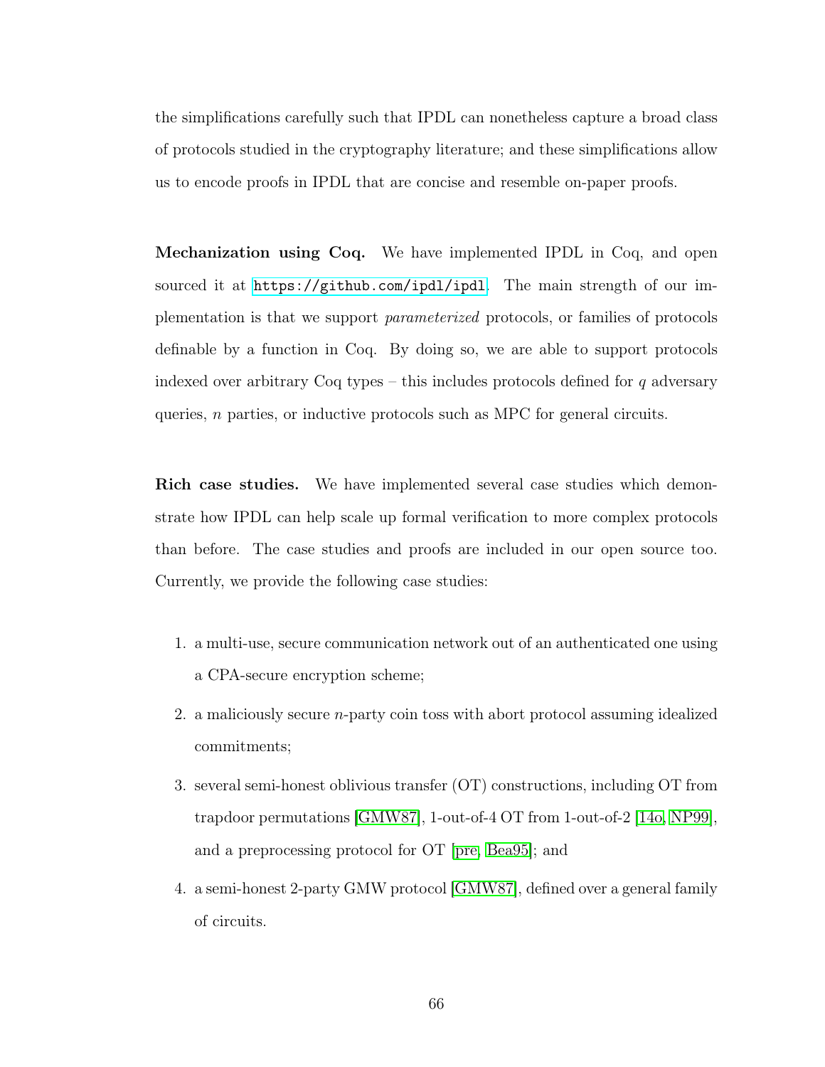the simplifications carefully such that IPDL can nonetheless capture a broad class of protocols studied in the cryptography literature; and these simplifications allow us to encode proofs in IPDL that are concise and resemble on-paper proofs.

**Mechanization using Coq.** We have implemented IPDL in Coq, and open sourced it at https://github.com/ipdl/ipdl. The main strength of our implementation is that we support *parameterized* protocols, or families of protocols definable by a function in Coq. By doing so, we are able to support protocols indexed over arbitrary Coq types – this includes protocols defined for $q$ adversary queries, $n$ parties, or inductive protocols such as MPC for general circuits.

**Rich case studies.** We have implemented several case studies which demonstrate how IPDL can help scale up formal verification to more complex protocols than before. The case studies and proofs are included in our open source too. Currently, we provide the following case studies:

1. a multi-use, secure communication network out of an authenticated one using a CPA-secure encryption scheme;
2. a maliciously secure $n$-party coin toss with abort protocol assuming idealized commitments;
3. several semi-honest oblivious transfer (OT) constructions, including OT from trapdoor permutations [GMW87], 1-out-of-4 OT from 1-out-of-2 [14o, NP99], and a preprocessing protocol for OT [pre, Bea95]; and
4. a semi-honest 2-party GMW protocol [GMW87], defined over a general family of circuits.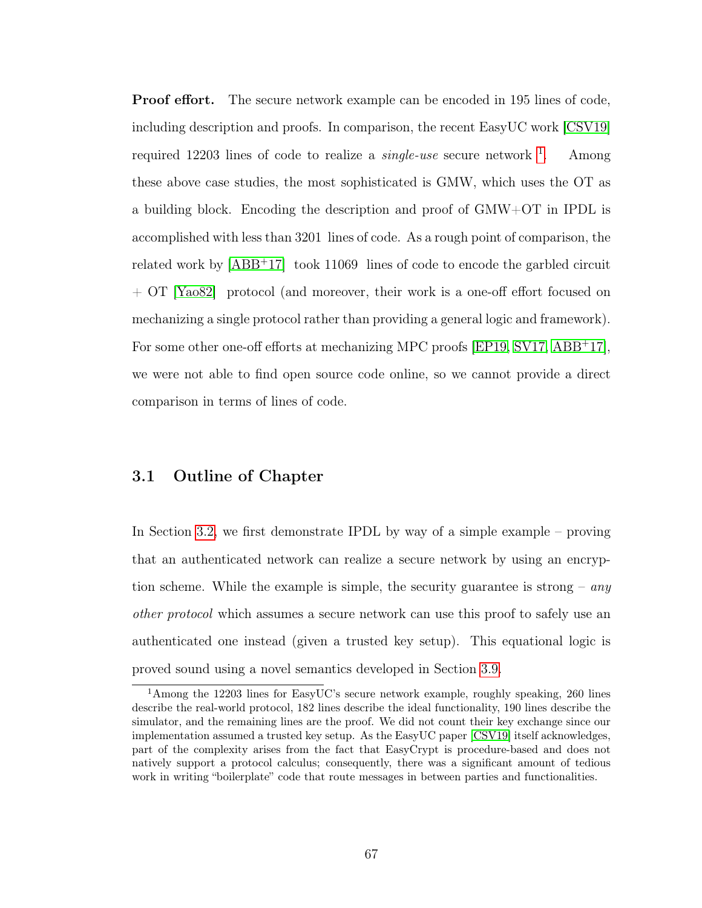**Proof effort.** The secure network example can be encoded in 195 lines of code, including description and proofs. In comparison, the recent EasyUC work [CSV19] required 12203 lines of code to realize a *single-use* secure network [1]. Among these above case studies, the most sophisticated is GMW, which uses the OT as a building block. Encoding the description and proof of GMW+OT in IPDL is accomplished with less than 3201 lines of code. As a rough point of comparison, the related work by [ABB+17] took 11069 lines of code to encode the garbled circuit + OT [Yao82] protocol (and moreover, their work is a one-off effort focused on mechanizing a single protocol rather than providing a general logic and framework). For some other one-off efforts at mechanizing MPC proofs [EP19, SV17, ABB+17], we were not able to find open source code online, so we cannot provide a direct comparison in terms of lines of code.

## 3.1 Outline of Chapter

In Section 3.2, we first demonstrate IPDL by way of a simple example – proving that an authenticated network can realize a secure network by using an encryption scheme. While the example is simple, the security guarantee is strong – *any other protocol* which assumes a secure network can use this proof to safely use an authenticated one instead (given a trusted key setup). This equational logic is proved sound using a novel semantics developed in Section 3.9.

[1] Among the 12203 lines for EasyUC's secure network example, roughly speaking, 260 lines describe the real-world protocol, 182 lines describe the ideal functionality, 190 lines describe the simulator, and the remaining lines are the proof. We did not count their key exchange since our implementation assumed a trusted key setup. As the EasyUC paper [CSV19] itself acknowledges, part of the complexity arises from the fact that EasyCrypt is procedure-based and does not natively support a protocol calculus; consequently, there was a significant amount of tedious work in writing "boilerplate" code that route messages in between parties and functionalities.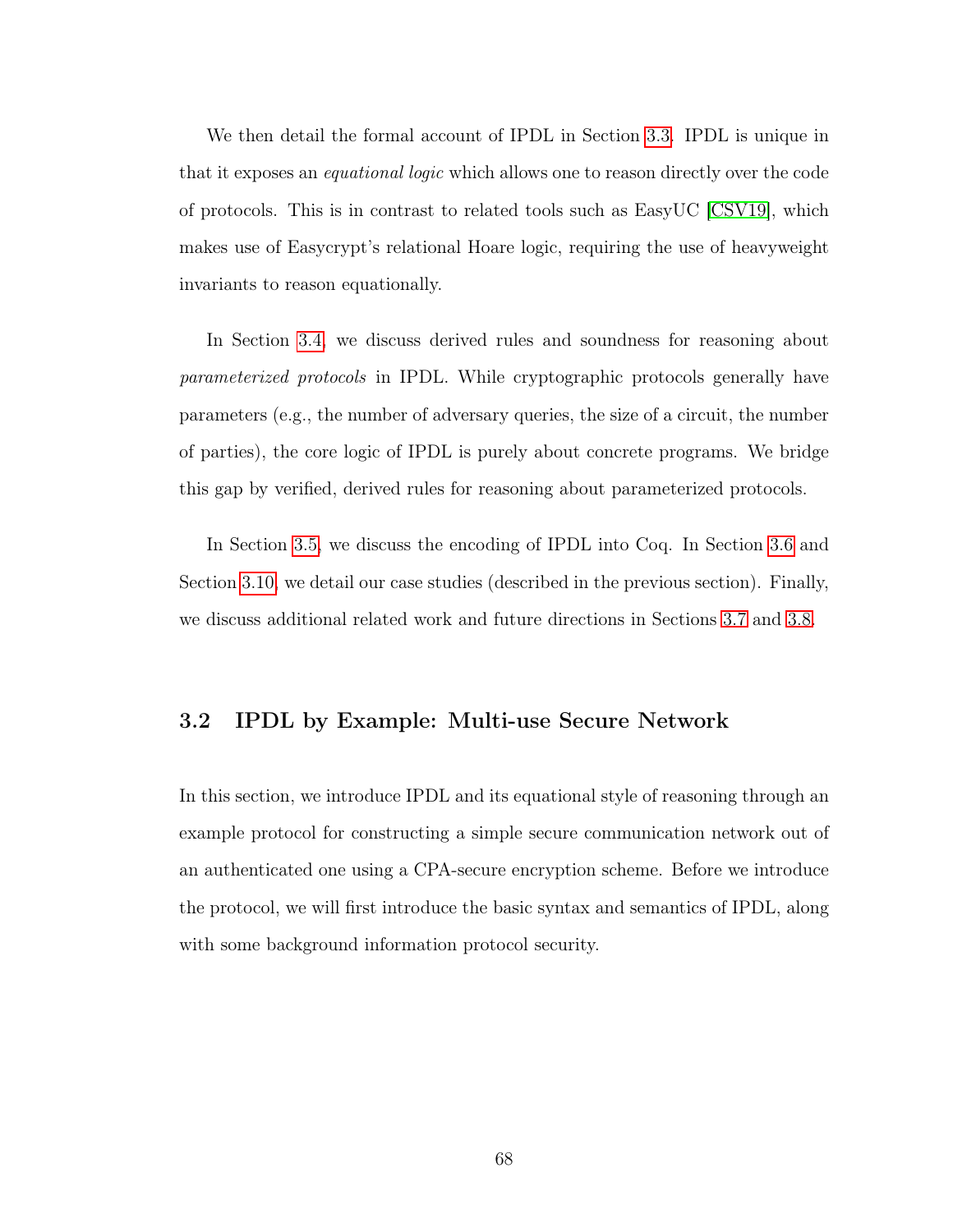We then detail the formal account of IPDL in Section 3.3. IPDL is unique in that it exposes an *equational logic* which allows one to reason directly over the code of protocols. This is in contrast to related tools such as EasyUC [CSV19], which makes use of Easycrypt's relational Hoare logic, requiring the use of heavyweight invariants to reason equationally.

In Section 3.4, we discuss derived rules and soundness for reasoning about *parameterized protocols* in IPDL. While cryptographic protocols generally have parameters (e.g., the number of adversary queries, the size of a circuit, the number of parties), the core logic of IPDL is purely about concrete programs. We bridge this gap by verified, derived rules for reasoning about parameterized protocols.

In Section 3.5, we discuss the encoding of IPDL into Coq. In Section 3.6 and Section 3.10, we detail our case studies (described in the previous section). Finally, we discuss additional related work and future directions in Sections 3.7 and 3.8.

## 3.2 IPDL by Example: Multi-use Secure Network

In this section, we introduce IPDL and its equational style of reasoning through an example protocol for constructing a simple secure communication network out of an authenticated one using a CPA-secure encryption scheme. Before we introduce the protocol, we will first introduce the basic syntax and semantics of IPDL, along with some background information protocol security.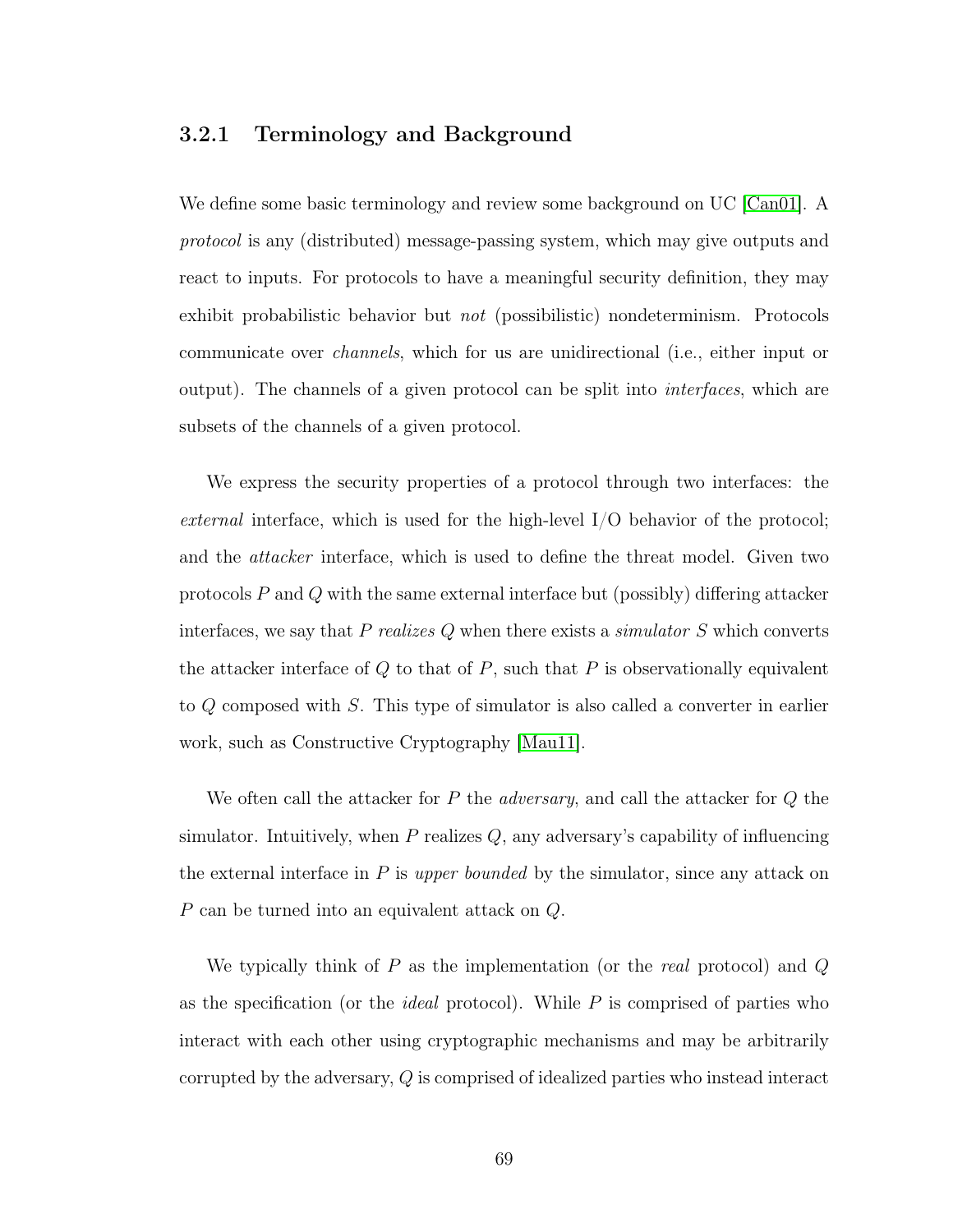### 3.2.1 Terminology and Background

We define some basic terminology and review some background on UC [Can01]. A *protocol* is any (distributed) message-passing system, which may give outputs and react to inputs. For protocols to have a meaningful security definition, they may exhibit probabilistic behavior but *not* (possibilistic) nondeterminism. Protocols communicate over *channels*, which for us are unidirectional (i.e., either input or output). The channels of a given protocol can be split into *interfaces*, which are subsets of the channels of a given protocol.

We express the security properties of a protocol through two interfaces: the *external* interface, which is used for the high-level I/O behavior of the protocol; and the *attacker* interface, which is used to define the threat model. Given two protocols $P$ and $Q$ with the same external interface but (possibly) differing attacker interfaces, we say that $P$ *realizes* $Q$ when there exists a *simulator* $S$ which converts the attacker interface of $Q$ to that of $P$, such that $P$ is observationally equivalent to $Q$ composed with $S$. This type of simulator is also called a converter in earlier work, such as Constructive Cryptography [Mau11].

We often call the attacker for $P$ the *adversary*, and call the attacker for $Q$ the simulator. Intuitively, when $P$ realizes $Q$, any adversary's capability of influencing the external interface in $P$ is *upper bounded* by the simulator, since any attack on $P$ can be turned into an equivalent attack on $Q$.

We typically think of $P$ as the implementation (or the *real* protocol) and $Q$ as the specification (or the *ideal* protocol). While $P$ is comprised of parties who interact with each other using cryptographic mechanisms and may be arbitrarily corrupted by the adversary, $Q$ is comprised of idealized parties who instead interact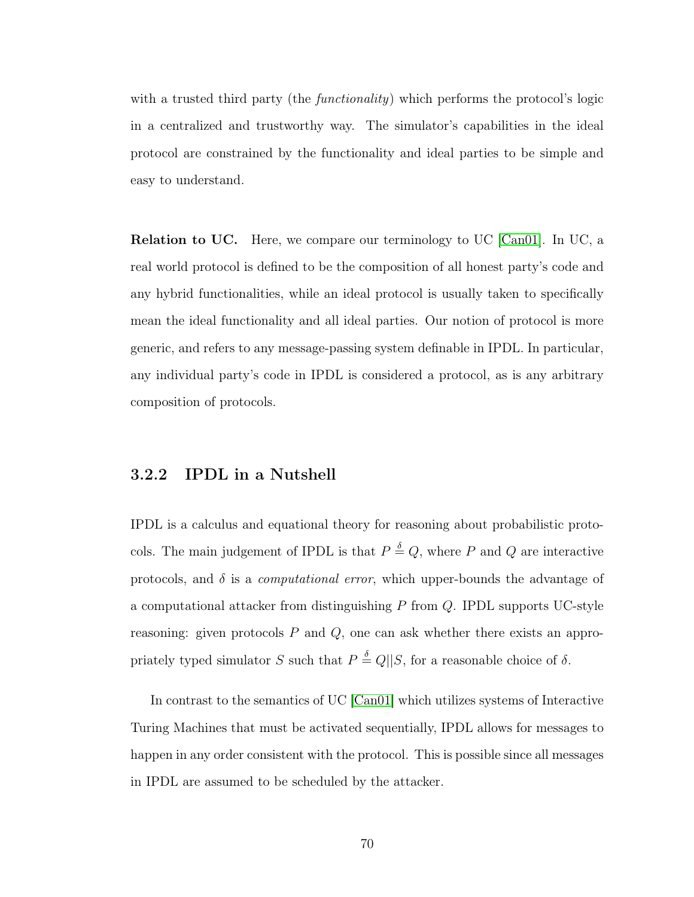with a trusted third party (the *functionality*) which performs the protocol's logic in a centralized and trustworthy way. The simulator's capabilities in the ideal protocol are constrained by the functionality and ideal parties to be simple and easy to understand.

**Relation to UC.** Here, we compare our terminology to UC [Can01]. In UC, a real world protocol is defined to be the composition of all honest party's code and any hybrid functionalities, while an ideal protocol is usually taken to specifically mean the ideal functionality and all ideal parties. Our notion of protocol is more generic, and refers to any message-passing system definable in IPDL. In particular, any individual party's code in IPDL is considered a protocol, as is any arbitrary composition of protocols.

### 3.2.2 IPDL in a Nutshell

IPDL is a calculus and equational theory for reasoning about probabilistic protocols. The main judgement of IPDL is that $P \overset{\delta}{=} Q$, where $P$ and $Q$ are interactive protocols, and $\delta$ is a *computational error*, which upper-bounds the advantage of a computational attacker from distinguishing $P$ from $Q$. IPDL supports UC-style reasoning: given protocols $P$ and $Q$, one can ask whether there exists an appropriately typed simulator $S$ such that $P \overset{\delta}{=} Q||S$, for a reasonable choice of $\delta$.

In contrast to the semantics of UC [Can01] which utilizes systems of Interactive Turing Machines that must be activated sequentially, IPDL allows for messages to happen in any order consistent with the protocol. This is possible since all messages in IPDL are assumed to be scheduled by the attacker.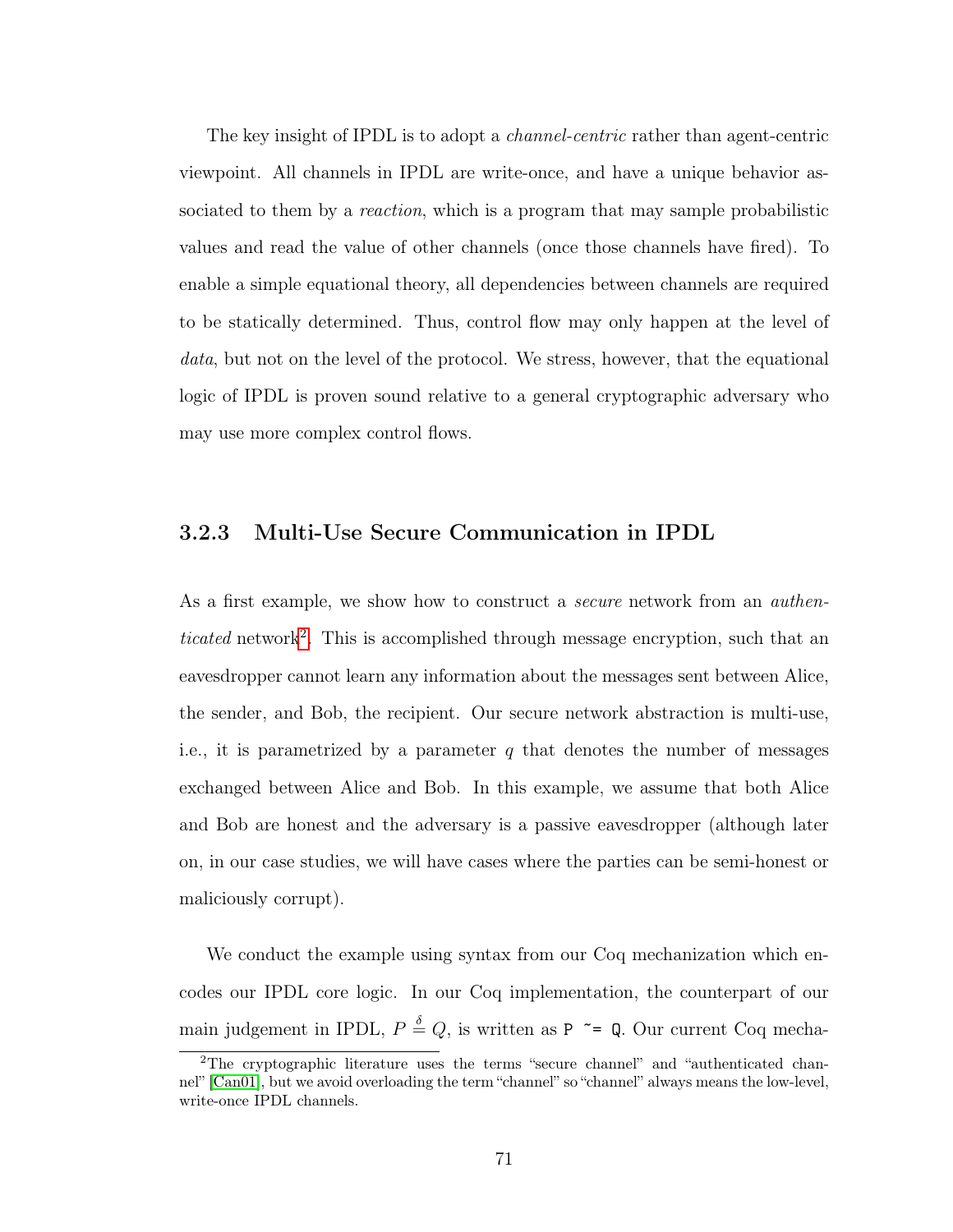The key insight of IPDL is to adopt a *channel-centric* rather than agent-centric viewpoint. All channels in IPDL are write-once, and have a unique behavior associated to them by a *reaction*, which is a program that may sample probabilistic values and read the value of other channels (once those channels have fired). To enable a simple equational theory, all dependencies between channels are required to be statically determined. Thus, control flow may only happen at the level of *data*, but not on the level of the protocol. We stress, however, that the equational logic of IPDL is proven sound relative to a general cryptographic adversary who may use more complex control flows.

### 3.2.3 Multi-Use Secure Communication in IPDL

As a first example, we show how to construct a *secure* network from an *authenticated* network[2]. This is accomplished through message encryption, such that an eavesdropper cannot learn any information about the messages sent between Alice, the sender, and Bob, the recipient. Our secure network abstraction is multi-use, i.e., it is parametrized by a parameter $q$ that denotes the number of messages exchanged between Alice and Bob. In this example, we assume that both Alice and Bob are honest and the adversary is a passive eavesdropper (although later on, in our case studies, we will have cases where the parties can be semi-honest or maliciously corrupt).

We conduct the example using syntax from our Coq mechanization which encodes our IPDL core logic. In our Coq implementation, the counterpart of our main judgement in IPDL, $P \overset{\delta}{=} Q$, is written as `P ~= Q`. Our current Coq mecha-

[2] The cryptographic literature uses the terms "secure channel" and "authenticated channel" [Can01], but we avoid overloading the term "channel" so "channel" always means the low-level, write-once IPDL channels.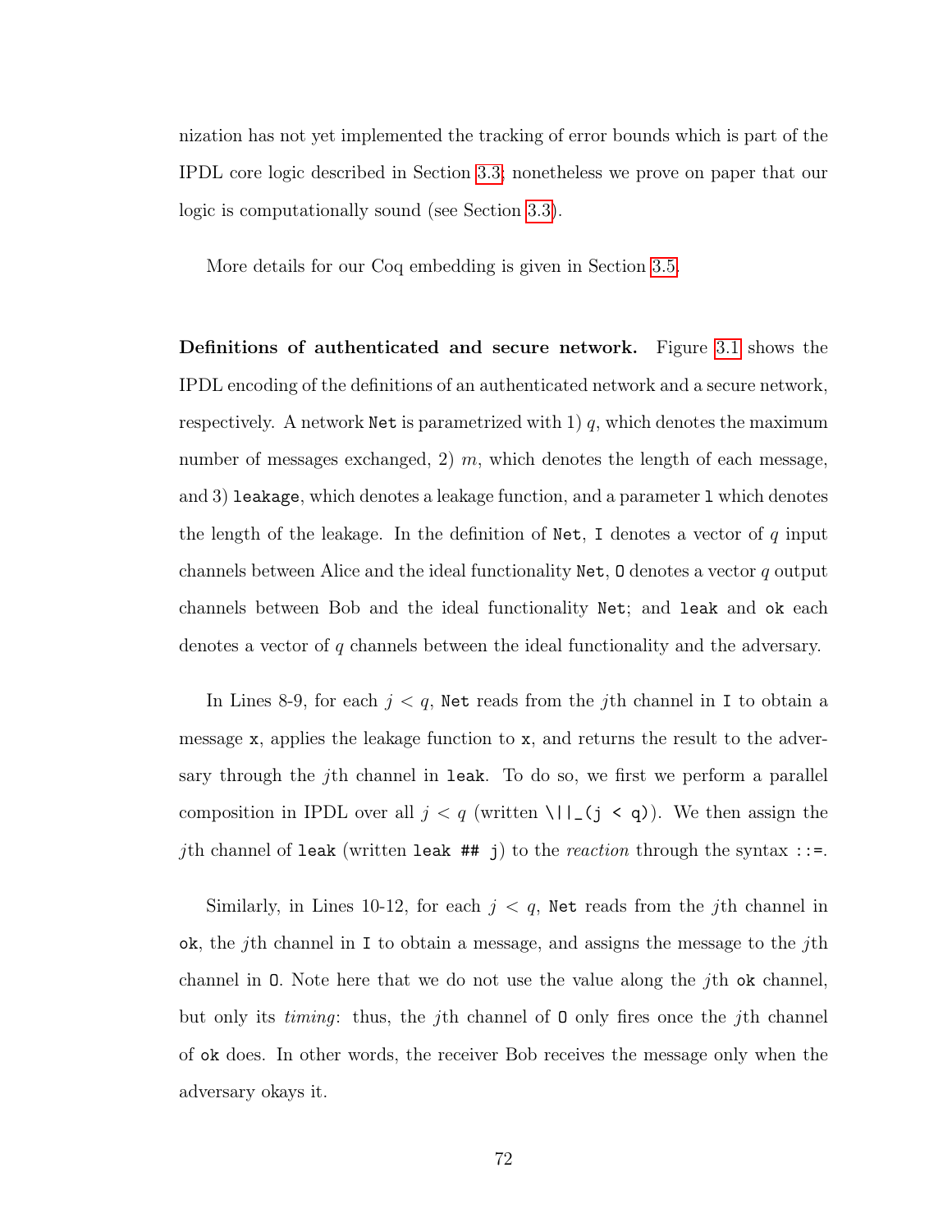nization has not yet implemented the tracking of error bounds which is part of the IPDL core logic described in Section 3.3; nonetheless we prove on paper that our logic is computationally sound (see Section 3.3).

More details for our Coq embedding is given in Section 3.5.

**Definitions of authenticated and secure network.** Figure 3.1 shows the IPDL encoding of the definitions of an authenticated network and a secure network, respectively. A network `Net` is parametrized with 1) $q$, which denotes the maximum number of messages exchanged, 2) $m$, which denotes the length of each message, and 3) `leakage`, which denotes a leakage function, and a parameter `l` which denotes the length of the leakage. In the definition of `Net`, `I` denotes a vector of $q$ input channels between Alice and the ideal functionality `Net`, `O` denotes a vector $q$ output channels between Bob and the ideal functionality `Net`; and `leak` and `ok` each denotes a vector of $q$ channels between the ideal functionality and the adversary.

In Lines 8-9, for each $j < q$, `Net` reads from the $j$th channel in `I` to obtain a message `x`, applies the leakage function to `x`, and returns the result to the adversary through the $j$th channel in `leak`. To do so, we first we perform a parallel composition in IPDL over all $j < q$ (written `\||_(j < q)`). We then assign the $j$th channel of `leak` (written `leak ## j`) to the *reaction* through the syntax `::=`.

Similarly, in Lines 10-12, for each $j < q$, `Net` reads from the $j$th channel in `ok`, the $j$th channel in `I` to obtain a message, and assigns the message to the $j$th channel in `O`. Note here that we do not use the value along the $j$th `ok` channel, but only its *timing*: thus, the $j$th channel of `O` only fires once the $j$th channel of `ok` does. In other words, the receiver Bob receives the message only when the adversary okays it.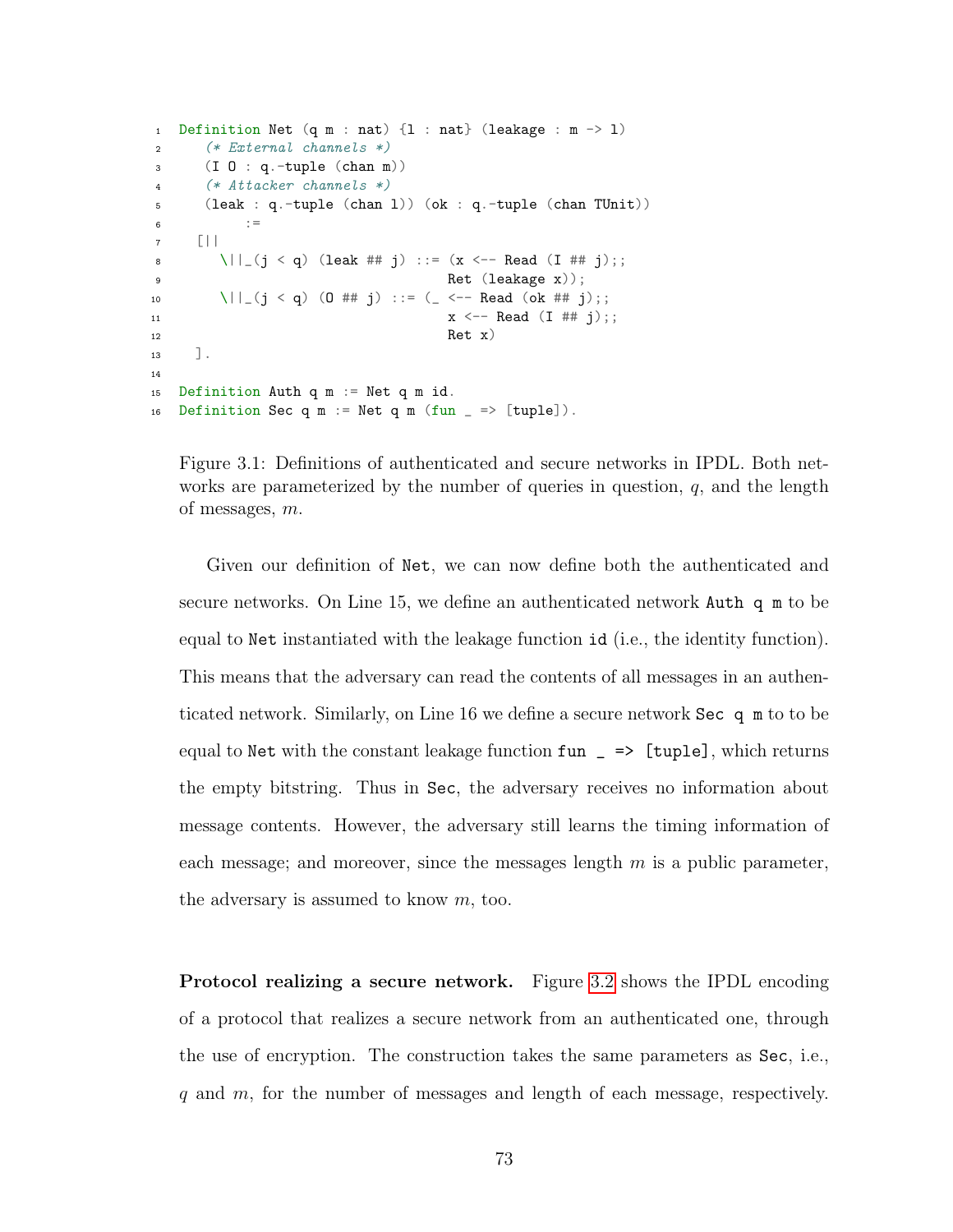```
Definition Net (q m : nat) {l : nat} (leakage : m -> l)
    (* External channels *)
    (I O : q.-tuple (chan m))
    (* Attacker channels *)
    (leak : q.-tuple (chan l)) (ok : q.-tuple (chan TUnit))
          :=
   [||
     \||_(j < q) (leak ## j) ::= (x <-- Read (I ## j);;
                                  Ret (leakage x));
     \||_(j < q) (O ## j) ::= (_ <-- Read (ok ## j);;
                                  x <-- Read (I ## j);;
                                  Ret x)
   ].

Definition Auth q m := Net q m id.
Definition Sec q m := Net q m (fun _ => [tuple]).
```

Figure 3.1: Definitions of authenticated and secure networks in IPDL. Both networks are parameterized by the number of queries in question, $q$, and the length of messages, $m$.

Given our definition of `Net`, we can now define both the authenticated and secure networks. On Line 15, we define an authenticated network `Auth q m` to be equal to `Net` instantiated with the leakage function `id` (i.e., the identity function). This means that the adversary can read the contents of all messages in an authenticated network. Similarly, on Line 16 we define a secure network `Sec q m` to to be equal to `Net` with the constant leakage function `fun _ => [tuple]`, which returns the empty bitstring. Thus in `Sec`, the adversary receives no information about message contents. However, the adversary still learns the timing information of each message; and moreover, since the messages length $m$ is a public parameter, the adversary is assumed to know $m$, too.

**Protocol realizing a secure network.** Figure 3.2 shows the IPDL encoding of a protocol that realizes a secure network from an authenticated one, through the use of encryption. The construction takes the same parameters as `Sec`, i.e., $q$ and $m$, for the number of messages and length of each message, respectively.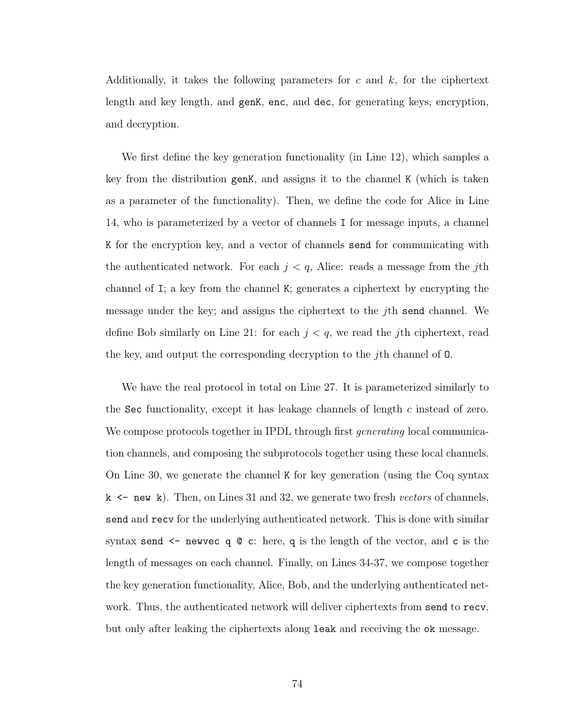Additionally, it takes the following parameters for $c$ and $k$, for the ciphertext length and key length, and `genK`, `enc`, and `dec`, for generating keys, encryption, and decryption.

We first define the key generation functionality (in Line 12), which samples a key from the distribution `genK`, and assigns it to the channel `K` (which is taken as a parameter of the functionality). Then, we define the code for Alice in Line 14, who is parameterized by a vector of channels `I` for message inputs, a channel `K` for the encryption key, and a vector of channels `send` for communicating with the authenticated network. For each $j < q$, Alice: reads a message from the $j$th channel of `I`; a key from the channel `K`; generates a ciphertext by encrypting the message under the key; and assigns the ciphertext to the $j$th `send` channel. We define Bob similarly on Line 21: for each $j < q$, we read the $j$th ciphertext, read the key, and output the corresponding decryption to the $j$th channel of `O`.

We have the real protocol in total on Line 27. It is parameterized similarly to the `Sec` functionality, except it has leakage channels of length $c$ instead of zero. We compose protocols together in IPDL through first *generating* local communication channels, and composing the subprotocols together using these local channels. On Line 30, we generate the channel `K` for key generation (using the Coq syntax `k <- new k`). Then, on Lines 31 and 32, we generate two fresh *vectors* of channels, `send` and `recv` for the underlying authenticated network. This is done with similar syntax `send <- newvec q @ c`: here, `q` is the length of the vector, and `c` is the length of messages on each channel. Finally, on Lines 34-37, we compose together the key generation functionality, Alice, Bob, and the underlying authenticated network. Thus, the authenticated network will deliver ciphertexts from `send` to `recv`, but only after leaking the ciphertexts along `leak` and receiving the `ok` message.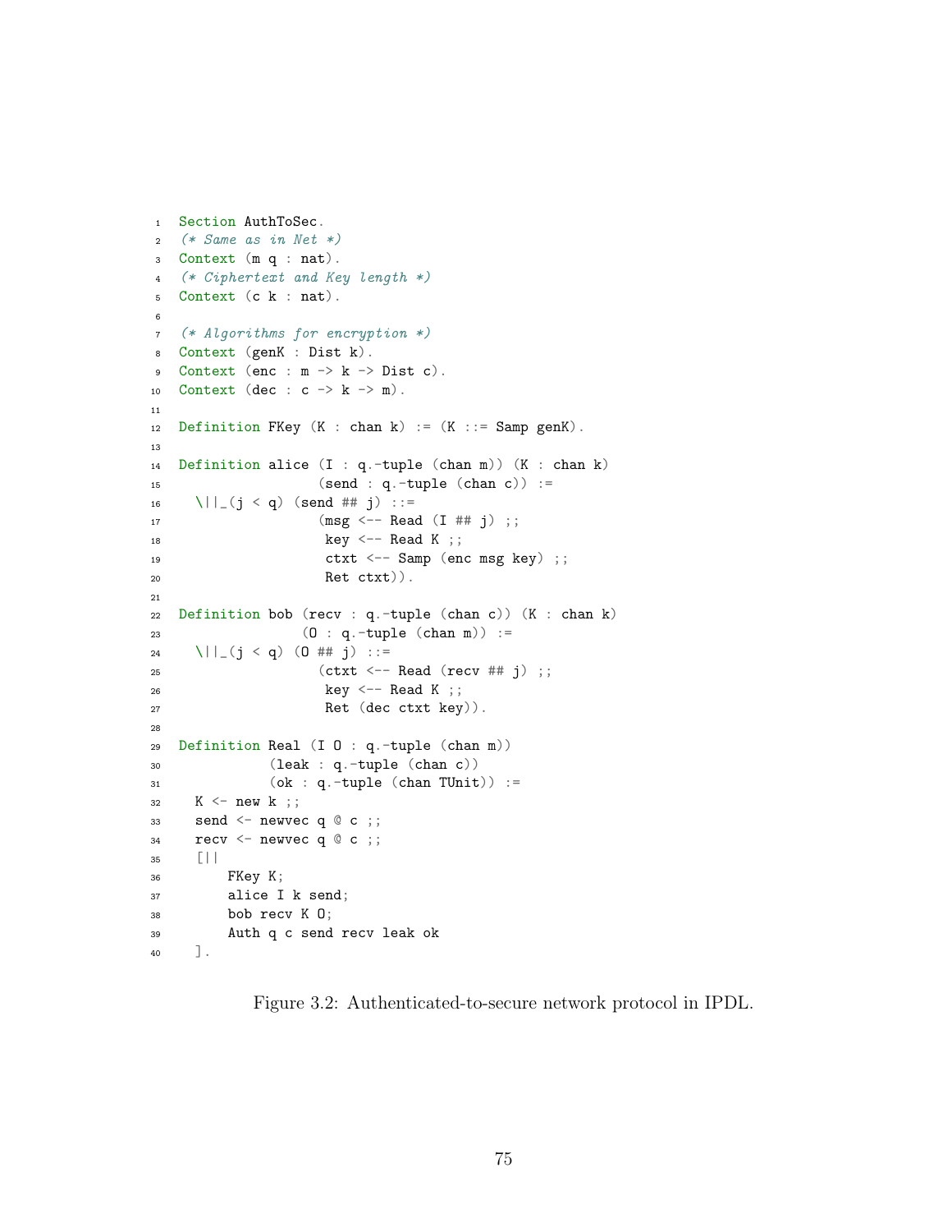```
Section AuthToSec.
(* Same as in Net *)
Context (m q : nat).
(* Ciphertext and Key length *)
Context (c k : nat).

(* Algorithms for encryption *)
Context (genK : Dist k).
Context (enc : m -> k -> Dist c).
Context (dec : c -> k -> m).

Definition FKey (K : chan k) := (K ::= Samp genK).

Definition alice (I : q.-tuple (chan m)) (K : chan k)
                 (send : q.-tuple (chan c)) :=
  \||_(j < q) (send ## j) ::=
                 (msg <-- Read (I ## j) ;;
                  key <-- Read K ;;
                  ctxt <-- Samp (enc msg key) ;;
                  Ret ctxt)).

Definition bob (recv : q.-tuple (chan c)) (K : chan k)
               (O : q.-tuple (chan m)) :=
  \||_(j < q) (O ## j) ::=
                 (ctxt <-- Read (recv ## j) ;;
                  key <-- Read K ;;
                  Ret (dec ctxt key)).

Definition Real (I O : q.-tuple (chan m))
           (leak : q.-tuple (chan c))
           (ok : q.-tuple (chan TUnit)) :=
  K <- new k ;;
  send <- newvec q @ c ;;
  recv <- newvec q @ c ;;
  [||
      FKey K;
      alice I k send;
      bob recv K O;
      Auth q c send recv leak ok
  ].
```

Figure 3.2: Authenticated-to-secure network protocol in IPDL.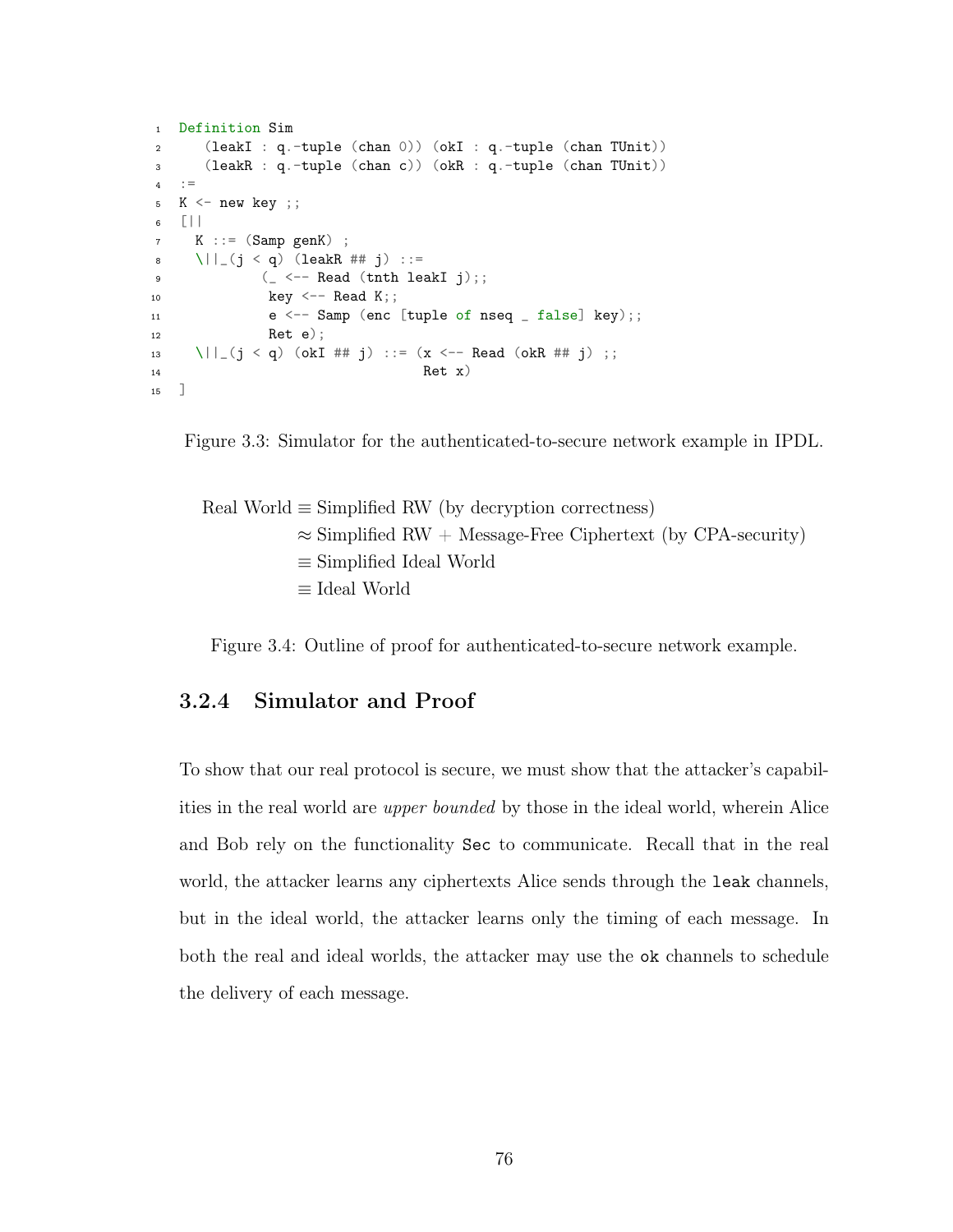```
Definition Sim
   (leakI : q.-tuple (chan 0)) (okI : q.-tuple (chan TUnit))
   (leakR : q.-tuple (chan c)) (okR : q.-tuple (chan TUnit))
:=
K <- new key ;;
[||
  K ::= (Samp genK) ;
  \||_(j < q) (leakR ## j) ::=
          (_ <-- Read (tnth leakI j);;
           key <-- Read K;;
           e <-- Samp (enc [tuple of nseq _ false] key);;
           Ret e);
  \||_(j < q) (okI ## j) ::= (x <-- Read (okR ## j) ;;
                              Ret x)
]
```

Figure 3.3: Simulator for the authenticated-to-secure network example in IPDL.

$$
\begin{aligned}
\text{Real World} &\equiv \text{Simplified RW (by decryption correctness)} \\
&\approx \text{Simplified RW + Message-Free Ciphertext (by CPA-security)} \\
&\equiv \text{Simplified Ideal World} \\
&\equiv \text{Ideal World}
\end{aligned}
$$

Figure 3.4: Outline of proof for authenticated-to-secure network example.

### 3.2.4 Simulator and Proof

To show that our real protocol is secure, we must show that the attacker's capabilities in the real world are *upper bounded* by those in the ideal world, wherein Alice and Bob rely on the functionality `Sec` to communicate. Recall that in the real world, the attacker learns any ciphertexts Alice sends through the `leak` channels, but in the ideal world, the attacker learns only the timing of each message. In both the real and ideal worlds, the attacker may use the `ok` channels to schedule the delivery of each message.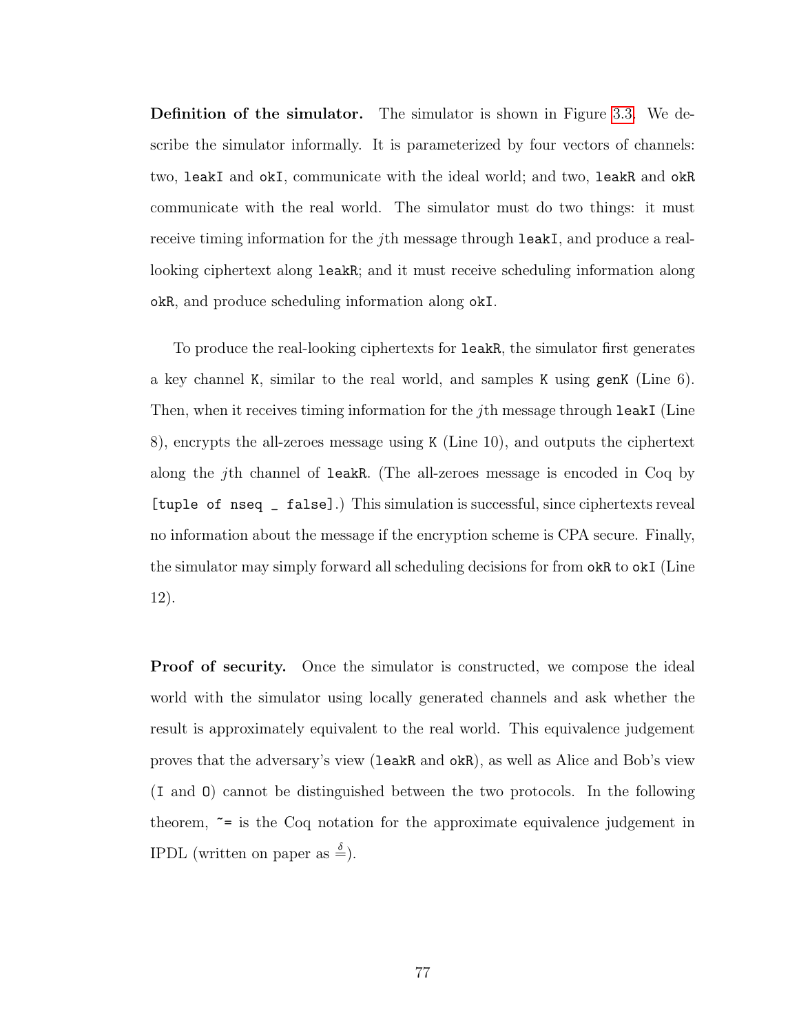**Definition of the simulator.** The simulator is shown in Figure 3.3. We describe the simulator informally. It is parameterized by four vectors of channels: two, `leakI` and `okI`, communicate with the ideal world; and two, `leakR` and `okR` communicate with the real world. The simulator must do two things: it must receive timing information for the $j$th message through `leakI`, and produce a real-looking ciphertext along `leakR`; and it must receive scheduling information along `okR`, and produce scheduling information along `okI`.

To produce the real-looking ciphertexts for `leakR`, the simulator first generates a key channel `K`, similar to the real world, and samples `K` using `genK` (Line 6). Then, when it receives timing information for the $j$th message through `leakI` (Line 8), encrypts the all-zeroes message using `K` (Line 10), and outputs the ciphertext along the $j$th channel of `leakR`. (The all-zeroes message is encoded in Coq by `[tuple of nseq _ false]`.) This simulation is successful, since ciphertexts reveal no information about the message if the encryption scheme is CPA secure. Finally, the simulator may simply forward all scheduling decisions for from `okR` to `okI` (Line 12).

**Proof of security.** Once the simulator is constructed, we compose the ideal world with the simulator using locally generated channels and ask whether the result is approximately equivalent to the real world. This equivalence judgement proves that the adversary's view (`leakR` and `okR`), as well as Alice and Bob's view (`I` and `O`) cannot be distinguished between the two protocols. In the following theorem, `~=` is the Coq notation for the approximate equivalence judgement in IPDL (written on paper as $\stackrel{\delta}{=}$).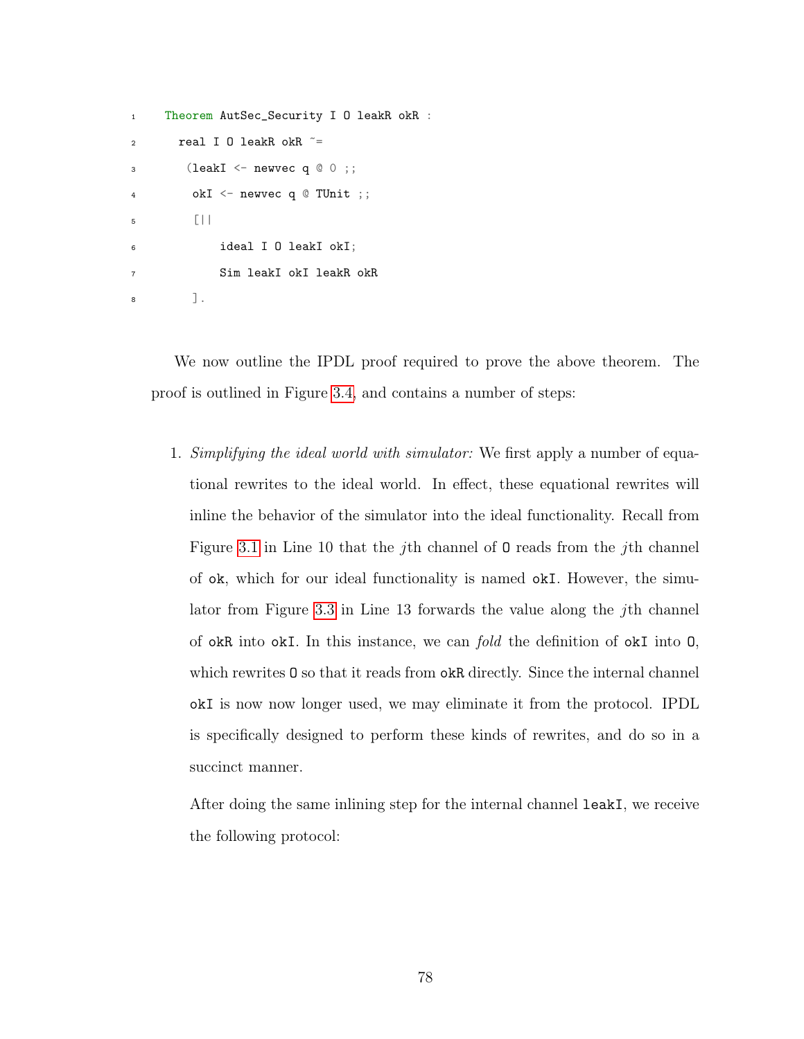```
Theorem AutSec_Security I O leakR okR :
  real I O leakR okR ~=
   (leakI <- newvec q @ 0 ;;
    okI <- newvec q @ TUnit ;;
    [||
        ideal I O leakI okI;
        Sim leakI okI leakR okR
    ].
```

We now outline the IPDL proof required to prove the above theorem. The proof is outlined in Figure 3.4, and contains a number of steps:

1. *Simplifying the ideal world with simulator:* We first apply a number of equational rewrites to the ideal world. In effect, these equational rewrites will inline the behavior of the simulator into the ideal functionality. Recall from Figure 3.1 in Line 10 that the $j$th channel of `O` reads from the $j$th channel of `ok`, which for our ideal functionality is named `okI`. However, the simulator from Figure 3.3 in Line 13 forwards the value along the $j$th channel of `okR` into `okI`. In this instance, we can *fold* the definition of `okI` into `O`, which rewrites `O` so that it reads from `okR` directly. Since the internal channel `okI` is now now longer used, we may eliminate it from the protocol. IPDL is specifically designed to perform these kinds of rewrites, and do so in a succinct manner.

   After doing the same inlining step for the internal channel `leakI`, we receive the following protocol: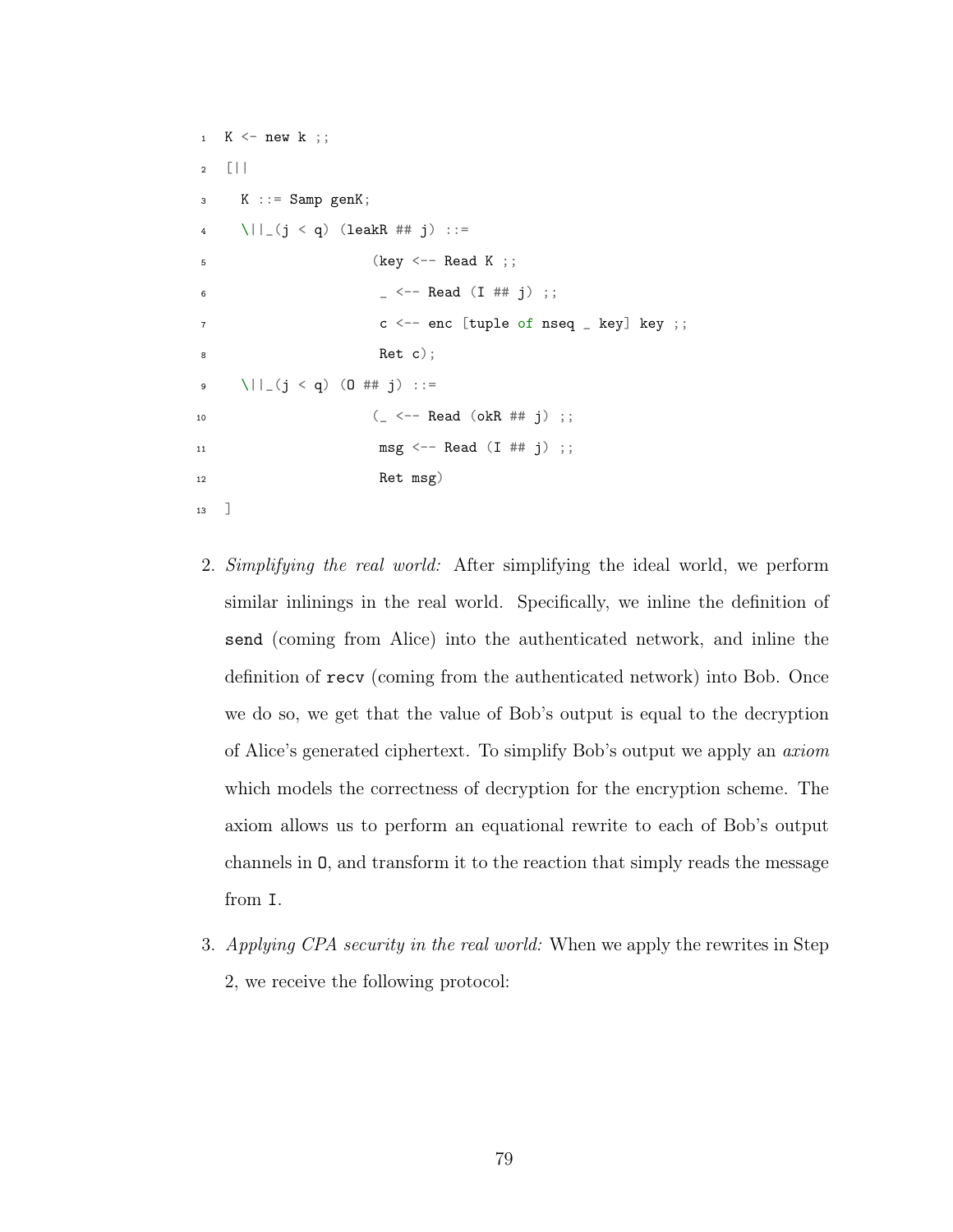```
K <- new k ;;
[||
  K ::= Samp genK;
  \||_(j < q) (leakR ## j) ::=
                  (key <-- Read K ;;
                   _ <-- Read (I ## j) ;;
                   c <-- enc [tuple of nseq _ key] key ;;
                   Ret c);
  \||_(j < q) (O ## j) ::=
                  (_ <-- Read (okR ## j) ;;
                   msg <-- Read (I ## j) ;;
                   Ret msg)
]
```

2. *Simplifying the real world:* After simplifying the ideal world, we perform similar inlinings in the real world. Specifically, we inline the definition of `send` (coming from Alice) into the authenticated network, and inline the definition of `recv` (coming from the authenticated network) into Bob. Once we do so, we get that the value of Bob's output is equal to the decryption of Alice's generated ciphertext. To simplify Bob's output we apply an *axiom* which models the correctness of decryption for the encryption scheme. The axiom allows us to perform an equational rewrite to each of Bob's output channels in `O`, and transform it to the reaction that simply reads the message from `I`.

3. *Applying CPA security in the real world:* When we apply the rewrites in Step 2, we receive the following protocol: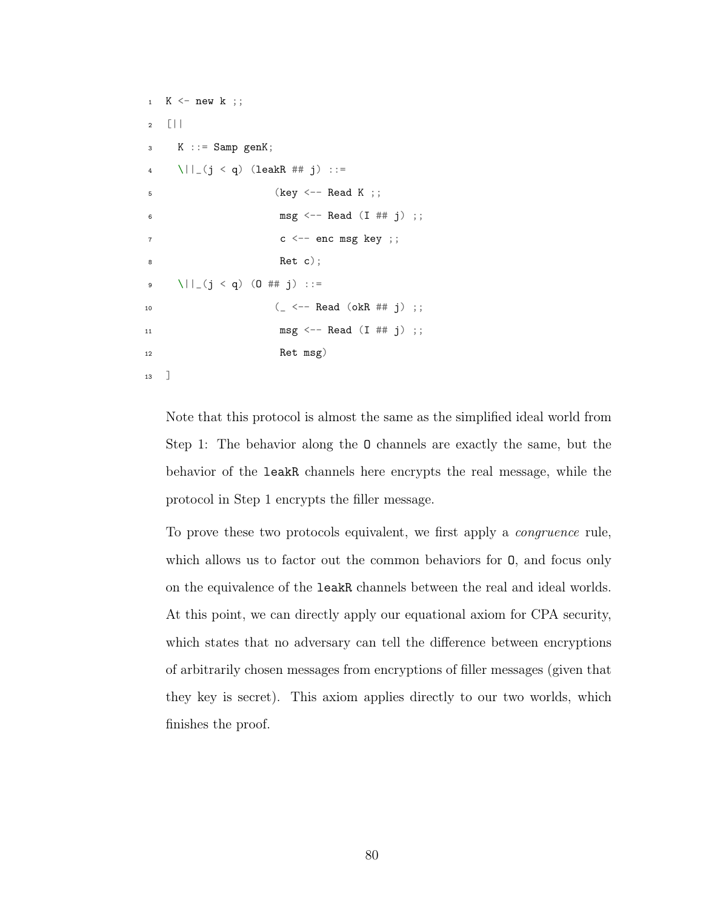```
K <- new k ;;
[||
  K ::= Samp genK;
  \||_(j < q) (leakR ## j) ::=
                  (key <-- Read K ;;
                   msg <-- Read (I ## j) ;;
                   c <-- enc msg key ;;
                   Ret c);
  \||_(j < q) (O ## j) ::=
                  (_ <-- Read (okR ## j) ;;
                   msg <-- Read (I ## j) ;;
                   Ret msg)
]
```

Note that this protocol is almost the same as the simplified ideal world from Step 1: The behavior along the `O` channels are exactly the same, but the behavior of the `leakR` channels here encrypts the real message, while the protocol in Step 1 encrypts the filler message.

To prove these two protocols equivalent, we first apply a *congruence* rule, which allows us to factor out the common behaviors for `O`, and focus only on the equivalence of the `leakR` channels between the real and ideal worlds. At this point, we can directly apply our equational axiom for CPA security, which states that no adversary can tell the difference between encryptions of arbitrarily chosen messages from encryptions of filler messages (given that they key is secret). This axiom applies directly to our two worlds, which finishes the proof.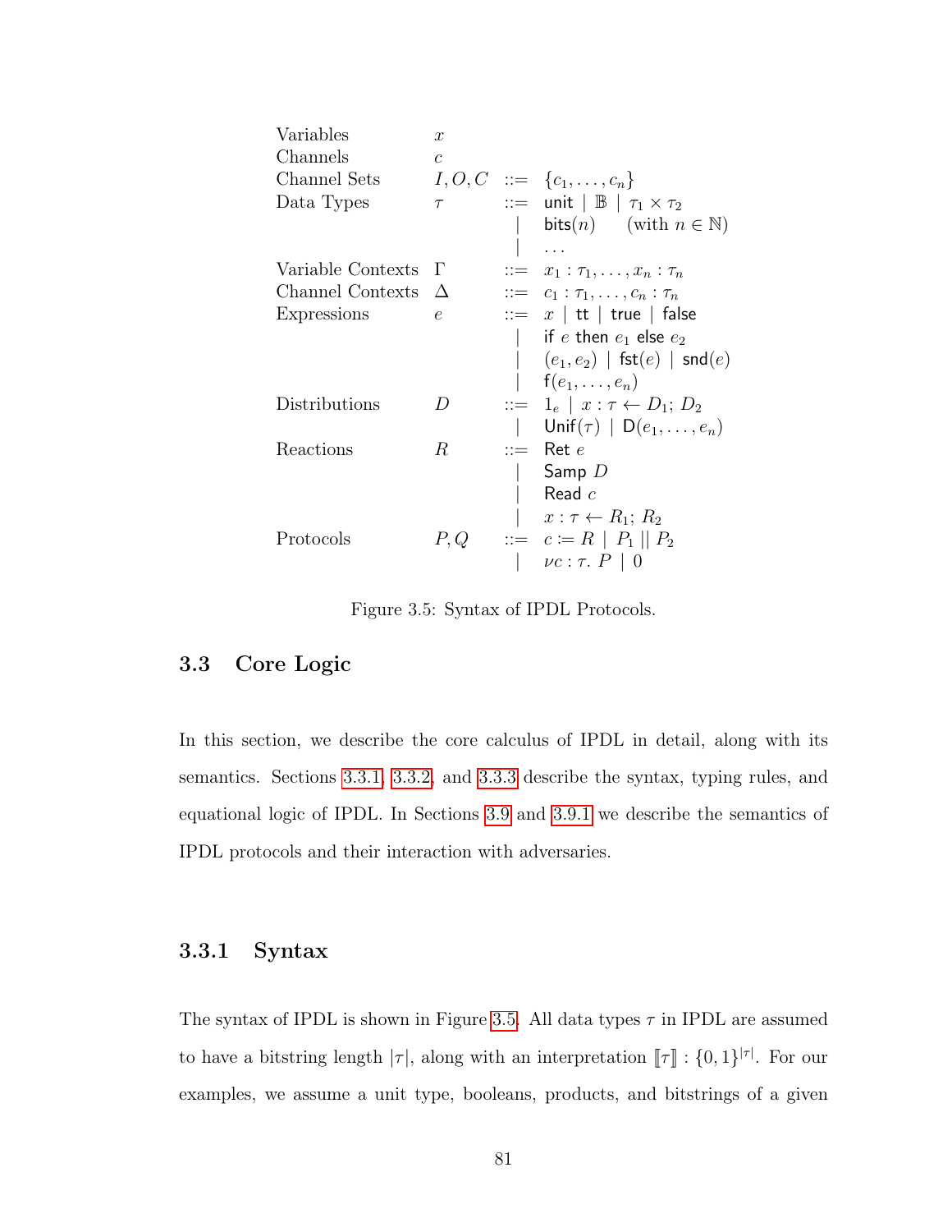| | | | |
|---|---|---|---|
| Variables | $x$ | | |
| Channels | $c$ | | |
| Channel Sets | $I, O, C$ | $::=$ | $\{c_1, \ldots, c_n\}$ |
| Data Types | $\tau$ | $::=$ | $\mathsf{unit} \mid \mathbb{B} \mid \tau_1 \times \tau_2$ |
| | | $\mid$ | $\mathsf{bits}(n) \quad$ (with $n \in \mathbb{N}$) |
| | | $\mid$ | $\ldots$ |
| Variable Contexts | $\Gamma$ | $::=$ | $x_1 : \tau_1, \ldots, x_n : \tau_n$ |
| Channel Contexts | $\Delta$ | $::=$ | $c_1 : \tau_1, \ldots, c_n : \tau_n$ |
| Expressions | $e$ | $::=$ | $x \mid \mathsf{tt} \mid \mathsf{true} \mid \mathsf{false}$ |
| | | $\mid$ | $\mathsf{if}\ e\ \mathsf{then}\ e_1\ \mathsf{else}\ e_2$ |
| | | $\mid$ | $(e_1, e_2) \mid \mathsf{fst}(e) \mid \mathsf{snd}(e)$ |
| | | $\mid$ | $\mathsf{f}(e_1, \ldots, e_n)$ |
| Distributions | $D$ | $::=$ | $1_e \mid x : \tau \leftarrow D_1;\ D_2$ |
| | | $\mid$ | $\mathsf{Unif}(\tau) \mid \mathsf{D}(e_1, \ldots, e_n)$ |
| Reactions | $R$ | $::=$ | $\mathsf{Ret}\ e$ |
| | | $\mid$ | $\mathsf{Samp}\ D$ |
| | | $\mid$ | $\mathsf{Read}\ c$ |
| | | $\mid$ | $x : \tau \leftarrow R_1;\ R_2$ |
| Protocols | $P, Q$ | $::=$ | $c \coloneqq R \mid P_1 \mid\mid P_2$ |
| | | $\mid$ | $\nu c : \tau.\ P \mid 0$ |

Figure 3.5: Syntax of IPDL Protocols.

## 3.3 Core Logic

In this section, we describe the core calculus of IPDL in detail, along with its semantics. Sections 3.3.1, 3.3.2, and 3.3.3 describe the syntax, typing rules, and equational logic of IPDL. In Sections 3.9 and 3.9.1 we describe the semantics of IPDL protocols and their interaction with adversaries.

### 3.3.1 Syntax

The syntax of IPDL is shown in Figure 3.5. All data types $\tau$ in IPDL are assumed to have a bitstring length $|\tau|$, along with an interpretation $[\![\tau]\!] : \{0,1\}^{|\tau|}$. For our examples, we assume a unit type, booleans, products, and bitstrings of a given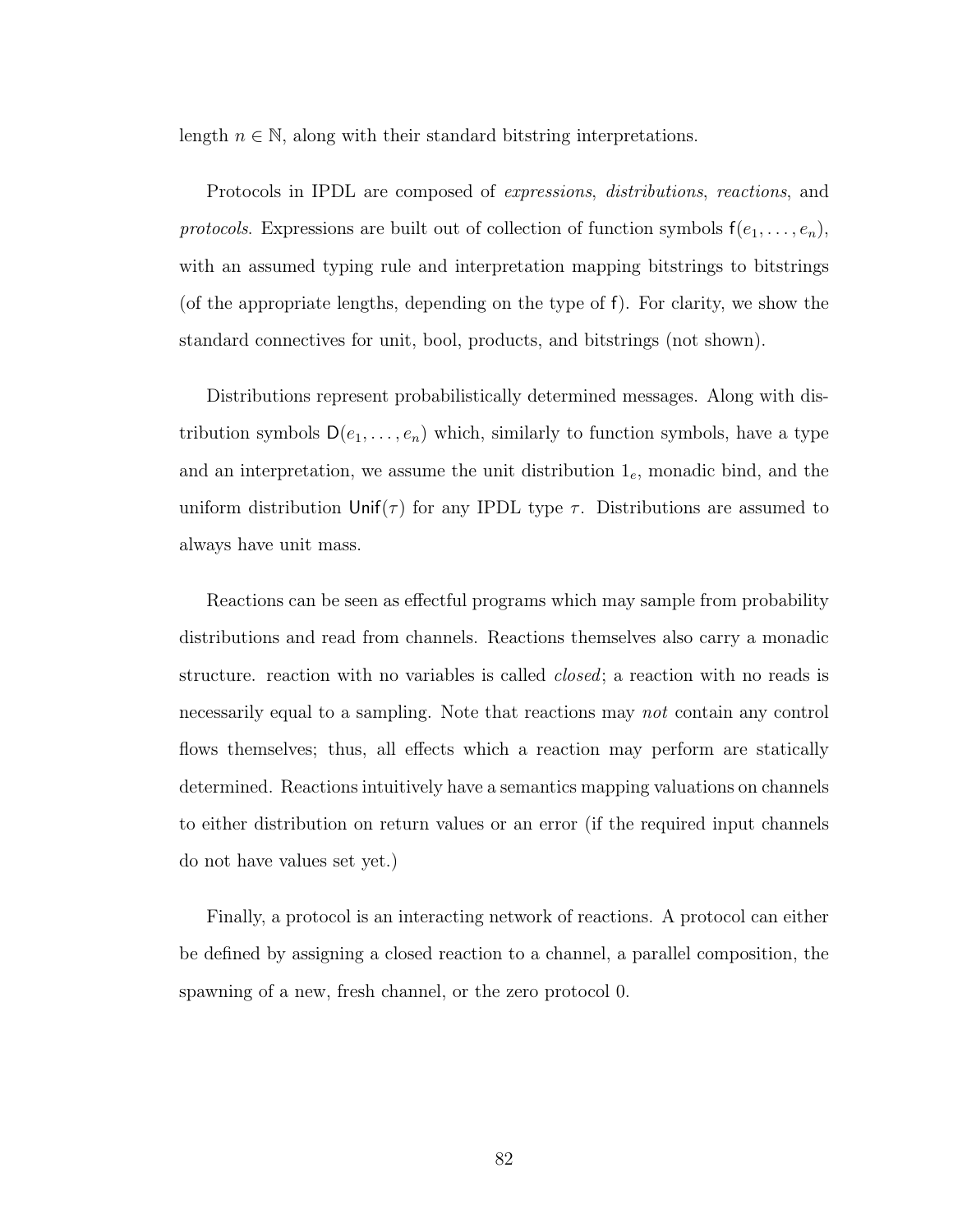length $n \in \mathbb{N}$, along with their standard bitstring interpretations.

Protocols in IPDL are composed of *expressions*, *distributions*, *reactions*, and *protocols*. Expressions are built out of collection of function symbols $\mathsf{f}(e_1, \ldots, e_n)$, with an assumed typing rule and interpretation mapping bitstrings to bitstrings (of the appropriate lengths, depending on the type of $\mathsf{f}$). For clarity, we show the standard connectives for unit, bool, products, and bitstrings (not shown).

Distributions represent probabilistically determined messages. Along with distribution symbols $\mathsf{D}(e_1, \ldots, e_n)$ which, similarly to function symbols, have a type and an interpretation, we assume the unit distribution $1_e$, monadic bind, and the uniform distribution $\mathsf{Unif}(\tau)$ for any IPDL type $\tau$. Distributions are assumed to always have unit mass.

Reactions can be seen as effectful programs which may sample from probability distributions and read from channels. Reactions themselves also carry a monadic structure. reaction with no variables is called *closed*; a reaction with no reads is necessarily equal to a sampling. Note that reactions may *not* contain any control flows themselves; thus, all effects which a reaction may perform are statically determined. Reactions intuitively have a semantics mapping valuations on channels to either distribution on return values or an error (if the required input channels do not have values set yet.)

Finally, a protocol is an interacting network of reactions. A protocol can either be defined by assigning a closed reaction to a channel, a parallel composition, the spawning of a new, fresh channel, or the zero protocol 0.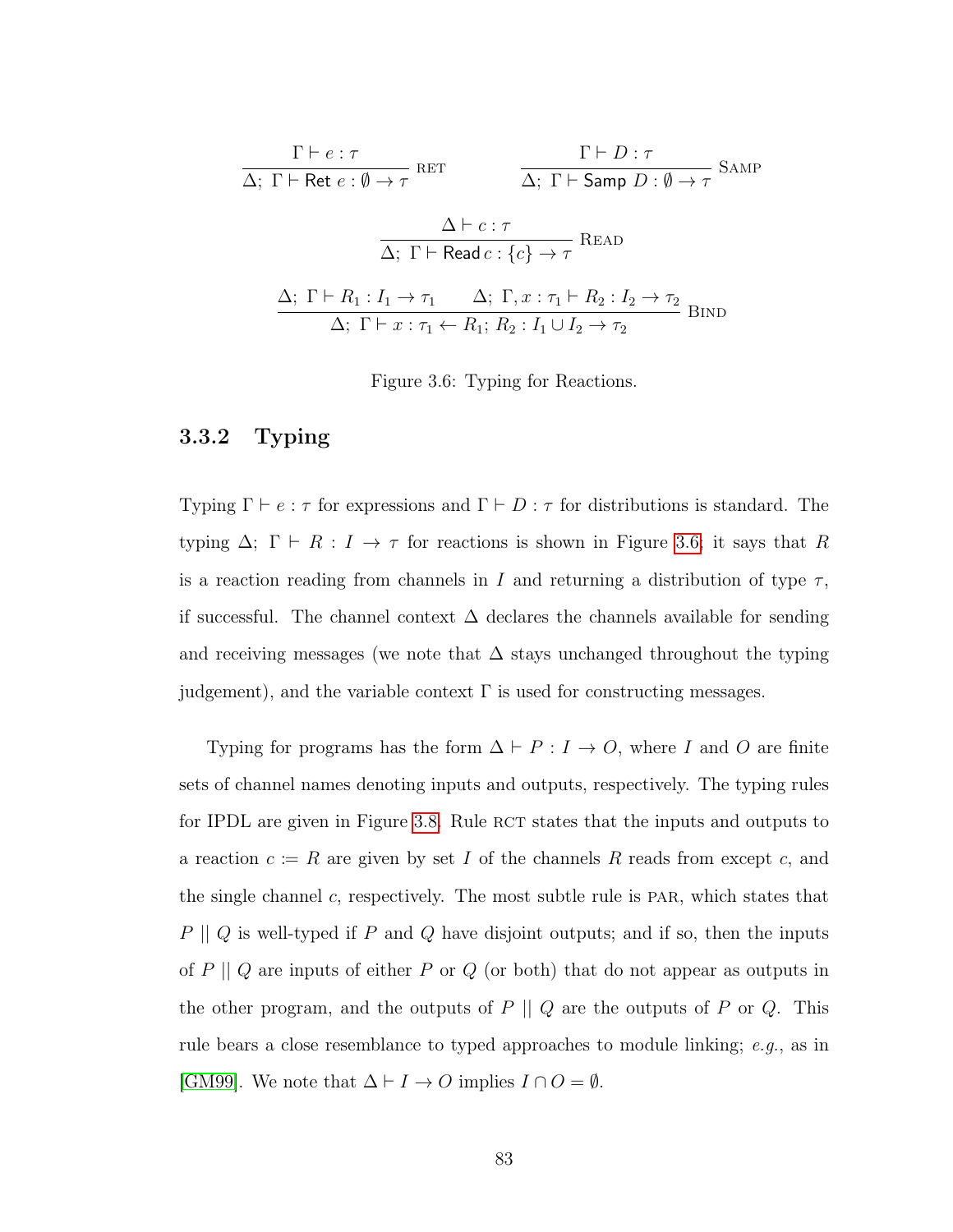$$\frac{\Gamma \vdash e : \tau}{\Delta;\ \Gamma \vdash \mathsf{Ret}\ e : \emptyset \to \tau}\ \textsc{Ret} \qquad \frac{\Gamma \vdash D : \tau}{\Delta;\ \Gamma \vdash \mathsf{Samp}\ D : \emptyset \to \tau}\ \textsc{Samp}$$

$$\frac{\Delta \vdash c : \tau}{\Delta;\ \Gamma \vdash \mathsf{Read}\, c : \{c\} \to \tau}\ \textsc{Read}$$

$$\frac{\Delta;\ \Gamma \vdash R_1 : I_1 \to \tau_1 \qquad \Delta;\ \Gamma, x : \tau_1 \vdash R_2 : I_2 \to \tau_2}{\Delta;\ \Gamma \vdash x : \tau_1 \leftarrow R_1;\ R_2 : I_1 \cup I_2 \to \tau_2}\ \textsc{Bind}$$

Figure 3.6: Typing for Reactions.

### 3.3.2 Typing

Typing $\Gamma \vdash e : \tau$ for expressions and $\Gamma \vdash D : \tau$ for distributions is standard. The typing $\Delta;\ \Gamma \vdash R : I \to \tau$ for reactions is shown in Figure 3.6; it says that $R$ is a reaction reading from channels in $I$ and returning a distribution of type $\tau$, if successful. The channel context $\Delta$ declares the channels available for sending and receiving messages (we note that $\Delta$ stays unchanged throughout the typing judgement), and the variable context $\Gamma$ is used for constructing messages.

Typing for programs has the form $\Delta \vdash P : I \to O$, where $I$ and $O$ are finite sets of channel names denoting inputs and outputs, respectively. The typing rules for IPDL are given in Figure 3.8. Rule RCT states that the inputs and outputs to a reaction $c \coloneqq R$ are given by set $I$ of the channels $R$ reads from except $c$, and the single channel $c$, respectively. The most subtle rule is PAR, which states that $P \mid\mid Q$ is well-typed if $P$ and $Q$ have disjoint outputs; and if so, then the inputs of $P \mid\mid Q$ are inputs of either $P$ or $Q$ (or both) that do not appear as outputs in the other program, and the outputs of $P \mid\mid Q$ are the outputs of $P$ or $Q$. This rule bears a close resemblance to typed approaches to module linking; *e.g.*, as in [GM99]. We note that $\Delta \vdash I \to O$ implies $I \cap O = \emptyset$.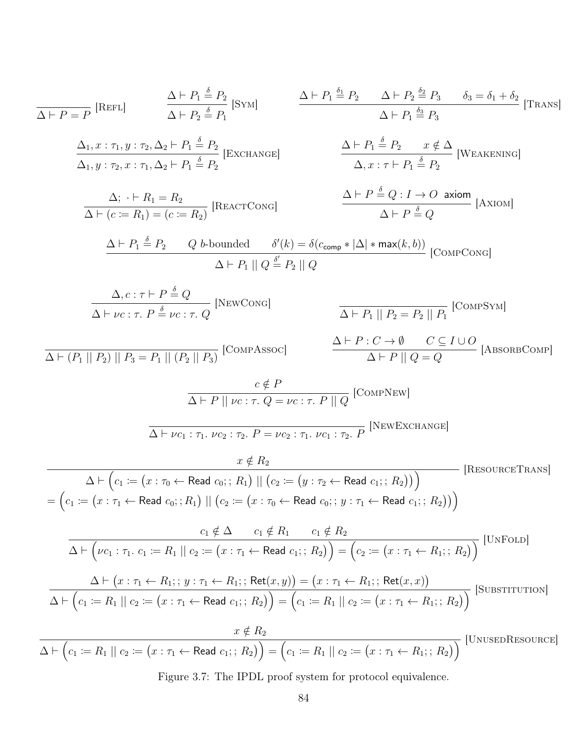$$\frac{}{\Delta \vdash P = P}\ [\textsc{Refl}] \qquad \frac{\Delta \vdash P_1 \overset{\delta}{=} P_2}{\Delta \vdash P_2 \overset{\delta}{=} P_1}\ [\textsc{Sym}] \qquad \frac{\Delta \vdash P_1 \overset{\delta_1}{=} P_2 \qquad \Delta \vdash P_2 \overset{\delta_2}{=} P_3 \qquad \delta_3 = \delta_1 + \delta_2}{\Delta \vdash P_1 \overset{\delta_3}{=} P_3}\ [\textsc{Trans}]$$

$$\frac{\Delta_1, x : \tau_1, y : \tau_2, \Delta_2 \vdash P_1 \overset{\delta}{=} P_2}{\Delta_1, y : \tau_2, x : \tau_1, \Delta_2 \vdash P_1 \overset{\delta}{=} P_2}\ [\textsc{Exchange}] \qquad \frac{\Delta \vdash P_1 \overset{\delta}{=} P_2 \qquad x \notin \Delta}{\Delta, x : \tau \vdash P_1 \overset{\delta}{=} P_2}\ [\textsc{Weakening}]$$

$$\frac{\Delta;\ \cdot \vdash R_1 = R_2}{\Delta \vdash (c \coloneqq R_1) = (c \coloneqq R_2)}\ [\textsc{ReactCong}] \qquad \frac{\Delta \vdash P \overset{\delta}{=} Q : I \to O \ \ \mathsf{axiom}}{\Delta \vdash P \overset{\delta}{=} Q}\ [\textsc{Axiom}]$$

$$\frac{\Delta \vdash P_1 \overset{\delta}{=} P_2 \qquad Q\ b\text{-bounded} \qquad \delta'(k) = \delta(c_{\mathsf{comp}} * |\Delta| * \mathsf{max}(k, b))}{\Delta \vdash P_1 \mid\mid Q \overset{\delta'}{=} P_2 \mid\mid Q}\ [\textsc{CompCong}]$$

$$\frac{\Delta, c : \tau \vdash P \overset{\delta}{=} Q}{\Delta \vdash \nu c : \tau.\ P \overset{\delta}{=} \nu c : \tau.\ Q}\ [\textsc{NewCong}] \qquad \frac{}{\Delta \vdash P_1 \mid\mid P_2 = P_2 \mid\mid P_1}\ [\textsc{CompSym}]$$

$$\frac{}{\Delta \vdash (P_1 \mid\mid P_2) \mid\mid P_3 = P_1 \mid\mid (P_2 \mid\mid P_3)}\ [\textsc{CompAssoc}] \qquad \frac{\Delta \vdash P : C \to \emptyset \qquad C \subseteq I \cup O}{\Delta \vdash P \mid\mid Q = Q}\ [\textsc{AbsorbComp}]$$

$$\frac{c \notin P}{\Delta \vdash P \mid\mid \nu c : \tau.\ Q = \nu c : \tau.\ P \mid\mid Q}\ [\textsc{CompNew}]$$

$$\frac{}{\Delta \vdash \nu c_1 : \tau_1.\ \nu c_2 : \tau_2.\ P = \nu c_2 : \tau_1.\ \nu c_1 : \tau_2.\ P}\ [\textsc{NewExchange}]$$

$$\frac{x \notin R_2}{\begin{array}{c}\Delta \vdash \Big(c_1 \coloneqq \big(x : \tau_0 \leftarrow \mathsf{Read}\ c_0;;\ R_1\big) \mid\mid \big(c_2 \coloneqq \big(y : \tau_2 \leftarrow \mathsf{Read}\ c_1;;\ R_2\big)\big)\Big) \\ = \Big(c_1 \coloneqq \big(x : \tau_1 \leftarrow \mathsf{Read}\ c_0;; R_1\big) \mid\mid \big(c_2 \coloneqq \big(x : \tau_0 \leftarrow \mathsf{Read}\ c_0;;\ y : \tau_1 \leftarrow \mathsf{Read}\ c_1;;\ R_2\big)\big)\Big)\end{array}}\ [\textsc{ResourceTrans}]$$

$$\frac{c_1 \notin \Delta \qquad c_1 \notin R_1 \qquad c_1 \notin R_2}{\Delta \vdash \Big(\nu c_1 : \tau_1.\ c_1 \coloneqq R_1 \mid\mid c_2 \coloneqq \big(x : \tau_1 \leftarrow \mathsf{Read}\ c_1;;\ R_2\big)\Big) = \Big(c_2 \coloneqq \big(x : \tau_1 \leftarrow R_1;;\ R_2\big)\Big)}\ [\textsc{UnFold}]$$

$$\frac{\Delta \vdash \big(x : \tau_1 \leftarrow R_1;;\ y : \tau_1 \leftarrow R_1;;\ \mathsf{Ret}(x, y)\big) = \big(x : \tau_1 \leftarrow R_1;;\ \mathsf{Ret}(x, x)\big)}{\Delta \vdash \Big(c_1 \coloneqq R_1 \mid\mid c_2 \coloneqq \big(x : \tau_1 \leftarrow \mathsf{Read}\ c_1;;\ R_2\big)\Big) = \Big(c_1 \coloneqq R_1 \mid\mid c_2 \coloneqq \big(x : \tau_1 \leftarrow R_1;;\ R_2\big)\Big)}\ [\textsc{Substitution}]$$

$$\frac{x \notin R_2}{\Delta \vdash \Big(c_1 \coloneqq R_1 \mid\mid c_2 \coloneqq \big(x : \tau_1 \leftarrow \mathsf{Read}\ c_1;;\ R_2\big)\Big) = \Big(c_1 \coloneqq R_1 \mid\mid c_2 \coloneqq \big(x : \tau_1 \leftarrow R_1;;\ R_2\big)\Big)}\ [\textsc{UnusedResource}]$$

Figure 3.7: The IPDL proof system for protocol equivalence.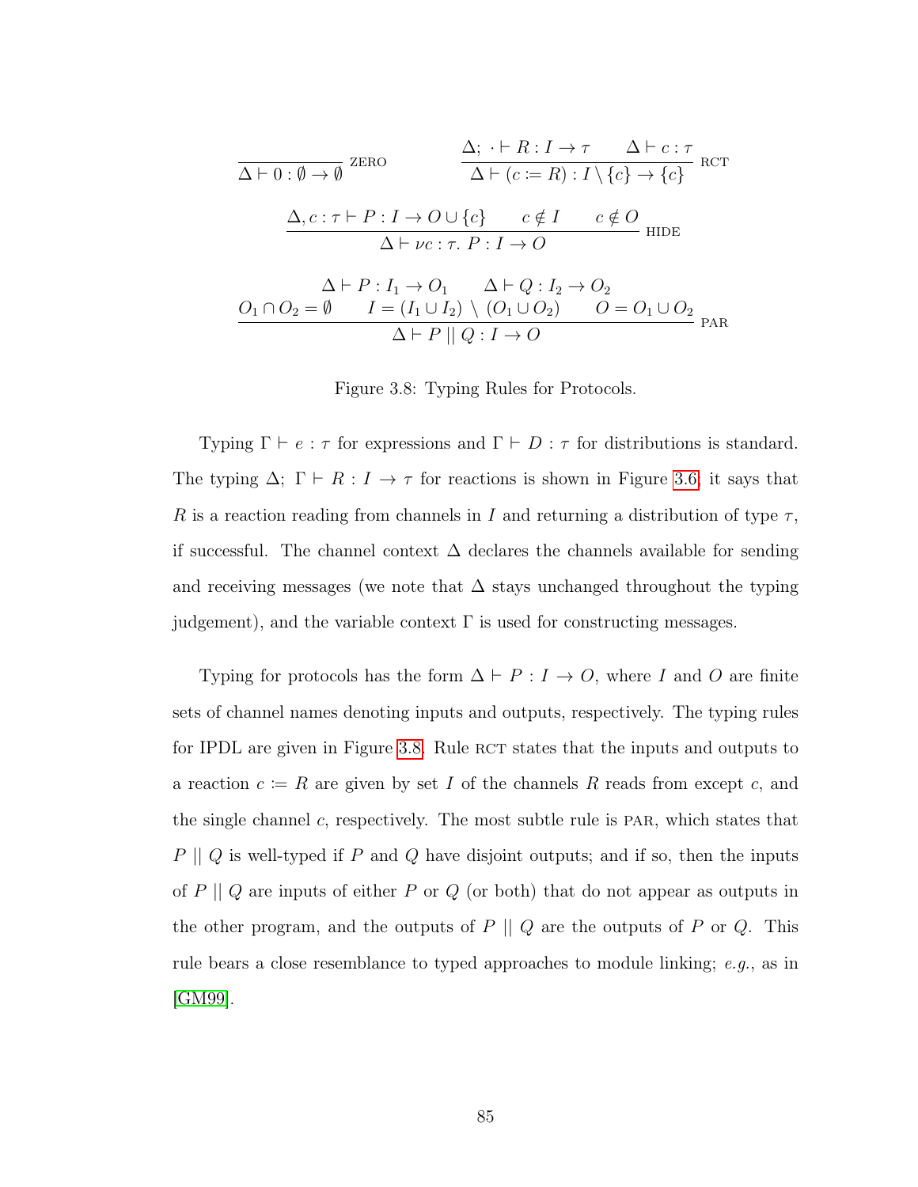$$\frac{}{\Delta \vdash 0 : \emptyset \to \emptyset}\ \text{ZERO} \qquad \frac{\Delta;\ \cdot \vdash R : I \to \tau \qquad \Delta \vdash c : \tau}{\Delta \vdash (c \coloneqq R) : I \setminus \{c\} \to \{c\}}\ \text{RCT}$$

$$\frac{\Delta, c : \tau \vdash P : I \to O \cup \{c\} \qquad c \notin I \qquad c \notin O}{\Delta \vdash \nu c : \tau.\ P : I \to O}\ \text{HIDE}$$

$$\frac{\begin{array}{c}\Delta \vdash P : I_1 \to O_1 \qquad \Delta \vdash Q : I_2 \to O_2 \\ O_1 \cap O_2 = \emptyset \qquad I = (I_1 \cup I_2) \setminus (O_1 \cup O_2) \qquad O = O_1 \cup O_2\end{array}}{\Delta \vdash P \mid\mid Q : I \to O}\ \text{PAR}$$

Figure 3.8: Typing Rules for Protocols.

Typing $\Gamma \vdash e : \tau$ for expressions and $\Gamma \vdash D : \tau$ for distributions is standard. The typing $\Delta;\ \Gamma \vdash R : I \to \tau$ for reactions is shown in Figure 3.6; it says that $R$ is a reaction reading from channels in $I$ and returning a distribution of type $\tau$, if successful. The channel context $\Delta$ declares the channels available for sending and receiving messages (we note that $\Delta$ stays unchanged throughout the typing judgement), and the variable context $\Gamma$ is used for constructing messages.

Typing for protocols has the form $\Delta \vdash P : I \to O$, where $I$ and $O$ are finite sets of channel names denoting inputs and outputs, respectively. The typing rules for IPDL are given in Figure 3.8. Rule RCT states that the inputs and outputs to a reaction $c \coloneqq R$ are given by set $I$ of the channels $R$ reads from except $c$, and the single channel $c$, respectively. The most subtle rule is PAR, which states that $P \mid\mid Q$ is well-typed if $P$ and $Q$ have disjoint outputs; and if so, then the inputs of $P \mid\mid Q$ are inputs of either $P$ or $Q$ (or both) that do not appear as outputs in the other program, and the outputs of $P \mid\mid Q$ are the outputs of $P$ or $Q$. This rule bears a close resemblance to typed approaches to module linking; *e.g.*, as in [GM99].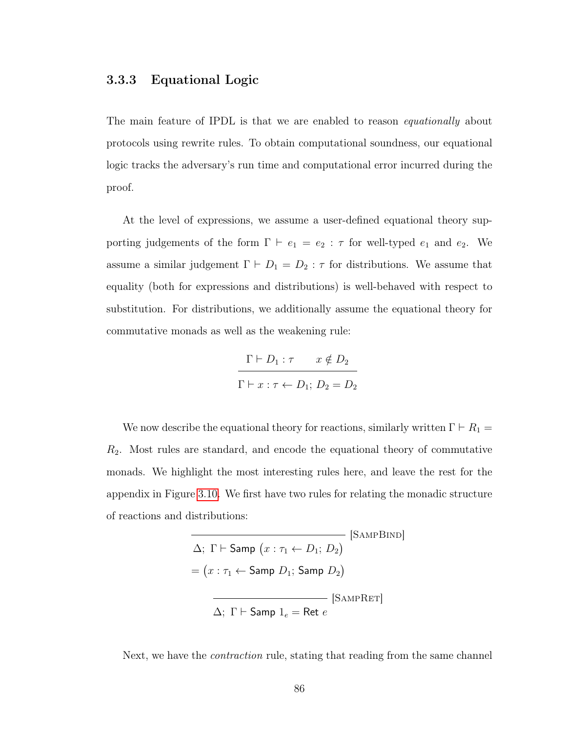### 3.3.3 Equational Logic

The main feature of IPDL is that we are enabled to reason *equationally* about protocols using rewrite rules. To obtain computational soundness, our equational logic tracks the adversary's run time and computational error incurred during the proof.

At the level of expressions, we assume a user-defined equational theory supporting judgements of the form $\Gamma \vdash e_1 = e_2 : \tau$ for well-typed $e_1$ and $e_2$. We assume a similar judgement $\Gamma \vdash D_1 = D_2 : \tau$ for distributions. We assume that equality (both for expressions and distributions) is well-behaved with respect to substitution. For distributions, we additionally assume the equational theory for commutative monads as well as the weakening rule:

$$\frac{\Gamma \vdash D_1 : \tau \qquad x \notin D_2}{\Gamma \vdash x : \tau \leftarrow D_1;\, D_2 = D_2}$$

We now describe the equational theory for reactions, similarly written $\Gamma \vdash R_1 = R_2$. Most rules are standard, and encode the equational theory of commutative monads. We highlight the most interesting rules here, and leave the rest for the appendix in Figure 3.10. We first have two rules for relating the monadic structure of reactions and distributions:

$$\frac{}{\begin{array}{l}\Delta;\ \Gamma \vdash \mathsf{Samp}\ \big(x : \tau_1 \leftarrow D_1;\, D_2\big) \\ = \big(x : \tau_1 \leftarrow \mathsf{Samp}\ D_1;\, \mathsf{Samp}\ D_2\big)\end{array}}\ [\textsc{SampBind}]$$

$$\frac{}{\Delta;\ \Gamma \vdash \mathsf{Samp}\ 1_e = \mathsf{Ret}\ e}\ [\textsc{SampRet}]$$

Next, we have the *contraction* rule, stating that reading from the same channel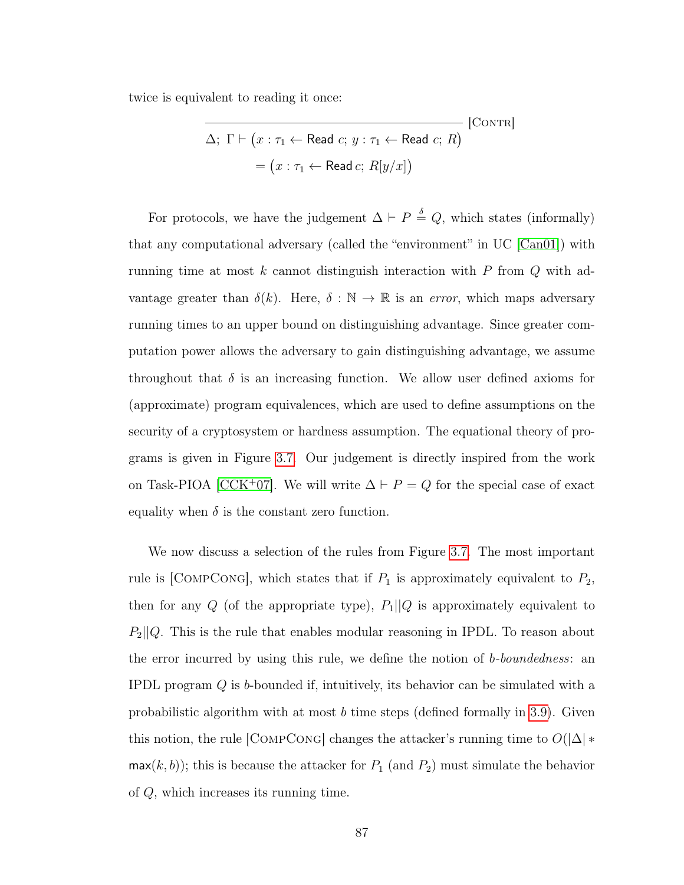twice is equivalent to reading it once:

$$\frac{}{\begin{array}{c}\Delta;\ \Gamma \vdash \big(x : \tau_1 \leftarrow \mathsf{Read}\ c;\ y : \tau_1 \leftarrow \mathsf{Read}\ c;\ R\big) \\ = \big(x : \tau_1 \leftarrow \mathsf{Read}\, c;\ R[y/x]\big)\end{array}}\ [\textsc{Contr}]$$

For protocols, we have the judgement $\Delta \vdash P \overset{\delta}{=} Q$, which states (informally) that any computational adversary (called the "environment" in UC [Can01]) with running time at most $k$ cannot distinguish interaction with $P$ from $Q$ with advantage greater than $\delta(k)$. Here, $\delta : \mathbb{N} \to \mathbb{R}$ is an *error*, which maps adversary running times to an upper bound on distinguishing advantage. Since greater computation power allows the adversary to gain distinguishing advantage, we assume throughout that $\delta$ is an increasing function. We allow user defined axioms for (approximate) program equivalences, which are used to define assumptions on the security of a cryptosystem or hardness assumption. The equational theory of programs is given in Figure 3.7. Our judgement is directly inspired from the work on Task-PIOA [CCK+07]. We will write $\Delta \vdash P = Q$ for the special case of exact equality when $\delta$ is the constant zero function.

We now discuss a selection of the rules from Figure 3.7. The most important rule is [CompCong], which states that if $P_1$ is approximately equivalent to $P_2$, then for any $Q$ (of the appropriate type), $P_1||Q$ is approximately equivalent to $P_2||Q$. This is the rule that enables modular reasoning in IPDL. To reason about the error incurred by using this rule, we define the notion of *b-boundedness*: an IPDL program $Q$ is $b$-bounded if, intuitively, its behavior can be simulated with a probabilistic algorithm with at most $b$ time steps (defined formally in 3.9). Given this notion, the rule [CompCong] changes the attacker's running time to $O(|\Delta| * \mathsf{max}(k, b))$; this is because the attacker for $P_1$ (and $P_2$) must simulate the behavior of $Q$, which increases its running time.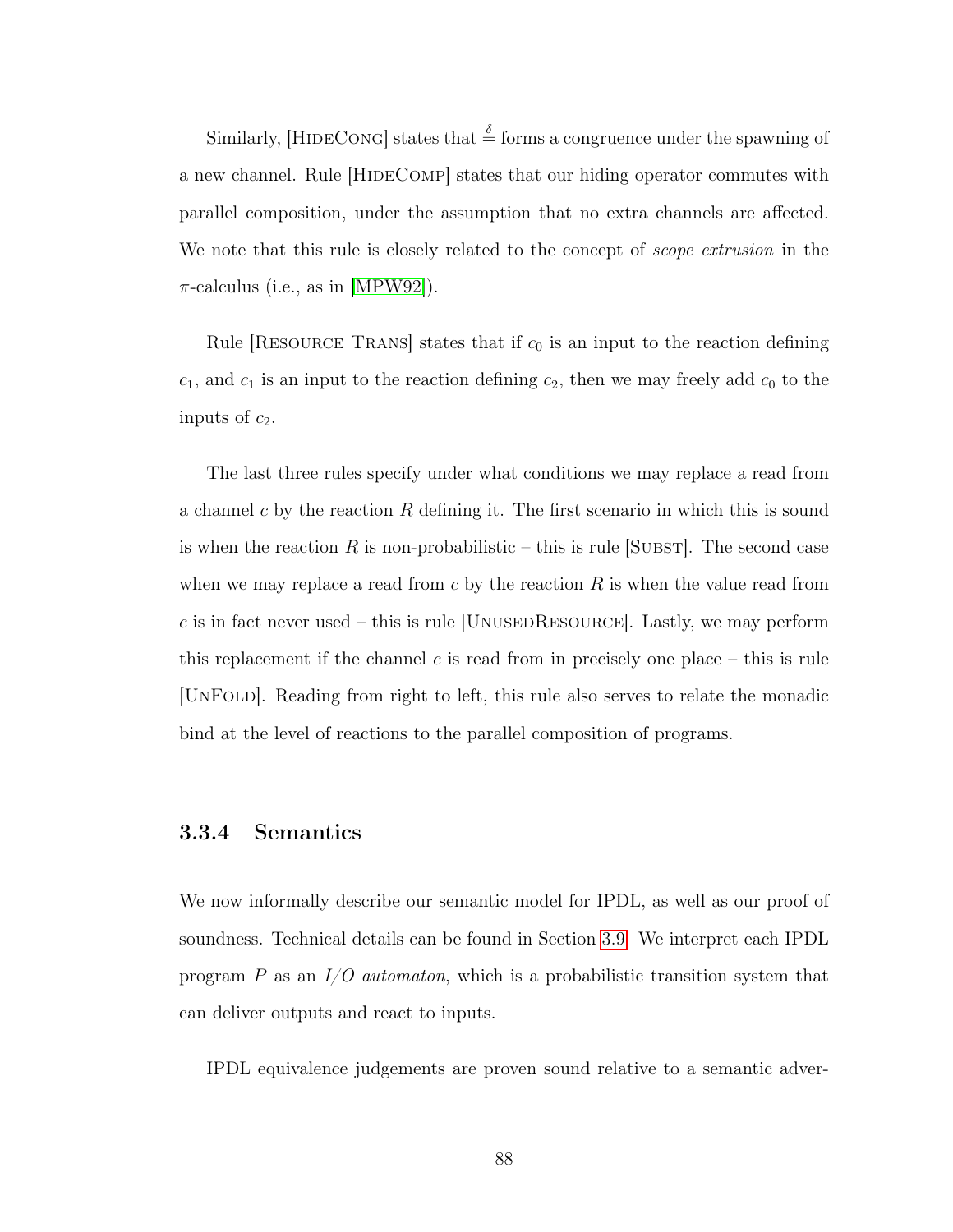Similarly, [HideCong] states that $\stackrel{\delta}{=}$ forms a congruence under the spawning of a new channel. Rule [HideComp] states that our hiding operator commutes with parallel composition, under the assumption that no extra channels are affected. We note that this rule is closely related to the concept of *scope extrusion* in the $\pi$-calculus (i.e., as in [MPW92]).

Rule [Resource Trans] states that if $c_0$ is an input to the reaction defining $c_1$, and $c_1$ is an input to the reaction defining $c_2$, then we may freely add $c_0$ to the inputs of $c_2$.

The last three rules specify under what conditions we may replace a read from a channel $c$ by the reaction $R$ defining it. The first scenario in which this is sound is when the reaction $R$ is non-probabilistic – this is rule [Subst]. The second case when we may replace a read from $c$ by the reaction $R$ is when the value read from $c$ is in fact never used – this is rule [UnusedResource]. Lastly, we may perform this replacement if the channel $c$ is read from in precisely one place – this is rule [UnFold]. Reading from right to left, this rule also serves to relate the monadic bind at the level of reactions to the parallel composition of programs.

### 3.3.4 Semantics

We now informally describe our semantic model for IPDL, as well as our proof of soundness. Technical details can be found in Section 3.9. We interpret each IPDL program $P$ as an *I/O automaton*, which is a probabilistic transition system that can deliver outputs and react to inputs.

IPDL equivalence judgements are proven sound relative to a semantic adver-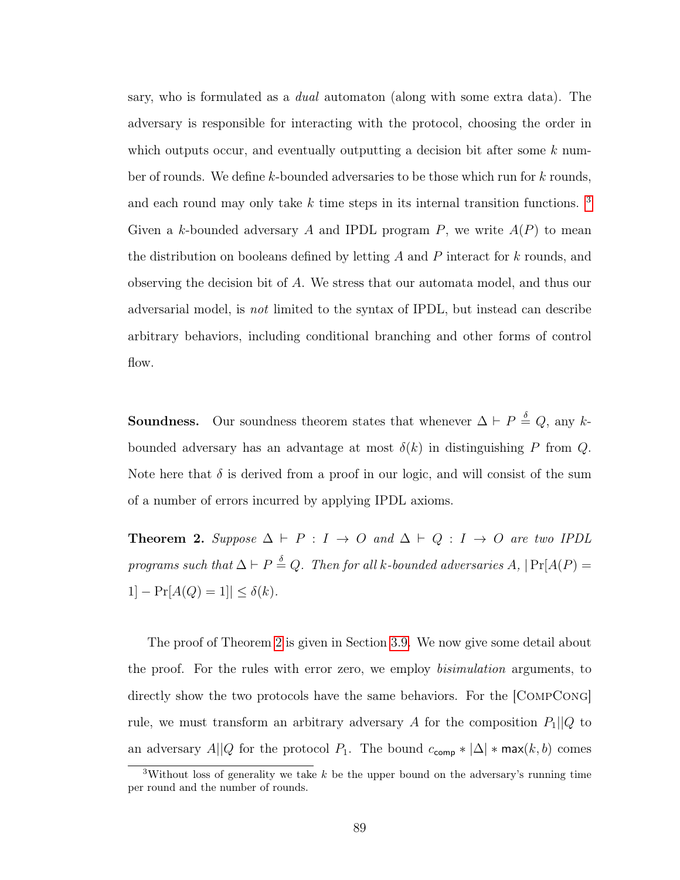sary, who is formulated as a *dual* automaton (along with some extra data). The adversary is responsible for interacting with the protocol, choosing the order in which outputs occur, and eventually outputting a decision bit after some $k$ number of rounds. We define $k$-bounded adversaries to be those which run for $k$ rounds, and each round may only take $k$ time steps in its internal transition functions. [3] Given a $k$-bounded adversary $A$ and IPDL program $P$, we write $A(P)$ to mean the distribution on booleans defined by letting $A$ and $P$ interact for $k$ rounds, and observing the decision bit of $A$. We stress that our automata model, and thus our adversarial model, is *not* limited to the syntax of IPDL, but instead can describe arbitrary behaviors, including conditional branching and other forms of control flow.

**Soundness.** Our soundness theorem states that whenever $\Delta \vdash P \overset{\delta}{=} Q$, any $k$-bounded adversary has an advantage at most $\delta(k)$ in distinguishing $P$ from $Q$. Note here that $\delta$ is derived from a proof in our logic, and will consist of the sum of a number of errors incurred by applying IPDL axioms.

**Theorem 2.** *Suppose $\Delta \vdash P : I \to O$ and $\Delta \vdash Q : I \to O$ are two IPDL programs such that $\Delta \vdash P \overset{\delta}{=} Q$. Then for all $k$-bounded adversaries $A$, $|\Pr[A(P) = 1] - \Pr[A(Q) = 1]| \le \delta(k)$.*

The proof of Theorem 2 is given in Section 3.9. We now give some detail about the proof. For the rules with error zero, we employ *bisimulation* arguments, to directly show the two protocols have the same behaviors. For the [CompCong] rule, we must transform an arbitrary adversary $A$ for the composition $P_1||Q$ to an adversary $A||Q$ for the protocol $P_1$. The bound $c_{\mathsf{comp}} * |\Delta| * \mathsf{max}(k, b)$ comes

[3] Without loss of generality we take $k$ be the upper bound on the adversary's running time per round and the number of rounds.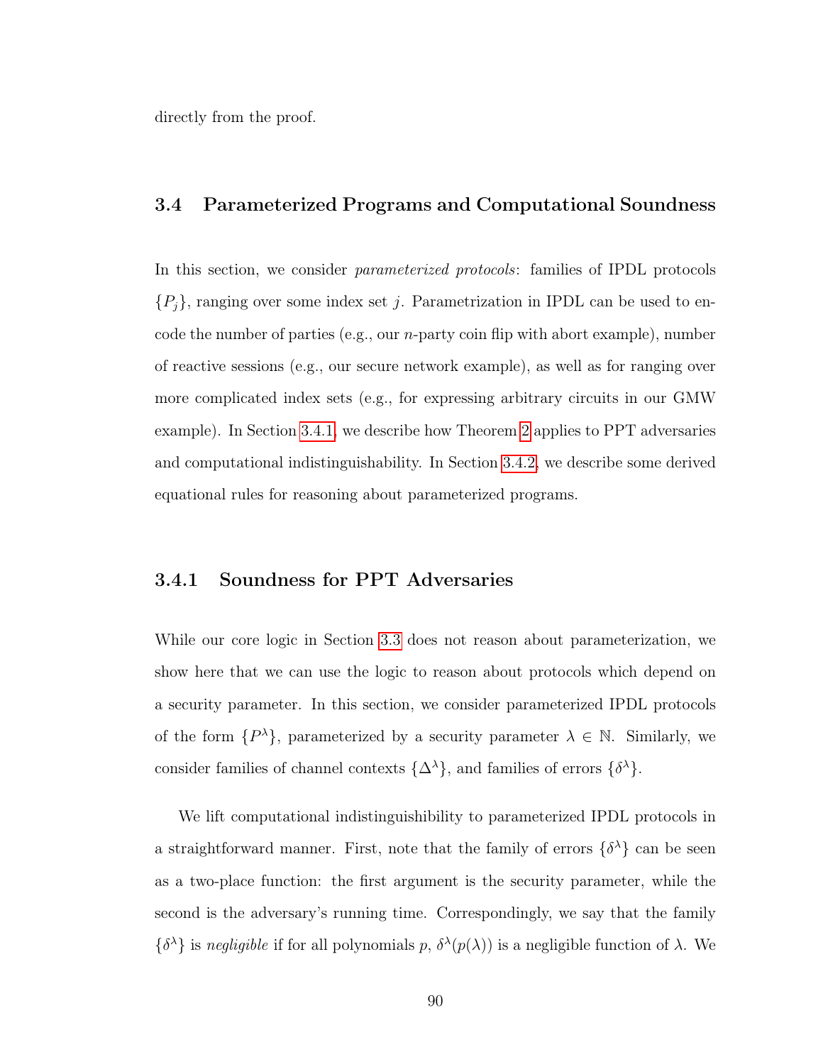directly from the proof.

## 3.4 Parameterized Programs and Computational Soundness

In this section, we consider *parameterized protocols*: families of IPDL protocols $\{P_j\}$, ranging over some index set $j$. Parametrization in IPDL can be used to encode the number of parties (e.g., our $n$-party coin flip with abort example), number of reactive sessions (e.g., our secure network example), as well as for ranging over more complicated index sets (e.g., for expressing arbitrary circuits in our GMW example). In Section 3.4.1, we describe how Theorem 2 applies to PPT adversaries and computational indistinguishability. In Section 3.4.2, we describe some derived equational rules for reasoning about parameterized programs.

### 3.4.1 Soundness for PPT Adversaries

While our core logic in Section 3.3 does not reason about parameterization, we show here that we can use the logic to reason about protocols which depend on a security parameter. In this section, we consider parameterized IPDL protocols of the form $\{P^\lambda\}$, parameterized by a security parameter $\lambda \in \mathbb{N}$. Similarly, we consider families of channel contexts $\{\Delta^\lambda\}$, and families of errors $\{\delta^\lambda\}$.

We lift computational indistinguishability to parameterized IPDL protocols in a straightforward manner. First, note that the family of errors $\{\delta^\lambda\}$ can be seen as a two-place function: the first argument is the security parameter, while the second is the adversary's running time. Correspondingly, we say that the family $\{\delta^\lambda\}$ is *negligible* if for all polynomials $p$, $\delta^\lambda(p(\lambda))$ is a negligible function of $\lambda$. We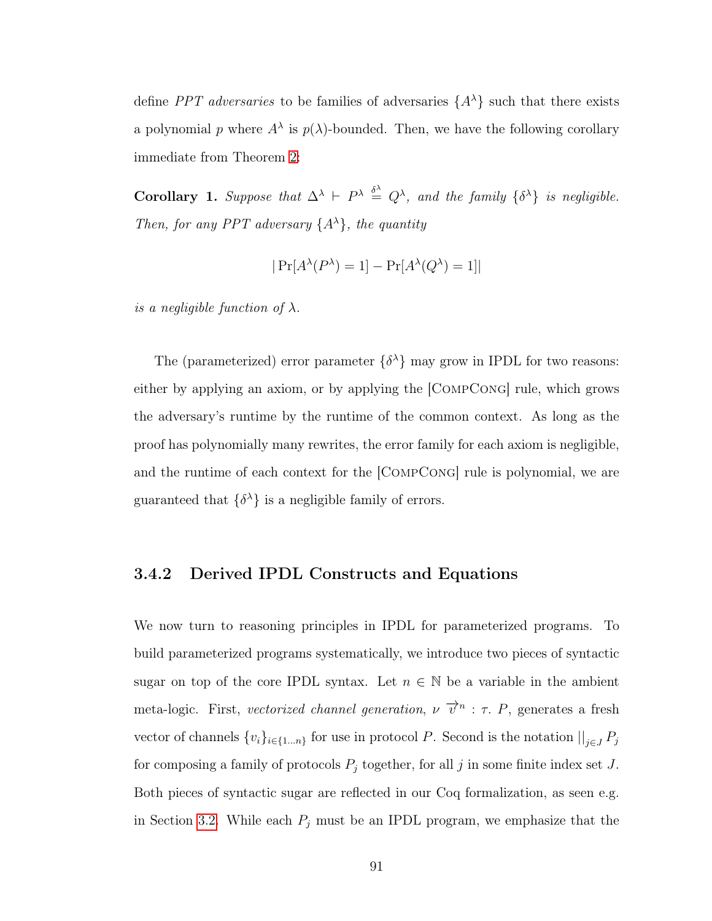define *PPT adversaries* to be families of adversaries $\{A^\lambda\}$ such that there exists a polynomial $p$ where $A^\lambda$ is $p(\lambda)$-bounded. Then, we have the following corollary immediate from Theorem 2:

**Corollary 1.** *Suppose that* $\Delta^\lambda \vdash P^\lambda \stackrel{\delta^\lambda}{=} Q^\lambda$*, and the family* $\{\delta^\lambda\}$ *is negligible. Then, for any PPT adversary* $\{A^\lambda\}$*, the quantity*

$$|\Pr[A^\lambda(P^\lambda) = 1] - \Pr[A^\lambda(Q^\lambda) = 1]|$$

*is a negligible function of* $\lambda$.

The (parameterized) error parameter $\{\delta^\lambda\}$ may grow in IPDL for two reasons: either by applying an axiom, or by applying the [CompCong] rule, which grows the adversary's runtime by the runtime of the common context. As long as the proof has polynomially many rewrites, the error family for each axiom is negligible, and the runtime of each context for the [CompCong] rule is polynomial, we are guaranteed that $\{\delta^\lambda\}$ is a negligible family of errors.

### 3.4.2 Derived IPDL Constructs and Equations

We now turn to reasoning principles in IPDL for parameterized programs. To build parameterized programs systematically, we introduce two pieces of syntactic sugar on top of the core IPDL syntax. Let $n \in \mathbb{N}$ be a variable in the ambient meta-logic. First, *vectorized channel generation*, $\nu\ \overrightarrow{v}^n : \tau.\ P$, generates a fresh vector of channels $\{v_i\}_{i \in \{1 \ldots n\}}$ for use in protocol $P$. Second is the notation $||_{j \in J}\, P_j$ for composing a family of protocols $P_j$ together, for all $j$ in some finite index set $J$. Both pieces of syntactic sugar are reflected in our Coq formalization, as seen e.g. in Section 3.2. While each $P_j$ must be an IPDL program, we emphasize that the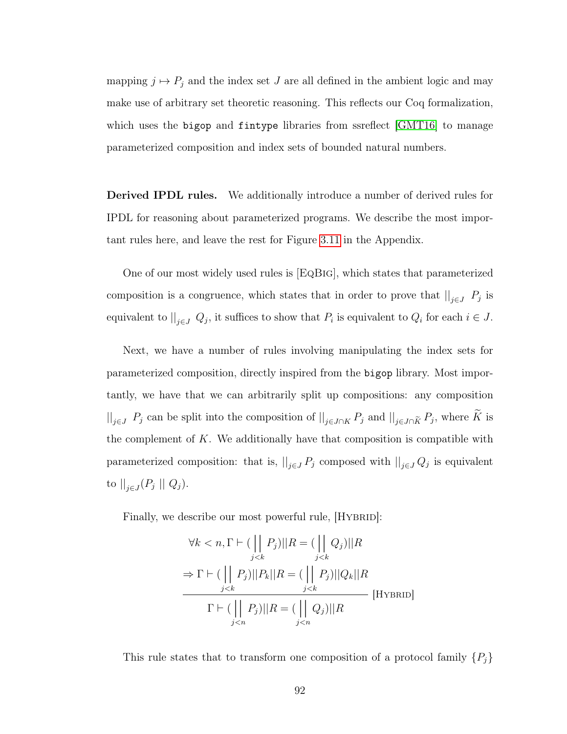mapping $j \mapsto P_j$ and the index set $J$ are all defined in the ambient logic and may make use of arbitrary set theoretic reasoning. This reflects our Coq formalization, which uses the `bigop` and `fintype` libraries from ssreflect [GMT16] to manage parameterized composition and index sets of bounded natural numbers.

**Derived IPDL rules.** We additionally introduce a number of derived rules for IPDL for reasoning about parameterized programs. We describe the most important rules here, and leave the rest for Figure 3.11 in the Appendix.

One of our most widely used rules is [EqBig], which states that parameterized composition is a congruence, which states that in order to prove that $||_{j \in J}\ P_j$ is equivalent to $||_{j \in J}\ Q_j$, it suffices to show that $P_i$ is equivalent to $Q_i$ for each $i \in J$.

Next, we have a number of rules involving manipulating the index sets for parameterized composition, directly inspired from the `bigop` library. Most importantly, we have that we can arbitrarily split up compositions: any composition $||_{j \in J}\ P_j$ can be split into the composition of $||_{j \in J \cap K} P_j$ and $||_{j \in J \cap \widetilde{K}} P_j$, where $\widetilde{K}$ is the complement of $K$. We additionally have that composition is compatible with parameterized composition: that is, $||_{j \in J} P_j$ composed with $||_{j \in J} Q_j$ is equivalent to $||_{j \in J}(P_j \mid\mid Q_j)$.

Finally, we describe our most powerful rule, [Hybrid]:

$$\frac{\begin{array}{c}\forall k < n, \Gamma \vdash (\underset{j<k}{\Big|\Big|} P_j)||R = (\underset{j<k}{\Big|\Big|} Q_j)||R \\ \Rightarrow \Gamma \vdash (\underset{j<k}{\Big|\Big|} P_j)||P_k||R = (\underset{j<k}{\Big|\Big|} P_j)||Q_k||R\end{array}}{\Gamma \vdash (\underset{j<n}{\Big|\Big|} P_j)||R = (\underset{j<n}{\Big|\Big|} Q_j)||R}\ \text{[Hybrid]}$$

This rule states that to transform one composition of a protocol family $\{P_j\}$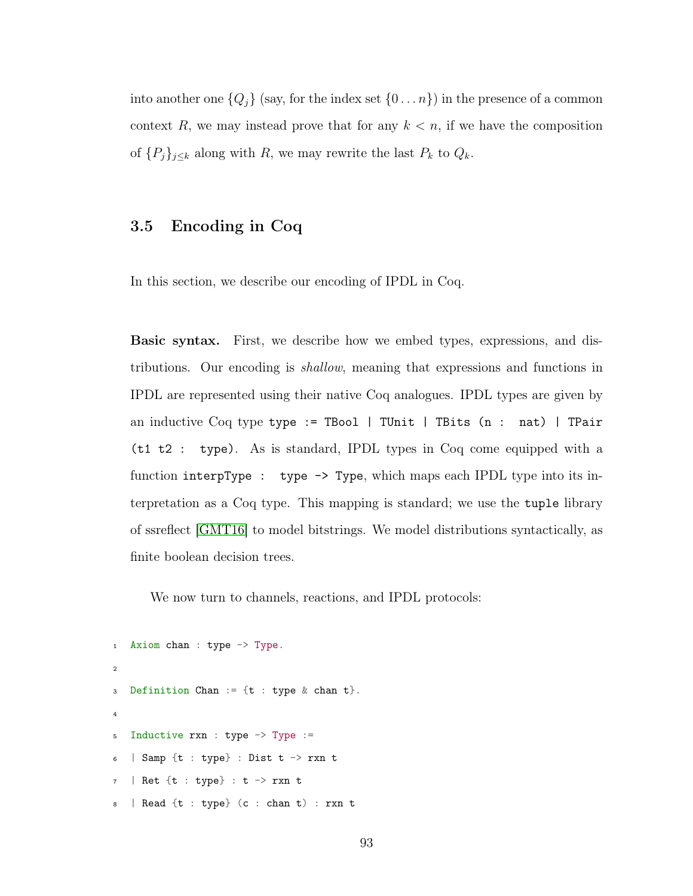into another one $\{Q_j\}$ (say, for the index set $\{0 \dots n\}$) in the presence of a common context $R$, we may instead prove that for any $k < n$, if we have the composition of $\{P_j\}_{j \leq k}$ along with $R$, we may rewrite the last $P_k$ to $Q_k$.

## 3.5 Encoding in Coq

In this section, we describe our encoding of IPDL in Coq.

**Basic syntax.** First, we describe how we embed types, expressions, and distributions. Our encoding is *shallow*, meaning that expressions and functions in IPDL are represented using their native Coq analogues. IPDL types are given by an inductive Coq type `type := TBool | TUnit | TBits (n : nat) | TPair (t1 t2 : type)`. As is standard, IPDL types in Coq come equipped with a function `interpType : type -> Type`, which maps each IPDL type into its interpretation as a Coq type. This mapping is standard; we use the `tuple` library of ssreflect [GMT16] to model bitstrings. We model distributions syntactically, as finite boolean decision trees.

We now turn to channels, reactions, and IPDL protocols:

```
Axiom chan : type -> Type.

Definition Chan := {t : type & chan t}.

Inductive rxn : type -> Type :=
| Samp {t : type} : Dist t -> rxn t
| Ret {t : type} : t -> rxn t
| Read {t : type} (c : chan t) : rxn t
```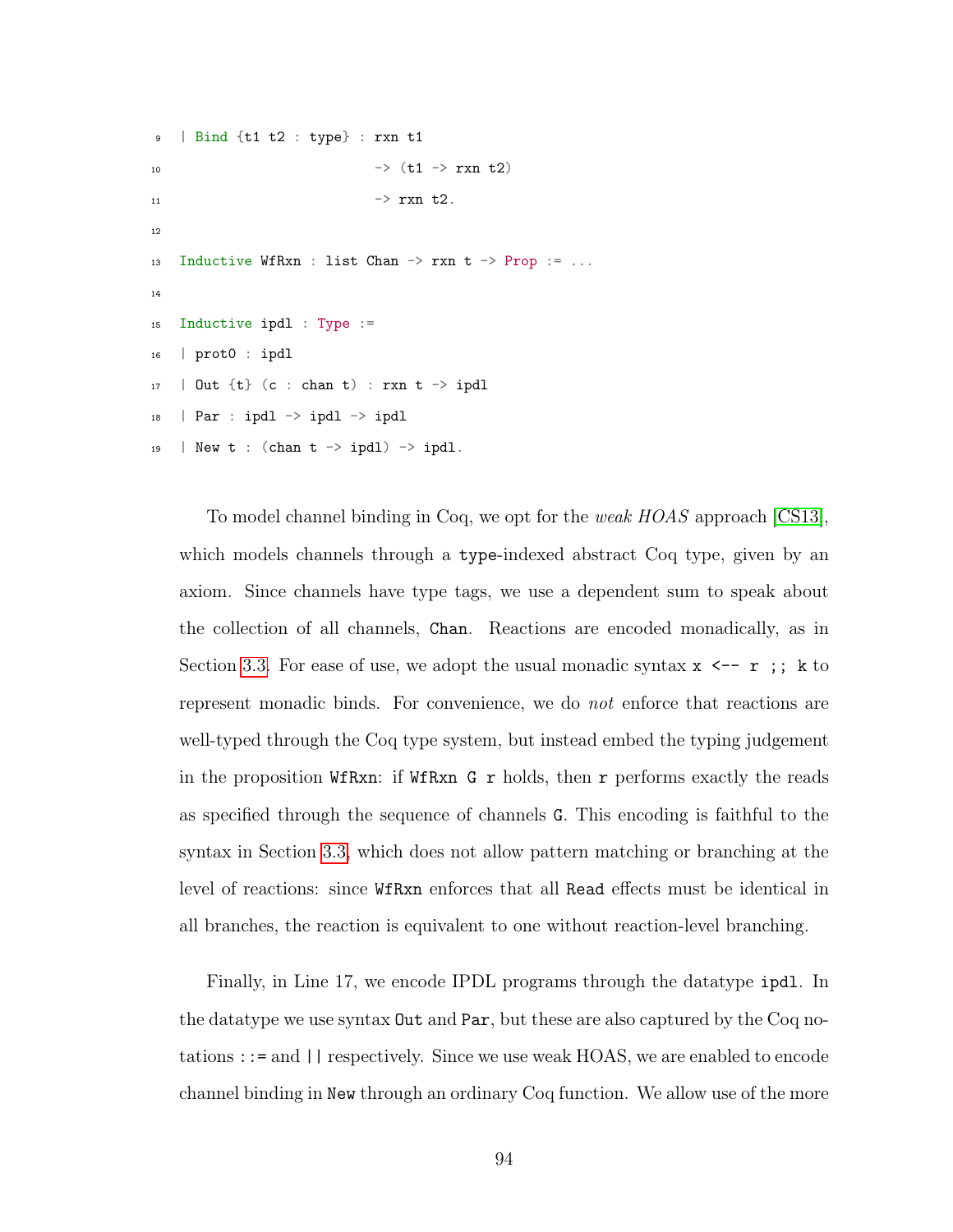```
9   | Bind {t1 t2 : type} : rxn t1
10                        -> (t1 -> rxn t2)
11                        -> rxn t2.
12
13  Inductive WfRxn : list Chan -> rxn t -> Prop := ...
14
15  Inductive ipdl : Type :=
16  | prot0 : ipdl
17  | Out {t} (c : chan t) : rxn t -> ipdl
18  | Par : ipdl -> ipdl -> ipdl
19  | New t : (chan t -> ipdl) -> ipdl.
```

To model channel binding in Coq, we opt for the *weak HOAS* approach [CS13], which models channels through a `type`-indexed abstract Coq type, given by an axiom. Since channels have type tags, we use a dependent sum to speak about the collection of all channels, `Chan`. Reactions are encoded monadically, as in Section 3.3. For ease of use, we adopt the usual monadic syntax `x <-- r ;; k` to represent monadic binds. For convenience, we do *not* enforce that reactions are well-typed through the Coq type system, but instead embed the typing judgement in the proposition `WfRxn`: if `WfRxn G r` holds, then `r` performs exactly the reads as specified through the sequence of channels `G`. This encoding is faithful to the syntax in Section 3.3, which does not allow pattern matching or branching at the level of reactions: since `WfRxn` enforces that all `Read` effects must be identical in all branches, the reaction is equivalent to one without reaction-level branching.

Finally, in Line 17, we encode IPDL programs through the datatype `ipdl`. In the datatype we use syntax `Out` and `Par`, but these are also captured by the Coq notations `::=` and `||` respectively. Since we use weak HOAS, we are enabled to encode channel binding in `New` through an ordinary Coq function. We allow use of the more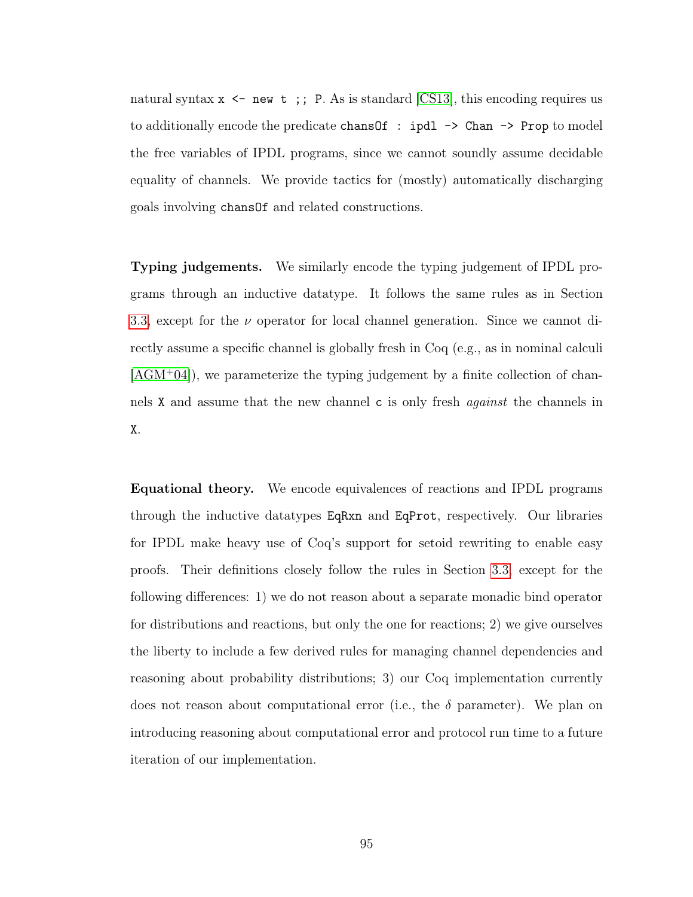natural syntax `x <- new t ;; P`. As is standard [CS13], this encoding requires us to additionally encode the predicate `chansOf : ipdl -> Chan -> Prop` to model the free variables of IPDL programs, since we cannot soundly assume decidable equality of channels. We provide tactics for (mostly) automatically discharging goals involving `chansOf` and related constructions.

**Typing judgements.** We similarly encode the typing judgement of IPDL programs through an inductive datatype. It follows the same rules as in Section 3.3, except for the $\nu$ operator for local channel generation. Since we cannot directly assume a specific channel is globally fresh in Coq (e.g., as in nominal calculi [AGM+04]), we parameterize the typing judgement by a finite collection of channels `X` and assume that the new channel `c` is only fresh *against* the channels in `X`.

**Equational theory.** We encode equivalences of reactions and IPDL programs through the inductive datatypes `EqRxn` and `EqProt`, respectively. Our libraries for IPDL make heavy use of Coq's support for setoid rewriting to enable easy proofs. Their definitions closely follow the rules in Section 3.3, except for the following differences: 1) we do not reason about a separate monadic bind operator for distributions and reactions, but only the one for reactions; 2) we give ourselves the liberty to include a few derived rules for managing channel dependencies and reasoning about probability distributions; 3) our Coq implementation currently does not reason about computational error (i.e., the $\delta$ parameter). We plan on introducing reasoning about computational error and protocol run time to a future iteration of our implementation.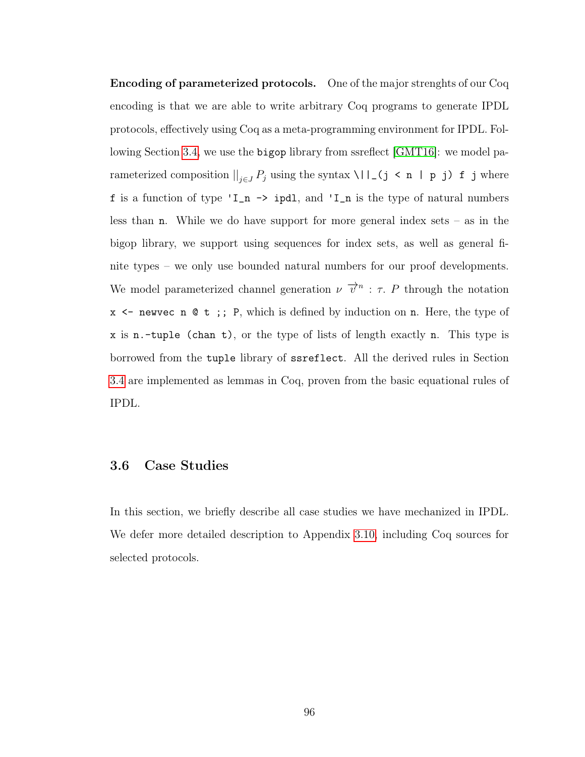**Encoding of parameterized protocols.** One of the major strenghts of our Coq encoding is that we are able to write arbitrary Coq programs to generate IPDL protocols, effectively using Coq as a meta-programming environment for IPDL. Following Section 3.4, we use the `bigop` library from ssreflect [GMT16]: we model parameterized composition $||_{j \in J} P_j$ using the syntax `\||_(j < n | p j) f j` where `f` is a function of type `'I_n -> ipdl`, and `'I_n` is the type of natural numbers less than `n`. While we do have support for more general index sets – as in the bigop library, we support using sequences for index sets, as well as general finite types – we only use bounded natural numbers for our proof developments. We model parameterized channel generation $\nu\ \overrightarrow{v}^n : \tau.\ P$ through the notation `x <- newvec n @ t ;; P`, which is defined by induction on `n`. Here, the type of `x` is `n.-tuple (chan t)`, or the type of lists of length exactly `n`. This type is borrowed from the `tuple` library of `ssreflect`. All the derived rules in Section 3.4 are implemented as lemmas in Coq, proven from the basic equational rules of IPDL.

## 3.6 Case Studies

In this section, we briefly describe all case studies we have mechanized in IPDL. We defer more detailed description to Appendix 3.10, including Coq sources for selected protocols.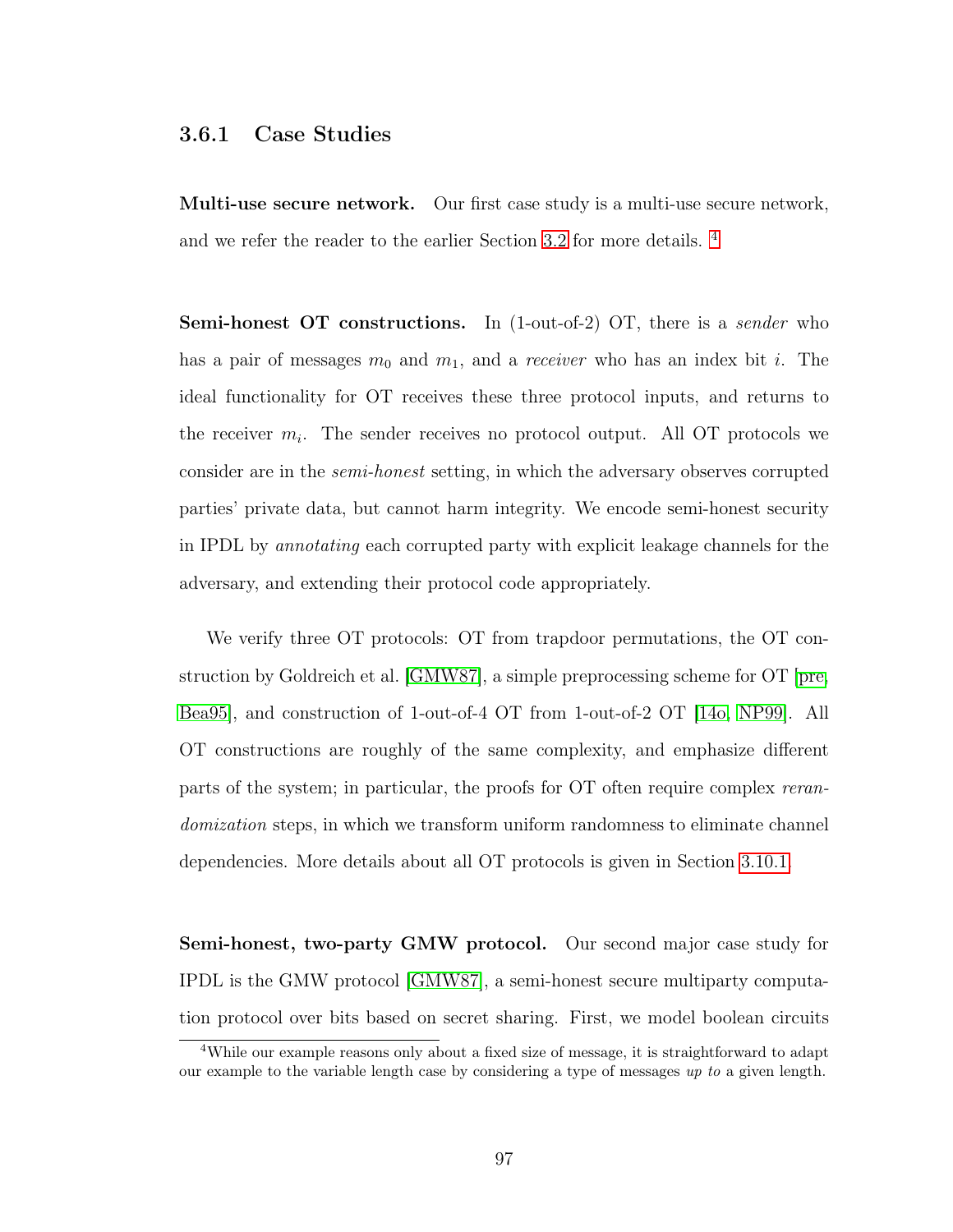### 3.6.1 Case Studies

**Multi-use secure network.** Our first case study is a multi-use secure network, and we refer the reader to the earlier Section 3.2 for more details. [4]

**Semi-honest OT constructions.** In (1-out-of-2) OT, there is a *sender* who has a pair of messages $m_0$ and $m_1$, and a *receiver* who has an index bit $i$. The ideal functionality for OT receives these three protocol inputs, and returns to the receiver $m_i$. The sender receives no protocol output. All OT protocols we consider are in the *semi-honest* setting, in which the adversary observes corrupted parties' private data, but cannot harm integrity. We encode semi-honest security in IPDL by *annotating* each corrupted party with explicit leakage channels for the adversary, and extending their protocol code appropriately.

We verify three OT protocols: OT from trapdoor permutations, the OT construction by Goldreich et al. [GMW87], a simple preprocessing scheme for OT [pre, Bea95], and construction of 1-out-of-4 OT from 1-out-of-2 OT [14o, NP99]. All OT constructions are roughly of the same complexity, and emphasize different parts of the system; in particular, the proofs for OT often require complex *rerandomization* steps, in which we transform uniform randomness to eliminate channel dependencies. More details about all OT protocols is given in Section 3.10.1.

**Semi-honest, two-party GMW protocol.** Our second major case study for IPDL is the GMW protocol [GMW87], a semi-honest secure multiparty computation protocol over bits based on secret sharing. First, we model boolean circuits

[4] While our example reasons only about a fixed size of message, it is straightforward to adapt our example to the variable length case by considering a type of messages *up to* a given length.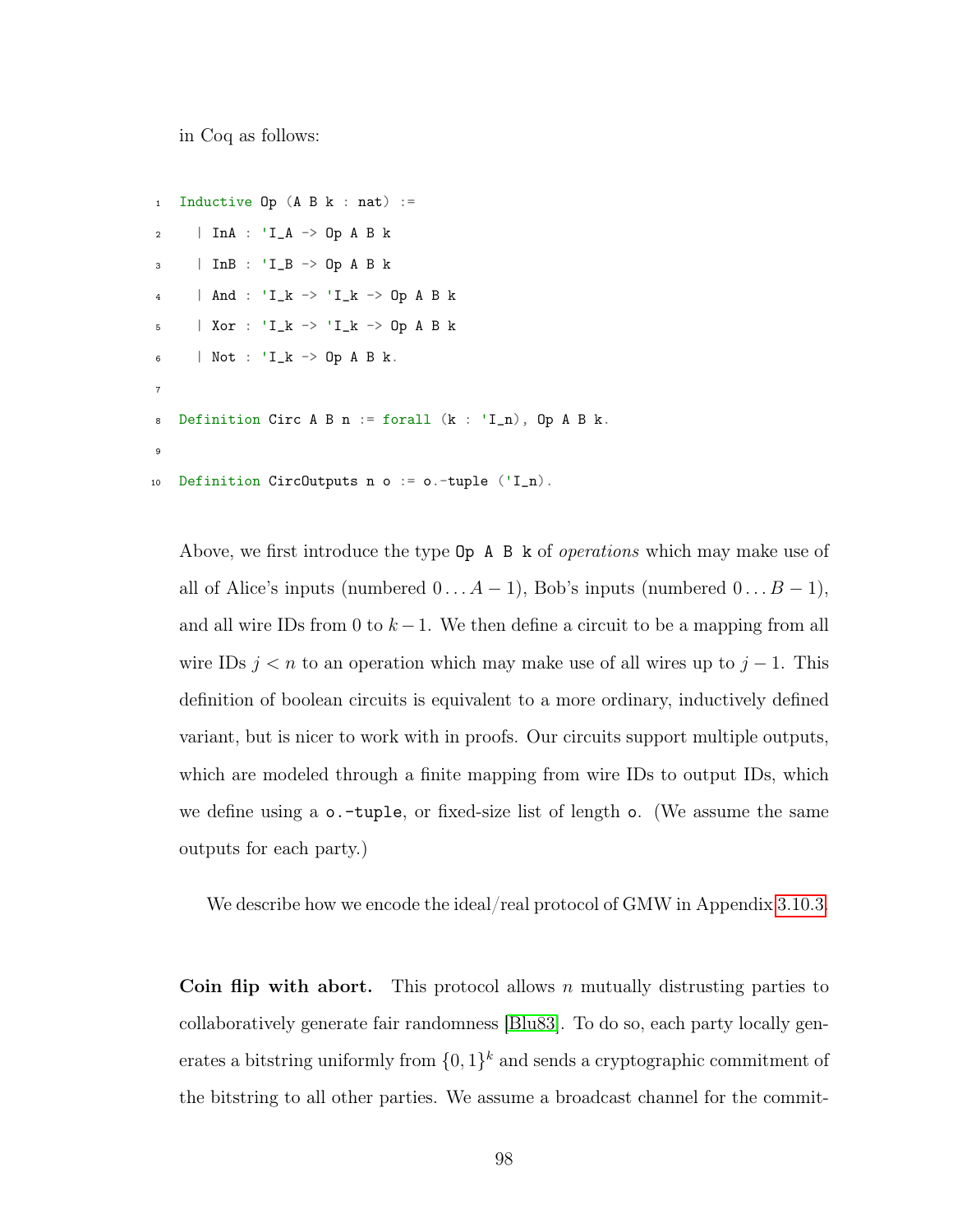in Coq as follows:

```
Inductive Op (A B k : nat) :=
  | InA : 'I_A -> Op A B k
  | InB : 'I_B -> Op A B k
  | And : 'I_k -> 'I_k -> Op A B k
  | Xor : 'I_k -> 'I_k -> Op A B k
  | Not : 'I_k -> Op A B k.

Definition Circ A B n := forall (k : 'I_n), Op A B k.

Definition CircOutputs n o := o.-tuple ('I_n).
```

Above, we first introduce the type `Op A B k` of *operations* which may make use of all of Alice's inputs (numbered $0 \ldots A-1$), Bob's inputs (numbered $0 \ldots B-1$), and all wire IDs from 0 to $k-1$. We then define a circuit to be a mapping from all wire IDs $j < n$ to an operation which may make use of all wires up to $j-1$. This definition of boolean circuits is equivalent to a more ordinary, inductively defined variant, but is nicer to work with in proofs. Our circuits support multiple outputs, which are modeled through a finite mapping from wire IDs to output IDs, which we define using a `o.-tuple`, or fixed-size list of length `o`. (We assume the same outputs for each party.)

We describe how we encode the ideal/real protocol of GMW in Appendix 3.10.3.

**Coin flip with abort.** This protocol allows $n$ mutually distrusting parties to collaboratively generate fair randomness [Blu83]. To do so, each party locally generates a bitstring uniformly from $\{0,1\}^k$ and sends a cryptographic commitment of the bitstring to all other parties. We assume a broadcast channel for the commit-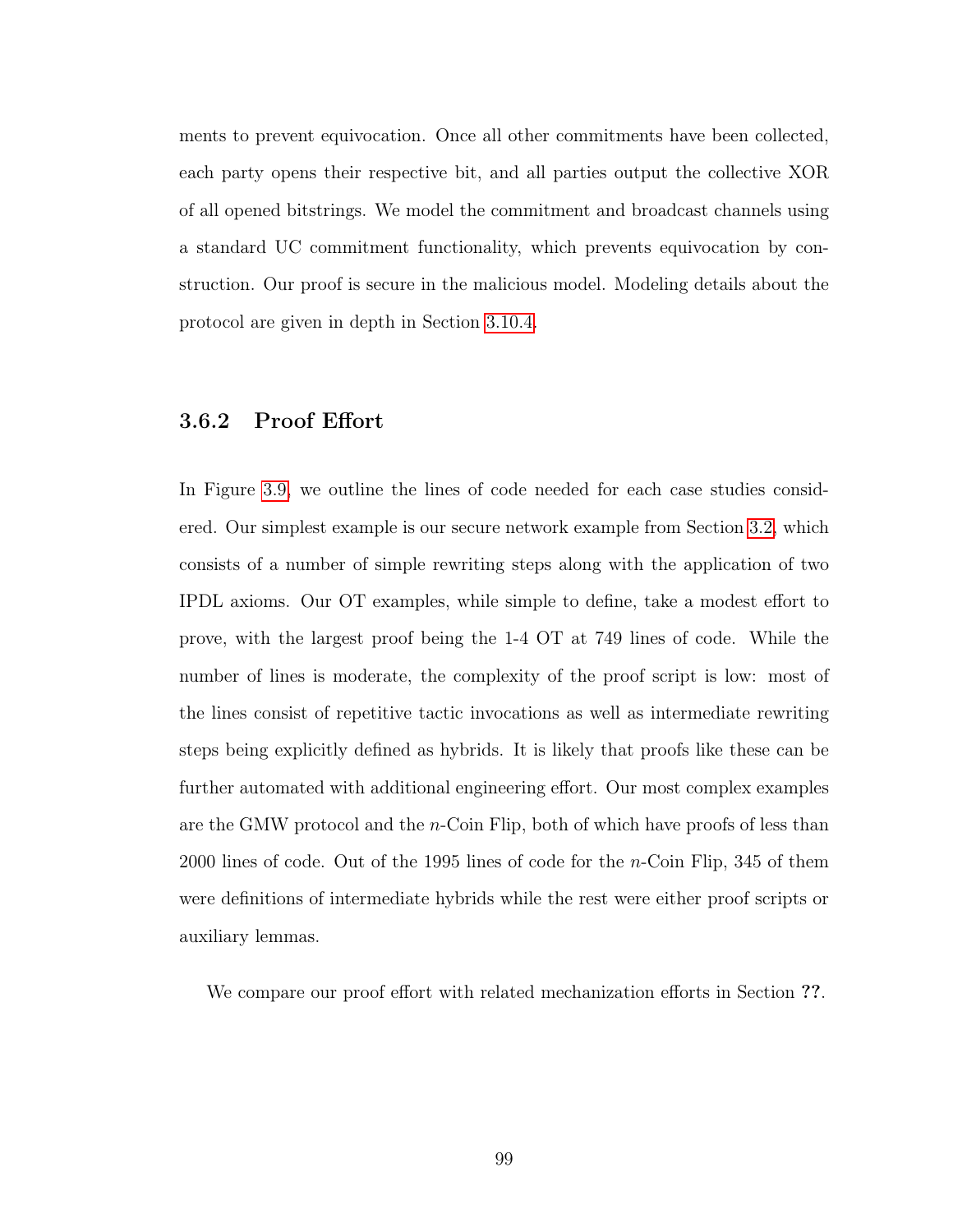ments to prevent equivocation. Once all other commitments have been collected, each party opens their respective bit, and all parties output the collective XOR of all opened bitstrings. We model the commitment and broadcast channels using a standard UC commitment functionality, which prevents equivocation by construction. Our proof is secure in the malicious model. Modeling details about the protocol are given in depth in Section 3.10.4.

### 3.6.2 Proof Effort

In Figure 3.9, we outline the lines of code needed for each case studies considered. Our simplest example is our secure network example from Section 3.2, which consists of a number of simple rewriting steps along with the application of two IPDL axioms. Our OT examples, while simple to define, take a modest effort to prove, with the largest proof being the 1-4 OT at 749 lines of code. While the number of lines is moderate, the complexity of the proof script is low: most of the lines consist of repetitive tactic invocations as well as intermediate rewriting steps being explicitly defined as hybrids. It is likely that proofs like these can be further automated with additional engineering effort. Our most complex examples are the GMW protocol and the $n$-Coin Flip, both of which have proofs of less than 2000 lines of code. Out of the 1995 lines of code for the $n$-Coin Flip, 345 of them were definitions of intermediate hybrids while the rest were either proof scripts or auxiliary lemmas.

We compare our proof effort with related mechanization efforts in Section **??**.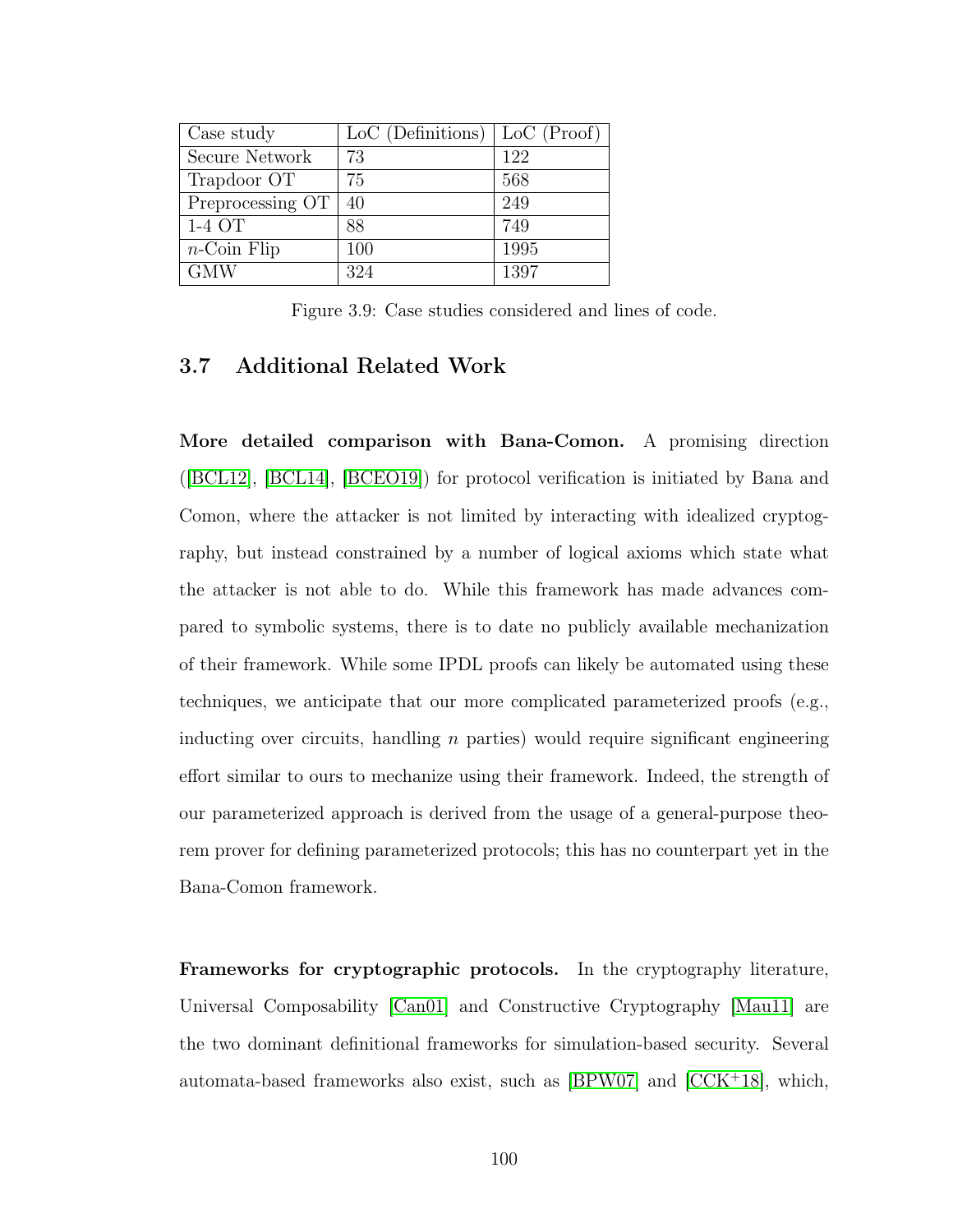| Case study | LoC (Definitions) | LoC (Proof) |
| --- | --- | --- |
| Secure Network | 73 | 122 |
| Trapdoor OT | 75 | 568 |
| Preprocessing OT | 40 | 249 |
| 1-4 OT | 88 | 749 |
| $n$-Coin Flip | 100 | 1995 |
| GMW | 324 | 1397 |

Figure 3.9: Case studies considered and lines of code.

## 3.7 Additional Related Work

**More detailed comparison with Bana-Comon.** A promising direction ([BCL12], [BCL14], [BCEO19]) for protocol verification is initiated by Bana and Comon, where the attacker is not limited by interacting with idealized cryptography, but instead constrained by a number of logical axioms which state what the attacker is not able to do. While this framework has made advances compared to symbolic systems, there is to date no publicly available mechanization of their framework. While some IPDL proofs can likely be automated using these techniques, we anticipate that our more complicated parameterized proofs (e.g., inducting over circuits, handling $n$ parties) would require significant engineering effort similar to ours to mechanize using their framework. Indeed, the strength of our parameterized approach is derived from the usage of a general-purpose theorem prover for defining parameterized protocols; this has no counterpart yet in the Bana-Comon framework.

**Frameworks for cryptographic protocols.** In the cryptography literature, Universal Composability [Can01] and Constructive Cryptography [Mau11] are the two dominant definitional frameworks for simulation-based security. Several automata-based frameworks also exist, such as [BPW07] and [CCK+18], which,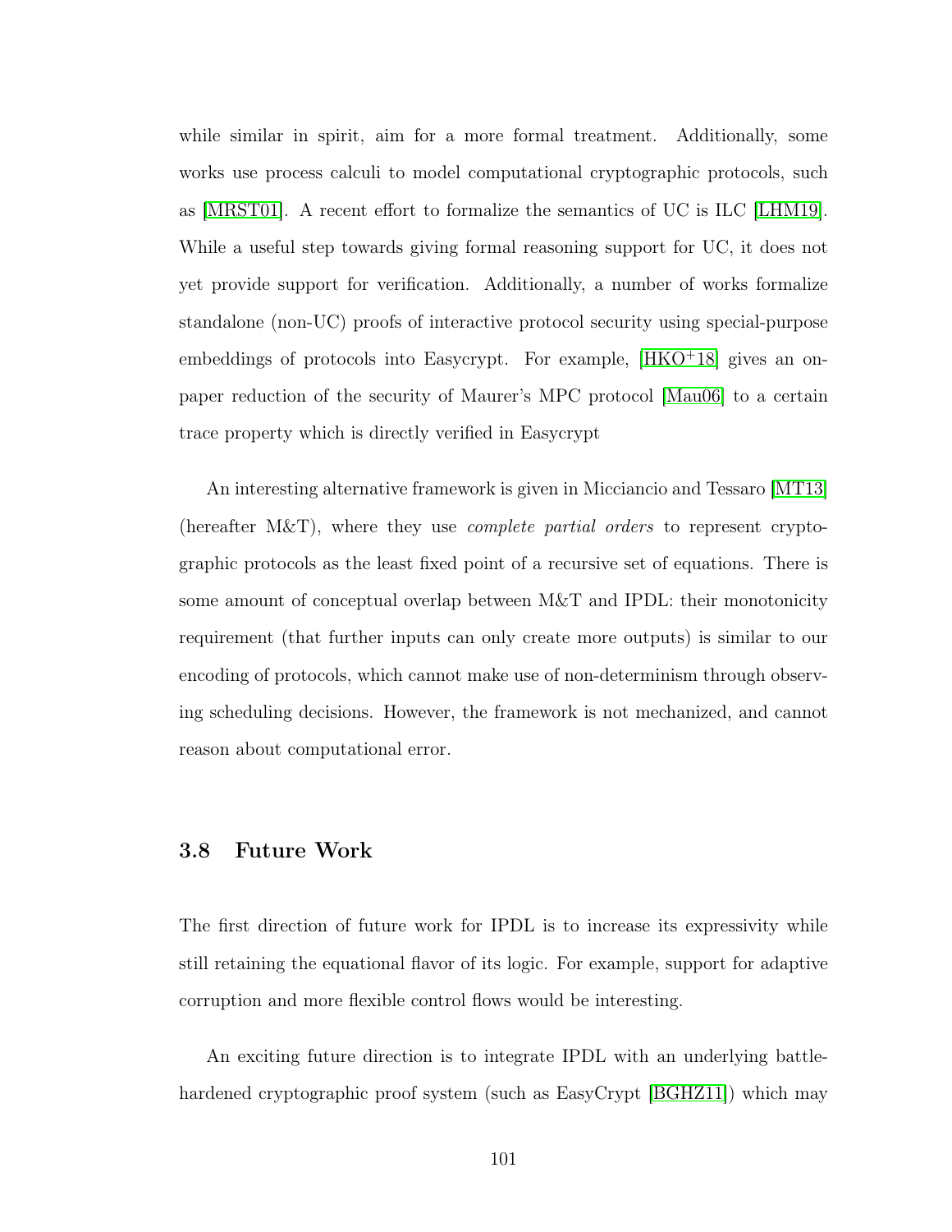while similar in spirit, aim for a more formal treatment. Additionally, some works use process calculi to model computational cryptographic protocols, such as [MRST01]. A recent effort to formalize the semantics of UC is ILC [LHM19]. While a useful step towards giving formal reasoning support for UC, it does not yet provide support for verification. Additionally, a number of works formalize standalone (non-UC) proofs of interactive protocol security using special-purpose embeddings of protocols into Easycrypt. For example, [HKO+18] gives an on-paper reduction of the security of Maurer's MPC protocol [Mau06] to a certain trace property which is directly verified in Easycrypt

An interesting alternative framework is given in Micciancio and Tessaro [MT13] (hereafter M&T), where they use *complete partial orders* to represent cryptographic protocols as the least fixed point of a recursive set of equations. There is some amount of conceptual overlap between M&T and IPDL: their monotonicity requirement (that further inputs can only create more outputs) is similar to our encoding of protocols, which cannot make use of non-determinism through observing scheduling decisions. However, the framework is not mechanized, and cannot reason about computational error.

## 3.8 Future Work

The first direction of future work for IPDL is to increase its expressivity while still retaining the equational flavor of its logic. For example, support for adaptive corruption and more flexible control flows would be interesting.

An exciting future direction is to integrate IPDL with an underlying battle-hardened cryptographic proof system (such as EasyCrypt [BGHZ11]) which may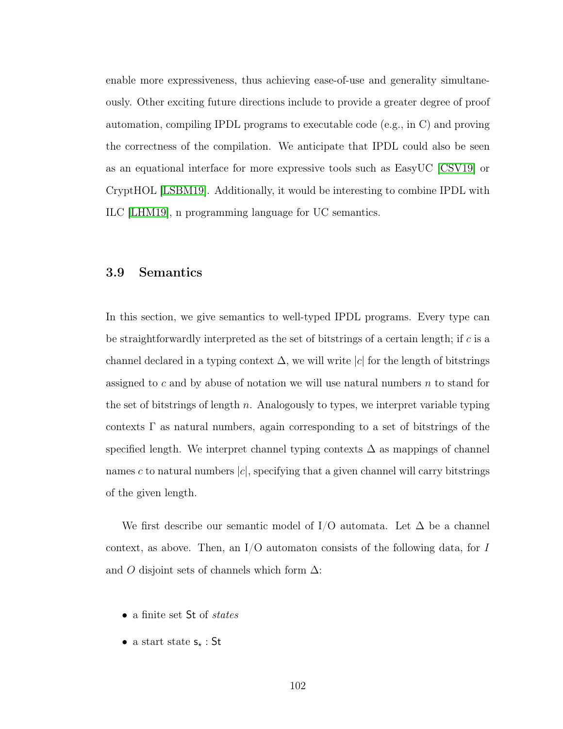enable more expressiveness, thus achieving ease-of-use and generality simultaneously. Other exciting future directions include to provide a greater degree of proof automation, compiling IPDL programs to executable code (e.g., in C) and proving the correctness of the compilation. We anticipate that IPDL could also be seen as an equational interface for more expressive tools such as EasyUC [CSV19] or CryptHOL [LSBM19]. Additionally, it would be interesting to combine IPDL with ILC [LHM19], n programming language for UC semantics.

### 3.9 Semantics

In this section, we give semantics to well-typed IPDL programs. Every type can be straightforwardly interpreted as the set of bitstrings of a certain length; if $c$ is a channel declared in a typing context $\Delta$, we will write $|c|$ for the length of bitstrings assigned to $c$ and by abuse of notation we will use natural numbers $n$ to stand for the set of bitstrings of length $n$. Analogously to types, we interpret variable typing contexts $\Gamma$ as natural numbers, again corresponding to a set of bitstrings of the specified length. We interpret channel typing contexts $\Delta$ as mappings of channel names $c$ to natural numbers $|c|$, specifying that a given channel will carry bitstrings of the given length.

We first describe our semantic model of I/O automata. Let $\Delta$ be a channel context, as above. Then, an I/O automaton consists of the following data, for $I$ and $O$ disjoint sets of channels which form $\Delta$:

- a finite set $\mathsf{St}$ of *states*
- a start state $\mathsf{s}_\star : \mathsf{St}$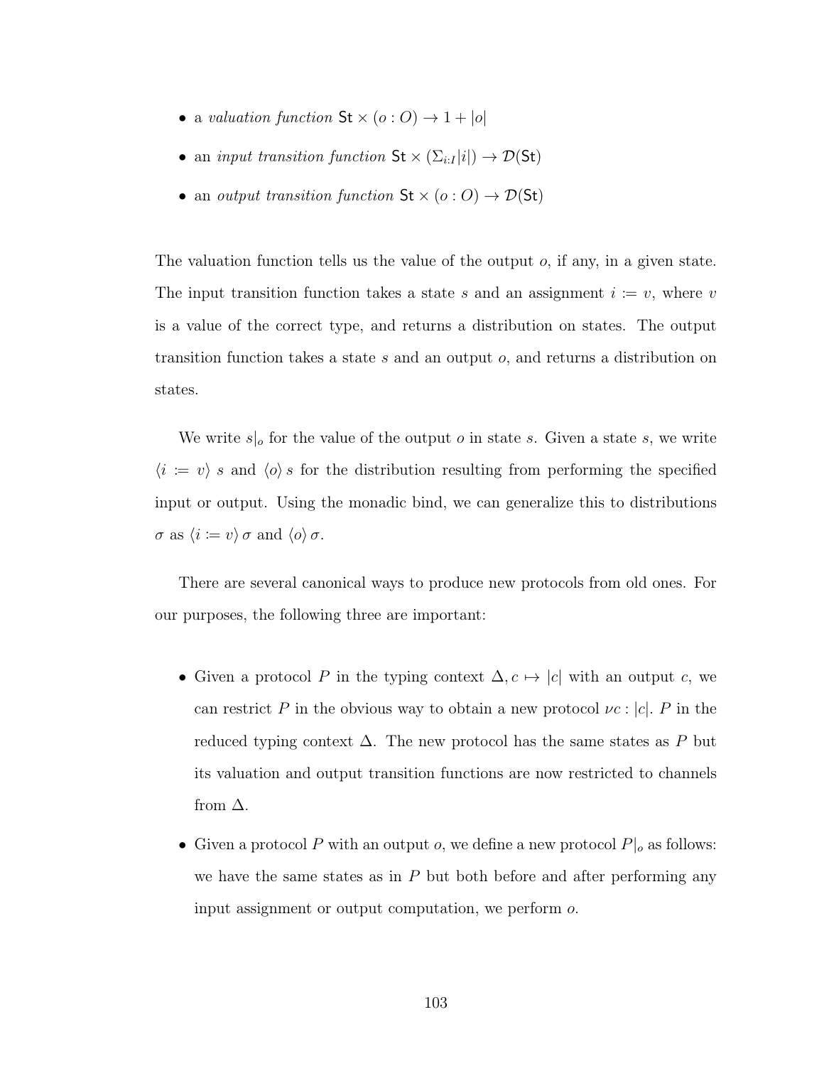- a *valuation function* $\mathsf{St} \times (o : O) \to 1 + |o|$
- an *input transition function* $\mathsf{St} \times (\Sigma_{i:I}|i|) \to \mathcal{D}(\mathsf{St})$
- an *output transition function* $\mathsf{St} \times (o : O) \to \mathcal{D}(\mathsf{St})$

The valuation function tells us the value of the output $o$, if any, in a given state. The input transition function takes a state $s$ and an assignment $i := v$, where $v$ is a value of the correct type, and returns a distribution on states. The output transition function takes a state $s$ and an output $o$, and returns a distribution on states.

We write $s|_o$ for the value of the output $o$ in state $s$. Given a state $s$, we write $\langle i := v \rangle\, s$ and $\langle o \rangle\, s$ for the distribution resulting from performing the specified input or output. Using the monadic bind, we can generalize this to distributions $\sigma$ as $\langle i := v \rangle\, \sigma$ and $\langle o \rangle\, \sigma$.

There are several canonical ways to produce new protocols from old ones. For our purposes, the following three are important:

- Given a protocol $P$ in the typing context $\Delta, c \mapsto |c|$ with an output $c$, we can restrict $P$ in the obvious way to obtain a new protocol $\nu c : |c|.\, P$ in the reduced typing context $\Delta$. The new protocol has the same states as $P$ but its valuation and output transition functions are now restricted to channels from $\Delta$.
- Given a protocol $P$ with an output $o$, we define a new protocol $P|_o$ as follows: we have the same states as in $P$ but both before and after performing any input assignment or output computation, we perform $o$.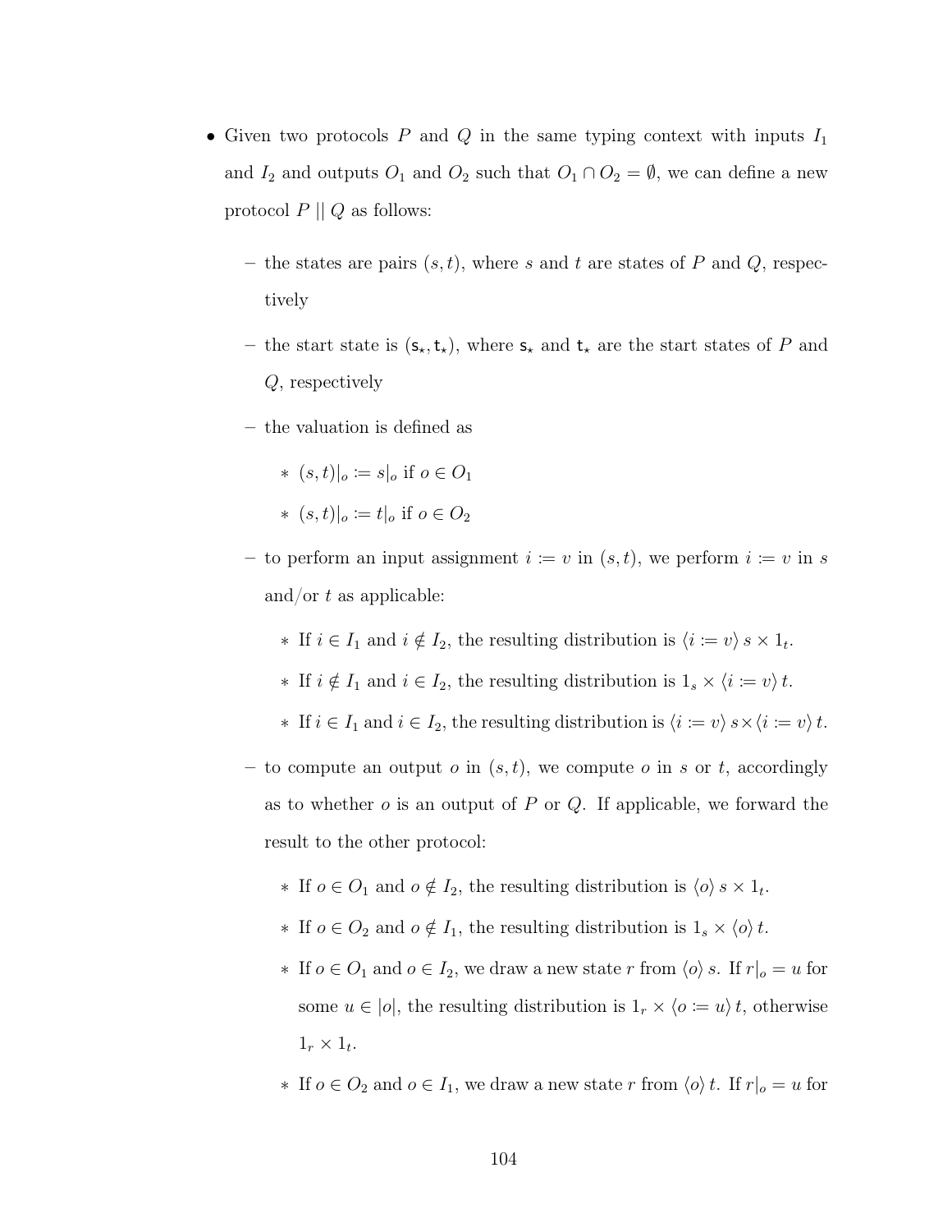- Given two protocols $P$ and $Q$ in the same typing context with inputs $I_1$ and $I_2$ and outputs $O_1$ and $O_2$ such that $O_1 \cap O_2 = \emptyset$, we can define a new protocol $P \mid\mid Q$ as follows:
  - the states are pairs $(s, t)$, where $s$ and $t$ are states of $P$ and $Q$, respectively
  - the start state is $(\mathsf{s}_\star, \mathsf{t}_\star)$, where $\mathsf{s}_\star$ and $\mathsf{t}_\star$ are the start states of $P$ and $Q$, respectively
  - the valuation is defined as
    - $(s, t)|_o := s|_o$ if $o \in O_1$
    - $(s, t)|_o := t|_o$ if $o \in O_2$
  - to perform an input assignment $i := v$ in $(s, t)$, we perform $i := v$ in $s$ and/or $t$ as applicable:
    - If $i \in I_1$ and $i \notin I_2$, the resulting distribution is $\langle i := v \rangle\, s \times 1_t$.
    - If $i \notin I_1$ and $i \in I_2$, the resulting distribution is $1_s \times \langle i := v \rangle\, t$.
    - If $i \in I_1$ and $i \in I_2$, the resulting distribution is $\langle i := v \rangle\, s \times \langle i := v \rangle\, t$.
  - to compute an output $o$ in $(s, t)$, we compute $o$ in $s$ or $t$, accordingly as to whether $o$ is an output of $P$ or $Q$. If applicable, we forward the result to the other protocol:
    - If $o \in O_1$ and $o \notin I_2$, the resulting distribution is $\langle o \rangle\, s \times 1_t$.
    - If $o \in O_2$ and $o \notin I_1$, the resulting distribution is $1_s \times \langle o \rangle\, t$.
    - If $o \in O_1$ and $o \in I_2$, we draw a new state $r$ from $\langle o \rangle\, s$. If $r|_o = u$ for some $u \in |o|$, the resulting distribution is $1_r \times \langle o := u \rangle\, t$, otherwise $1_r \times 1_t$.
    - If $o \in O_2$ and $o \in I_1$, we draw a new state $r$ from $\langle o \rangle\, t$. If $r|_o = u$ for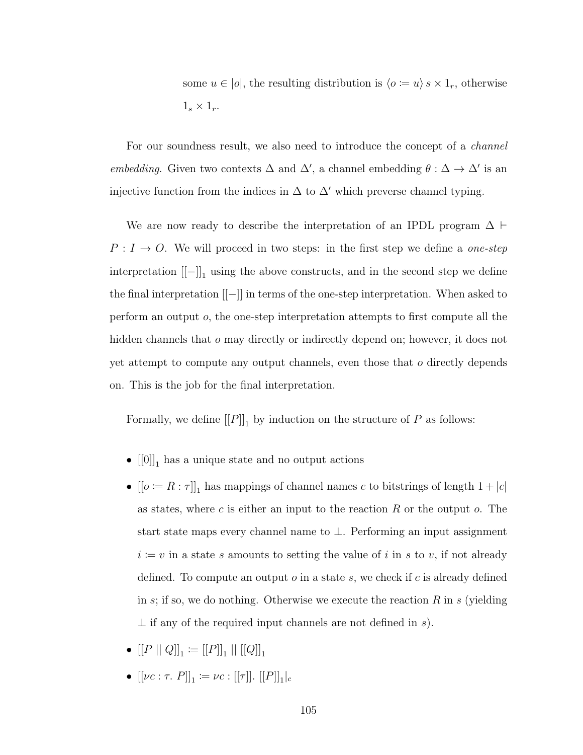some $u \in |o|$, the resulting distribution is $\langle o \coloneqq u \rangle\, s \times 1_r$, otherwise $1_s \times 1_r$.

For our soundness result, we also need to introduce the concept of a *channel embedding*. Given two contexts $\Delta$ and $\Delta'$, a channel embedding $\theta : \Delta \to \Delta'$ is an injective function from the indices in $\Delta$ to $\Delta'$ which preverse channel typing.

We are now ready to describe the interpretation of an IPDL program $\Delta \vdash P : I \to O$. We will proceed in two steps: in the first step we define a *one-step* interpretation $[[-]]_1$ using the above constructs, and in the second step we define the final interpretation $[[-]]$ in terms of the one-step interpretation. When asked to perform an output $o$, the one-step interpretation attempts to first compute all the hidden channels that $o$ may directly or indirectly depend on; however, it does not yet attempt to compute any output channels, even those that $o$ directly depends on. This is the job for the final interpretation.

Formally, we define $[[P]]_1$ by induction on the structure of $P$ as follows:

- $[[0]]_1$ has a unique state and no output actions
- $[[o \coloneqq R : \tau]]_1$ has mappings of channel names $c$ to bitstrings of length $1 + |c|$ as states, where $c$ is either an input to the reaction $R$ or the output $o$. The start state maps every channel name to $\bot$. Performing an input assignment $i \coloneqq v$ in a state $s$ amounts to setting the value of $i$ in $s$ to $v$, if not already defined. To compute an output $o$ in a state $s$, we check if $c$ is already defined in $s$; if so, we do nothing. Otherwise we execute the reaction $R$ in $s$ (yielding $\bot$ if any of the required input channels are not defined in $s$).
- $[[P \mid\mid Q]]_1 \coloneqq [[P]]_1 \mid\mid [[Q]]_1$
- $[[\nu c : \tau.\ P]]_1 \coloneqq \nu c : [[\tau]].\ [[P]]_1|_c$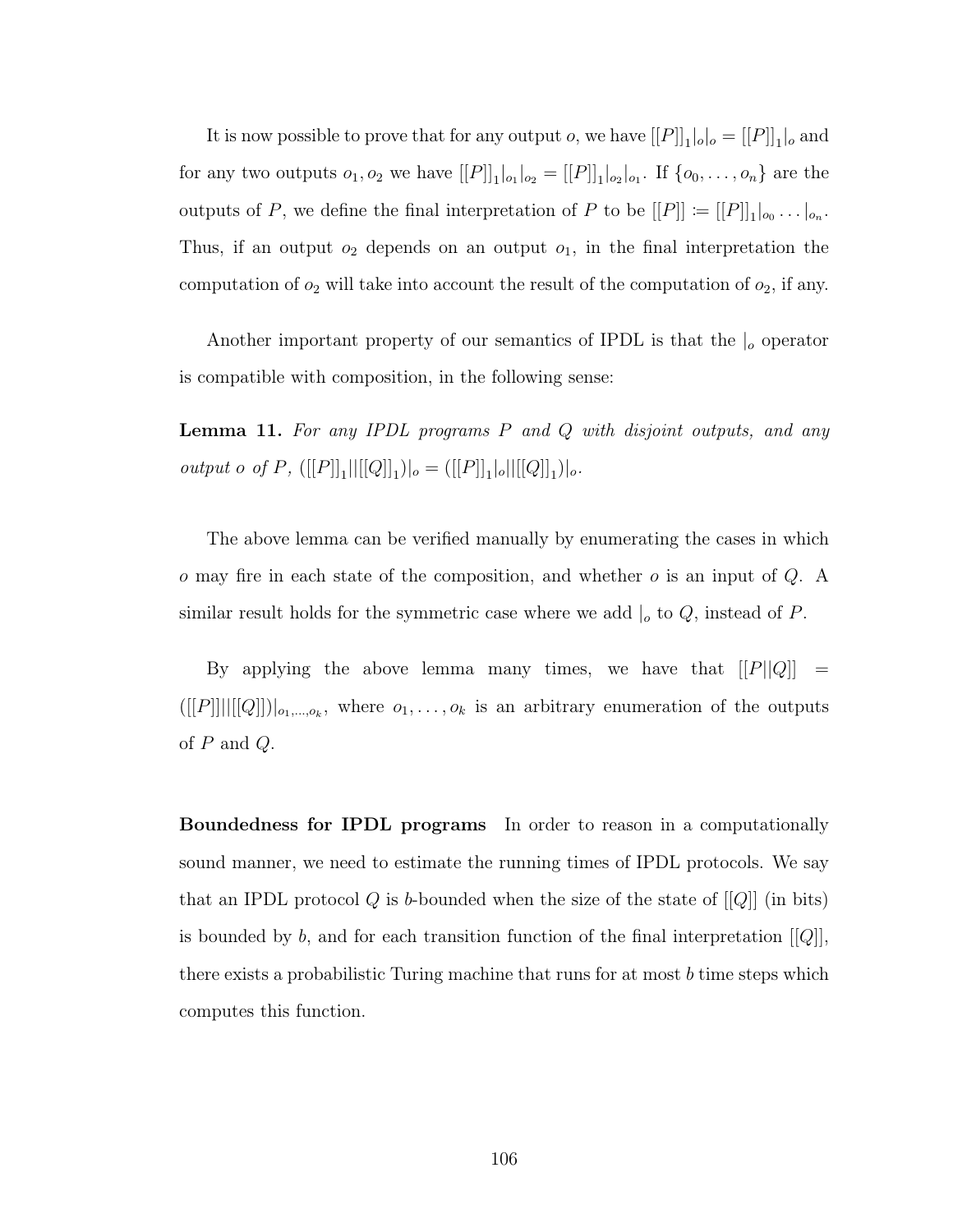It is now possible to prove that for any output $o$, we have $[[P]]_1|_o|_o = [[P]]_1|_o$ and for any two outputs $o_1, o_2$ we have $[[P]]_1|_{o_1}|_{o_2} = [[P]]_1|_{o_2}|_{o_1}$. If $\{o_0, \ldots, o_n\}$ are the outputs of $P$, we define the final interpretation of $P$ to be $[[P]] \coloneqq [[P]]_1|_{o_0} \ldots |_{o_n}$. Thus, if an output $o_2$ depends on an output $o_1$, in the final interpretation the computation of $o_2$ will take into account the result of the computation of $o_2$, if any.

Another important property of our semantics of IPDL is that the $|_o$ operator is compatible with composition, in the following sense:

**Lemma 11.** *For any IPDL programs $P$ and $Q$ with disjoint outputs, and any output $o$ of $P$, $([[P]]_1||[[Q]]_1)|_o = ([[P]]_1|_o||[[Q]]_1)|_o$.*

The above lemma can be verified manually by enumerating the cases in which $o$ may fire in each state of the composition, and whether $o$ is an input of $Q$. A similar result holds for the symmetric case where we add $|_o$ to $Q$, instead of $P$.

By applying the above lemma many times, we have that $[[P||Q]] = ([[P]]||[[Q]])|_{o_1,\ldots,o_k}$, where $o_1, \ldots, o_k$ is an arbitrary enumeration of the outputs of $P$ and $Q$.

**Boundedness for IPDL programs** In order to reason in a computationally sound manner, we need to estimate the running times of IPDL protocols. We say that an IPDL protocol $Q$ is $b$-bounded when the size of the state of $[[Q]]$ (in bits) is bounded by $b$, and for each transition function of the final interpretation $[[Q]]$, there exists a probabilistic Turing machine that runs for at most $b$ time steps which computes this function.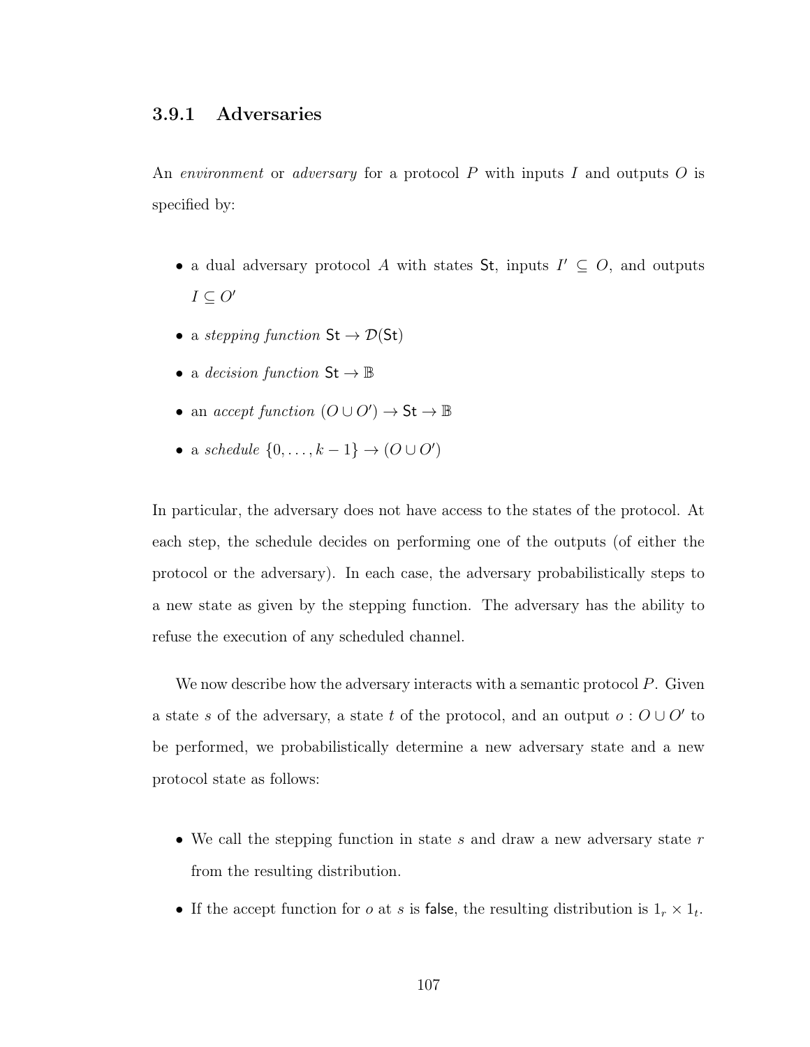### 3.9.1 Adversaries

An *environment* or *adversary* for a protocol $P$ with inputs $I$ and outputs $O$ is specified by:

- a dual adversary protocol $A$ with states $\mathsf{St}$, inputs $I' \subseteq O$, and outputs $I \subseteq O'$
- a *stepping function* $\mathsf{St} \to \mathcal{D}(\mathsf{St})$
- a *decision function* $\mathsf{St} \to \mathbb{B}$
- an *accept function* $(O \cup O') \to \mathsf{St} \to \mathbb{B}$
- a *schedule* $\{0, \ldots, k-1\} \to (O \cup O')$

In particular, the adversary does not have access to the states of the protocol. At each step, the schedule decides on performing one of the outputs (of either the protocol or the adversary). In each case, the adversary probabilistically steps to a new state as given by the stepping function. The adversary has the ability to refuse the execution of any scheduled channel.

We now describe how the adversary interacts with a semantic protocol $P$. Given a state $s$ of the adversary, a state $t$ of the protocol, and an output $o : O \cup O'$ to be performed, we probabilistically determine a new adversary state and a new protocol state as follows:

- We call the stepping function in state $s$ and draw a new adversary state $r$ from the resulting distribution.
- If the accept function for $o$ at $s$ is $\mathsf{false}$, the resulting distribution is $1_r \times 1_t$.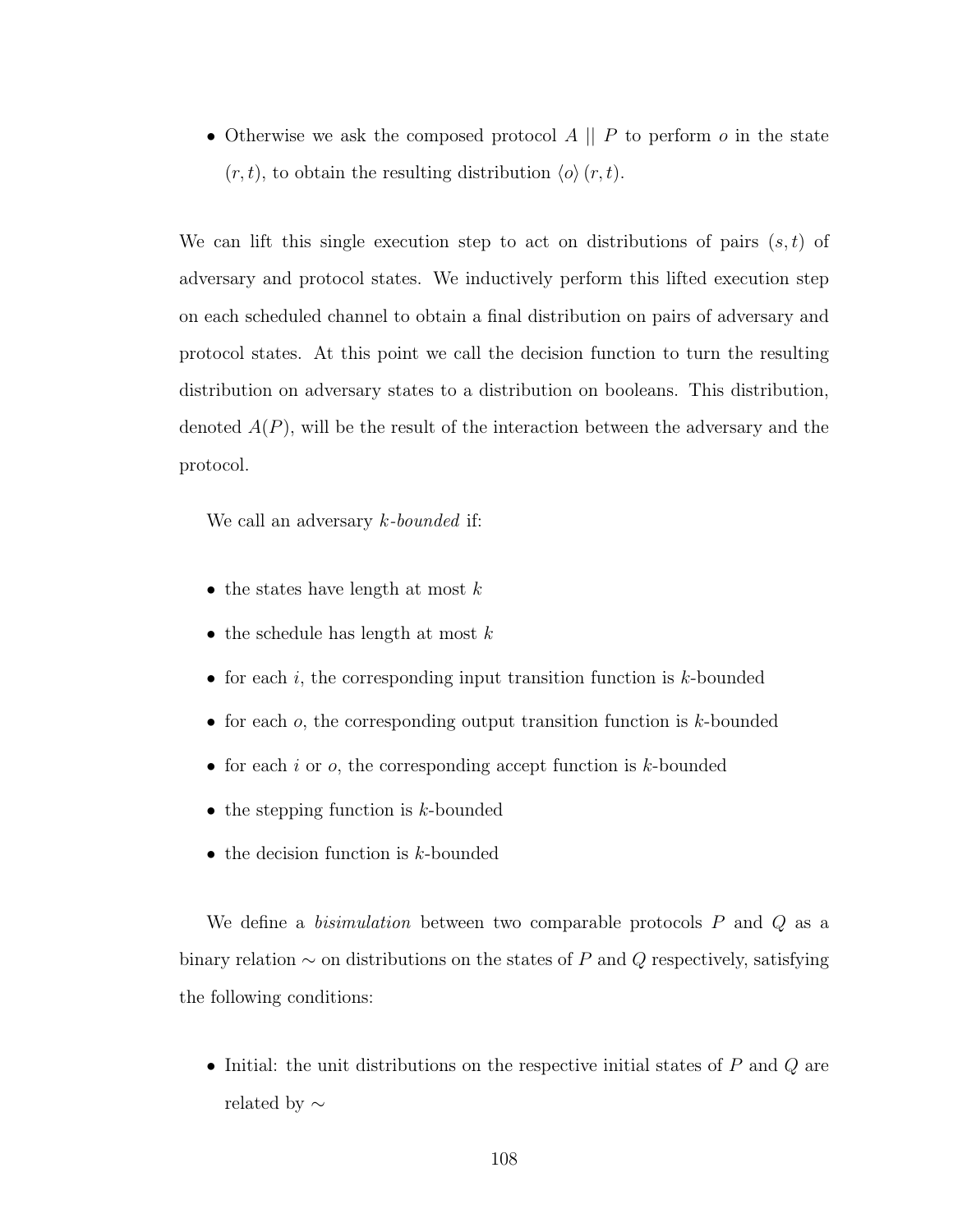- Otherwise we ask the composed protocol $A \mid\mid P$ to perform $o$ in the state $(r, t)$, to obtain the resulting distribution $\langle o \rangle \, (r, t)$.

We can lift this single execution step to act on distributions of pairs $(s, t)$ of adversary and protocol states. We inductively perform this lifted execution step on each scheduled channel to obtain a final distribution on pairs of adversary and protocol states. At this point we call the decision function to turn the resulting distribution on adversary states to a distribution on booleans. This distribution, denoted $A(P)$, will be the result of the interaction between the adversary and the protocol.

We call an adversary *$k$-bounded* if:

- the states have length at most $k$
- the schedule has length at most $k$
- for each $i$, the corresponding input transition function is $k$-bounded
- for each $o$, the corresponding output transition function is $k$-bounded
- for each $i$ or $o$, the corresponding accept function is $k$-bounded
- the stepping function is $k$-bounded
- the decision function is $k$-bounded

We define a *bisimulation* between two comparable protocols $P$ and $Q$ as a binary relation $\sim$ on distributions on the states of $P$ and $Q$ respectively, satisfying the following conditions:

- Initial: the unit distributions on the respective initial states of $P$ and $Q$ are related by $\sim$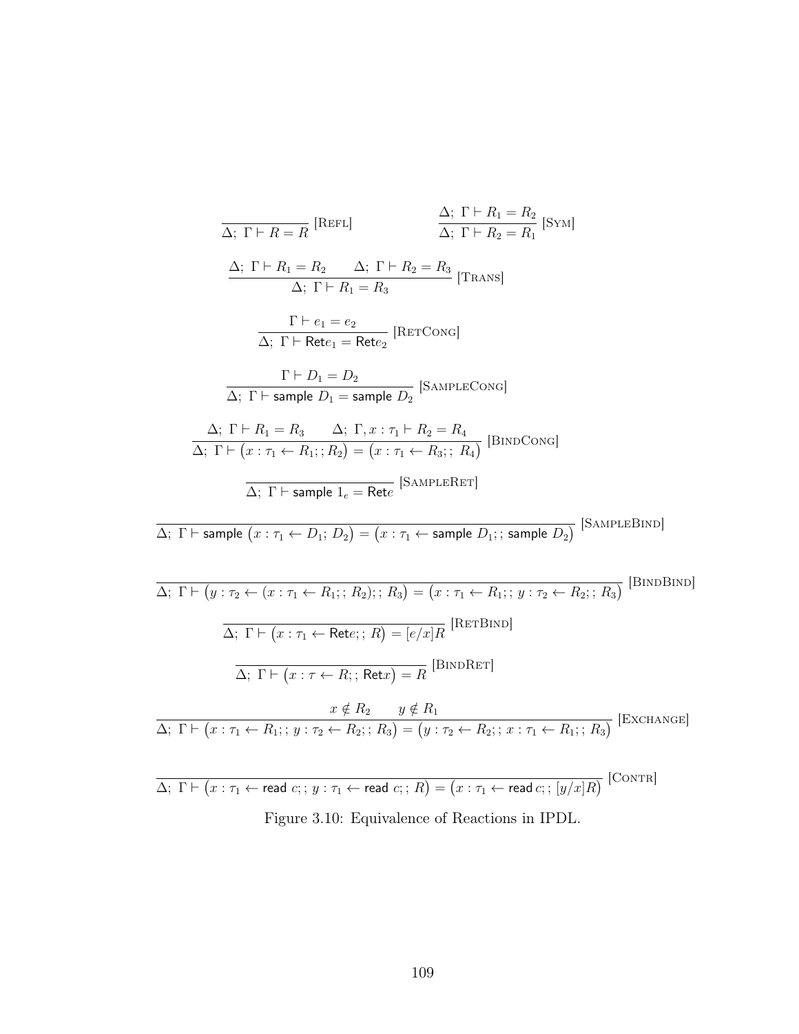$$\frac{}{\Delta;\ \Gamma \vdash R = R}\ [\textsc{Refl}] \qquad \frac{\Delta;\ \Gamma \vdash R_1 = R_2}{\Delta;\ \Gamma \vdash R_2 = R_1}\ [\textsc{Sym}]$$

$$\frac{\Delta;\ \Gamma \vdash R_1 = R_2 \qquad \Delta;\ \Gamma \vdash R_2 = R_3}{\Delta;\ \Gamma \vdash R_1 = R_3}\ [\textsc{Trans}]$$

$$\frac{\Gamma \vdash e_1 = e_2}{\Delta;\ \Gamma \vdash \mathsf{Ret} e_1 = \mathsf{Ret} e_2}\ [\textsc{RetCong}]$$

$$\frac{\Gamma \vdash D_1 = D_2}{\Delta;\ \Gamma \vdash \mathsf{sample}\ D_1 = \mathsf{sample}\ D_2}\ [\textsc{SampleCong}]$$

$$\frac{\Delta;\ \Gamma \vdash R_1 = R_3 \qquad \Delta;\ \Gamma, x : \tau_1 \vdash R_2 = R_4}{\Delta;\ \Gamma \vdash \big(x : \tau_1 \leftarrow R_1;;R_2\big) = \big(x : \tau_1 \leftarrow R_3;;\ R_4\big)}\ [\textsc{BindCong}]$$

$$\frac{}{\Delta;\ \Gamma \vdash \mathsf{sample}\ 1_e = \mathsf{Ret} e}\ [\textsc{SampleRet}]$$

$$\frac{}{\Delta;\ \Gamma \vdash \mathsf{sample}\ \big(x : \tau_1 \leftarrow D_1;\ D_2\big) = \big(x : \tau_1 \leftarrow \mathsf{sample}\ D_1;;\ \mathsf{sample}\ D_2\big)}\ [\textsc{SampleBind}]$$

$$\frac{}{\Delta;\ \Gamma \vdash \big(y : \tau_2 \leftarrow (x : \tau_1 \leftarrow R_1;;\ R_2);;\ R_3\big) = \big(x : \tau_1 \leftarrow R_1;;\ y : \tau_2 \leftarrow R_2;;\ R_3\big)}\ [\textsc{BindBind}]$$

$$\frac{}{\Delta;\ \Gamma \vdash \big(x : \tau_1 \leftarrow \mathsf{Ret} e;;\ R\big) = [e/x]R}\ [\textsc{RetBind}]$$

$$\frac{}{\Delta;\ \Gamma \vdash \big(x : \tau \leftarrow R;;\ \mathsf{Ret} x\big) = R}\ [\textsc{BindRet}]$$

$$\frac{x \notin R_2 \qquad y \notin R_1}{\Delta;\ \Gamma \vdash \big(x : \tau_1 \leftarrow R_1;;\ y : \tau_2 \leftarrow R_2;;\ R_3\big) = \big(y : \tau_2 \leftarrow R_2;;\ x : \tau_1 \leftarrow R_1;;\ R_3\big)}\ [\textsc{Exchange}]$$

$$\frac{}{\Delta;\ \Gamma \vdash \big(x : \tau_1 \leftarrow \mathsf{read}\ c;;\ y : \tau_1 \leftarrow \mathsf{read}\ c;;\ R\big) = \big(x : \tau_1 \leftarrow \mathsf{read}\, c;;\ [y/x]R\big)}\ [\textsc{Contr}]$$

Figure 3.10: Equivalence of Reactions in IPDL.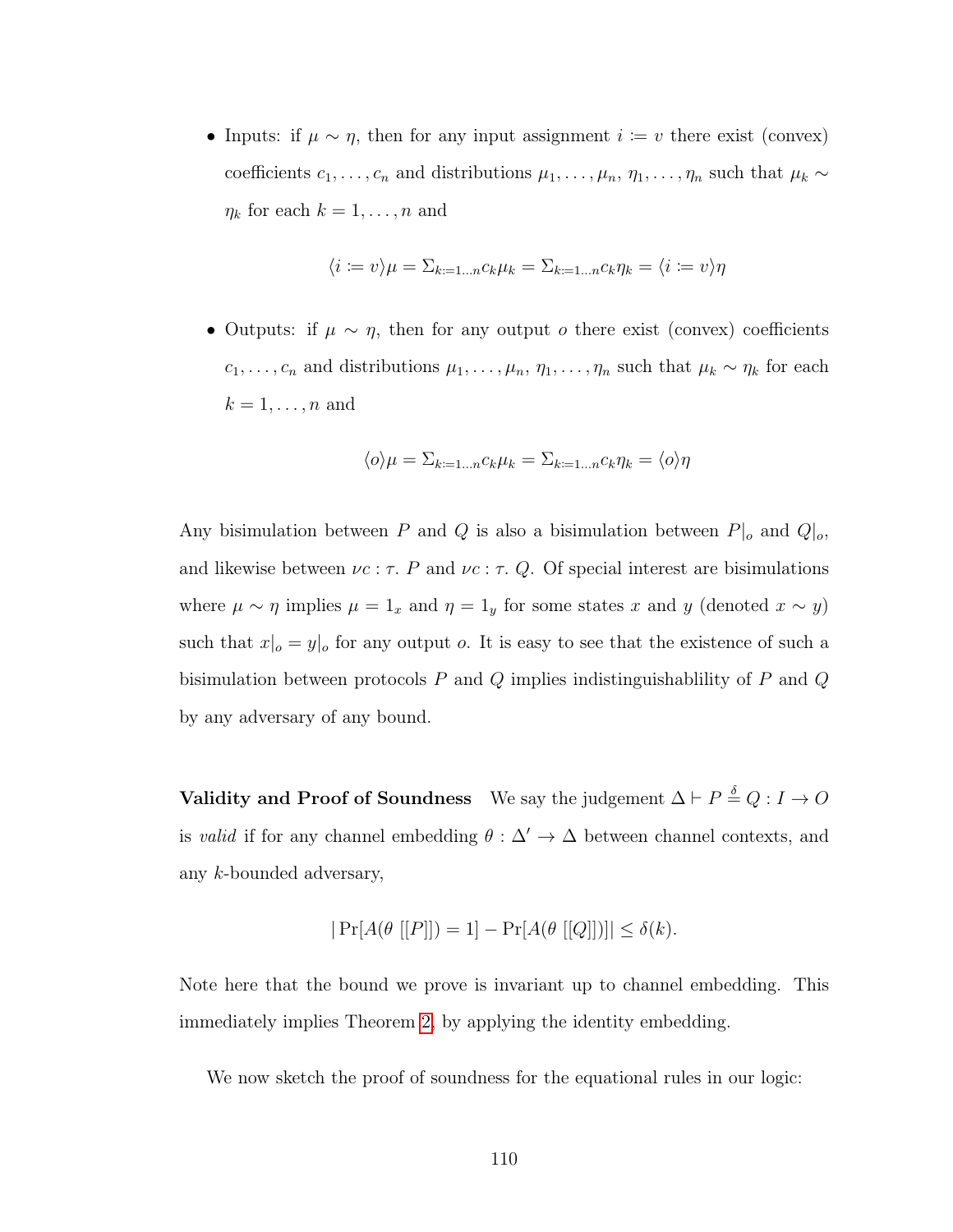- Inputs: if $\mu \sim \eta$, then for any input assignment $i \coloneqq v$ there exist (convex) coefficients $c_1, \ldots, c_n$ and distributions $\mu_1, \ldots, \mu_n$, $\eta_1, \ldots, \eta_n$ such that $\mu_k \sim \eta_k$ for each $k = 1, \ldots, n$ and

$$\langle i \coloneqq v \rangle \mu = \Sigma_{k:=1 \ldots n} c_k \mu_k = \Sigma_{k:=1 \ldots n} c_k \eta_k = \langle i \coloneqq v \rangle \eta$$

- Outputs: if $\mu \sim \eta$, then for any output $o$ there exist (convex) coefficients $c_1, \ldots, c_n$ and distributions $\mu_1, \ldots, \mu_n$, $\eta_1, \ldots, \eta_n$ such that $\mu_k \sim \eta_k$ for each $k = 1, \ldots, n$ and

$$\langle o \rangle \mu = \Sigma_{k:=1 \ldots n} c_k \mu_k = \Sigma_{k:=1 \ldots n} c_k \eta_k = \langle o \rangle \eta$$

Any bisimulation between $P$ and $Q$ is also a bisimulation between $P|_o$ and $Q|_o$, and likewise between $\nu c : \tau.\ P$ and $\nu c : \tau.\ Q$. Of special interest are bisimulations where $\mu \sim \eta$ implies $\mu = 1_x$ and $\eta = 1_y$ for some states $x$ and $y$ (denoted $x \sim y$) such that $x|_o = y|_o$ for any output $o$. It is easy to see that the existence of such a bisimulation between protocols $P$ and $Q$ implies indistinguishablility of $P$ and $Q$ by any adversary of any bound.

**Validity and Proof of Soundness** We say the judgement $\Delta \vdash P \overset{\delta}{=} Q : I \to O$ is *valid* if for any channel embedding $\theta : \Delta' \to \Delta$ between channel contexts, and any $k$-bounded adversary,

$$|\Pr[A(\theta\ [[P]]) = 1] - \Pr[A(\theta\ [[Q]])]| \leq \delta(k).$$

Note here that the bound we prove is invariant up to channel embedding. This immediately implies Theorem 2, by applying the identity embedding.

We now sketch the proof of soundness for the equational rules in our logic: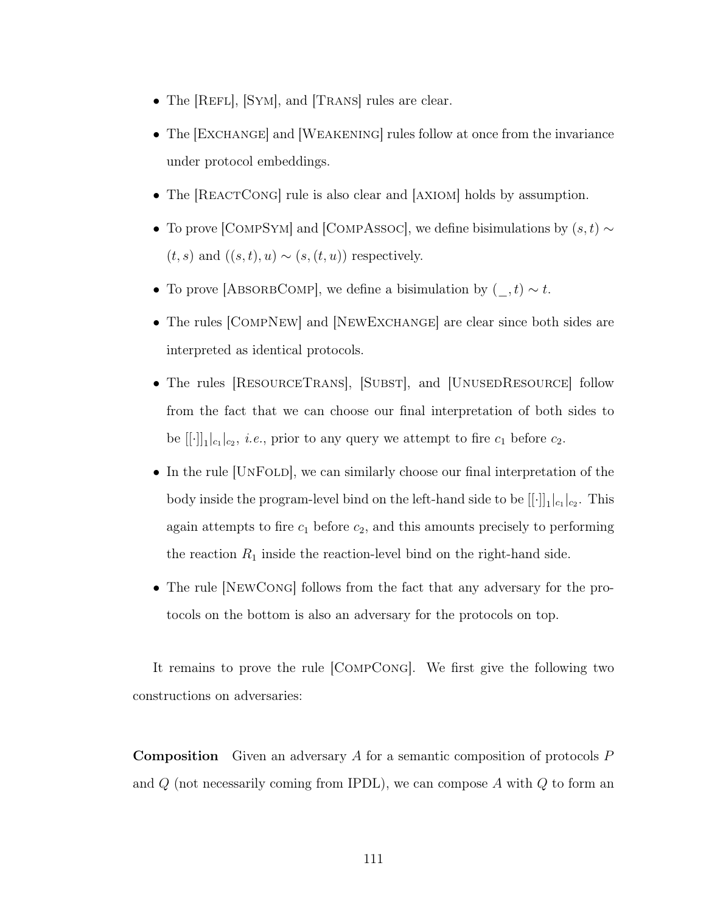- The [Refl], [Sym], and [Trans] rules are clear.
- The [Exchange] and [Weakening] rules follow at once from the invariance under protocol embeddings.
- The [ReactCong] rule is also clear and [axiom] holds by assumption.
- To prove [CompSym] and [CompAssoc], we define bisimulations by $(s,t) \sim (t,s)$ and $((s,t),u) \sim (s,(t,u))$ respectively.
- To prove [AbsorbComp], we define a bisimulation by $(\_,t) \sim t$.
- The rules [CompNew] and [NewExchange] are clear since both sides are interpreted as identical protocols.
- The rules [ResourceTrans], [Subst], and [UnusedResource] follow from the fact that we can choose our final interpretation of both sides to be $[[\cdot]]_1|_{c_1}|_{c_2}$, *i.e.*, prior to any query we attempt to fire $c_1$ before $c_2$.
- In the rule [UnFold], we can similarly choose our final interpretation of the body inside the program-level bind on the left-hand side to be $[[\cdot]]_1|_{c_1}|_{c_2}$. This again attempts to fire $c_1$ before $c_2$, and this amounts precisely to performing the reaction $R_1$ inside the reaction-level bind on the right-hand side.
- The rule [NewCong] follows from the fact that any adversary for the protocols on the bottom is also an adversary for the protocols on top.

It remains to prove the rule [CompCong]. We first give the following two constructions on adversaries:

**Composition** Given an adversary $A$ for a semantic composition of protocols $P$ and $Q$ (not necessarily coming from IPDL), we can compose $A$ with $Q$ to form an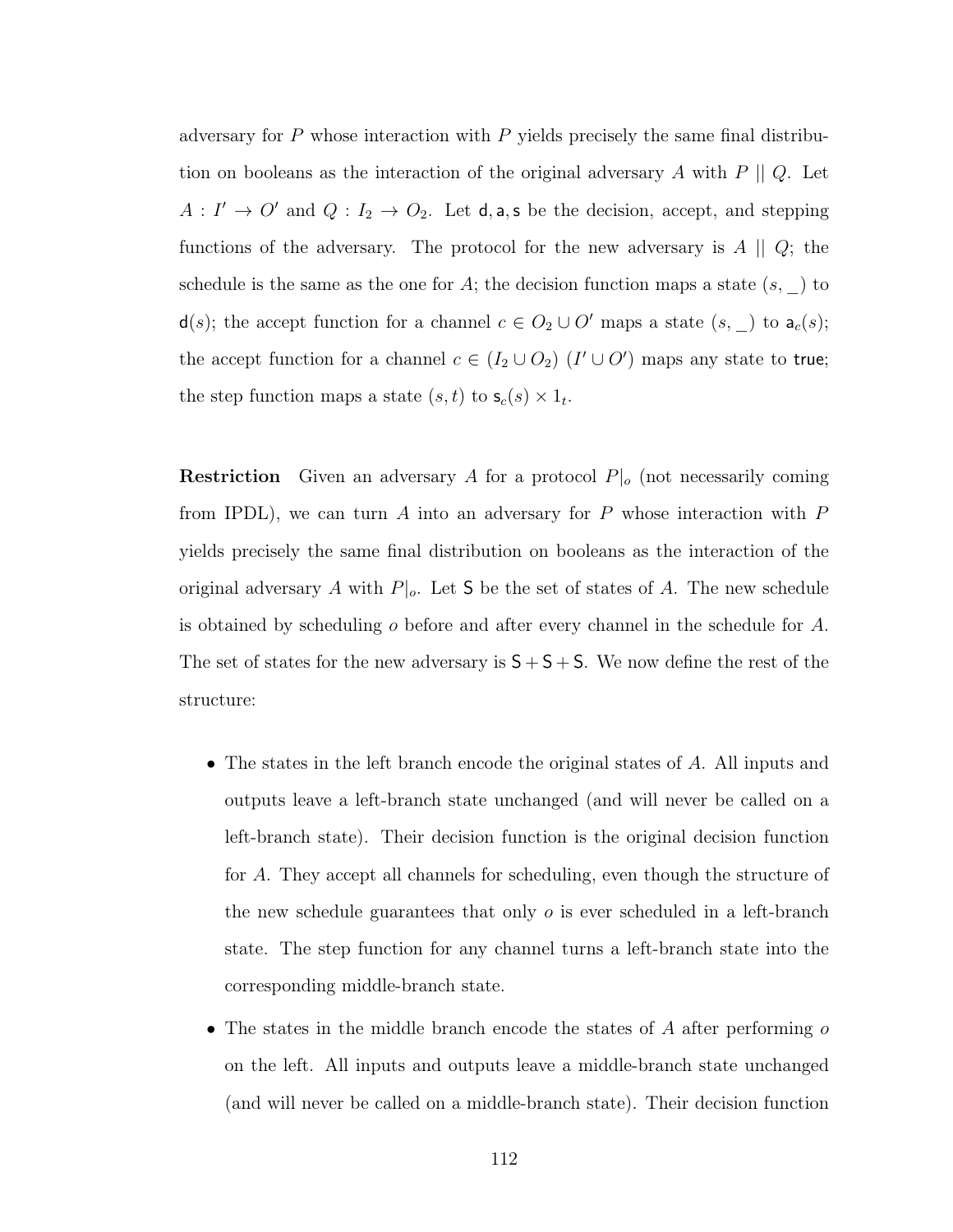adversary for $P$ whose interaction with $P$ yields precisely the same final distribution on booleans as the interaction of the original adversary $A$ with $P \mid\mid Q$. Let $A : I' \to O'$ and $Q : I_2 \to O_2$. Let $\mathsf{d}, \mathsf{a}, \mathsf{s}$ be the decision, accept, and stepping functions of the adversary. The protocol for the new adversary is $A \mid\mid Q$; the schedule is the same as the one for $A$; the decision function maps a state $(s, \_)$ to $\mathsf{d}(s)$; the accept function for a channel $c \in O_2 \cup O'$ maps a state $(s, \_)$ to $\mathsf{a}_c(s)$; the accept function for a channel $c \in (I_2 \cup O_2)\ (I' \cup O')$ maps any state to $\mathsf{true}$; the step function maps a state $(s, t)$ to $\mathsf{s}_c(s) \times 1_t$.

**Restriction** Given an adversary $A$ for a protocol $P|_o$ (not necessarily coming from IPDL), we can turn $A$ into an adversary for $P$ whose interaction with $P$ yields precisely the same final distribution on booleans as the interaction of the original adversary $A$ with $P|_o$. Let $\mathsf{S}$ be the set of states of $A$. The new schedule is obtained by scheduling $o$ before and after every channel in the schedule for $A$. The set of states for the new adversary is $\mathsf{S} + \mathsf{S} + \mathsf{S}$. We now define the rest of the structure:

- The states in the left branch encode the original states of $A$. All inputs and outputs leave a left-branch state unchanged (and will never be called on a left-branch state). Their decision function is the original decision function for $A$. They accept all channels for scheduling, even though the structure of the new schedule guarantees that only $o$ is ever scheduled in a left-branch state. The step function for any channel turns a left-branch state into the corresponding middle-branch state.
- The states in the middle branch encode the states of $A$ after performing $o$ on the left. All inputs and outputs leave a middle-branch state unchanged (and will never be called on a middle-branch state). Their decision function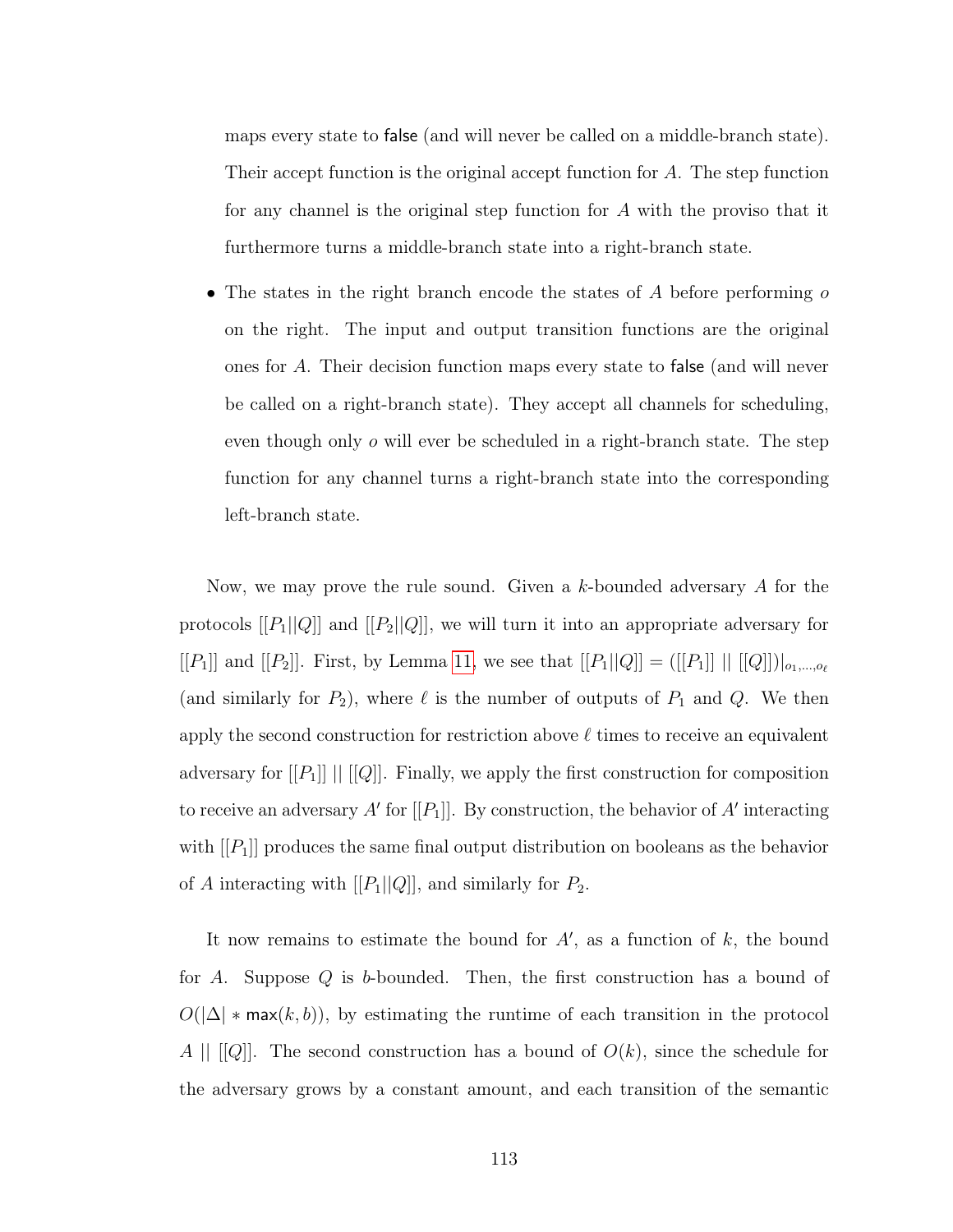maps every state to $\mathsf{false}$ (and will never be called on a middle-branch state). Their accept function is the original accept function for $A$. The step function for any channel is the original step function for $A$ with the proviso that it furthermore turns a middle-branch state into a right-branch state.

- The states in the right branch encode the states of $A$ before performing $o$ on the right. The input and output transition functions are the original ones for $A$. Their decision function maps every state to $\mathsf{false}$ (and will never be called on a right-branch state). They accept all channels for scheduling, even though only $o$ will ever be scheduled in a right-branch state. The step function for any channel turns a right-branch state into the corresponding left-branch state.

Now, we may prove the rule sound. Given a $k$-bounded adversary $A$ for the protocols $[[P_1||Q]]$ and $[[P_2||Q]]$, we will turn it into an appropriate adversary for $[[P_1]]$ and $[[P_2]]$. First, by Lemma 11, we see that $[[P_1||Q]] = ([[P_1]] \mid\mid [[Q]])|_{o_1,\ldots,o_\ell}$ (and similarly for $P_2$), where $\ell$ is the number of outputs of $P_1$ and $Q$. We then apply the second construction for restriction above $\ell$ times to receive an equivalent adversary for $[[P_1]] \mid\mid [[Q]]$. Finally, we apply the first construction for composition to receive an adversary $A'$ for $[[P_1]]$. By construction, the behavior of $A'$ interacting with $[[P_1]]$ produces the same final output distribution on booleans as the behavior of $A$ interacting with $[[P_1||Q]]$, and similarly for $P_2$.

It now remains to estimate the bound for $A'$, as a function of $k$, the bound for $A$. Suppose $Q$ is $b$-bounded. Then, the first construction has a bound of $O(|\Delta| * \mathsf{max}(k, b))$, by estimating the runtime of each transition in the protocol $A \mid\mid [[Q]]$. The second construction has a bound of $O(k)$, since the schedule for the adversary grows by a constant amount, and each transition of the semantic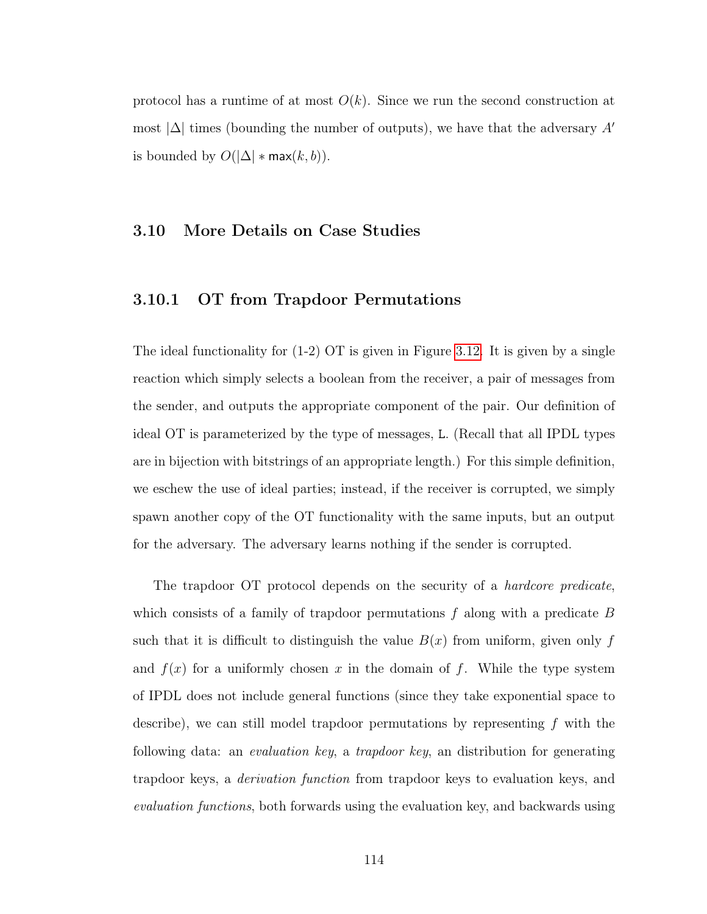protocol has a runtime of at most $O(k)$. Since we run the second construction at most $|\Delta|$ times (bounding the number of outputs), we have that the adversary $A'$ is bounded by $O(|\Delta| * \mathsf{max}(k, b))$.

## 3.10 More Details on Case Studies

### 3.10.1 OT from Trapdoor Permutations

The ideal functionality for (1-2) OT is given in Figure 3.12. It is given by a single reaction which simply selects a boolean from the receiver, a pair of messages from the sender, and outputs the appropriate component of the pair. Our definition of ideal OT is parameterized by the type of messages, L. (Recall that all IPDL types are in bijection with bitstrings of an appropriate length.) For this simple definition, we eschew the use of ideal parties; instead, if the receiver is corrupted, we simply spawn another copy of the OT functionality with the same inputs, but an output for the adversary. The adversary learns nothing if the sender is corrupted.

The trapdoor OT protocol depends on the security of a *hardcore predicate*, which consists of a family of trapdoor permutations $f$ along with a predicate $B$ such that it is difficult to distinguish the value $B(x)$ from uniform, given only $f$ and $f(x)$ for a uniformly chosen $x$ in the domain of $f$. While the type system of IPDL does not include general functions (since they take exponential space to describe), we can still model trapdoor permutations by representing $f$ with the following data: an *evaluation key*, a *trapdoor key*, an distribution for generating trapdoor keys, a *derivation function* from trapdoor keys to evaluation keys, and *evaluation functions*, both forwards using the evaluation key, and backwards using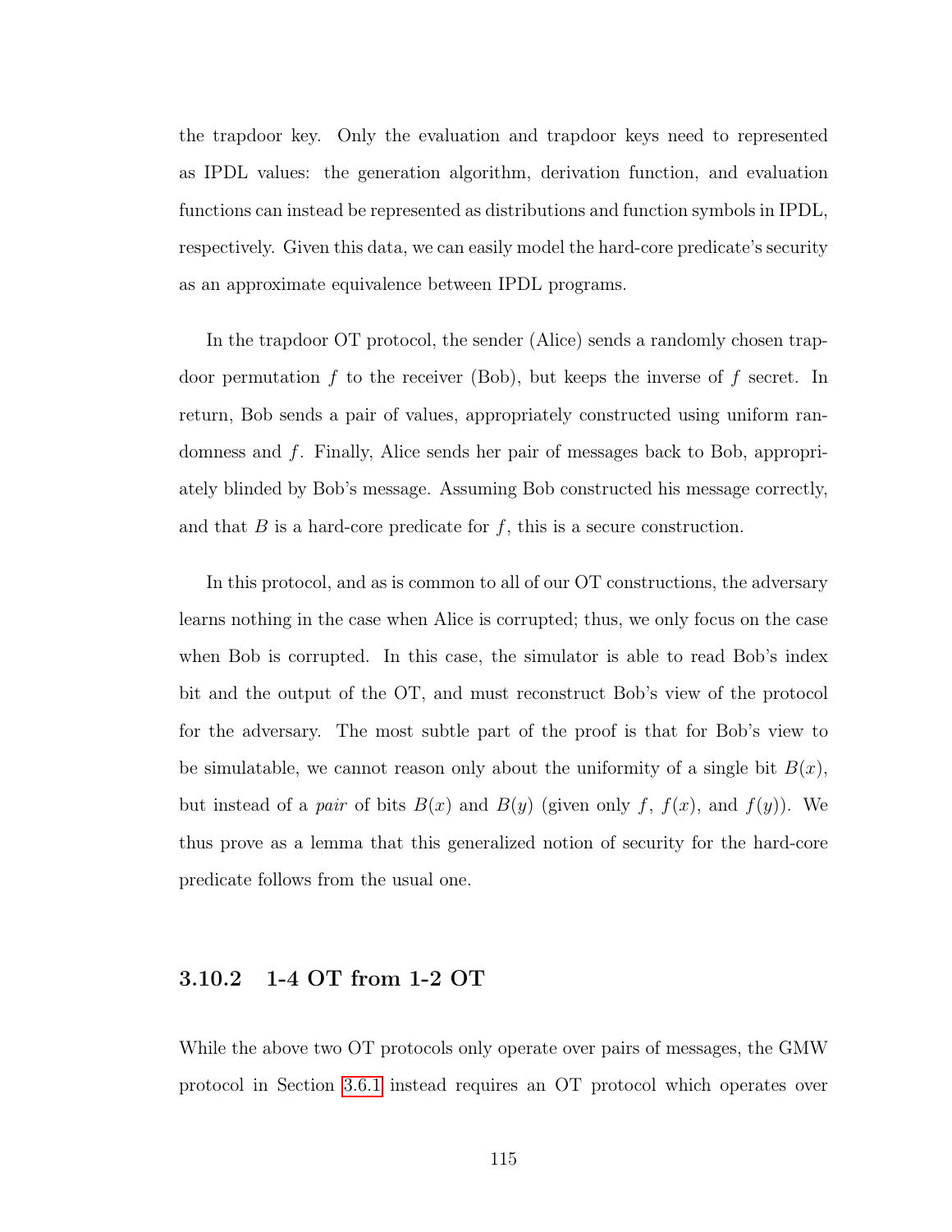the trapdoor key. Only the evaluation and trapdoor keys need to represented as IPDL values: the generation algorithm, derivation function, and evaluation functions can instead be represented as distributions and function symbols in IPDL, respectively. Given this data, we can easily model the hard-core predicate's security as an approximate equivalence between IPDL programs.

In the trapdoor OT protocol, the sender (Alice) sends a randomly chosen trapdoor permutation $f$ to the receiver (Bob), but keeps the inverse of $f$ secret. In return, Bob sends a pair of values, appropriately constructed using uniform randomness and $f$. Finally, Alice sends her pair of messages back to Bob, appropriately blinded by Bob's message. Assuming Bob constructed his message correctly, and that $B$ is a hard-core predicate for $f$, this is a secure construction.

In this protocol, and as is common to all of our OT constructions, the adversary learns nothing in the case when Alice is corrupted; thus, we only focus on the case when Bob is corrupted. In this case, the simulator is able to read Bob's index bit and the output of the OT, and must reconstruct Bob's view of the protocol for the adversary. The most subtle part of the proof is that for Bob's view to be simulatable, we cannot reason only about the uniformity of a single bit $B(x)$, but instead of a *pair* of bits $B(x)$ and $B(y)$ (given only $f$, $f(x)$, and $f(y)$). We thus prove as a lemma that this generalized notion of security for the hard-core predicate follows from the usual one.

### 3.10.2 1-4 OT from 1-2 OT

While the above two OT protocols only operate over pairs of messages, the GMW protocol in Section 3.6.1 instead requires an OT protocol which operates over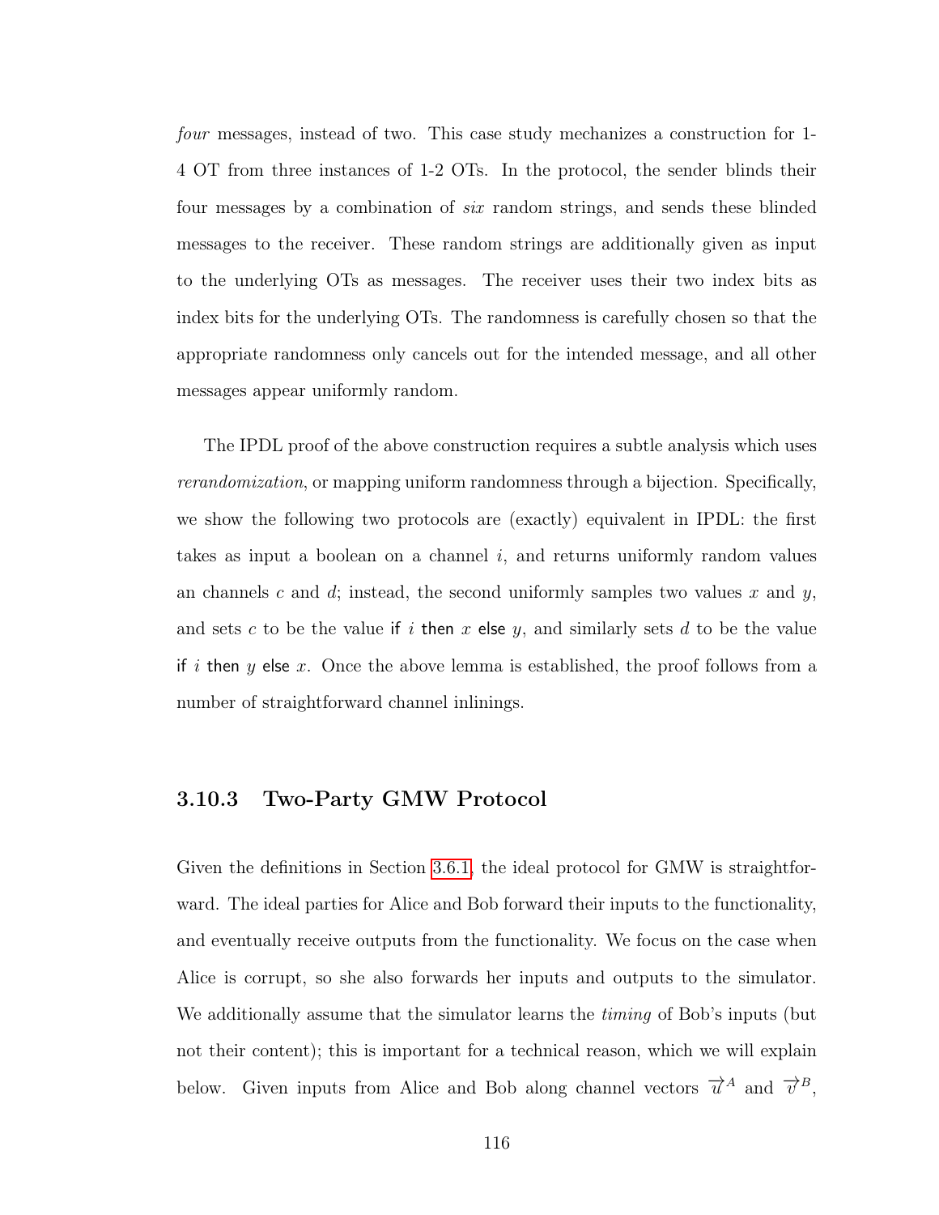*four* messages, instead of two. This case study mechanizes a construction for 1-4 OT from three instances of 1-2 OTs. In the protocol, the sender blinds their four messages by a combination of *six* random strings, and sends these blinded messages to the receiver. These random strings are additionally given as input to the underlying OTs as messages. The receiver uses their two index bits as index bits for the underlying OTs. The randomness is carefully chosen so that the appropriate randomness only cancels out for the intended message, and all other messages appear uniformly random.

The IPDL proof of the above construction requires a subtle analysis which uses *rerandomization*, or mapping uniform randomness through a bijection. Specifically, we show the following two protocols are (exactly) equivalent in IPDL: the first takes as input a boolean on a channel $i$, and returns uniformly random values an channels $c$ and $d$; instead, the second uniformly samples two values $x$ and $y$, and sets $c$ to be the value $\mathsf{if}\ i\ \mathsf{then}\ x\ \mathsf{else}\ y$, and similarly sets $d$ to be the value $\mathsf{if}\ i\ \mathsf{then}\ y\ \mathsf{else}\ x$. Once the above lemma is established, the proof follows from a number of straightforward channel inlinings.

### 3.10.3 Two-Party GMW Protocol

Given the definitions in Section 3.6.1, the ideal protocol for GMW is straightforward. The ideal parties for Alice and Bob forward their inputs to the functionality, and eventually receive outputs from the functionality. We focus on the case when Alice is corrupt, so she also forwards her inputs and outputs to the simulator. We additionally assume that the simulator learns the *timing* of Bob's inputs (but not their content); this is important for a technical reason, which we will explain below. Given inputs from Alice and Bob along channel vectors $\overrightarrow{u}^A$ and $\overrightarrow{v}^B$,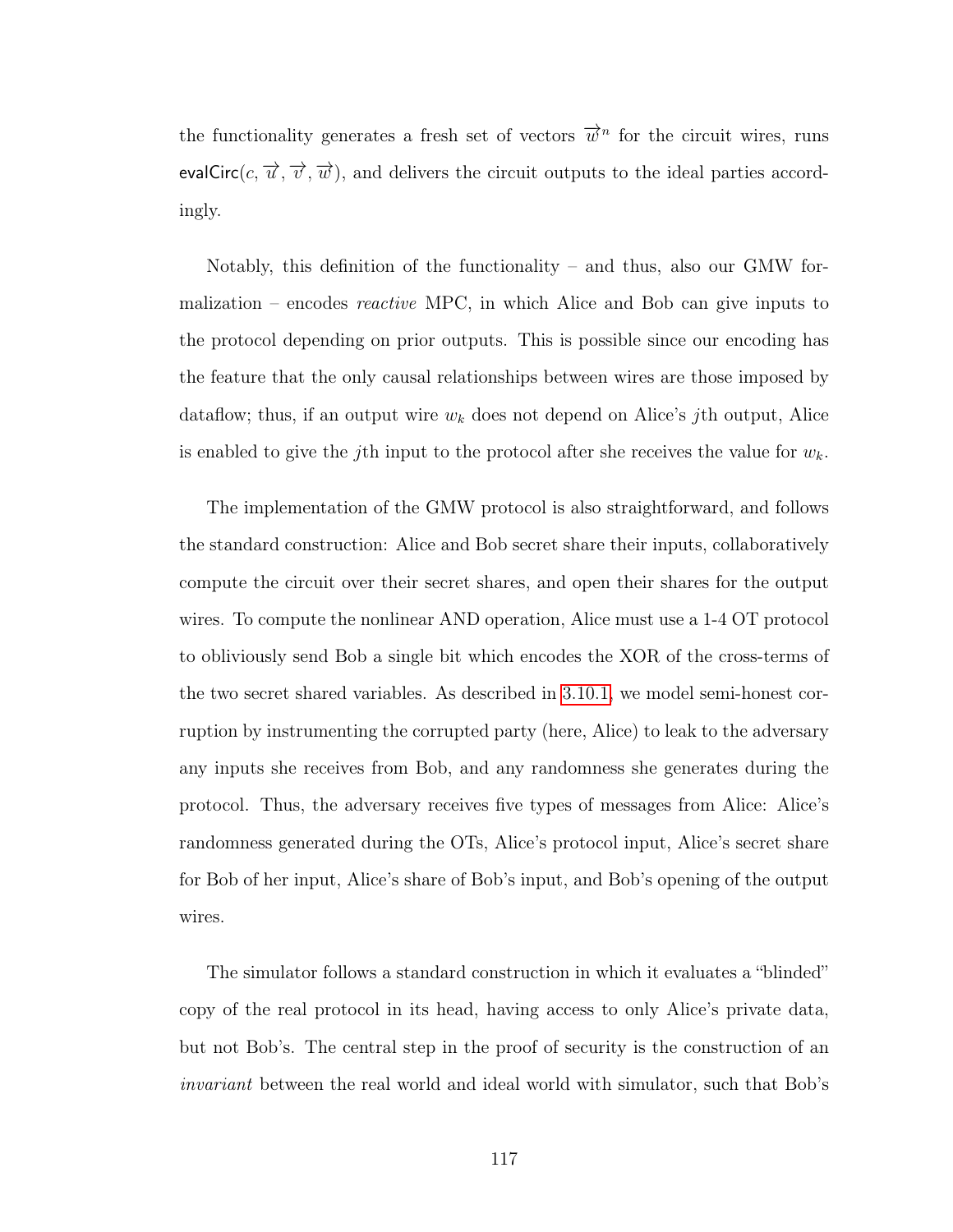the functionality generates a fresh set of vectors $\overrightarrow{w}^n$ for the circuit wires, runs $\mathsf{evalCirc}(c, \overrightarrow{u}, \overrightarrow{v}, \overrightarrow{w})$, and delivers the circuit outputs to the ideal parties accordingly.

Notably, this definition of the functionality – and thus, also our GMW formalization – encodes *reactive* MPC, in which Alice and Bob can give inputs to the protocol depending on prior outputs. This is possible since our encoding has the feature that the only causal relationships between wires are those imposed by dataflow; thus, if an output wire $w_k$ does not depend on Alice's $j$th output, Alice is enabled to give the $j$th input to the protocol after she receives the value for $w_k$.

The implementation of the GMW protocol is also straightforward, and follows the standard construction: Alice and Bob secret share their inputs, collaboratively compute the circuit over their secret shares, and open their shares for the output wires. To compute the nonlinear AND operation, Alice must use a 1-4 OT protocol to obliviously send Bob a single bit which encodes the XOR of the cross-terms of the two secret shared variables. As described in 3.10.1, we model semi-honest corruption by instrumenting the corrupted party (here, Alice) to leak to the adversary any inputs she receives from Bob, and any randomness she generates during the protocol. Thus, the adversary receives five types of messages from Alice: Alice's randomness generated during the OTs, Alice's protocol input, Alice's secret share for Bob of her input, Alice's share of Bob's input, and Bob's opening of the output wires.

The simulator follows a standard construction in which it evaluates a "blinded" copy of the real protocol in its head, having access to only Alice's private data, but not Bob's. The central step in the proof of security is the construction of an *invariant* between the real world and ideal world with simulator, such that Bob's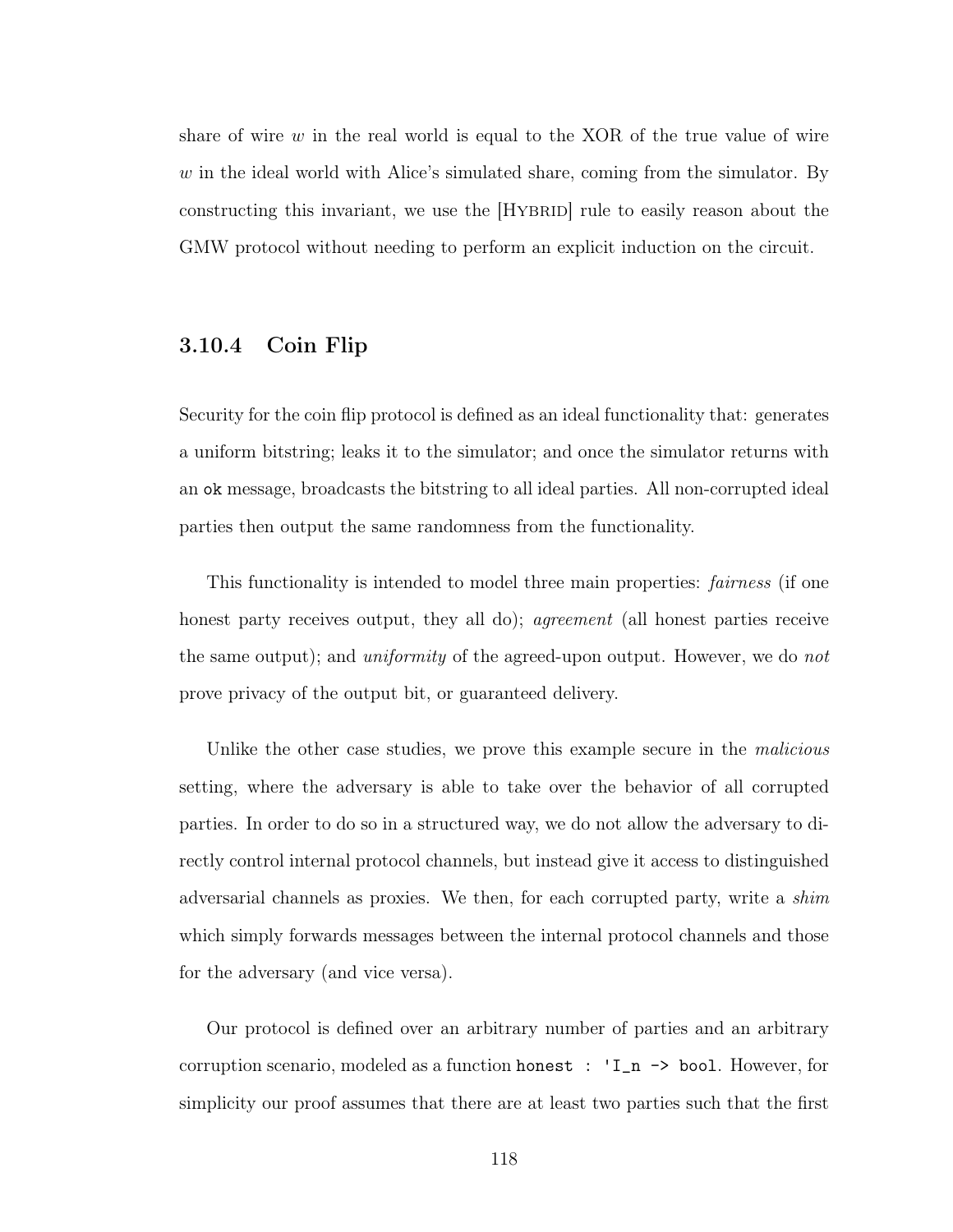share of wire $w$ in the real world is equal to the XOR of the true value of wire $w$ in the ideal world with Alice's simulated share, coming from the simulator. By constructing this invariant, we use the [HYBRID] rule to easily reason about the GMW protocol without needing to perform an explicit induction on the circuit.

### 3.10.4 Coin Flip

Security for the coin flip protocol is defined as an ideal functionality that: generates a uniform bitstring; leaks it to the simulator; and once the simulator returns with an `ok` message, broadcasts the bitstring to all ideal parties. All non-corrupted ideal parties then output the same randomness from the functionality.

This functionality is intended to model three main properties: *fairness* (if one honest party receives output, they all do); *agreement* (all honest parties receive the same output); and *uniformity* of the agreed-upon output. However, we do *not* prove privacy of the output bit, or guaranteed delivery.

Unlike the other case studies, we prove this example secure in the *malicious* setting, where the adversary is able to take over the behavior of all corrupted parties. In order to do so in a structured way, we do not allow the adversary to directly control internal protocol channels, but instead give it access to distinguished adversarial channels as proxies. We then, for each corrupted party, write a *shim* which simply forwards messages between the internal protocol channels and those for the adversary (and vice versa).

Our protocol is defined over an arbitrary number of parties and an arbitrary corruption scenario, modeled as a function `honest : 'I_n -> bool`. However, for simplicity our proof assumes that there are at least two parties such that the first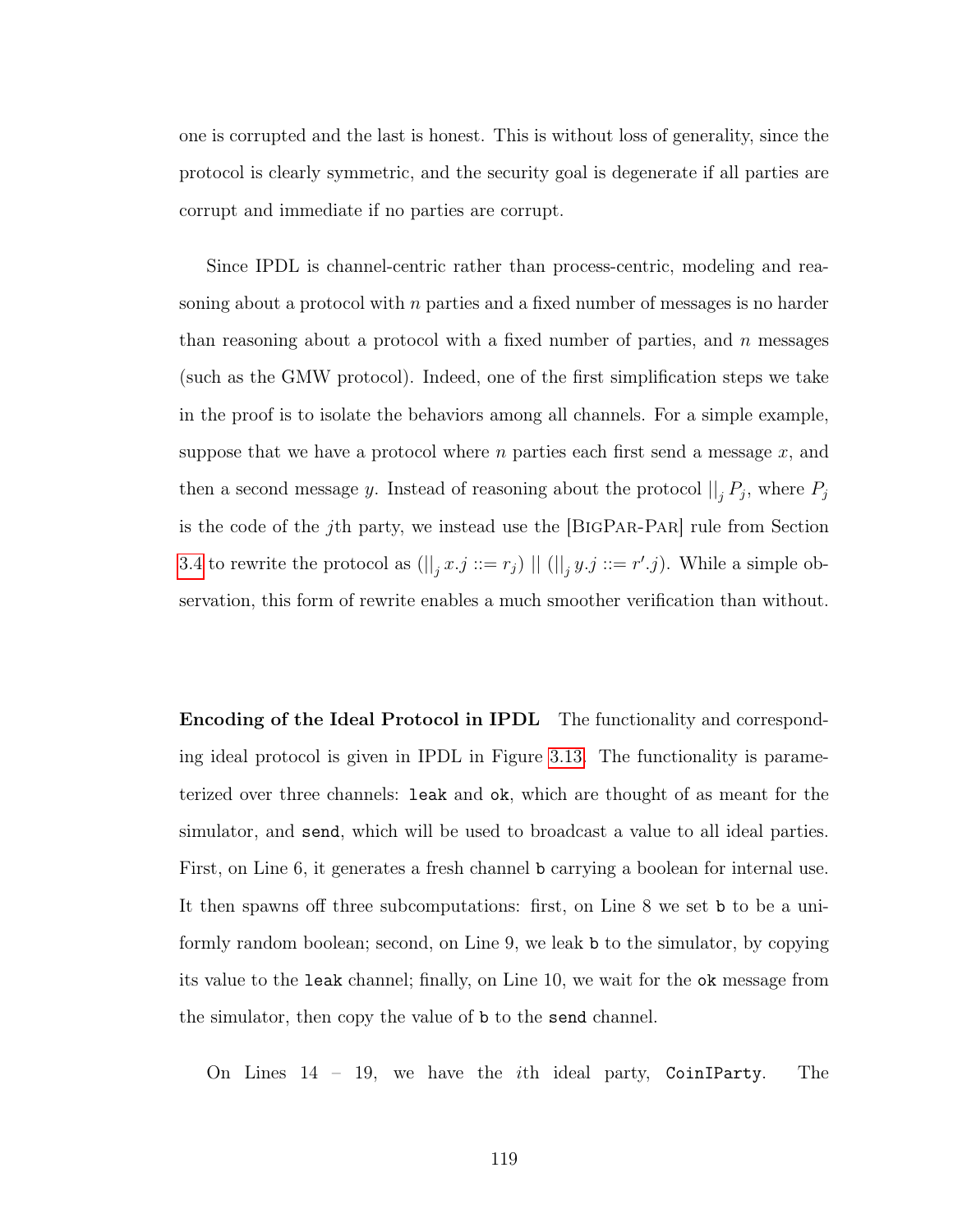one is corrupted and the last is honest. This is without loss of generality, since the protocol is clearly symmetric, and the security goal is degenerate if all parties are corrupt and immediate if no parties are corrupt.

Since IPDL is channel-centric rather than process-centric, modeling and reasoning about a protocol with $n$ parties and a fixed number of messages is no harder than reasoning about a protocol with a fixed number of parties, and $n$ messages (such as the GMW protocol). Indeed, one of the first simplification steps we take in the proof is to isolate the behaviors among all channels. For a simple example, suppose that we have a protocol where $n$ parties each first send a message $x$, and then a second message $y$. Instead of reasoning about the protocol $||_j P_j$, where $P_j$ is the code of the $j$th party, we instead use the [BigPar-Par] rule from Section 3.4 to rewrite the protocol as $(||_j\, x.j ::= r_j) \mid\mid (||_j\, y.j ::= r'.j)$. While a simple observation, this form of rewrite enables a much smoother verification than without.

**Encoding of the Ideal Protocol in IPDL** The functionality and corresponding ideal protocol is given in IPDL in Figure 3.13. The functionality is parameterized over three channels: `leak` and `ok`, which are thought of as meant for the simulator, and `send`, which will be used to broadcast a value to all ideal parties. First, on Line 6, it generates a fresh channel `b` carrying a boolean for internal use. It then spawns off three subcomputations: first, on Line 8 we set `b` to be a uniformly random boolean; second, on Line 9, we leak `b` to the simulator, by copying its value to the `leak` channel; finally, on Line 10, we wait for the `ok` message from the simulator, then copy the value of `b` to the `send` channel.

On Lines 14 – 19, we have the $i$th ideal party, `CoinIParty`. The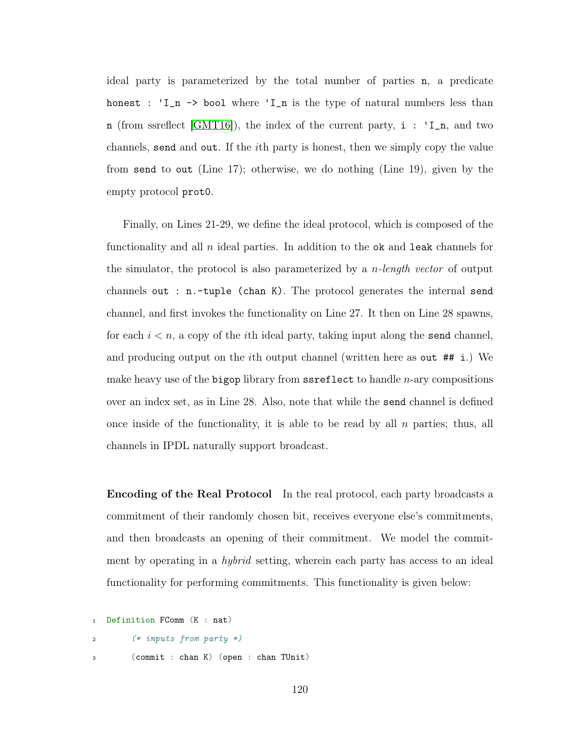ideal party is parameterized by the total number of parties `n`, a predicate `honest : 'I_n -> bool` where `'I_n` is the type of natural numbers less than `n` (from ssreflect [GMT16]), the index of the current party, `i : 'I_n`, and two channels, `send` and `out`. If the $i$th party is honest, then we simply copy the value from `send` to `out` (Line 17); otherwise, we do nothing (Line 19), given by the empty protocol `prot0`.

Finally, on Lines 21-29, we define the ideal protocol, which is composed of the functionality and all $n$ ideal parties. In addition to the `ok` and `leak` channels for the simulator, the protocol is also parameterized by a *n-length vector* of output channels `out : n.-tuple (chan K)`. The protocol generates the internal `send` channel, and first invokes the functionality on Line 27. It then on Line 28 spawns, for each $i < n$, a copy of the $i$th ideal party, taking input along the `send` channel, and producing output on the $i$th output channel (written here as `out ## i`.) We make heavy use of the `bigop` library from `ssreflect` to handle $n$-ary compositions over an index set, as in Line 28. Also, note that while the `send` channel is defined once inside of the functionality, it is able to be read by all $n$ parties; thus, all channels in IPDL naturally support broadcast.

**Encoding of the Real Protocol** In the real protocol, each party broadcasts a commitment of their randomly chosen bit, receives everyone else's commitments, and then broadcasts an opening of their commitment. We model the commitment by operating in a *hybrid* setting, wherein each party has access to an ideal functionality for performing commitments. This functionality is given below:

```
1  Definition FComm (K : nat)
2       (* inputs from party *)
3       (commit : chan K) (open : chan TUnit)
```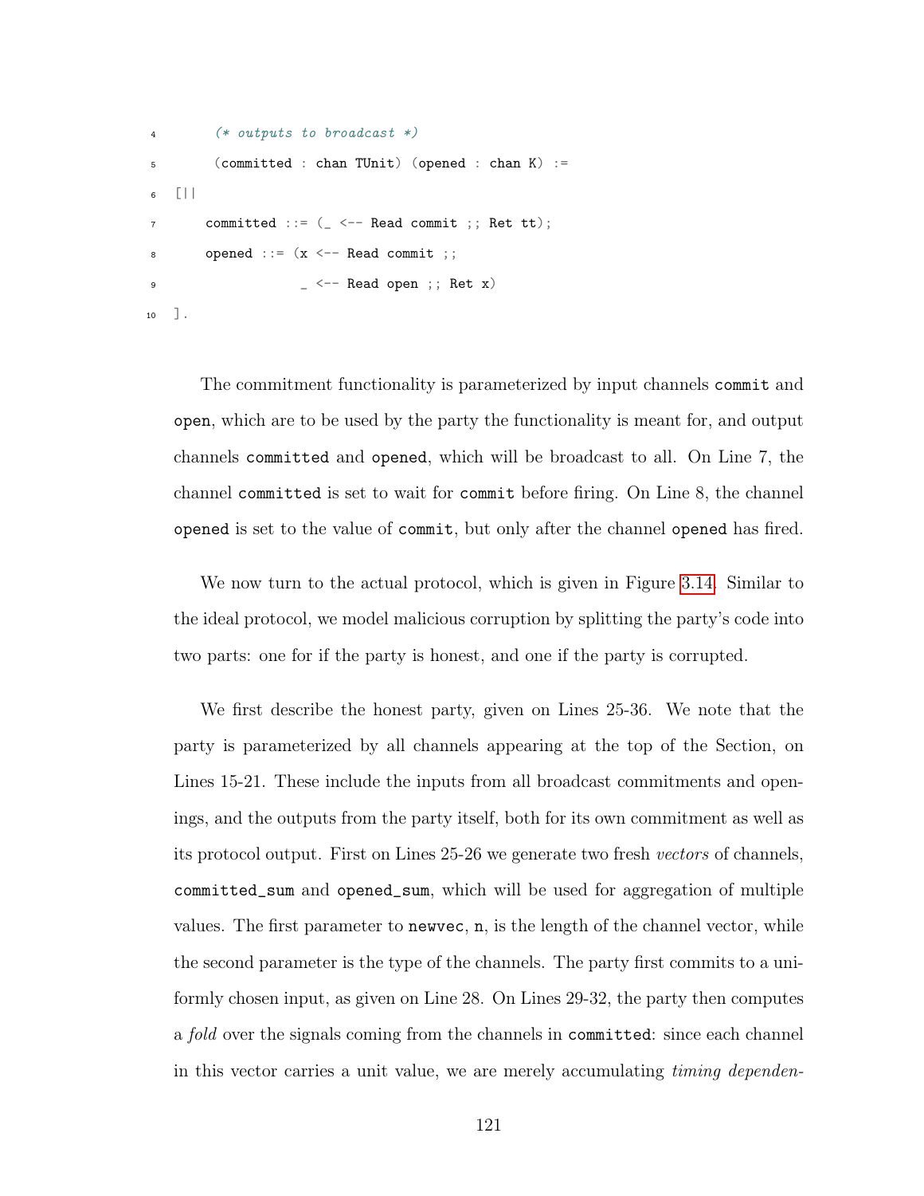```
4       (* outputs to broadcast *)
5       (committed : chan TUnit) (opened : chan K) :=
6  [||
7      committed ::= (_ <-- Read commit ;; Ret tt);
8      opened ::= (x <-- Read commit ;;
9                  _ <-- Read open ;; Ret x)
10 ].
```

The commitment functionality is parameterized by input channels `commit` and `open`, which are to be used by the party the functionality is meant for, and output channels `committed` and `opened`, which will be broadcast to all. On Line 7, the channel `committed` is set to wait for `commit` before firing. On Line 8, the channel `opened` is set to the value of `commit`, but only after the channel `opened` has fired.

We now turn to the actual protocol, which is given in Figure 3.14. Similar to the ideal protocol, we model malicious corruption by splitting the party's code into two parts: one for if the party is honest, and one if the party is corrupted.

We first describe the honest party, given on Lines 25-36. We note that the party is parameterized by all channels appearing at the top of the Section, on Lines 15-21. These include the inputs from all broadcast commitments and openings, and the outputs from the party itself, both for its own commitment as well as its protocol output. First on Lines 25-26 we generate two fresh *vectors* of channels, `committed_sum` and `opened_sum`, which will be used for aggregation of multiple values. The first parameter to `newvec`, `n`, is the length of the channel vector, while the second parameter is the type of the channels. The party first commits to a uniformly chosen input, as given on Line 28. On Lines 29-32, the party then computes a *fold* over the signals coming from the channels in `committed`: since each channel in this vector carries a unit value, we are merely accumulating *timing dependen-*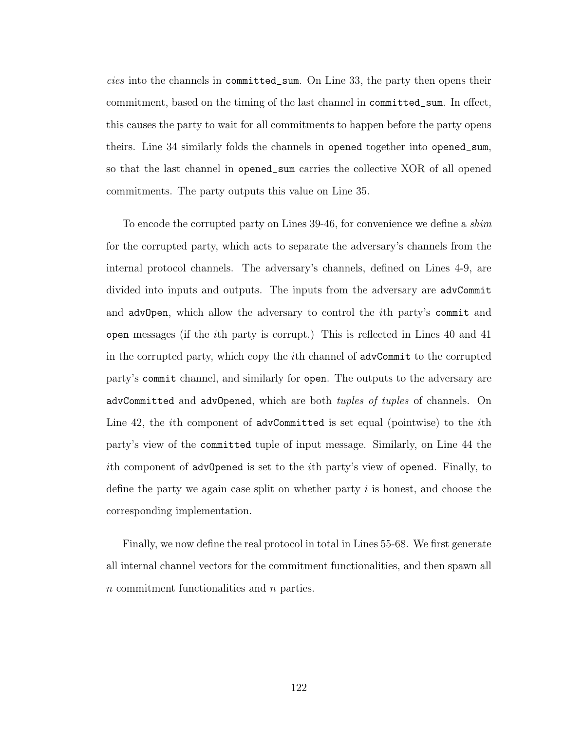*cies* into the channels in `committed_sum`. On Line 33, the party then opens their commitment, based on the timing of the last channel in `committed_sum`. In effect, this causes the party to wait for all commitments to happen before the party opens theirs. Line 34 similarly folds the channels in `opened` together into `opened_sum`, so that the last channel in `opened_sum` carries the collective XOR of all opened commitments. The party outputs this value on Line 35.

To encode the corrupted party on Lines 39-46, for convenience we define a *shim* for the corrupted party, which acts to separate the adversary's channels from the internal protocol channels. The adversary's channels, defined on Lines 4-9, are divided into inputs and outputs. The inputs from the adversary are `advCommit` and `advOpen`, which allow the adversary to control the $i$th party's `commit` and `open` messages (if the $i$th party is corrupt.) This is reflected in Lines 40 and 41 in the corrupted party, which copy the $i$th channel of `advCommit` to the corrupted party's `commit` channel, and similarly for `open`. The outputs to the adversary are `advCommitted` and `advOpened`, which are both *tuples of tuples* of channels. On Line 42, the $i$th component of `advCommitted` is set equal (pointwise) to the $i$th party's view of the `committed` tuple of input message. Similarly, on Line 44 the $i$th component of `advOpened` is set to the $i$th party's view of `opened`. Finally, to define the party we again case split on whether party $i$ is honest, and choose the corresponding implementation.

Finally, we now define the real protocol in total in Lines 55-68. We first generate all internal channel vectors for the commitment functionalities, and then spawn all $n$ commitment functionalities and $n$ parties.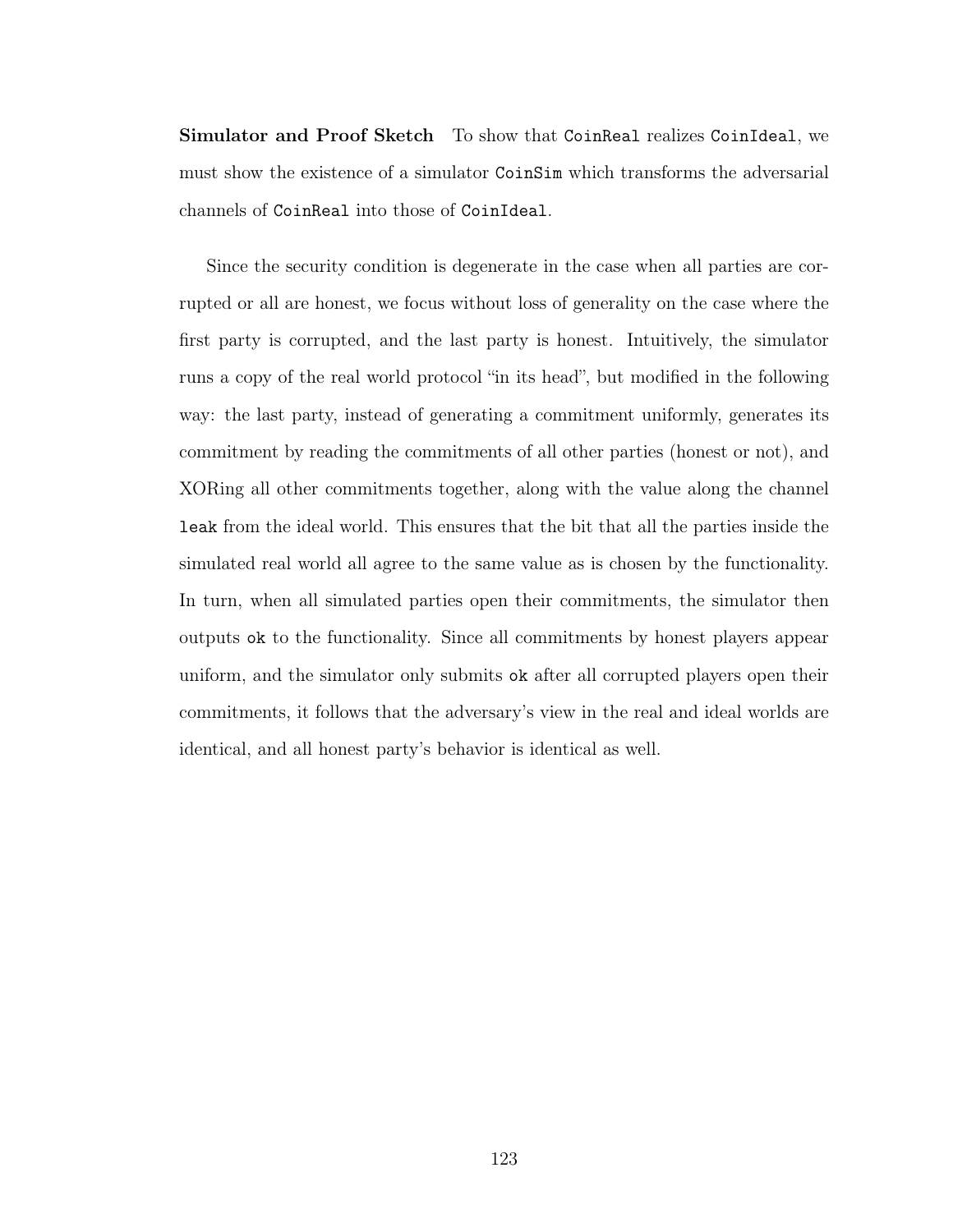**Simulator and Proof Sketch** To show that `CoinReal` realizes `CoinIdeal`, we must show the existence of a simulator `CoinSim` which transforms the adversarial channels of `CoinReal` into those of `CoinIdeal`.

Since the security condition is degenerate in the case when all parties are corrupted or all are honest, we focus without loss of generality on the case where the first party is corrupted, and the last party is honest. Intuitively, the simulator runs a copy of the real world protocol "in its head", but modified in the following way: the last party, instead of generating a commitment uniformly, generates its commitment by reading the commitments of all other parties (honest or not), and XORing all other commitments together, along with the value along the channel `leak` from the ideal world. This ensures that the bit that all the parties inside the simulated real world all agree to the same value as is chosen by the functionality. In turn, when all simulated parties open their commitments, the simulator then outputs `ok` to the functionality. Since all commitments by honest players appear uniform, and the simulator only submits `ok` after all corrupted players open their commitments, it follows that the adversary's view in the real and ideal worlds are identical, and all honest party's behavior is identical as well.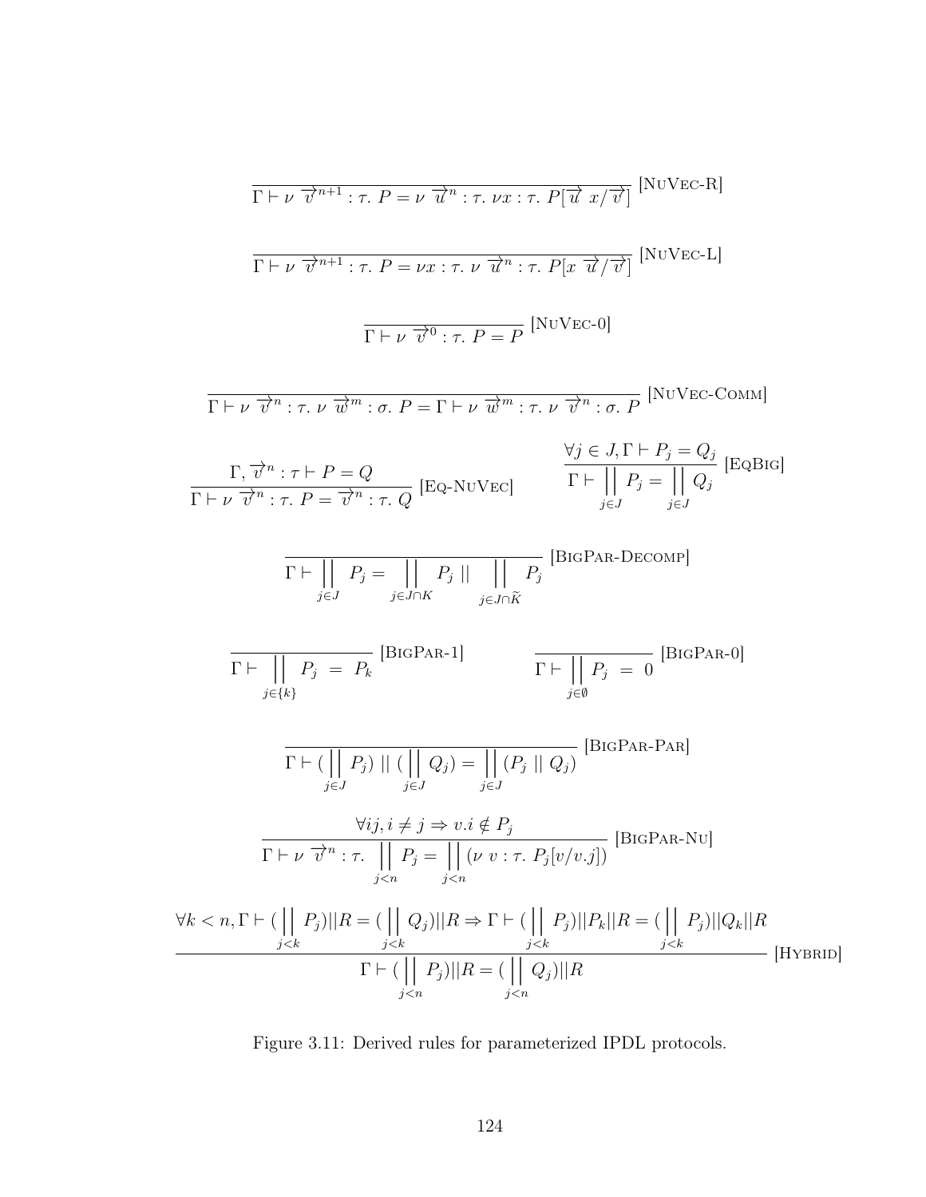$$\frac{}{\Gamma \vdash \nu\ \overrightarrow{v}^{n+1} : \tau.\ P = \nu\ \overrightarrow{u}^{n} : \tau.\ \nu x : \tau.\ P[\overrightarrow{u}\ x / \overrightarrow{v}]}\ [\textsc{NuVec-R}]$$

$$\frac{}{\Gamma \vdash \nu\ \overrightarrow{v}^{n+1} : \tau.\ P = \nu x : \tau.\ \nu\ \overrightarrow{u}^{n} : \tau.\ P[x\ \overrightarrow{u} / \overrightarrow{v}]}\ [\textsc{NuVec-L}]$$

$$\frac{}{\Gamma \vdash \nu\ \overrightarrow{v}^{0} : \tau.\ P = P}\ [\textsc{NuVec-0}]$$

$$\frac{}{\Gamma \vdash \nu\ \overrightarrow{v}^{n} : \tau.\ \nu\ \overrightarrow{w}^{m} : \sigma.\ P = \Gamma \vdash \nu\ \overrightarrow{w}^{m} : \tau.\ \nu\ \overrightarrow{v}^{n} : \sigma.\ P}\ [\textsc{NuVec-Comm}]$$

$$\frac{\Gamma, \overrightarrow{v}^{n} : \tau \vdash P = Q}{\Gamma \vdash \nu\ \overrightarrow{v}^{n} : \tau.\ P = \overrightarrow{v}^{n} : \tau.\ Q}\ [\textsc{Eq-NuVec}] \qquad \frac{\forall j \in J, \Gamma \vdash P_j = Q_j}{\Gamma \vdash \Big|\Big|_{j \in J} P_j = \Big|\Big|_{j \in J} Q_j}\ [\textsc{EqBig}]$$

$$\frac{}{\Gamma \vdash \Big|\Big|_{j \in J} P_j = \Big|\Big|_{j \in J \cap K} P_j \ || \ \Big|\Big|_{j \in J \cap \widetilde{K}} P_j}\ [\textsc{BigPar-Decomp}]$$

$$\frac{}{\Gamma \vdash \Big|\Big|_{j \in \{k\}} P_j \ = \ P_k}\ [\textsc{BigPar-1}] \qquad \frac{}{\Gamma \vdash \Big|\Big|_{j \in \emptyset} P_j \ = \ 0}\ [\textsc{BigPar-0}]$$

$$\frac{}{\Gamma \vdash (\Big|\Big|_{j \in J} P_j) \ || \ (\Big|\Big|_{j \in J} Q_j) = \Big|\Big|_{j \in J} (P_j \ || \ Q_j)}\ [\textsc{BigPar-Par}]$$

$$\frac{\forall ij, i \neq j \Rightarrow v.i \notin P_j}{\Gamma \vdash \nu\ \overrightarrow{v}^{n} : \tau.\ \Big|\Big|_{j<n} P_j = \Big|\Big|_{j<n} (\nu\ v : \tau.\ P_j[v/v.j])}\ [\textsc{BigPar-Nu}]$$

$$\frac{\forall k < n, \Gamma \vdash (\Big|\Big|_{j<k} P_j)||R = (\Big|\Big|_{j<k} Q_j)||R \Rightarrow \Gamma \vdash (\Big|\Big|_{j<k} P_j)||P_k||R = (\Big|\Big|_{j<k} P_j)||Q_k||R}{\Gamma \vdash (\Big|\Big|_{j<n} P_j)||R = (\Big|\Big|_{j<n} Q_j)||R}\ [\textsc{Hybrid}]$$

Figure 3.11: Derived rules for parameterized IPDL protocols.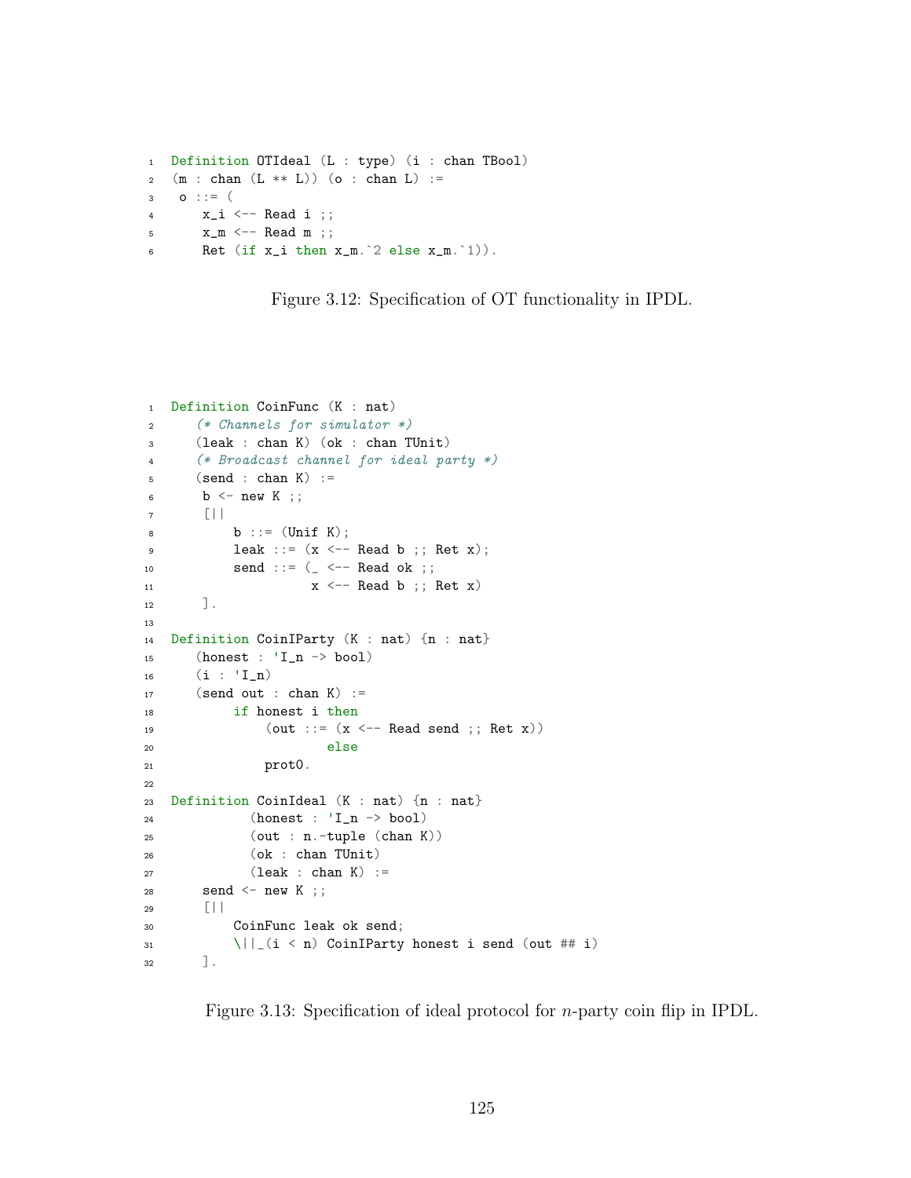```
Definition OTIdeal (L : type) (i : chan TBool)
(m : chan (L ** L)) (o : chan L) :=
 o ::= (
    x_i <-- Read i ;;
    x_m <-- Read m ;;
    Ret (if x_i then x_m.`2 else x_m.`1)).
```

Figure 3.12: Specification of OT functionality in IPDL.

```
Definition CoinFunc (K : nat)
   (* Channels for simulator *)
   (leak : chan K) (ok : chan TUnit)
   (* Broadcast channel for ideal party *)
   (send : chan K) :=
    b <- new K ;;
    [||
        b ::= (Unif K);
        leak ::= (x <-- Read b ;; Ret x);
        send ::= (_ <-- Read ok ;;
                  x <-- Read b ;; Ret x)
    ].

Definition CoinIParty (K : nat) {n : nat}
   (honest : 'I_n -> bool)
   (i : 'I_n)
   (send out : chan K) :=
        if honest i then
            (out ::= (x <-- Read send ;; Ret x))
                  else
            prot0.

Definition CoinIdeal (K : nat) {n : nat}
         (honest : 'I_n -> bool)
         (out : n.-tuple (chan K))
         (ok : chan TUnit)
         (leak : chan K) :=
    send <- new K ;;
    [||
        CoinFunc leak ok send;
        \||_(i < n) CoinIParty honest i send (out ## i)
    ].
```

Figure 3.13: Specification of ideal protocol for $n$-party coin flip in IPDL.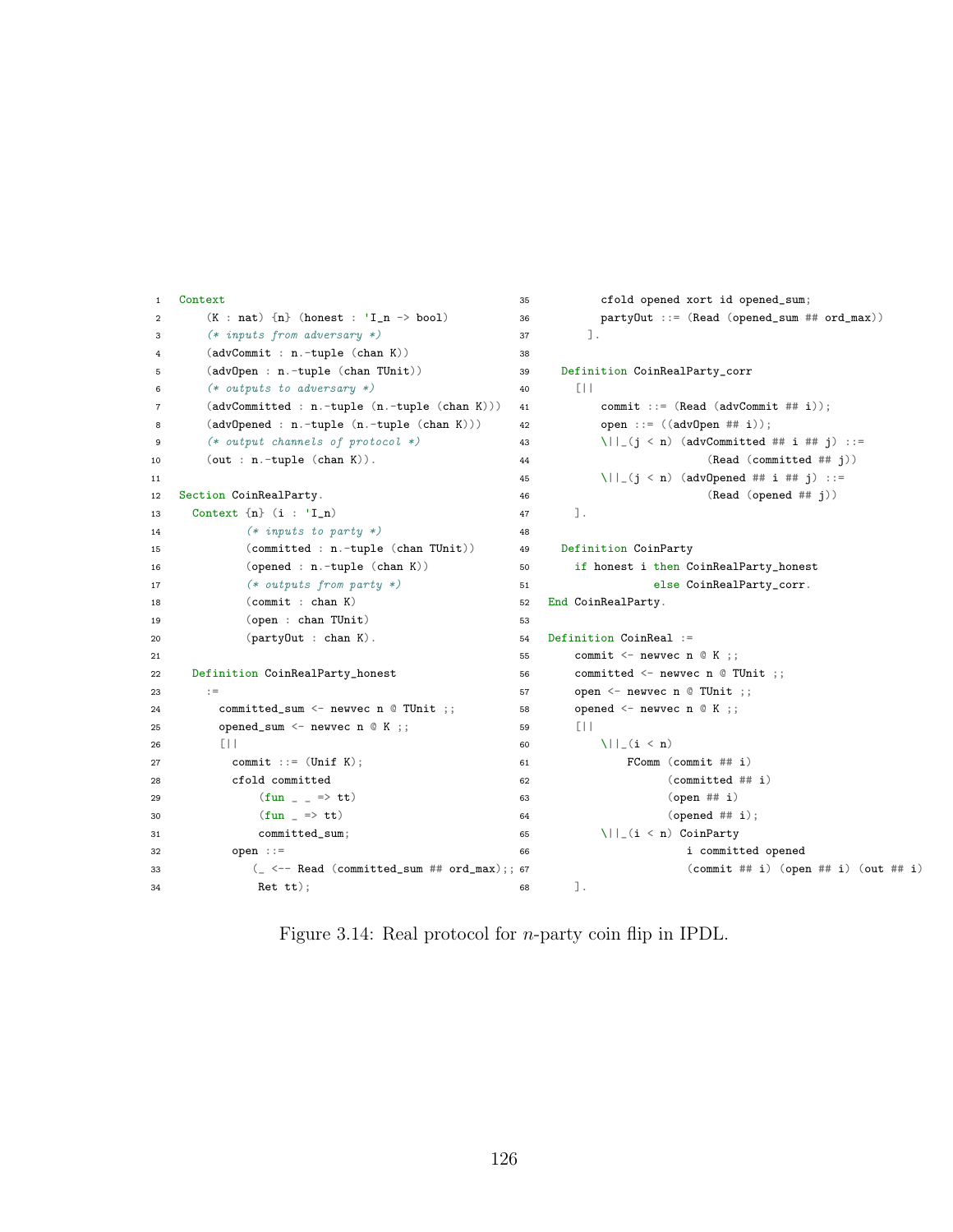```
Context
    (K : nat) {n} (honest : 'I_n -> bool)
    (* inputs from adversary *)
    (advCommit : n.-tuple (chan K))
    (advOpen : n.-tuple (chan TUnit))
    (* outputs to adversary *)
    (advCommitted : n.-tuple (n.-tuple (chan K)))
    (advOpened : n.-tuple (n.-tuple (chan K)))
    (* output channels of protocol *)
    (out : n.-tuple (chan K)).

Section CoinRealParty.
  Context {n} (i : 'I_n)
          (* inputs to party *)
          (committed : n.-tuple (chan TUnit))
          (opened : n.-tuple (chan K))
          (* outputs from party *)
          (commit : chan K)
          (open : chan TUnit)
          (partyOut : chan K).

  Definition CoinRealParty_honest
    :=
      committed_sum <- newvec n @ TUnit ;;
      opened_sum <- newvec n @ K ;;
      [||
        commit ::= (Unif K);
        cfold committed
            (fun _ _ => tt)
            (fun _ => tt)
            committed_sum;
        open ::=
           (_ <-- Read (committed_sum ## ord_max);;
            Ret tt);
        cfold opened xort id opened_sum;
        partyOut ::= (Read (opened_sum ## ord_max))
      ].

  Definition CoinRealParty_corr
    [||
        commit ::= (Read (advCommit ## i));
        open ::= ((advOpen ## i));
        \||_(j < n) (advCommitted ## i ## j) ::=
                        (Read (committed ## j))
        \||_(j < n) (advOpened ## i ## j) ::=
                        (Read (opened ## j))
    ].

  Definition CoinParty
    if honest i then CoinRealParty_honest
               else CoinRealParty_corr.
End CoinRealParty.

Definition CoinReal :=
    commit <- newvec n @ K ;;
    committed <- newvec n @ TUnit ;;
    open <- newvec n @ TUnit ;;
    opened <- newvec n @ K ;;
    [||
        \||_(i < n)
            FComm (commit ## i)
                  (committed ## i)
                  (open ## i)
                  (opened ## i);
        \||_(i < n) CoinParty
                    i committed opened
                    (commit ## i) (open ## i) (out ## i)
    ].
```

Figure 3.14: Real protocol for $n$-party coin flip in IPDL.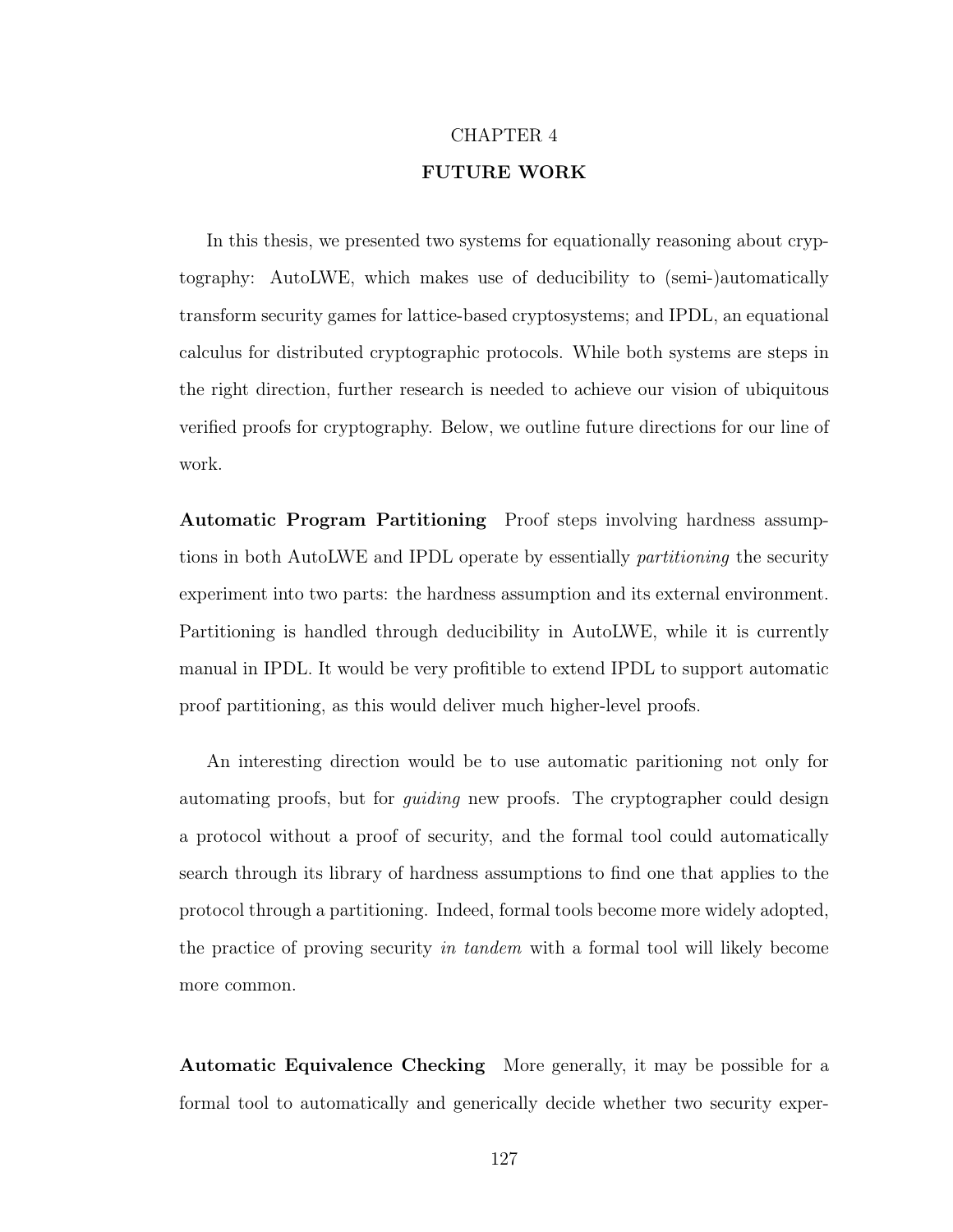# CHAPTER 4
# FUTURE WORK

In this thesis, we presented two systems for equationally reasoning about cryptography: AutoLWE, which makes use of deducibility to (semi-)automatically transform security games for lattice-based cryptosystems; and IPDL, an equational calculus for distributed cryptographic protocols. While both systems are steps in the right direction, further research is needed to achieve our vision of ubiquitous verified proofs for cryptography. Below, we outline future directions for our line of work.

**Automatic Program Partitioning** Proof steps involving hardness assumptions in both AutoLWE and IPDL operate by essentially *partitioning* the security experiment into two parts: the hardness assumption and its external environment. Partitioning is handled through deducibility in AutoLWE, while it is currently manual in IPDL. It would be very profitible to extend IPDL to support automatic proof partitioning, as this would deliver much higher-level proofs.

An interesting direction would be to use automatic paritioning not only for automating proofs, but for *guiding* new proofs. The cryptographer could design a protocol without a proof of security, and the formal tool could automatically search through its library of hardness assumptions to find one that applies to the protocol through a partitioning. Indeed, formal tools become more widely adopted, the practice of proving security *in tandem* with a formal tool will likely become more common.

**Automatic Equivalence Checking** More generally, it may be possible for a formal tool to automatically and generically decide whether two security exper-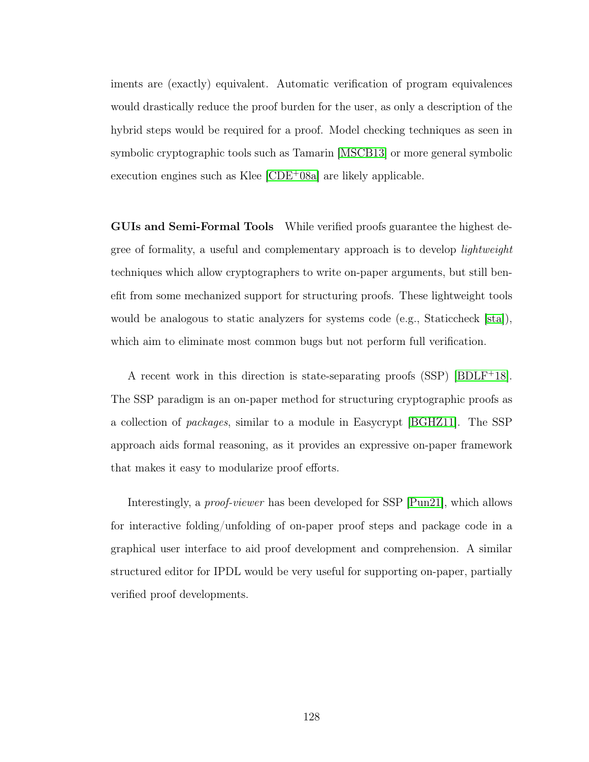iments are (exactly) equivalent. Automatic verification of program equivalences would drastically reduce the proof burden for the user, as only a description of the hybrid steps would be required for a proof. Model checking techniques as seen in symbolic cryptographic tools such as Tamarin [MSCB13] or more general symbolic execution engines such as Klee [CDE+08a] are likely applicable.

**GUIs and Semi-Formal Tools** While verified proofs guarantee the highest degree of formality, a useful and complementary approach is to develop *lightweight* techniques which allow cryptographers to write on-paper arguments, but still benefit from some mechanized support for structuring proofs. These lightweight tools would be analogous to static analyzers for systems code (e.g., Staticcheck [sta]), which aim to eliminate most common bugs but not perform full verification.

A recent work in this direction is state-separating proofs (SSP) [BDLF+18]. The SSP paradigm is an on-paper method for structuring cryptographic proofs as a collection of *packages*, similar to a module in Easycrypt [BGHZ11]. The SSP approach aids formal reasoning, as it provides an expressive on-paper framework that makes it easy to modularize proof efforts.

Interestingly, a *proof-viewer* has been developed for SSP [Pun21], which allows for interactive folding/unfolding of on-paper proof steps and package code in a graphical user interface to aid proof development and comprehension. A similar structured editor for IPDL would be very useful for supporting on-paper, partially verified proof developments.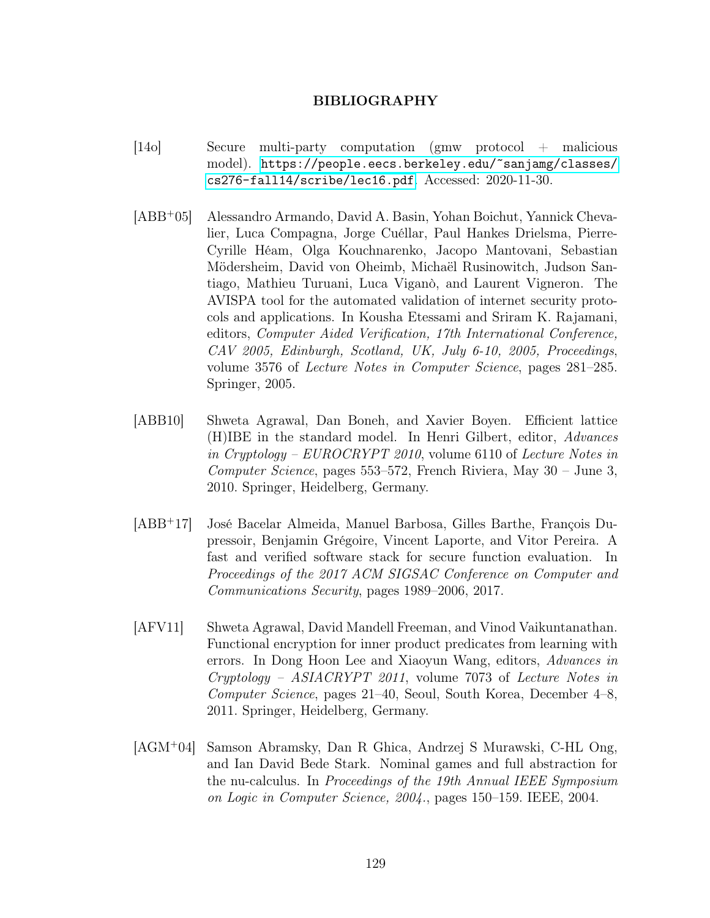# BIBLIOGRAPHY

[14o] Secure multi-party computation (gmw protocol + malicious model). https://people.eecs.berkeley.edu/~sanjamg/classes/cs276-fall14/scribe/lec16.pdf. Accessed: 2020-11-30.

[ABB+05] Alessandro Armando, David A. Basin, Yohan Boichut, Yannick Chevalier, Luca Compagna, Jorge Cuéllar, Paul Hankes Drielsma, Pierre-Cyrille Héam, Olga Kouchnarenko, Jacopo Mantovani, Sebastian Mödersheim, David von Oheimb, Michaël Rusinowitch, Judson Santiago, Mathieu Turuani, Luca Viganò, and Laurent Vigneron. The AVISPA tool for the automated validation of internet security protocols and applications. In Kousha Etessami and Sriram K. Rajamani, editors, *Computer Aided Verification, 17th International Conference, CAV 2005, Edinburgh, Scotland, UK, July 6-10, 2005, Proceedings*, volume 3576 of *Lecture Notes in Computer Science*, pages 281–285. Springer, 2005.

[ABB10] Shweta Agrawal, Dan Boneh, and Xavier Boyen. Efficient lattice (H)IBE in the standard model. In Henri Gilbert, editor, *Advances in Cryptology – EUROCRYPT 2010*, volume 6110 of *Lecture Notes in Computer Science*, pages 553–572, French Riviera, May 30 – June 3, 2010. Springer, Heidelberg, Germany.

[ABB+17] José Bacelar Almeida, Manuel Barbosa, Gilles Barthe, François Dupressoir, Benjamin Grégoire, Vincent Laporte, and Vitor Pereira. A fast and verified software stack for secure function evaluation. In *Proceedings of the 2017 ACM SIGSAC Conference on Computer and Communications Security*, pages 1989–2006, 2017.

[AFV11] Shweta Agrawal, David Mandell Freeman, and Vinod Vaikuntanathan. Functional encryption for inner product predicates from learning with errors. In Dong Hoon Lee and Xiaoyun Wang, editors, *Advances in Cryptology – ASIACRYPT 2011*, volume 7073 of *Lecture Notes in Computer Science*, pages 21–40, Seoul, South Korea, December 4–8, 2011. Springer, Heidelberg, Germany.

[AGM+04] Samson Abramsky, Dan R Ghica, Andrzej S Murawski, C-HL Ong, and Ian David Bede Stark. Nominal games and full abstraction for the nu-calculus. In *Proceedings of the 19th Annual IEEE Symposium on Logic in Computer Science, 2004.*, pages 150–159. IEEE, 2004.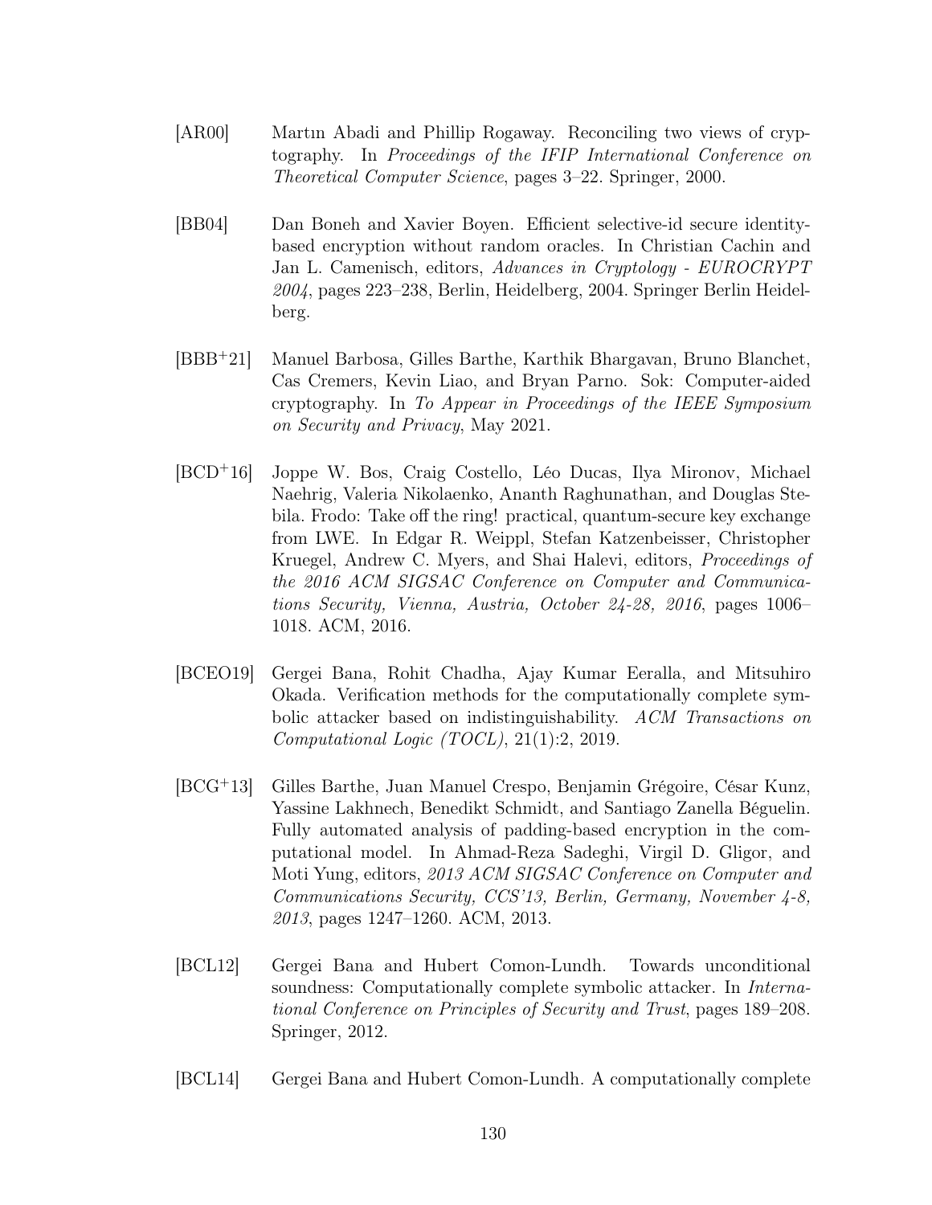[AR00] Martın Abadi and Phillip Rogaway. Reconciling two views of cryptography. In *Proceedings of the IFIP International Conference on Theoretical Computer Science*, pages 3–22. Springer, 2000.

[BB04] Dan Boneh and Xavier Boyen. Efficient selective-id secure identity-based encryption without random oracles. In Christian Cachin and Jan L. Camenisch, editors, *Advances in Cryptology - EUROCRYPT 2004*, pages 223–238, Berlin, Heidelberg, 2004. Springer Berlin Heidelberg.

[BBB+21] Manuel Barbosa, Gilles Barthe, Karthik Bhargavan, Bruno Blanchet, Cas Cremers, Kevin Liao, and Bryan Parno. Sok: Computer-aided cryptography. In *To Appear in Proceedings of the IEEE Symposium on Security and Privacy*, May 2021.

[BCD+16] Joppe W. Bos, Craig Costello, Léo Ducas, Ilya Mironov, Michael Naehrig, Valeria Nikolaenko, Ananth Raghunathan, and Douglas Stebila. Frodo: Take off the ring! practical, quantum-secure key exchange from LWE. In Edgar R. Weippl, Stefan Katzenbeisser, Christopher Kruegel, Andrew C. Myers, and Shai Halevi, editors, *Proceedings of the 2016 ACM SIGSAC Conference on Computer and Communications Security, Vienna, Austria, October 24-28, 2016*, pages 1006–1018. ACM, 2016.

[BCEO19] Gergei Bana, Rohit Chadha, Ajay Kumar Eeralla, and Mitsuhiro Okada. Verification methods for the computationally complete symbolic attacker based on indistinguishability. *ACM Transactions on Computational Logic (TOCL)*, 21(1):2, 2019.

[BCG+13] Gilles Barthe, Juan Manuel Crespo, Benjamin Grégoire, César Kunz, Yassine Lakhnech, Benedikt Schmidt, and Santiago Zanella Béguelin. Fully automated analysis of padding-based encryption in the computational model. In Ahmad-Reza Sadeghi, Virgil D. Gligor, and Moti Yung, editors, *2013 ACM SIGSAC Conference on Computer and Communications Security, CCS'13, Berlin, Germany, November 4-8, 2013*, pages 1247–1260. ACM, 2013.

[BCL12] Gergei Bana and Hubert Comon-Lundh. Towards unconditional soundness: Computationally complete symbolic attacker. In *International Conference on Principles of Security and Trust*, pages 189–208. Springer, 2012.

[BCL14] Gergei Bana and Hubert Comon-Lundh. A computationally complete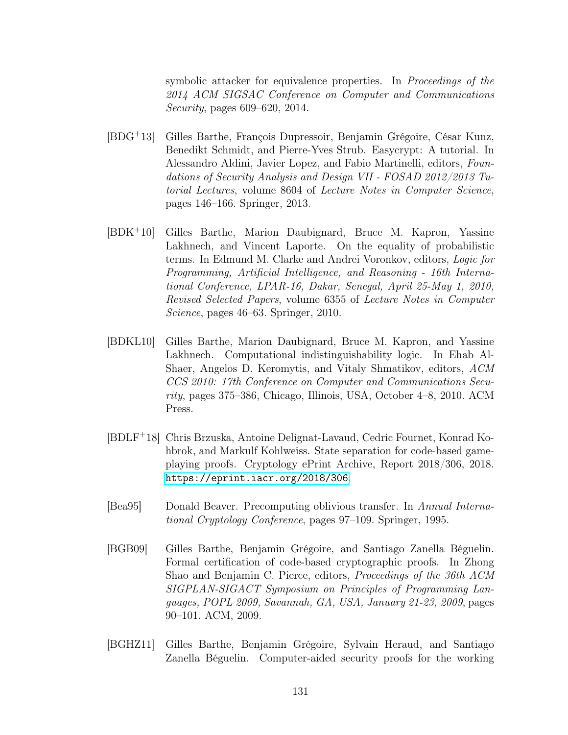symbolic attacker for equivalence properties. In *Proceedings of the 2014 ACM SIGSAC Conference on Computer and Communications Security*, pages 609–620, 2014.

[BDG+13] Gilles Barthe, François Dupressoir, Benjamin Grégoire, César Kunz, Benedikt Schmidt, and Pierre-Yves Strub. Easycrypt: A tutorial. In Alessandro Aldini, Javier Lopez, and Fabio Martinelli, editors, *Foundations of Security Analysis and Design VII - FOSAD 2012/2013 Tutorial Lectures*, volume 8604 of *Lecture Notes in Computer Science*, pages 146–166. Springer, 2013.

[BDK+10] Gilles Barthe, Marion Daubignard, Bruce M. Kapron, Yassine Lakhnech, and Vincent Laporte. On the equality of probabilistic terms. In Edmund M. Clarke and Andrei Voronkov, editors, *Logic for Programming, Artificial Intelligence, and Reasoning - 16th International Conference, LPAR-16, Dakar, Senegal, April 25-May 1, 2010, Revised Selected Papers*, volume 6355 of *Lecture Notes in Computer Science*, pages 46–63. Springer, 2010.

[BDKL10] Gilles Barthe, Marion Daubignard, Bruce M. Kapron, and Yassine Lakhnech. Computational indistinguishability logic. In Ehab Al-Shaer, Angelos D. Keromytis, and Vitaly Shmatikov, editors, *ACM CCS 2010: 17th Conference on Computer and Communications Security*, pages 375–386, Chicago, Illinois, USA, October 4–8, 2010. ACM Press.

[BDLF+18] Chris Brzuska, Antoine Delignat-Lavaud, Cedric Fournet, Konrad Kohbrok, and Markulf Kohlweiss. State separation for code-based game-playing proofs. Cryptology ePrint Archive, Report 2018/306, 2018. https://eprint.iacr.org/2018/306.

[Bea95] Donald Beaver. Precomputing oblivious transfer. In *Annual International Cryptology Conference*, pages 97–109. Springer, 1995.

[BGB09] Gilles Barthe, Benjamin Grégoire, and Santiago Zanella Béguelin. Formal certification of code-based cryptographic proofs. In Zhong Shao and Benjamin C. Pierce, editors, *Proceedings of the 36th ACM SIGPLAN-SIGACT Symposium on Principles of Programming Languages, POPL 2009, Savannah, GA, USA, January 21-23, 2009*, pages 90–101. ACM, 2009.

[BGHZ11] Gilles Barthe, Benjamin Grégoire, Sylvain Heraud, and Santiago Zanella Béguelin. Computer-aided security proofs for the working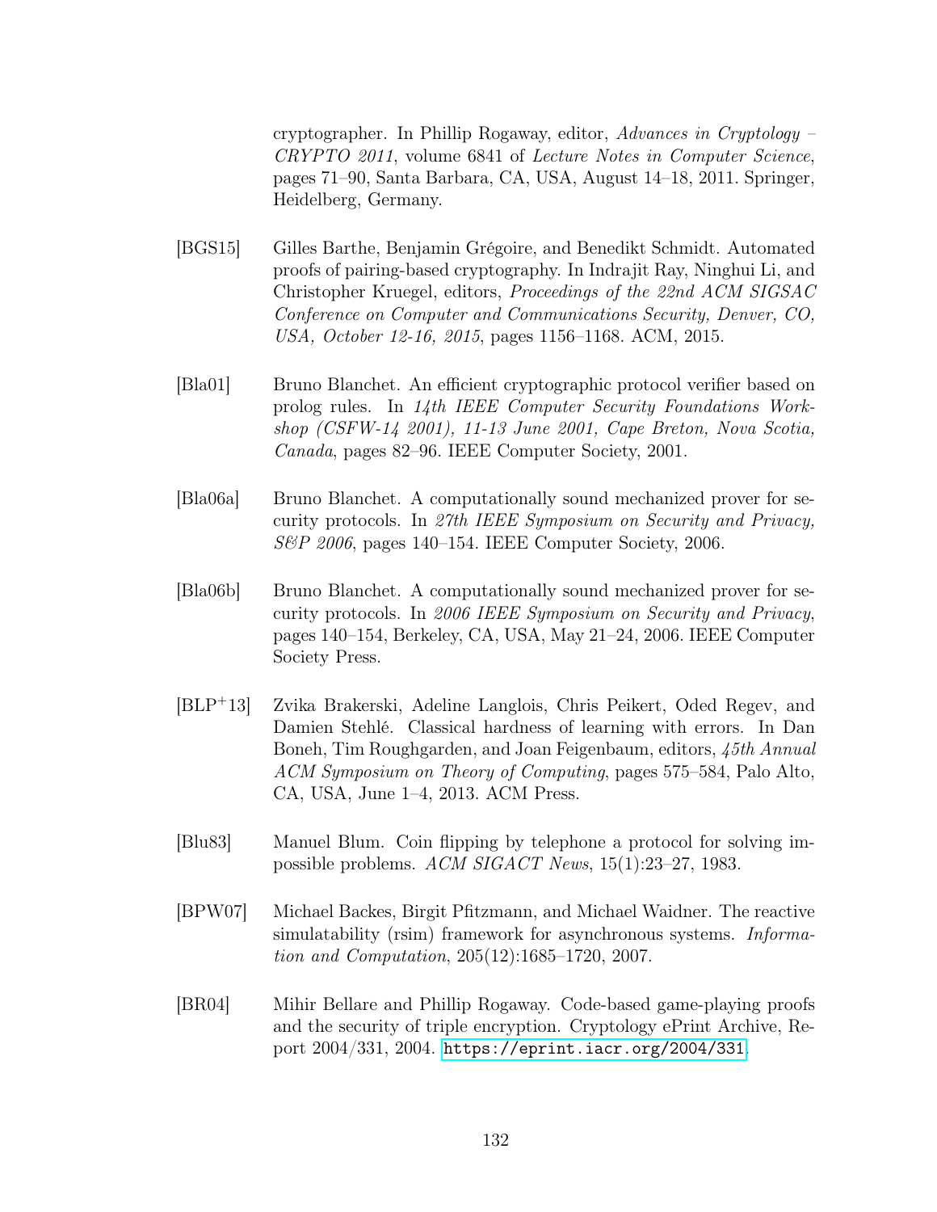cryptographer. In Phillip Rogaway, editor, *Advances in Cryptology – CRYPTO 2011*, volume 6841 of *Lecture Notes in Computer Science*, pages 71–90, Santa Barbara, CA, USA, August 14–18, 2011. Springer, Heidelberg, Germany.

[BGS15] Gilles Barthe, Benjamin Grégoire, and Benedikt Schmidt. Automated proofs of pairing-based cryptography. In Indrajit Ray, Ninghui Li, and Christopher Kruegel, editors, *Proceedings of the 22nd ACM SIGSAC Conference on Computer and Communications Security, Denver, CO, USA, October 12-16, 2015*, pages 1156–1168. ACM, 2015.

[Bla01] Bruno Blanchet. An efficient cryptographic protocol verifier based on prolog rules. In *14th IEEE Computer Security Foundations Workshop (CSFW-14 2001), 11-13 June 2001, Cape Breton, Nova Scotia, Canada*, pages 82–96. IEEE Computer Society, 2001.

[Bla06a] Bruno Blanchet. A computationally sound mechanized prover for security protocols. In *27th IEEE Symposium on Security and Privacy, S&P 2006*, pages 140–154. IEEE Computer Society, 2006.

[Bla06b] Bruno Blanchet. A computationally sound mechanized prover for security protocols. In *2006 IEEE Symposium on Security and Privacy*, pages 140–154, Berkeley, CA, USA, May 21–24, 2006. IEEE Computer Society Press.

[BLP+13] Zvika Brakerski, Adeline Langlois, Chris Peikert, Oded Regev, and Damien Stehlé. Classical hardness of learning with errors. In Dan Boneh, Tim Roughgarden, and Joan Feigenbaum, editors, *45th Annual ACM Symposium on Theory of Computing*, pages 575–584, Palo Alto, CA, USA, June 1–4, 2013. ACM Press.

[Blu83] Manuel Blum. Coin flipping by telephone a protocol for solving impossible problems. *ACM SIGACT News*, 15(1):23–27, 1983.

[BPW07] Michael Backes, Birgit Pfitzmann, and Michael Waidner. The reactive simulatability (rsim) framework for asynchronous systems. *Information and Computation*, 205(12):1685–1720, 2007.

[BR04] Mihir Bellare and Phillip Rogaway. Code-based game-playing proofs and the security of triple encryption. Cryptology ePrint Archive, Report 2004/331, 2004. https://eprint.iacr.org/2004/331.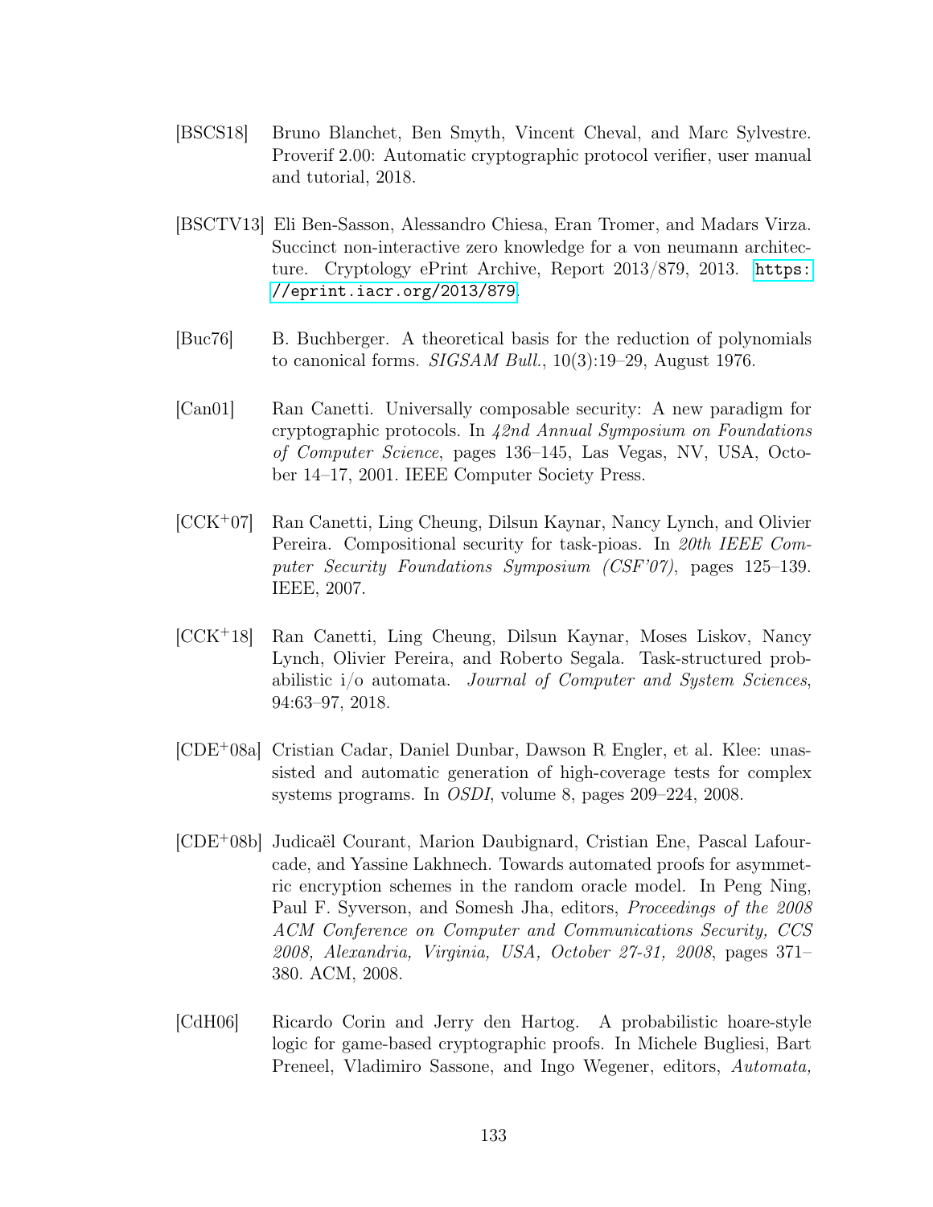[BSCS18] Bruno Blanchet, Ben Smyth, Vincent Cheval, and Marc Sylvestre. Proverif 2.00: Automatic cryptographic protocol verifier, user manual and tutorial, 2018.

[BSCTV13] Eli Ben-Sasson, Alessandro Chiesa, Eran Tromer, and Madars Virza. Succinct non-interactive zero knowledge for a von neumann architecture. Cryptology ePrint Archive, Report 2013/879, 2013. https://eprint.iacr.org/2013/879.

[Buc76] B. Buchberger. A theoretical basis for the reduction of polynomials to canonical forms. *SIGSAM Bull.*, 10(3):19–29, August 1976.

[Can01] Ran Canetti. Universally composable security: A new paradigm for cryptographic protocols. In *42nd Annual Symposium on Foundations of Computer Science*, pages 136–145, Las Vegas, NV, USA, October 14–17, 2001. IEEE Computer Society Press.

[CCK+07] Ran Canetti, Ling Cheung, Dilsun Kaynar, Nancy Lynch, and Olivier Pereira. Compositional security for task-pioas. In *20th IEEE Computer Security Foundations Symposium (CSF'07)*, pages 125–139. IEEE, 2007.

[CCK+18] Ran Canetti, Ling Cheung, Dilsun Kaynar, Moses Liskov, Nancy Lynch, Olivier Pereira, and Roberto Segala. Task-structured probabilistic i/o automata. *Journal of Computer and System Sciences*, 94:63–97, 2018.

[CDE+08a] Cristian Cadar, Daniel Dunbar, Dawson R Engler, et al. Klee: unassisted and automatic generation of high-coverage tests for complex systems programs. In *OSDI*, volume 8, pages 209–224, 2008.

[CDE+08b] Judicaël Courant, Marion Daubignard, Cristian Ene, Pascal Lafourcade, and Yassine Lakhnech. Towards automated proofs for asymmetric encryption schemes in the random oracle model. In Peng Ning, Paul F. Syverson, and Somesh Jha, editors, *Proceedings of the 2008 ACM Conference on Computer and Communications Security, CCS 2008, Alexandria, Virginia, USA, October 27-31, 2008*, pages 371–380. ACM, 2008.

[CdH06] Ricardo Corin and Jerry den Hartog. A probabilistic hoare-style logic for game-based cryptographic proofs. In Michele Bugliesi, Bart Preneel, Vladimiro Sassone, and Ingo Wegener, editors, *Automata,*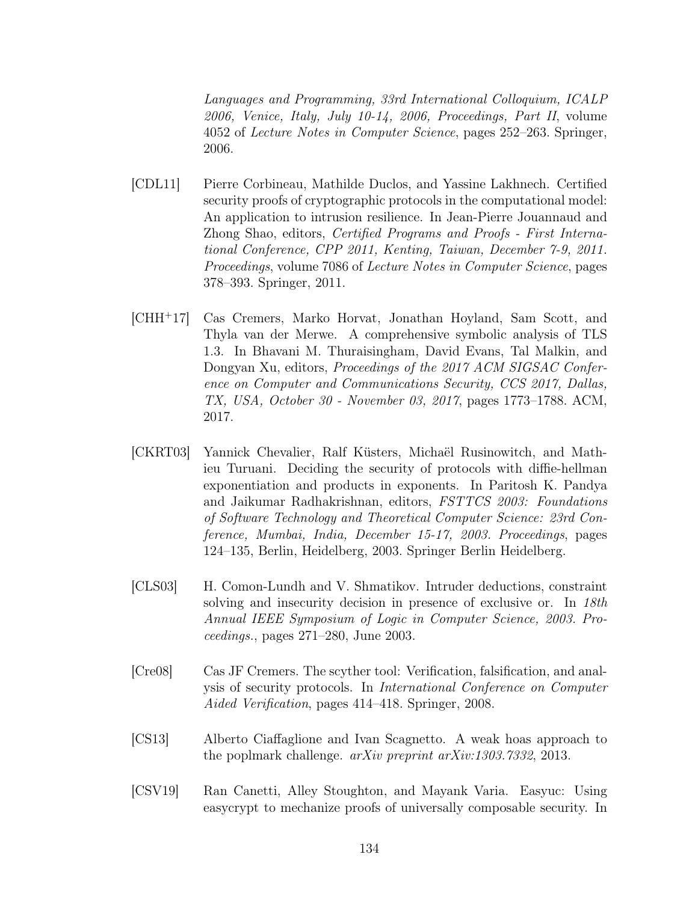*Languages and Programming, 33rd International Colloquium, ICALP 2006, Venice, Italy, July 10-14, 2006, Proceedings, Part II*, volume 4052 of *Lecture Notes in Computer Science*, pages 252–263. Springer, 2006.

[CDL11] Pierre Corbineau, Mathilde Duclos, and Yassine Lakhnech. Certified security proofs of cryptographic protocols in the computational model: An application to intrusion resilience. In Jean-Pierre Jouannaud and Zhong Shao, editors, *Certified Programs and Proofs - First International Conference, CPP 2011, Kenting, Taiwan, December 7-9, 2011. Proceedings*, volume 7086 of *Lecture Notes in Computer Science*, pages 378–393. Springer, 2011.

[CHH+17] Cas Cremers, Marko Horvat, Jonathan Hoyland, Sam Scott, and Thyla van der Merwe. A comprehensive symbolic analysis of TLS 1.3. In Bhavani M. Thuraisingham, David Evans, Tal Malkin, and Dongyan Xu, editors, *Proceedings of the 2017 ACM SIGSAC Conference on Computer and Communications Security, CCS 2017, Dallas, TX, USA, October 30 - November 03, 2017*, pages 1773–1788. ACM, 2017.

[CKRT03] Yannick Chevalier, Ralf Küsters, Michaël Rusinowitch, and Mathieu Turuani. Deciding the security of protocols with diffie-hellman exponentiation and products in exponents. In Paritosh K. Pandya and Jaikumar Radhakrishnan, editors, *FSTTCS 2003: Foundations of Software Technology and Theoretical Computer Science: 23rd Conference, Mumbai, India, December 15-17, 2003. Proceedings*, pages 124–135, Berlin, Heidelberg, 2003. Springer Berlin Heidelberg.

[CLS03] H. Comon-Lundh and V. Shmatikov. Intruder deductions, constraint solving and insecurity decision in presence of exclusive or. In *18th Annual IEEE Symposium of Logic in Computer Science, 2003. Proceedings.*, pages 271–280, June 2003.

[Cre08] Cas JF Cremers. The scyther tool: Verification, falsification, and analysis of security protocols. In *International Conference on Computer Aided Verification*, pages 414–418. Springer, 2008.

[CS13] Alberto Ciaffaglione and Ivan Scagnetto. A weak hoas approach to the poplmark challenge. *arXiv preprint arXiv:1303.7332*, 2013.

[CSV19] Ran Canetti, Alley Stoughton, and Mayank Varia. Easyuc: Using easycrypt to mechanize proofs of universally composable security. In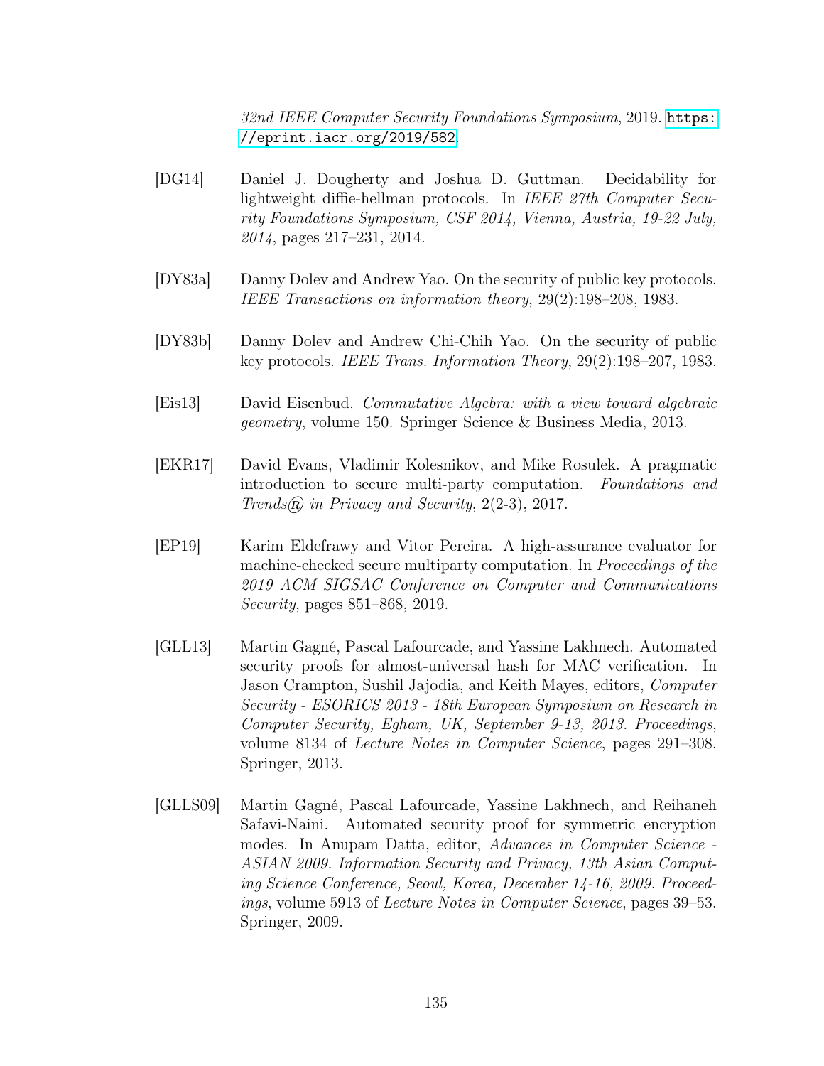*32nd IEEE Computer Security Foundations Symposium*, 2019. https://eprint.iacr.org/2019/582.

[DG14] Daniel J. Dougherty and Joshua D. Guttman. Decidability for lightweight diffie-hellman protocols. In *IEEE 27th Computer Security Foundations Symposium, CSF 2014, Vienna, Austria, 19-22 July, 2014*, pages 217–231, 2014.

[DY83a] Danny Dolev and Andrew Yao. On the security of public key protocols. *IEEE Transactions on information theory*, 29(2):198–208, 1983.

[DY83b] Danny Dolev and Andrew Chi-Chih Yao. On the security of public key protocols. *IEEE Trans. Information Theory*, 29(2):198–207, 1983.

[Eis13] David Eisenbud. *Commutative Algebra: with a view toward algebraic geometry*, volume 150. Springer Science & Business Media, 2013.

[EKR17] David Evans, Vladimir Kolesnikov, and Mike Rosulek. A pragmatic introduction to secure multi-party computation. *Foundations and Trends® in Privacy and Security*, 2(2-3), 2017.

[EP19] Karim Eldefrawy and Vitor Pereira. A high-assurance evaluator for machine-checked secure multiparty computation. In *Proceedings of the 2019 ACM SIGSAC Conference on Computer and Communications Security*, pages 851–868, 2019.

[GLL13] Martin Gagné, Pascal Lafourcade, and Yassine Lakhnech. Automated security proofs for almost-universal hash for MAC verification. In Jason Crampton, Sushil Jajodia, and Keith Mayes, editors, *Computer Security - ESORICS 2013 - 18th European Symposium on Research in Computer Security, Egham, UK, September 9-13, 2013. Proceedings*, volume 8134 of *Lecture Notes in Computer Science*, pages 291–308. Springer, 2013.

[GLLS09] Martin Gagné, Pascal Lafourcade, Yassine Lakhnech, and Reihaneh Safavi-Naini. Automated security proof for symmetric encryption modes. In Anupam Datta, editor, *Advances in Computer Science - ASIAN 2009. Information Security and Privacy, 13th Asian Computing Science Conference, Seoul, Korea, December 14-16, 2009. Proceedings*, volume 5913 of *Lecture Notes in Computer Science*, pages 39–53. Springer, 2009.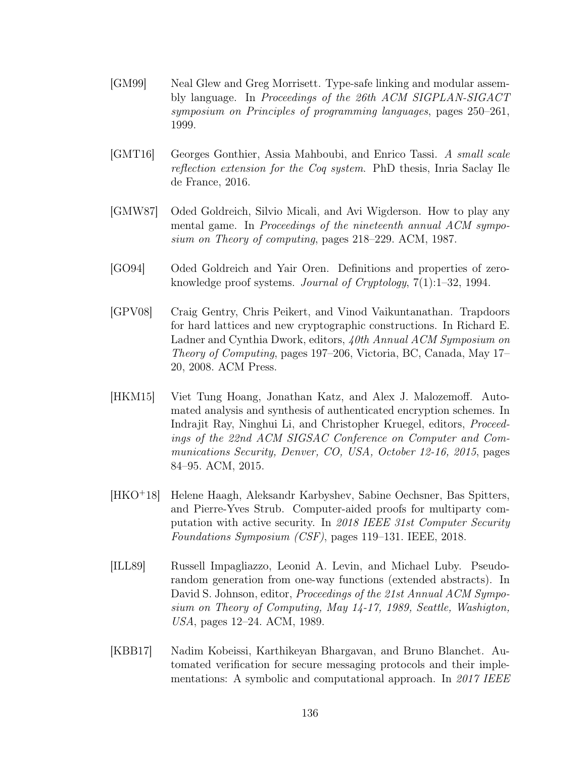[GM99] Neal Glew and Greg Morrisett. Type-safe linking and modular assembly language. In *Proceedings of the 26th ACM SIGPLAN-SIGACT symposium on Principles of programming languages*, pages 250–261, 1999.

[GMT16] Georges Gonthier, Assia Mahboubi, and Enrico Tassi. *A small scale reflection extension for the Coq system*. PhD thesis, Inria Saclay Ile de France, 2016.

[GMW87] Oded Goldreich, Silvio Micali, and Avi Wigderson. How to play any mental game. In *Proceedings of the nineteenth annual ACM symposium on Theory of computing*, pages 218–229. ACM, 1987.

[GO94] Oded Goldreich and Yair Oren. Definitions and properties of zero-knowledge proof systems. *Journal of Cryptology*, 7(1):1–32, 1994.

[GPV08] Craig Gentry, Chris Peikert, and Vinod Vaikuntanathan. Trapdoors for hard lattices and new cryptographic constructions. In Richard E. Ladner and Cynthia Dwork, editors, *40th Annual ACM Symposium on Theory of Computing*, pages 197–206, Victoria, BC, Canada, May 17–20, 2008. ACM Press.

[HKM15] Viet Tung Hoang, Jonathan Katz, and Alex J. Malozemoff. Automated analysis and synthesis of authenticated encryption schemes. In Indrajit Ray, Ninghui Li, and Christopher Kruegel, editors, *Proceedings of the 22nd ACM SIGSAC Conference on Computer and Communications Security, Denver, CO, USA, October 12-16, 2015*, pages 84–95. ACM, 2015.

[HKO+18] Helene Haagh, Aleksandr Karbyshev, Sabine Oechsner, Bas Spitters, and Pierre-Yves Strub. Computer-aided proofs for multiparty computation with active security. In *2018 IEEE 31st Computer Security Foundations Symposium (CSF)*, pages 119–131. IEEE, 2018.

[ILL89] Russell Impagliazzo, Leonid A. Levin, and Michael Luby. Pseudo-random generation from one-way functions (extended abstracts). In David S. Johnson, editor, *Proceedings of the 21st Annual ACM Symposium on Theory of Computing, May 14-17, 1989, Seattle, Washigton, USA*, pages 12–24. ACM, 1989.

[KBB17] Nadim Kobeissi, Karthikeyan Bhargavan, and Bruno Blanchet. Automated verification for secure messaging protocols and their implementations: A symbolic and computational approach. In *2017 IEEE*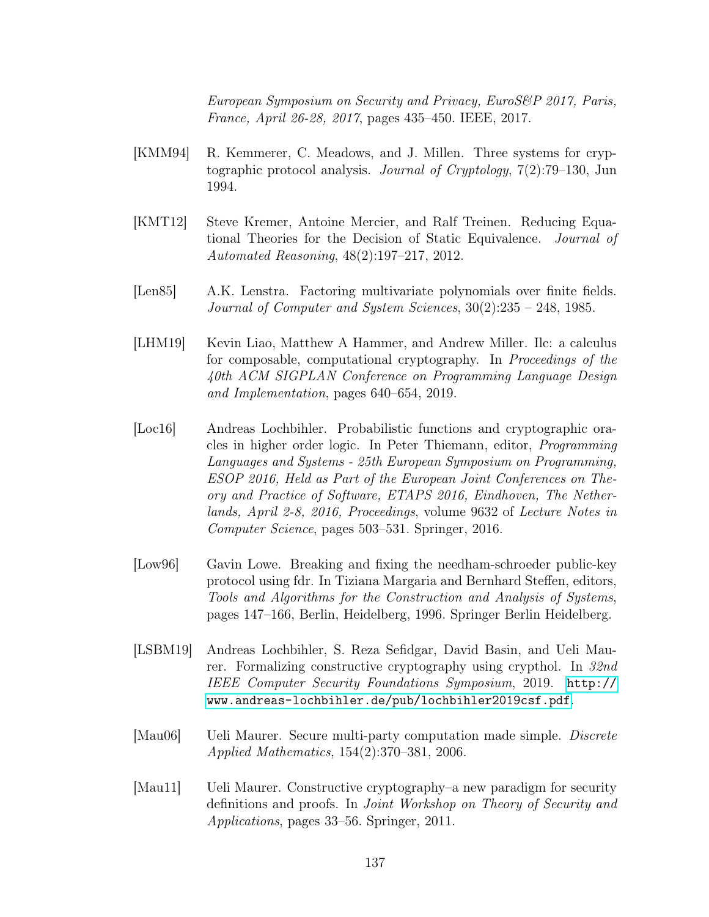*European Symposium on Security and Privacy, EuroS&P 2017, Paris, France, April 26-28, 2017*, pages 435–450. IEEE, 2017.

[KMM94] R. Kemmerer, C. Meadows, and J. Millen. Three systems for cryptographic protocol analysis. *Journal of Cryptology*, 7(2):79–130, Jun 1994.

[KMT12] Steve Kremer, Antoine Mercier, and Ralf Treinen. Reducing Equational Theories for the Decision of Static Equivalence. *Journal of Automated Reasoning*, 48(2):197–217, 2012.

[Len85] A.K. Lenstra. Factoring multivariate polynomials over finite fields. *Journal of Computer and System Sciences*, 30(2):235 – 248, 1985.

[LHM19] Kevin Liao, Matthew A Hammer, and Andrew Miller. Ilc: a calculus for composable, computational cryptography. In *Proceedings of the 40th ACM SIGPLAN Conference on Programming Language Design and Implementation*, pages 640–654, 2019.

[Loc16] Andreas Lochbihler. Probabilistic functions and cryptographic oracles in higher order logic. In Peter Thiemann, editor, *Programming Languages and Systems - 25th European Symposium on Programming, ESOP 2016, Held as Part of the European Joint Conferences on Theory and Practice of Software, ETAPS 2016, Eindhoven, The Netherlands, April 2-8, 2016, Proceedings*, volume 9632 of *Lecture Notes in Computer Science*, pages 503–531. Springer, 2016.

[Low96] Gavin Lowe. Breaking and fixing the needham-schroeder public-key protocol using fdr. In Tiziana Margaria and Bernhard Steffen, editors, *Tools and Algorithms for the Construction and Analysis of Systems*, pages 147–166, Berlin, Heidelberg, 1996. Springer Berlin Heidelberg.

[LSBM19] Andreas Lochbihler, S. Reza Sefidgar, David Basin, and Ueli Maurer. Formalizing constructive cryptography using crypthol. In *32nd IEEE Computer Security Foundations Symposium*, 2019. http://www.andreas-lochbihler.de/pub/lochbihler2019csf.pdf.

[Mau06] Ueli Maurer. Secure multi-party computation made simple. *Discrete Applied Mathematics*, 154(2):370–381, 2006.

[Mau11] Ueli Maurer. Constructive cryptography–a new paradigm for security definitions and proofs. In *Joint Workshop on Theory of Security and Applications*, pages 33–56. Springer, 2011.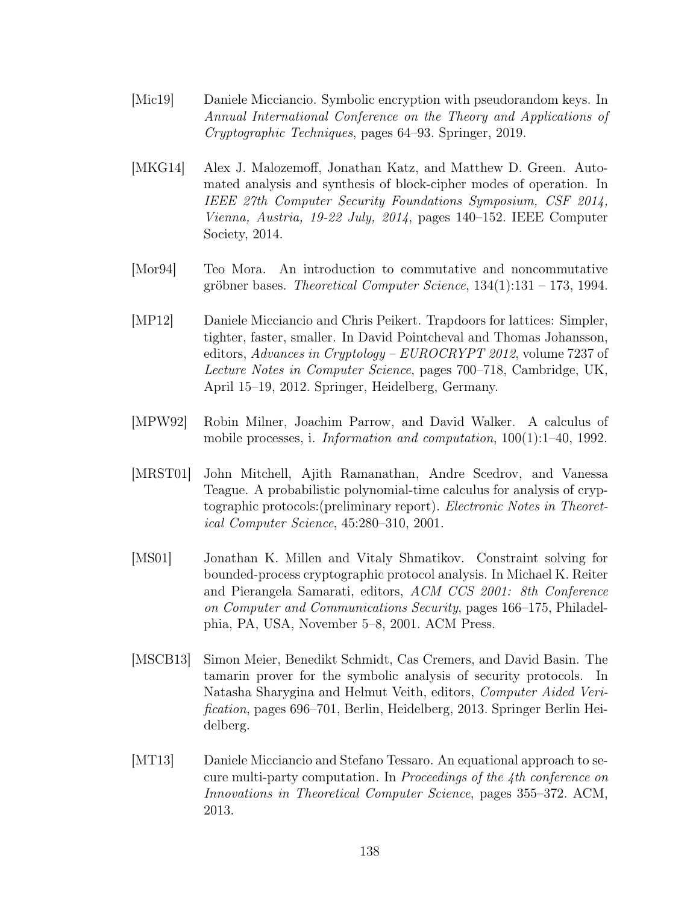[Mic19] Daniele Micciancio. Symbolic encryption with pseudorandom keys. In *Annual International Conference on the Theory and Applications of Cryptographic Techniques*, pages 64–93. Springer, 2019.

[MKG14] Alex J. Malozemoff, Jonathan Katz, and Matthew D. Green. Automated analysis and synthesis of block-cipher modes of operation. In *IEEE 27th Computer Security Foundations Symposium, CSF 2014, Vienna, Austria, 19-22 July, 2014*, pages 140–152. IEEE Computer Society, 2014.

[Mor94] Teo Mora. An introduction to commutative and noncommutative gröbner bases. *Theoretical Computer Science*, 134(1):131 – 173, 1994.

[MP12] Daniele Micciancio and Chris Peikert. Trapdoors for lattices: Simpler, tighter, faster, smaller. In David Pointcheval and Thomas Johansson, editors, *Advances in Cryptology – EUROCRYPT 2012*, volume 7237 of *Lecture Notes in Computer Science*, pages 700–718, Cambridge, UK, April 15–19, 2012. Springer, Heidelberg, Germany.

[MPW92] Robin Milner, Joachim Parrow, and David Walker. A calculus of mobile processes, i. *Information and computation*, 100(1):1–40, 1992.

[MRST01] John Mitchell, Ajith Ramanathan, Andre Scedrov, and Vanessa Teague. A probabilistic polynomial-time calculus for analysis of cryptographic protocols:(preliminary report). *Electronic Notes in Theoretical Computer Science*, 45:280–310, 2001.

[MS01] Jonathan K. Millen and Vitaly Shmatikov. Constraint solving for bounded-process cryptographic protocol analysis. In Michael K. Reiter and Pierangela Samarati, editors, *ACM CCS 2001: 8th Conference on Computer and Communications Security*, pages 166–175, Philadelphia, PA, USA, November 5–8, 2001. ACM Press.

[MSCB13] Simon Meier, Benedikt Schmidt, Cas Cremers, and David Basin. The tamarin prover for the symbolic analysis of security protocols. In Natasha Sharygina and Helmut Veith, editors, *Computer Aided Verification*, pages 696–701, Berlin, Heidelberg, 2013. Springer Berlin Heidelberg.

[MT13] Daniele Micciancio and Stefano Tessaro. An equational approach to secure multi-party computation. In *Proceedings of the 4th conference on Innovations in Theoretical Computer Science*, pages 355–372. ACM, 2013.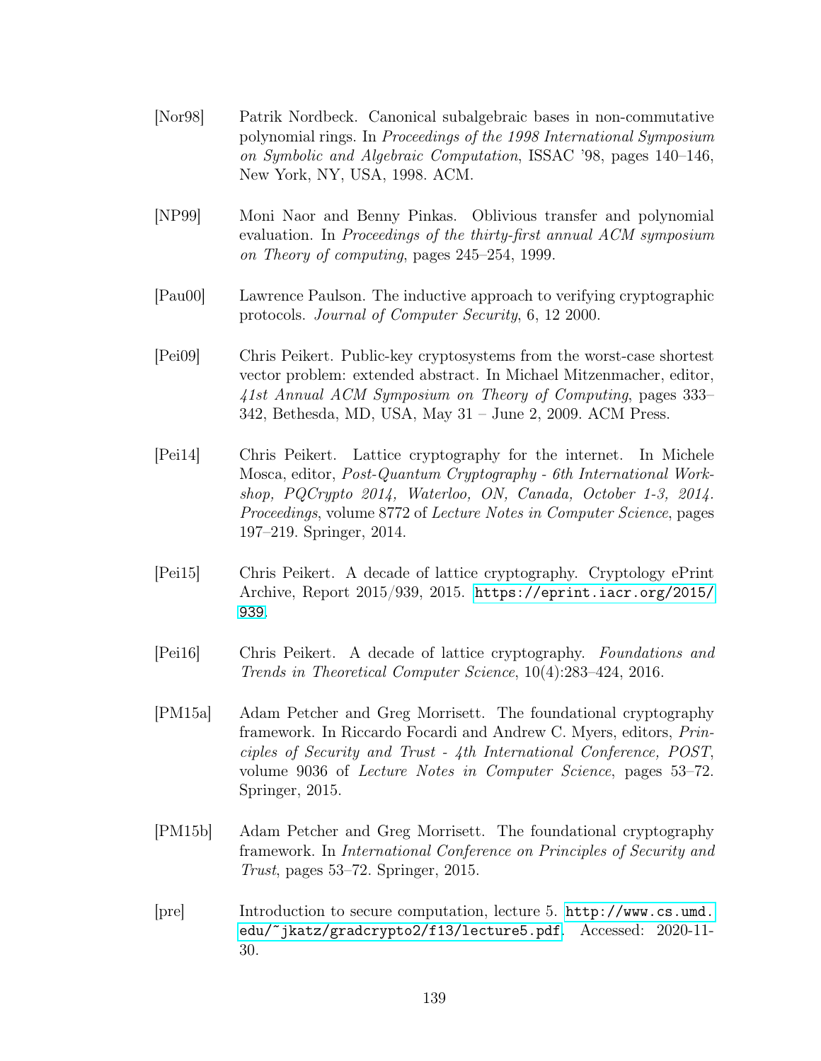[Nor98] Patrik Nordbeck. Canonical subalgebraic bases in non-commutative polynomial rings. In *Proceedings of the 1998 International Symposium on Symbolic and Algebraic Computation*, ISSAC '98, pages 140–146, New York, NY, USA, 1998. ACM.

[NP99] Moni Naor and Benny Pinkas. Oblivious transfer and polynomial evaluation. In *Proceedings of the thirty-first annual ACM symposium on Theory of computing*, pages 245–254, 1999.

[Pau00] Lawrence Paulson. The inductive approach to verifying cryptographic protocols. *Journal of Computer Security*, 6, 12 2000.

[Pei09] Chris Peikert. Public-key cryptosystems from the worst-case shortest vector problem: extended abstract. In Michael Mitzenmacher, editor, *41st Annual ACM Symposium on Theory of Computing*, pages 333–342, Bethesda, MD, USA, May 31 – June 2, 2009. ACM Press.

[Pei14] Chris Peikert. Lattice cryptography for the internet. In Michele Mosca, editor, *Post-Quantum Cryptography - 6th International Workshop, PQCrypto 2014, Waterloo, ON, Canada, October 1-3, 2014. Proceedings*, volume 8772 of *Lecture Notes in Computer Science*, pages 197–219. Springer, 2014.

[Pei15] Chris Peikert. A decade of lattice cryptography. Cryptology ePrint Archive, Report 2015/939, 2015. https://eprint.iacr.org/2015/939.

[Pei16] Chris Peikert. A decade of lattice cryptography. *Foundations and Trends in Theoretical Computer Science*, 10(4):283–424, 2016.

[PM15a] Adam Petcher and Greg Morrisett. The foundational cryptography framework. In Riccardo Focardi and Andrew C. Myers, editors, *Principles of Security and Trust - 4th International Conference, POST*, volume 9036 of *Lecture Notes in Computer Science*, pages 53–72. Springer, 2015.

[PM15b] Adam Petcher and Greg Morrisett. The foundational cryptography framework. In *International Conference on Principles of Security and Trust*, pages 53–72. Springer, 2015.

[pre] Introduction to secure computation, lecture 5. http://www.cs.umd.edu/~jkatz/gradcrypto2/f13/lecture5.pdf. Accessed: 2020-11-30.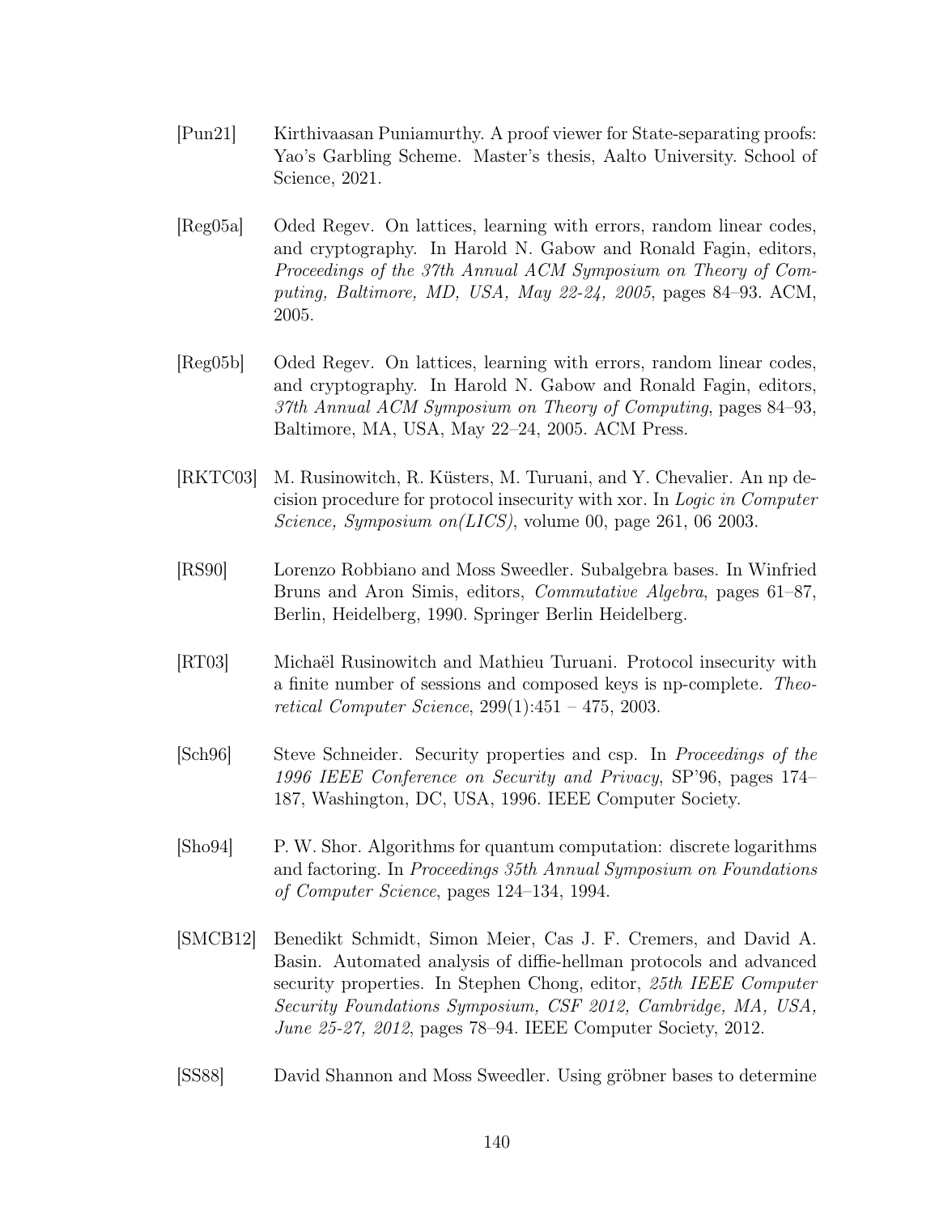[Pun21] Kirthivaasan Puniamurthy. A proof viewer for State-separating proofs: Yao's Garbling Scheme. Master's thesis, Aalto University. School of Science, 2021.

[Reg05a] Oded Regev. On lattices, learning with errors, random linear codes, and cryptography. In Harold N. Gabow and Ronald Fagin, editors, *Proceedings of the 37th Annual ACM Symposium on Theory of Computing, Baltimore, MD, USA, May 22-24, 2005*, pages 84–93. ACM, 2005.

[Reg05b] Oded Regev. On lattices, learning with errors, random linear codes, and cryptography. In Harold N. Gabow and Ronald Fagin, editors, *37th Annual ACM Symposium on Theory of Computing*, pages 84–93, Baltimore, MA, USA, May 22–24, 2005. ACM Press.

[RKTC03] M. Rusinowitch, R. Küsters, M. Turuani, and Y. Chevalier. An np decision procedure for protocol insecurity with xor. In *Logic in Computer Science, Symposium on(LICS)*, volume 00, page 261, 06 2003.

[RS90] Lorenzo Robbiano and Moss Sweedler. Subalgebra bases. In Winfried Bruns and Aron Simis, editors, *Commutative Algebra*, pages 61–87, Berlin, Heidelberg, 1990. Springer Berlin Heidelberg.

[RT03] Michaël Rusinowitch and Mathieu Turuani. Protocol insecurity with a finite number of sessions and composed keys is np-complete. *Theoretical Computer Science*, 299(1):451 – 475, 2003.

[Sch96] Steve Schneider. Security properties and csp. In *Proceedings of the 1996 IEEE Conference on Security and Privacy*, SP'96, pages 174–187, Washington, DC, USA, 1996. IEEE Computer Society.

[Sho94] P. W. Shor. Algorithms for quantum computation: discrete logarithms and factoring. In *Proceedings 35th Annual Symposium on Foundations of Computer Science*, pages 124–134, 1994.

[SMCB12] Benedikt Schmidt, Simon Meier, Cas J. F. Cremers, and David A. Basin. Automated analysis of diffie-hellman protocols and advanced security properties. In Stephen Chong, editor, *25th IEEE Computer Security Foundations Symposium, CSF 2012, Cambridge, MA, USA, June 25-27, 2012*, pages 78–94. IEEE Computer Society, 2012.

[SS88] David Shannon and Moss Sweedler. Using gröbner bases to determine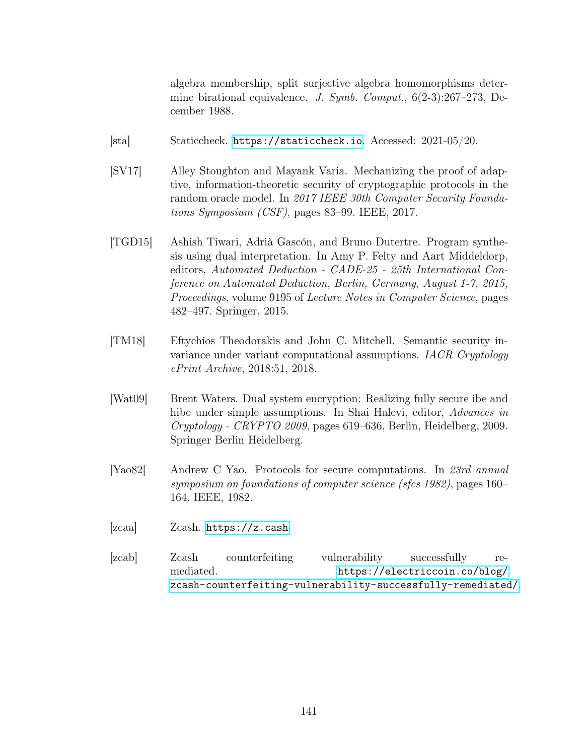algebra membership, split surjective algebra homomorphisms determine birational equivalence. *J. Symb. Comput.*, 6(2-3):267–273, December 1988.

[sta] Staticcheck. https://staticcheck.io. Accessed: 2021-05/20.

[SV17] Alley Stoughton and Mayank Varia. Mechanizing the proof of adaptive, information-theoretic security of cryptographic protocols in the random oracle model. In *2017 IEEE 30th Computer Security Foundations Symposium (CSF)*, pages 83–99. IEEE, 2017.

[TGD15] Ashish Tiwari, Adrià Gascón, and Bruno Dutertre. Program synthesis using dual interpretation. In Amy P. Felty and Aart Middeldorp, editors, *Automated Deduction - CADE-25 - 25th International Conference on Automated Deduction, Berlin, Germany, August 1-7, 2015, Proceedings*, volume 9195 of *Lecture Notes in Computer Science*, pages 482–497. Springer, 2015.

[TM18] Eftychios Theodorakis and John C. Mitchell. Semantic security invariance under variant computational assumptions. *IACR Cryptology ePrint Archive*, 2018:51, 2018.

[Wat09] Brent Waters. Dual system encryption: Realizing fully secure ibe and hibe under simple assumptions. In Shai Halevi, editor, *Advances in Cryptology - CRYPTO 2009*, pages 619–636, Berlin, Heidelberg, 2009. Springer Berlin Heidelberg.

[Yao82] Andrew C Yao. Protocols for secure computations. In *23rd annual symposium on foundations of computer science (sfcs 1982)*, pages 160–164. IEEE, 1982.

[zcaa] Zcash. https://z.cash.

[zcab] Zcash counterfeiting vulnerability successfully remediated. https://electriccoin.co/blog/zcash-counterfeiting-vulnerability-successfully-remediated/.